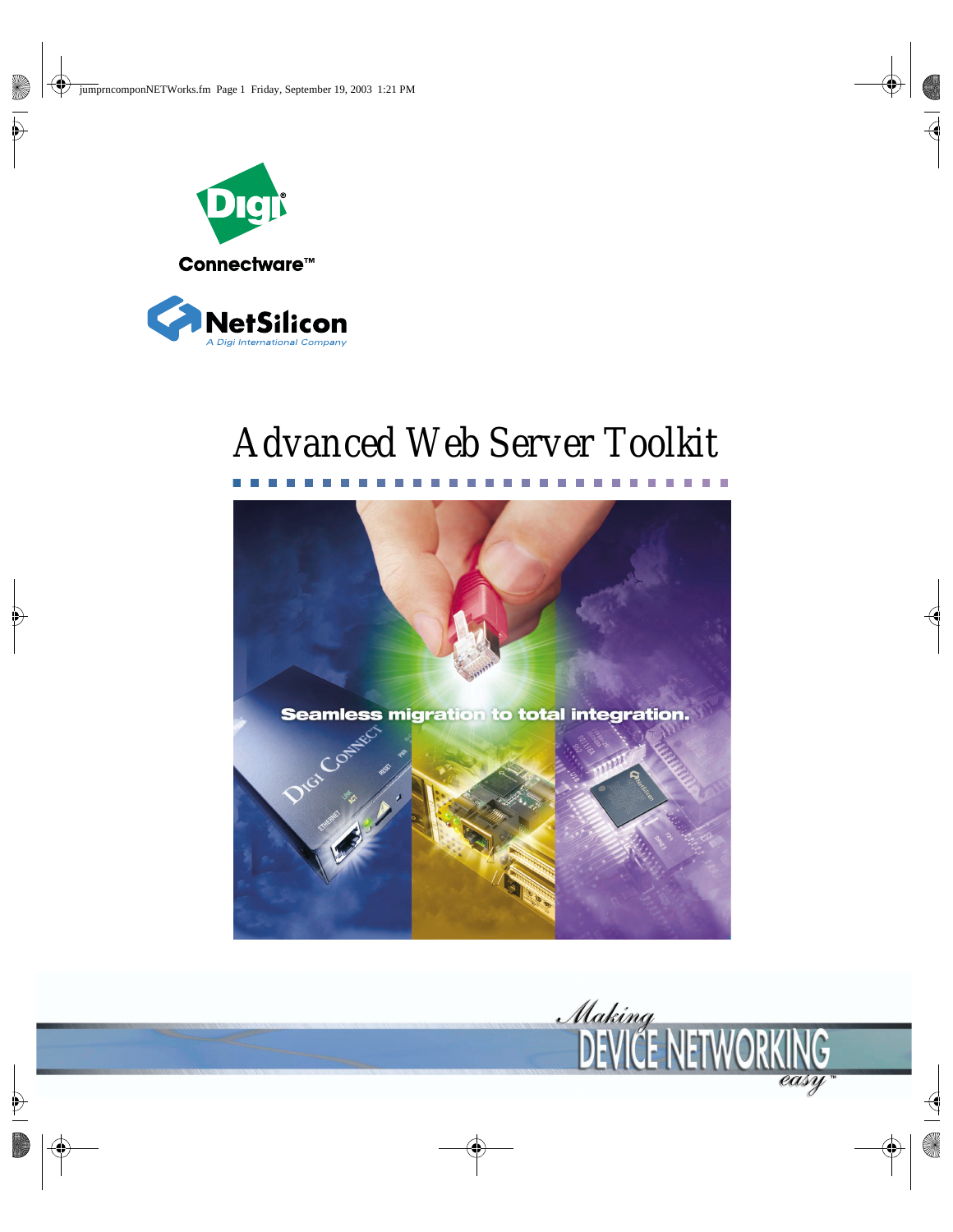Digi

Connectware™

NetSilicon
A Digi International Company

# Advanced Web Server Toolkit

Seamless migration to total integration.

Making DEVICE NETWORKING easy™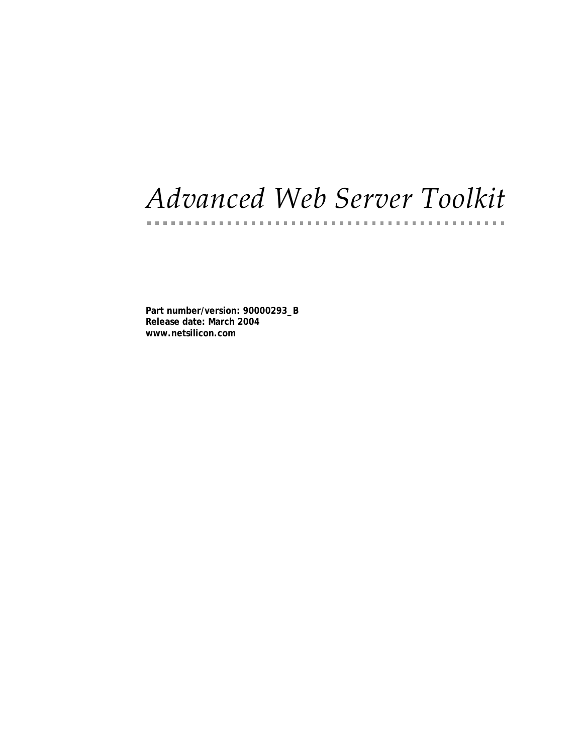# Advanced Web Server Toolkit

**Part number/version: 90000293_B**
**Release date: March 2004**
**www.netsilicon.com**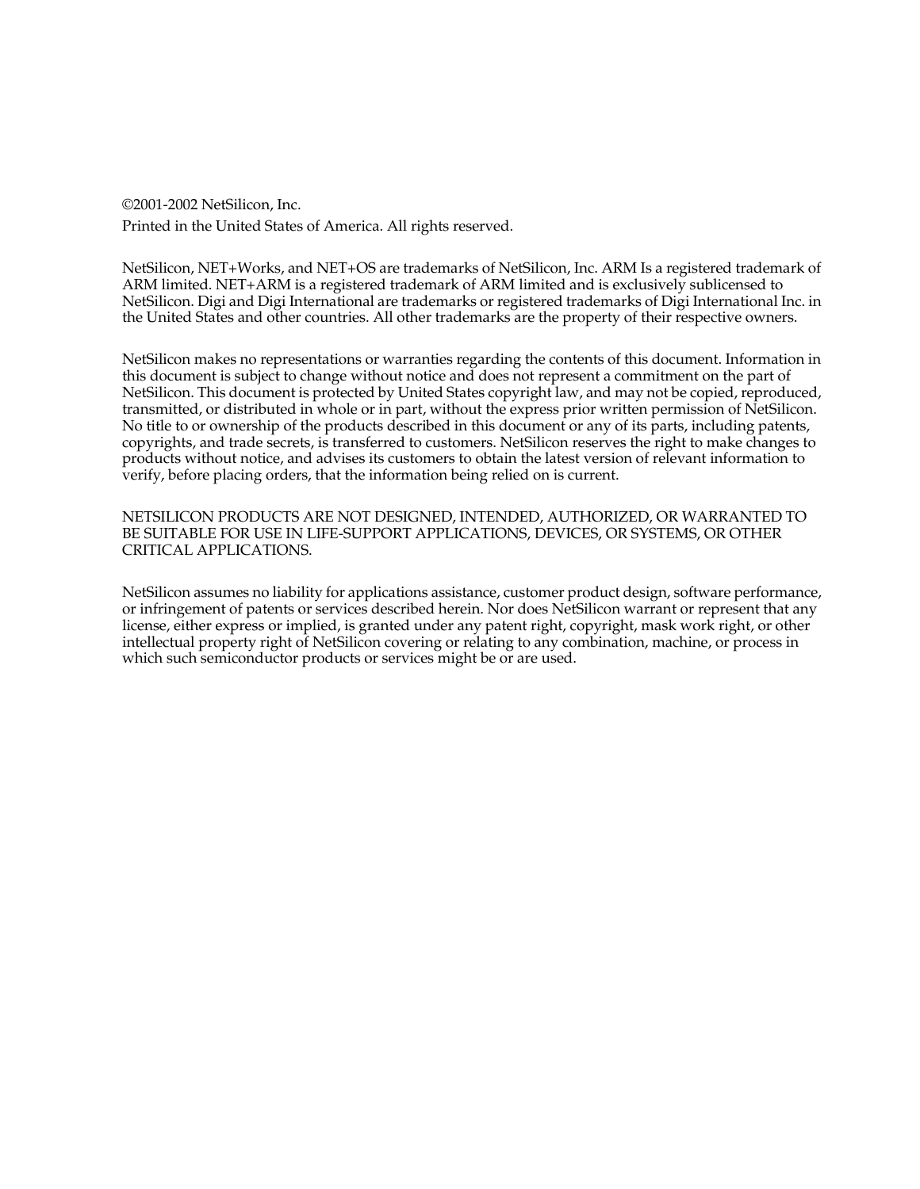©2001-2002 NetSilicon, Inc.

Printed in the United States of America. All rights reserved.

NetSilicon, NET+Works, and NET+OS are trademarks of NetSilicon, Inc. ARM Is a registered trademark of ARM limited. NET+ARM is a registered trademark of ARM limited and is exclusively sublicensed to NetSilicon. Digi and Digi International are trademarks or registered trademarks of Digi International Inc. in the United States and other countries. All other trademarks are the property of their respective owners.

NetSilicon makes no representations or warranties regarding the contents of this document. Information in this document is subject to change without notice and does not represent a commitment on the part of NetSilicon. This document is protected by United States copyright law, and may not be copied, reproduced, transmitted, or distributed in whole or in part, without the express prior written permission of NetSilicon. No title to or ownership of the products described in this document or any of its parts, including patents, copyrights, and trade secrets, is transferred to customers. NetSilicon reserves the right to make changes to products without notice, and advises its customers to obtain the latest version of relevant information to verify, before placing orders, that the information being relied on is current.

NETSILICON PRODUCTS ARE NOT DESIGNED, INTENDED, AUTHORIZED, OR WARRANTED TO BE SUITABLE FOR USE IN LIFE-SUPPORT APPLICATIONS, DEVICES, OR SYSTEMS, OR OTHER CRITICAL APPLICATIONS.

NetSilicon assumes no liability for applications assistance, customer product design, software performance, or infringement of patents or services described herein. Nor does NetSilicon warrant or represent that any license, either express or implied, is granted under any patent right, copyright, mask work right, or other intellectual property right of NetSilicon covering or relating to any combination, machine, or process in which such semiconductor products or services might be or are used.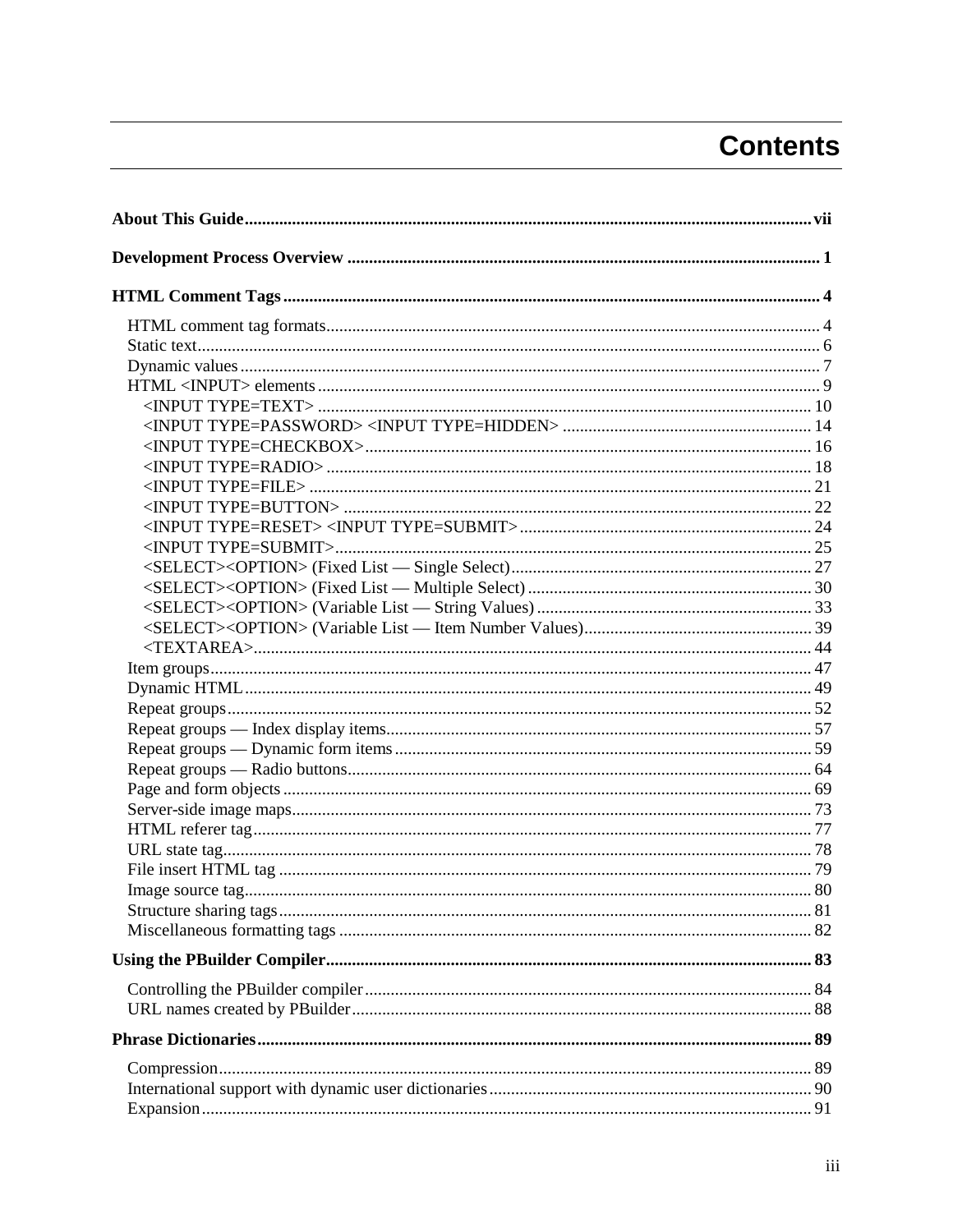# Contents

**About This Guide** ... vii

**Development Process Overview** ... 1

**HTML Comment Tags** ... 4

- HTML comment tag formats ... 4
- Static text ... 6
- Dynamic values ... 7
- HTML <INPUT> elements ... 9
  - <INPUT TYPE=TEXT> ... 10
  - <INPUT TYPE=PASSWORD> <INPUT TYPE=HIDDEN> ... 14
  - <INPUT TYPE=CHECKBOX> ... 16
  - <INPUT TYPE=RADIO> ... 18
  - <INPUT TYPE=FILE> ... 21
  - <INPUT TYPE=BUTTON> ... 22
  - <INPUT TYPE=RESET> <INPUT TYPE=SUBMIT> ... 24
  - <INPUT TYPE=SUBMIT> ... 25
  - <SELECT><OPTION> (Fixed List — Single Select) ... 27
  - <SELECT><OPTION> (Fixed List — Multiple Select) ... 30
  - <SELECT><OPTION> (Variable List — String Values) ... 33
  - <SELECT><OPTION> (Variable List — Item Number Values) ... 39
  - <TEXTAREA> ... 44
- Item groups ... 47
- Dynamic HTML ... 49
- Repeat groups ... 52
- Repeat groups — Index display items ... 57
- Repeat groups — Dynamic form items ... 59
- Repeat groups — Radio buttons ... 64
- Page and form objects ... 69
- Server-side image maps ... 73
- HTML referer tag ... 77
- URL state tag ... 78
- File insert HTML tag ... 79
- Image source tag ... 80
- Structure sharing tags ... 81
- Miscellaneous formatting tags ... 82

**Using the PBuilder Compiler** ... 83

- Controlling the PBuilder compiler ... 84
- URL names created by PBuilder ... 88

**Phrase Dictionaries** ... 89

- Compression ... 89
- International support with dynamic user dictionaries ... 90
- Expansion ... 91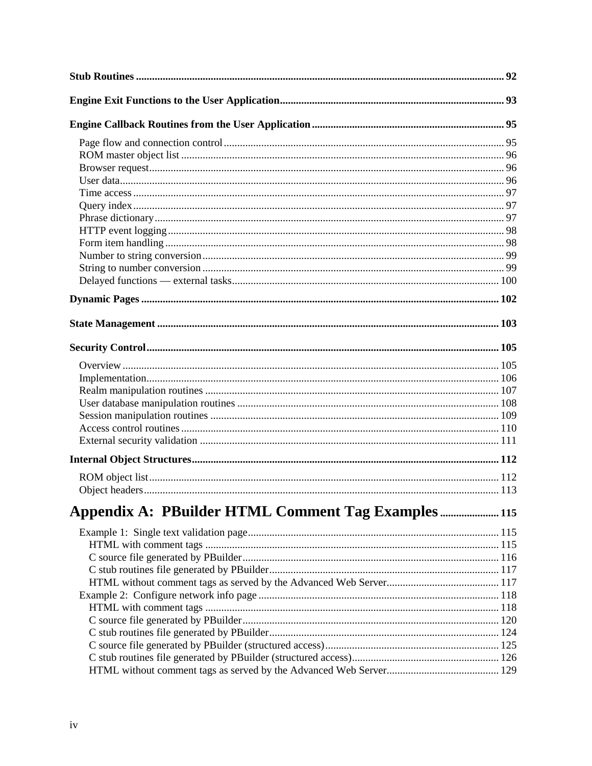**Stub Routines** ........ 92

**Engine Exit Functions to the User Application** ........ 93

**Engine Callback Routines from the User Application** ........ 95

- Page flow and connection control ........ 95
- ROM master object list ........ 96
- Browser request ........ 96
- User data ........ 96
- Time access ........ 97
- Query index ........ 97
- Phrase dictionary ........ 97
- HTTP event logging ........ 98
- Form item handling ........ 98
- Number to string conversion ........ 99
- String to number conversion ........ 99
- Delayed functions — external tasks ........ 100

**Dynamic Pages** ........ 102

**State Management** ........ 103

**Security Control** ........ 105

- Overview ........ 105
- Implementation ........ 106
- Realm manipulation routines ........ 107
- User database manipulation routines ........ 108
- Session manipulation routines ........ 109
- Access control routines ........ 110
- External security validation ........ 111

**Internal Object Structures** ........ 112

- ROM object list ........ 112
- Object headers ........ 113

# Appendix A: PBuilder HTML Comment Tag Examples ........ 115

- Example 1: Single text validation page ........ 115
  - HTML with comment tags ........ 115
  - C source file generated by PBuilder ........ 116
  - C stub routines file generated by PBuilder ........ 117
  - HTML without comment tags as served by the Advanced Web Server ........ 117
- Example 2: Configure network info page ........ 118
  - HTML with comment tags ........ 118
  - C source file generated by PBuilder ........ 120
  - C stub routines file generated by PBuilder ........ 124
  - C source file generated by PBuilder (structured access) ........ 125
  - C stub routines file generated by PBuilder (structured access) ........ 126
  - HTML without comment tags as served by the Advanced Web Server ........ 129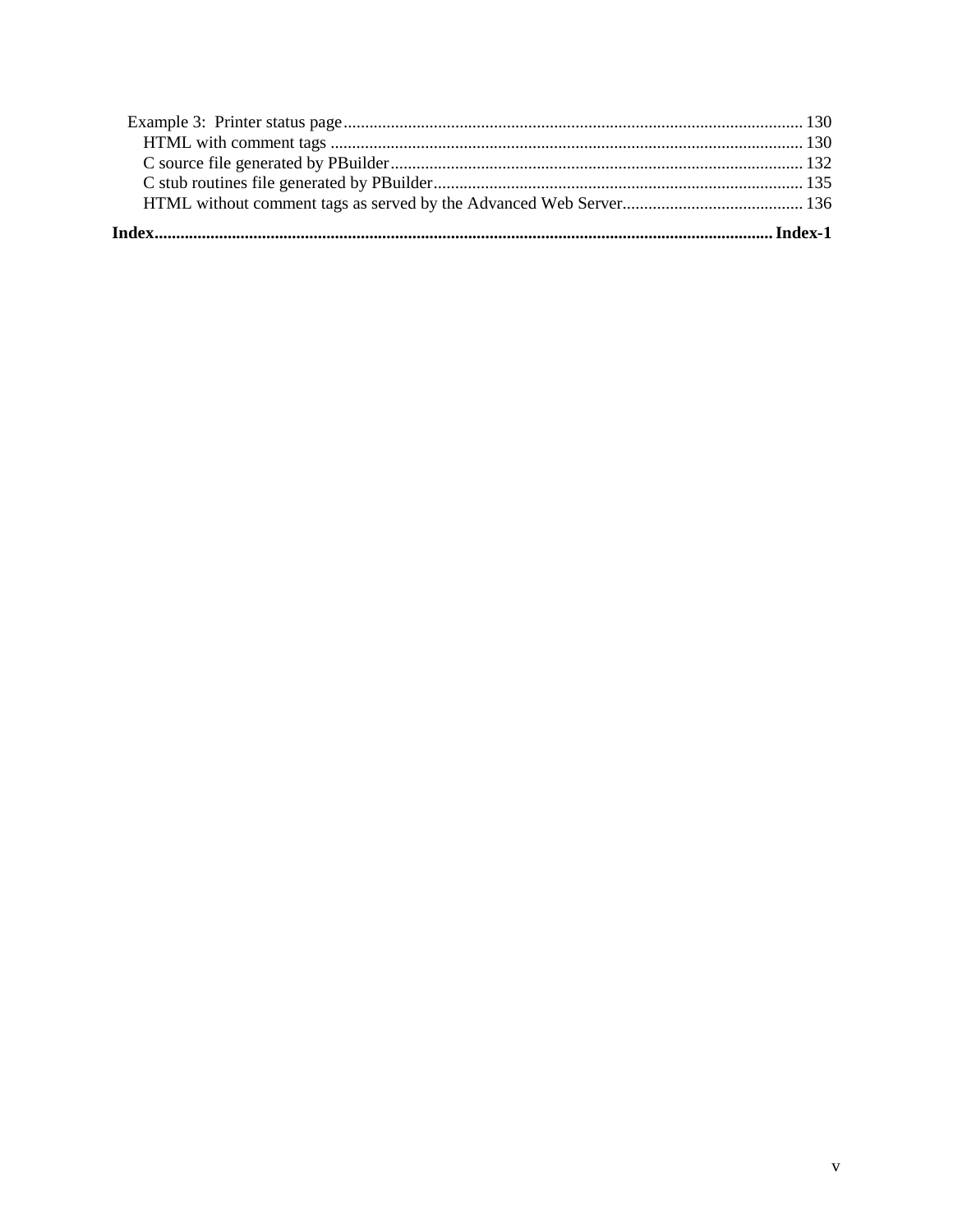Example 3: Printer status page .......... 130
  HTML with comment tags .......... 130
  C source file generated by PBuilder .......... 132
  C stub routines file generated by PBuilder .......... 135
  HTML without comment tags as served by the Advanced Web Server .......... 136

**Index .......... Index-1**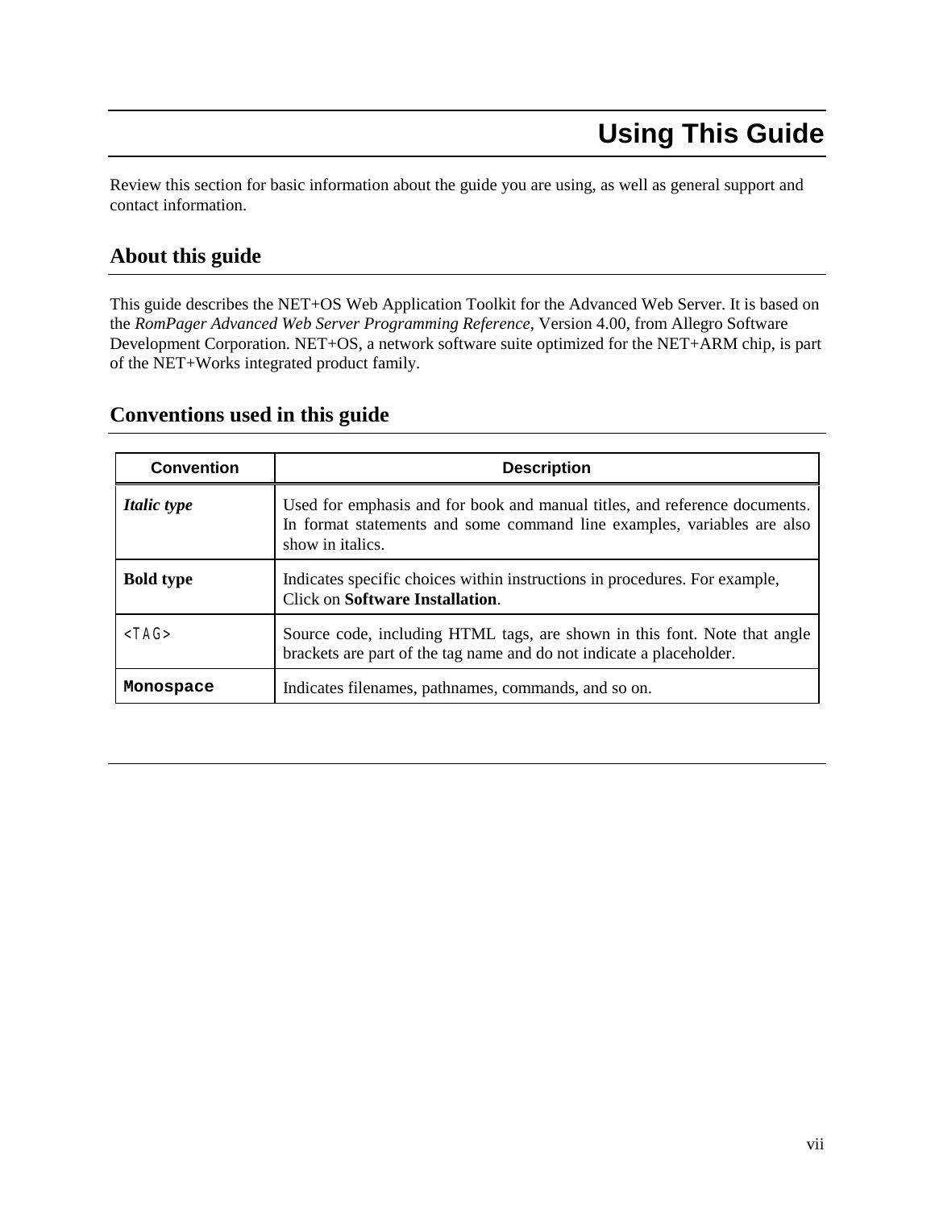# Using This Guide

Review this section for basic information about the guide you are using, as well as general support and contact information.

## About this guide

This guide describes the NET+OS Web Application Toolkit for the Advanced Web Server. It is based on the *RomPager Advanced Web Server Programming Reference*, Version 4.00, from Allegro Software Development Corporation. NET+OS, a network software suite optimized for the NET+ARM chip, is part of the NET+Works integrated product family.

## Conventions used in this guide

| Convention | Description |
|---|---|
| ***Italic type*** | Used for emphasis and for book and manual titles, and reference documents. In format statements and some command line examples, variables are also show in italics. |
| **Bold type** | Indicates specific choices within instructions in procedures. For example, Click on **Software Installation**. |
| `<TAG>` | Source code, including HTML tags, are shown in this font. Note that angle brackets are part of the tag name and do not indicate a placeholder. |
| **`Monospace`** | Indicates filenames, pathnames, commands, and so on. |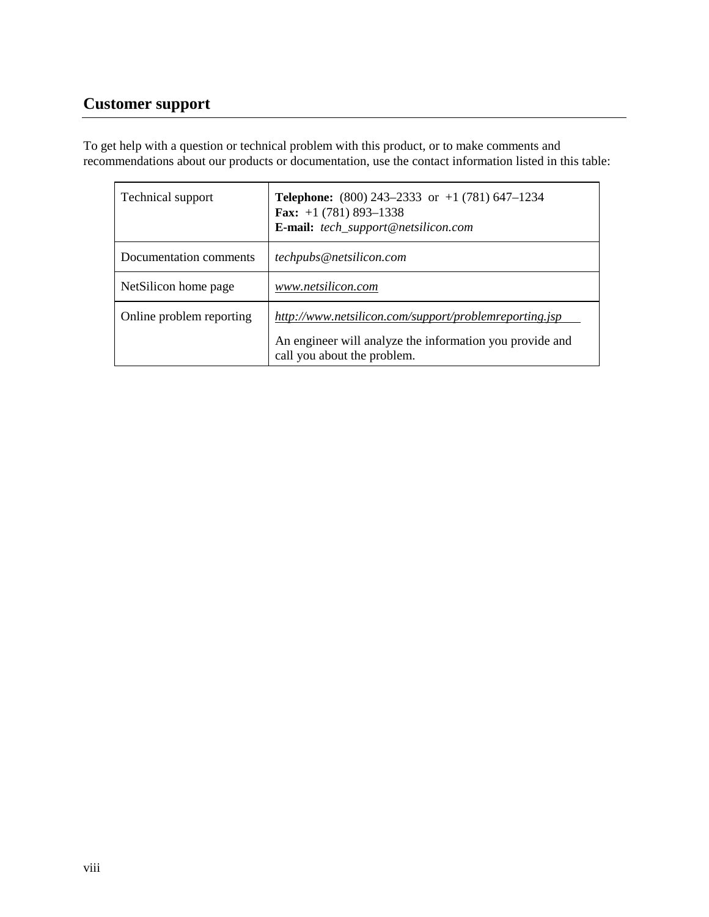## Customer support

To get help with a question or technical problem with this product, or to make comments and recommendations about our products or documentation, use the contact information listed in this table:

| | |
|---|---|
| Technical support | **Telephone:** (800) 243–2333 or +1 (781) 647–1234<br>**Fax:** +1 (781) 893–1338<br>**E-mail:** *tech_support@netsilicon.com* |
| Documentation comments | *techpubs@netsilicon.com* |
| NetSilicon home page | *www.netsilicon.com* |
| Online problem reporting | *http://www.netsilicon.com/support/problemreporting.jsp*<br><br>An engineer will analyze the information you provide and call you about the problem. |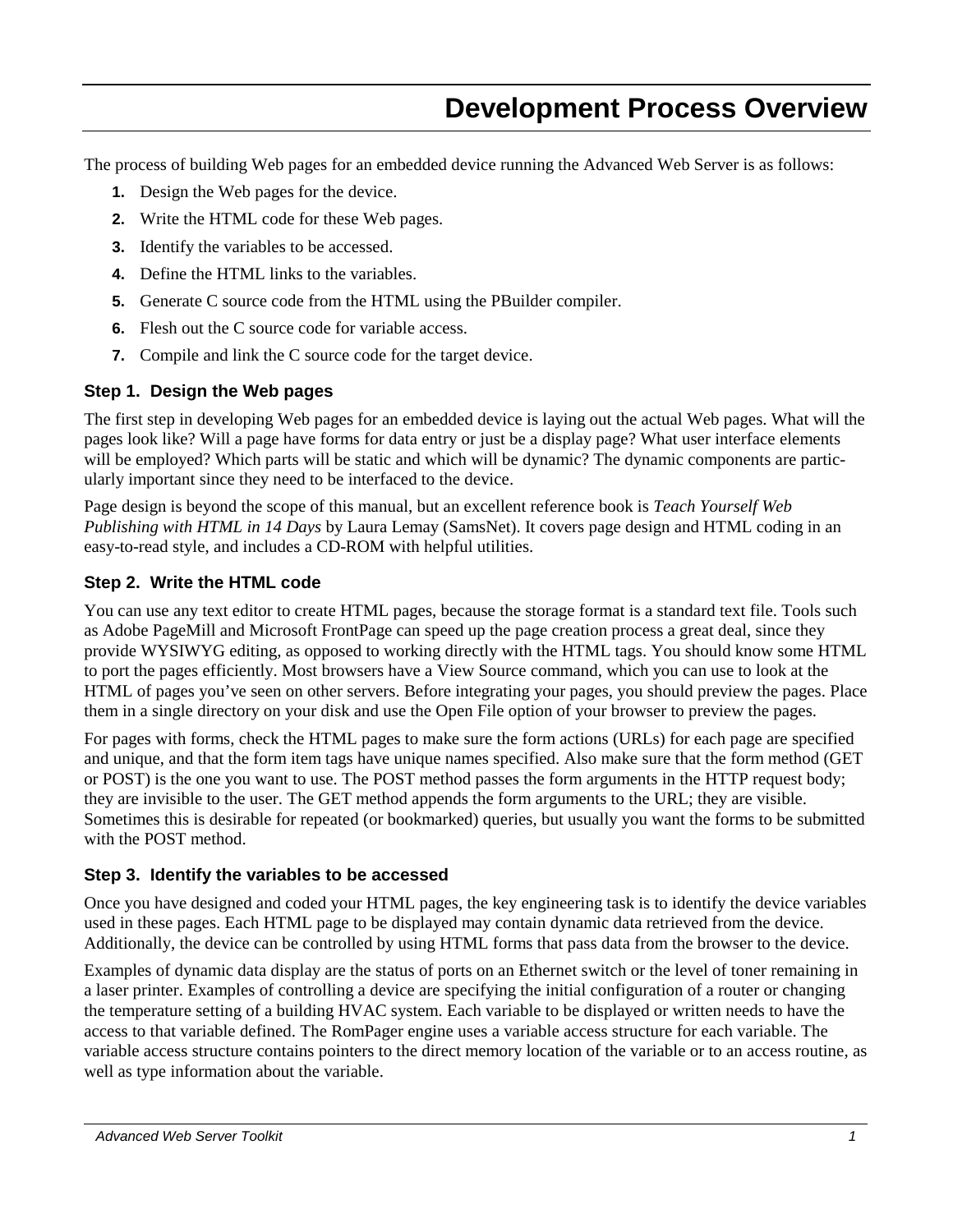# Development Process Overview

The process of building Web pages for an embedded device running the Advanced Web Server is as follows:

1. Design the Web pages for the device.
2. Write the HTML code for these Web pages.
3. Identify the variables to be accessed.
4. Define the HTML links to the variables.
5. Generate C source code from the HTML using the PBuilder compiler.
6. Flesh out the C source code for variable access.
7. Compile and link the C source code for the target device.

### Step 1. Design the Web pages

The first step in developing Web pages for an embedded device is laying out the actual Web pages. What will the pages look like? Will a page have forms for data entry or just be a display page? What user interface elements will be employed? Which parts will be static and which will be dynamic? The dynamic components are particularly important since they need to be interfaced to the device.

Page design is beyond the scope of this manual, but an excellent reference book is *Teach Yourself Web Publishing with HTML in 14 Days* by Laura Lemay (SamsNet). It covers page design and HTML coding in an easy-to-read style, and includes a CD-ROM with helpful utilities.

### Step 2. Write the HTML code

You can use any text editor to create HTML pages, because the storage format is a standard text file. Tools such as Adobe PageMill and Microsoft FrontPage can speed up the page creation process a great deal, since they provide WYSIWYG editing, as opposed to working directly with the HTML tags. You should know some HTML to port the pages efficiently. Most browsers have a View Source command, which you can use to look at the HTML of pages you've seen on other servers. Before integrating your pages, you should preview the pages. Place them in a single directory on your disk and use the Open File option of your browser to preview the pages.

For pages with forms, check the HTML pages to make sure the form actions (URLs) for each page are specified and unique, and that the form item tags have unique names specified. Also make sure that the form method (GET or POST) is the one you want to use. The POST method passes the form arguments in the HTTP request body; they are invisible to the user. The GET method appends the form arguments to the URL; they are visible. Sometimes this is desirable for repeated (or bookmarked) queries, but usually you want the forms to be submitted with the POST method.

### Step 3. Identify the variables to be accessed

Once you have designed and coded your HTML pages, the key engineering task is to identify the device variables used in these pages. Each HTML page to be displayed may contain dynamic data retrieved from the device. Additionally, the device can be controlled by using HTML forms that pass data from the browser to the device.

Examples of dynamic data display are the status of ports on an Ethernet switch or the level of toner remaining in a laser printer. Examples of controlling a device are specifying the initial configuration of a router or changing the temperature setting of a building HVAC system. Each variable to be displayed or written needs to have the access to that variable defined. The RomPager engine uses a variable access structure for each variable. The variable access structure contains pointers to the direct memory location of the variable or to an access routine, as well as type information about the variable.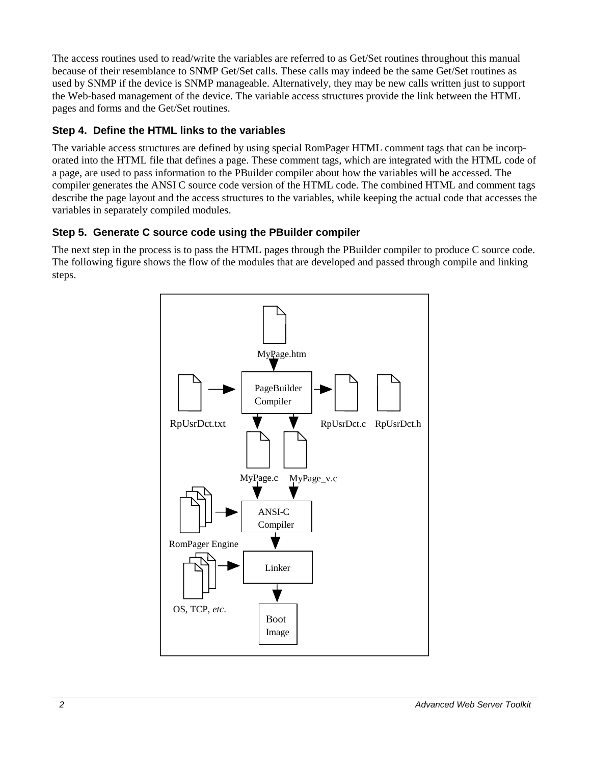The access routines used to read/write the variables are referred to as Get/Set routines throughout this manual because of their resemblance to SNMP Get/Set calls. These calls may indeed be the same Get/Set routines as used by SNMP if the device is SNMP manageable. Alternatively, they may be new calls written just to support the Web-based management of the device. The variable access structures provide the link between the HTML pages and forms and the Get/Set routines.

### Step 4. Define the HTML links to the variables

The variable access structures are defined by using special RomPager HTML comment tags that can be incorporated into the HTML file that defines a page. These comment tags, which are integrated with the HTML code of a page, are used to pass information to the PBuilder compiler about how the variables will be accessed. The compiler generates the ANSI C source code version of the HTML code. The combined HTML and comment tags describe the page layout and the access structures to the variables, while keeping the actual code that accesses the variables in separately compiled modules.

### Step 5. Generate C source code using the PBuilder compiler

The next step in the process is to pass the HTML pages through the PBuilder compiler to produce C source code. The following figure shows the flow of the modules that are developed and passed through compile and linking steps.

MyPage.htm

RpUsrDct.txt

PageBuilder Compiler

RpUsrDct.c RpUsrDct.h

MyPage.c MyPage_v.c

RomPager Engine

ANSI-C Compiler

OS, TCP, *etc*.

Linker

Boot Image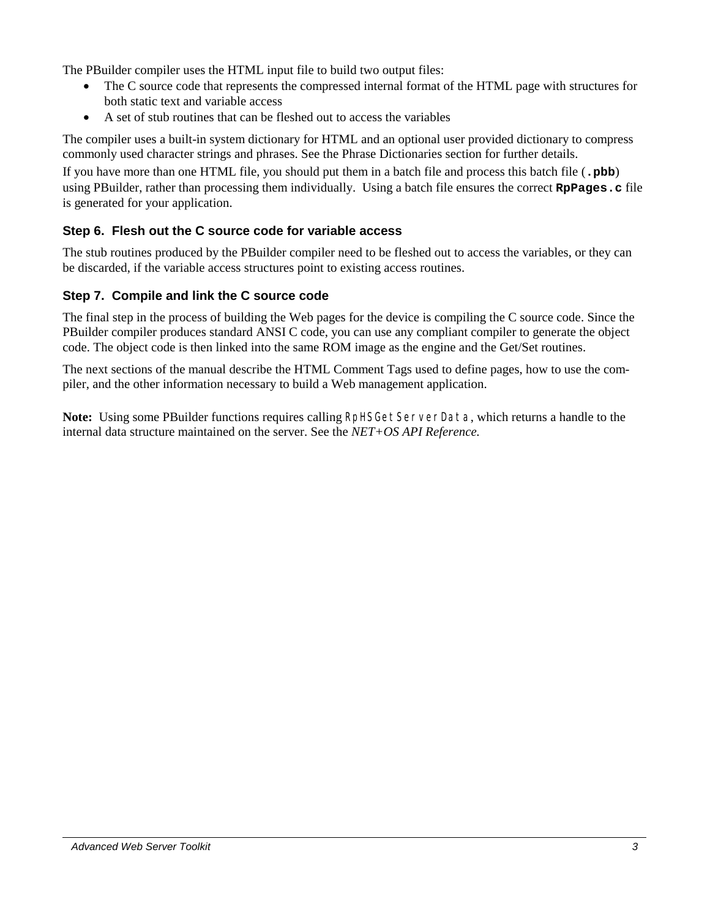The PBuilder compiler uses the HTML input file to build two output files:

- The C source code that represents the compressed internal format of the HTML page with structures for both static text and variable access
- A set of stub routines that can be fleshed out to access the variables

The compiler uses a built-in system dictionary for HTML and an optional user provided dictionary to compress commonly used character strings and phrases. See the Phrase Dictionaries section for further details.

If you have more than one HTML file, you should put them in a batch file and process this batch file (**`.pbb`**) using PBuilder, rather than processing them individually. Using a batch file ensures the correct **`RpPages.c`** file is generated for your application.

### Step 6. Flesh out the C source code for variable access

The stub routines produced by the PBuilder compiler need to be fleshed out to access the variables, or they can be discarded, if the variable access structures point to existing access routines.

### Step 7. Compile and link the C source code

The final step in the process of building the Web pages for the device is compiling the C source code. Since the PBuilder compiler produces standard ANSI C code, you can use any compliant compiler to generate the object code. The object code is then linked into the same ROM image as the engine and the Get/Set routines.

The next sections of the manual describe the HTML Comment Tags used to define pages, how to use the compiler, and the other information necessary to build a Web management application.

**Note:** Using some PBuilder functions requires calling `RpHSGetServerData`, which returns a handle to the internal data structure maintained on the server. See the *NET+OS API Reference.*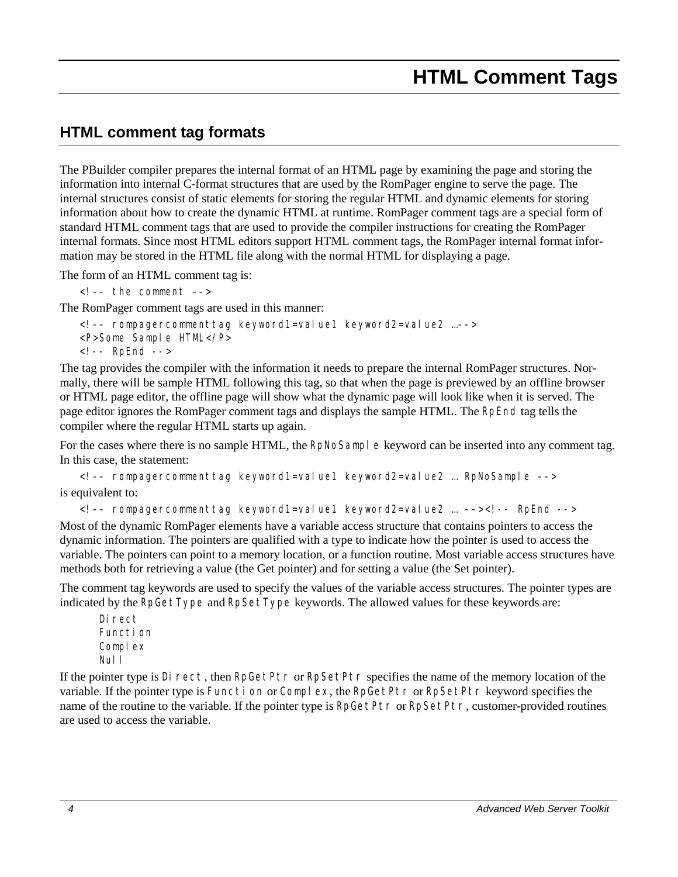# HTML Comment Tags

## HTML comment tag formats

The PBuilder compiler prepares the internal format of an HTML page by examining the page and storing the information into internal C-format structures that are used by the RomPager engine to serve the page. The internal structures consist of static elements for storing the regular HTML and dynamic elements for storing information about how to create the dynamic HTML at runtime. RomPager comment tags are a special form of standard HTML comment tags that are used to provide the compiler instructions for creating the RomPager internal formats. Since most HTML editors support HTML comment tags, the RomPager internal format information may be stored in the HTML file along with the normal HTML for displaying a page.

The form of an HTML comment tag is:

```
<!-- the comment -->
```

The RomPager comment tags are used in this manner:

```
<!-- rompagercommenttag keyword1=value1 keyword2=value2 …-->
<P>Some Sample HTML</P>
<!-- RpEnd -->
```

The tag provides the compiler with the information it needs to prepare the internal RomPager structures. Normally, there will be sample HTML following this tag, so that when the page is previewed by an offline browser or HTML page editor, the offline page will show what the dynamic page will look like when it is served. The page editor ignores the RomPager comment tags and displays the sample HTML. The `RpEnd` tag tells the compiler where the regular HTML starts up again.

For the cases where there is no sample HTML, the `RpNoSample` keyword can be inserted into any comment tag. In this case, the statement:

```
<!-- rompagercommenttag keyword1=value1 keyword2=value2 … RpNoSample -->
```

is equivalent to:

```
<!-- rompagercommenttag keyword1=value1 keyword2=value2 … --><!-- RpEnd -->
```

Most of the dynamic RomPager elements have a variable access structure that contains pointers to access the dynamic information. The pointers are qualified with a type to indicate how the pointer is used to access the variable. The pointers can point to a memory location, or a function routine. Most variable access structures have methods both for retrieving a value (the Get pointer) and for setting a value (the Set pointer).

The comment tag keywords are used to specify the values of the variable access structures. The pointer types are indicated by the `RpGetType` and `RpSetType` keywords. The allowed values for these keywords are:

```
Direct
Function
Complex
Null
```

If the pointer type is `Direct`, then `RpGetPtr` or `RpSetPtr` specifies the name of the memory location of the variable. If the pointer type is `Function` or `Complex`, the `RpGetPtr` or `RpSetPtr` keyword specifies the name of the routine to the variable. If the pointer type is `RpGetPtr` or `RpSetPtr`, customer-provided routines are used to access the variable.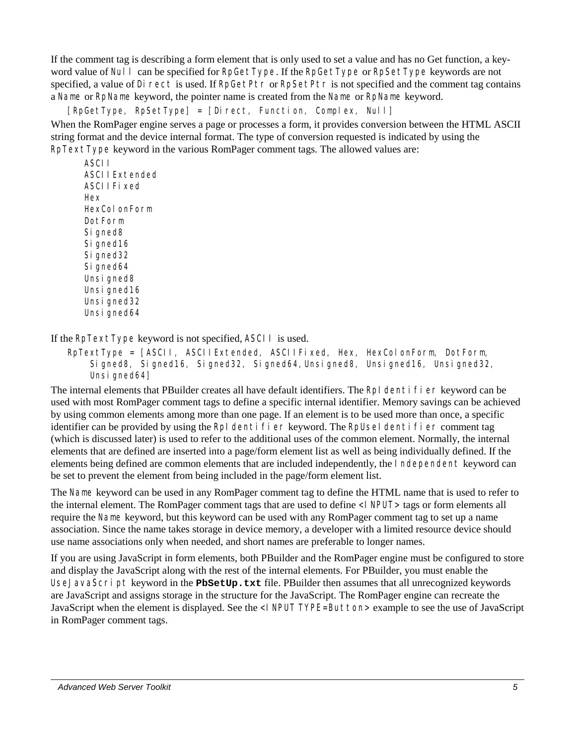If the comment tag is describing a form element that is only used to set a value and has no Get function, a keyword value of `Null` can be specified for `RpGetType`. If the `RpGetType` or `RpSetType` keywords are not specified, a value of `Direct` is used. If `RpGetPtr` or `RpSetPtr` is not specified and the comment tag contains a `Name` or `RpName` keyword, the pointer name is created from the `Name` or `RpName` keyword.

```
[RpGetType, RpSetType] = [Direct, Function, Complex, Null]
```

When the RomPager engine serves a page or processes a form, it provides conversion between the HTML ASCII string format and the device internal format. The type of conversion requested is indicated by using the `RpTextType` keyword in the various RomPager comment tags. The allowed values are:

```
ASCII
ASCIIExtended
ASCIIFixed
Hex
HexColonForm
DotForm
Signed8
Signed16
Signed32
Signed64
Unsigned8
Unsigned16
Unsigned32
Unsigned64
```

If the `RpTextType` keyword is not specified, `ASCII` is used.

```
RpTextType = [ASCII, ASCIIExtended, ASCIIFixed, Hex, HexColonForm, DotForm,
    Signed8, Signed16, Signed32, Signed64,Unsigned8, Unsigned16, Unsigned32,
    Unsigned64]
```

The internal elements that PBuilder creates all have default identifiers. The `RpIdentifier` keyword can be used with most RomPager comment tags to define a specific internal identifier. Memory savings can be achieved by using common elements among more than one page. If an element is to be used more than once, a specific identifier can be provided by using the `RpIdentifier` keyword. The `RpUseIdentifier` comment tag (which is discussed later) is used to refer to the additional uses of the common element. Normally, the internal elements that are defined are inserted into a page/form element list as well as being individually defined. If the elements being defined are common elements that are included independently, the `Independent` keyword can be set to prevent the element from being included in the page/form element list.

The `Name` keyword can be used in any RomPager comment tag to define the HTML name that is used to refer to the internal element. The RomPager comment tags that are used to define `<INPUT>` tags or form elements all require the `Name` keyword, but this keyword can be used with any RomPager comment tag to set up a name association. Since the name takes storage in device memory, a developer with a limited resource device should use name associations only when needed, and short names are preferable to longer names.

If you are using JavaScript in form elements, both PBuilder and the RomPager engine must be configured to store and display the JavaScript along with the rest of the internal elements. For PBuilder, you must enable the `UseJavaScript` keyword in the **`PbSetUp.txt`** file. PBuilder then assumes that all unrecognized keywords are JavaScript and assigns storage in the structure for the JavaScript. The RomPager engine can recreate the JavaScript when the element is displayed. See the `<INPUT TYPE=Button>` example to see the use of JavaScript in RomPager comment tags.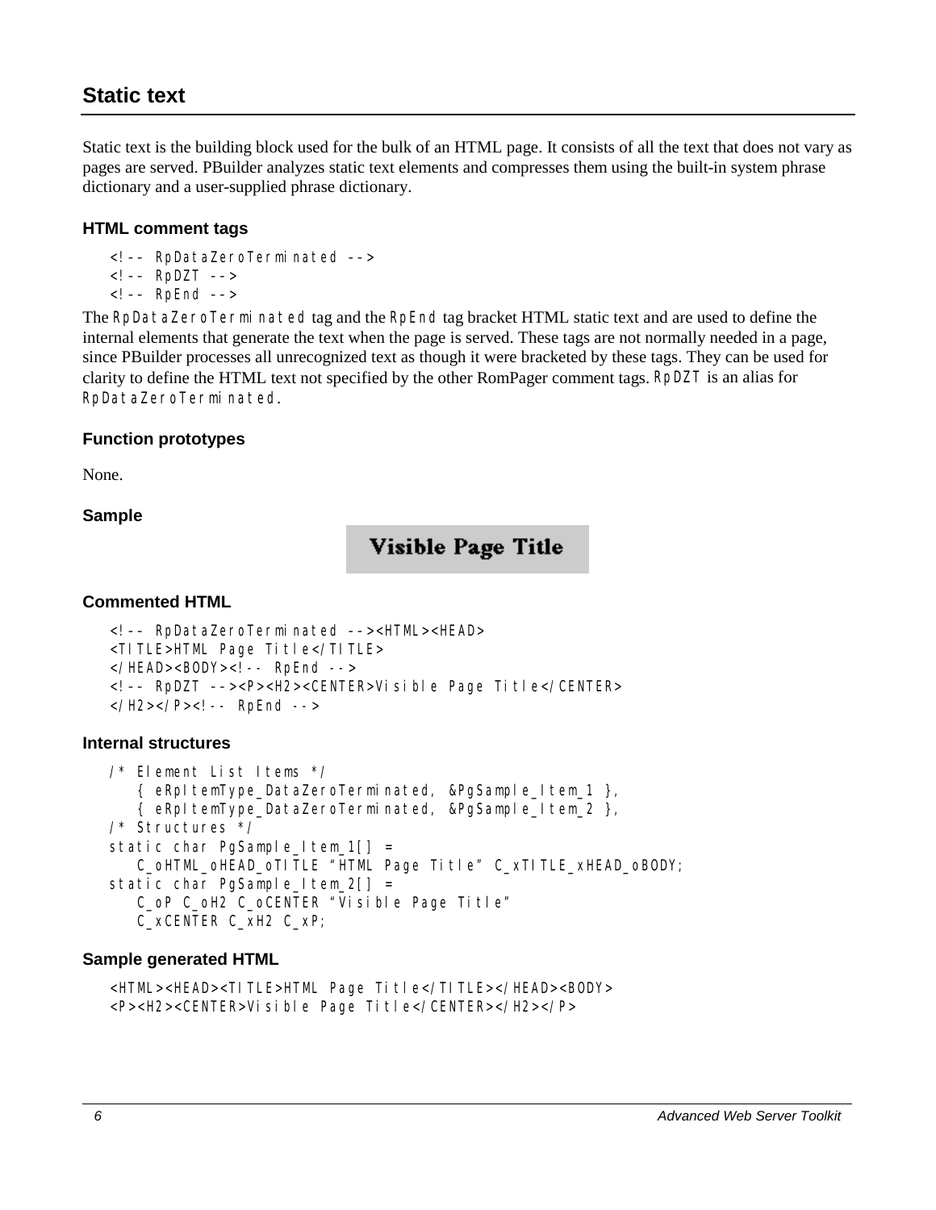## Static text

Static text is the building block used for the bulk of an HTML page. It consists of all the text that does not vary as pages are served. PBuilder analyzes static text elements and compresses them using the built-in system phrase dictionary and a user-supplied phrase dictionary.

### HTML comment tags

```
<!-- RpDataZeroTerminated -->
<!-- RpDZT -->
<!-- RpEnd -->
```

The `RpDataZeroTerminated` tag and the `RpEnd` tag bracket HTML static text and are used to define the internal elements that generate the text when the page is served. These tags are not normally needed in a page, since PBuilder processes all unrecognized text as though it were bracketed by these tags. They can be used for clarity to define the HTML text not specified by the other RomPager comment tags. `RpDZT` is an alias for `RpDataZeroTerminated`.

### Function prototypes

None.

### Sample

**Visible Page Title**

### Commented HTML

```
<!-- RpDataZeroTerminated --><HTML><HEAD>
<TITLE>HTML Page Title</TITLE>
</HEAD><BODY><!-- RpEnd -->
<!-- RpDZT --><P><H2><CENTER>Visible Page Title</CENTER>
</H2></P><!-- RpEnd -->
```

### Internal structures

```
/* Element List Items */
   { eRpItemType_DataZeroTerminated, &PgSample_Item_1 },
   { eRpItemType_DataZeroTerminated, &PgSample_Item_2 },
/* Structures */
static char PgSample_Item_1[] =
   C_oHTML_oHEAD_oTITLE "HTML Page Title" C_xTITLE_xHEAD_oBODY;
static char PgSample_Item_2[] =
   C_oP C_oH2 C_oCENTER "Visible Page Title"
   C_xCENTER C_xH2 C_xP;
```

### Sample generated HTML

```
<HTML><HEAD><TITLE>HTML Page Title</TITLE></HEAD><BODY>
<P><H2><CENTER>Visible Page Title</CENTER></H2></P>
```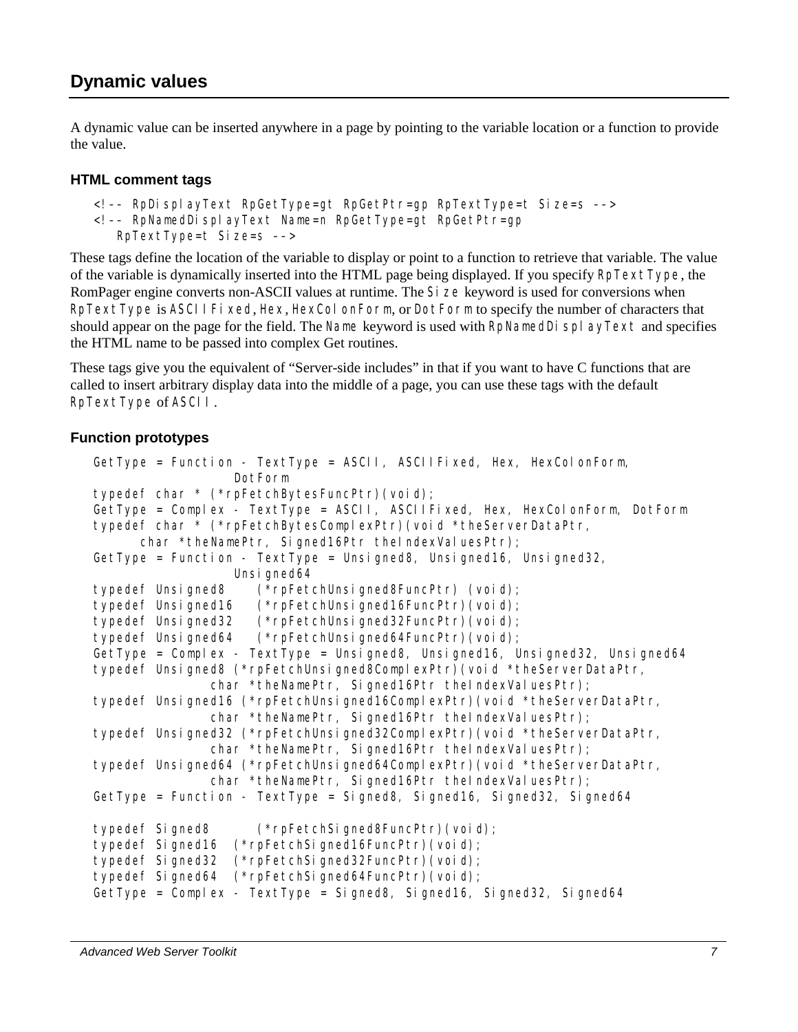## Dynamic values

A dynamic value can be inserted anywhere in a page by pointing to the variable location or a function to provide the value.

### HTML comment tags

```
<!-- RpDisplayText RpGetType=gt RpGetPtr=gp RpTextType=t Size=s -->
<!-- RpNamedDisplayText Name=n RpGetType=gt RpGetPtr=gp
   RpTextType=t Size=s -->
```

These tags define the location of the variable to display or point to a function to retrieve that variable. The value of the variable is dynamically inserted into the HTML page being displayed. If you specify `RpTextType`, the RomPager engine converts non-ASCII values at runtime. The `Size` keyword is used for conversions when `RpTextType` is `ASCIIFixed`, `Hex`, `HexColonForm`, or `DotForm` to specify the number of characters that should appear on the page for the field. The `Name` keyword is used with `RpNamedDisplayText` and specifies the HTML name to be passed into complex Get routines.

These tags give you the equivalent of "Server-side includes" in that if you want to have C functions that are called to insert arbitrary display data into the middle of a page, you can use these tags with the default `RpTextType` of `ASCII`.

### Function prototypes

```
GetType = Function - TextType = ASCII, ASCIIFixed, Hex, HexColonForm,
                DotForm
typedef char * (*rpFetchBytesFuncPtr)(void);
GetType = Complex - TextType = ASCII, ASCIIFixed, Hex, HexColonForm, DotForm
typedef char * (*rpFetchBytesComplexPtr)(void *theServerDataPtr,
      char *theNamePtr, Signed16Ptr theIndexValuesPtr);
GetType = Function - TextType = Unsigned8, Unsigned16, Unsigned32,
                Unsigned64
typedef Unsigned8    (*rpFetchUnsigned8FuncPtr) (void);
typedef Unsigned16   (*rpFetchUnsigned16FuncPtr)(void);
typedef Unsigned32   (*rpFetchUnsigned32FuncPtr)(void);
typedef Unsigned64   (*rpFetchUnsigned64FuncPtr)(void);
GetType = Complex - TextType = Unsigned8, Unsigned16, Unsigned32, Unsigned64
typedef Unsigned8 (*rpFetchUnsigned8ComplexPtr)(void *theServerDataPtr,
            char *theNamePtr, Signed16Ptr theIndexValuesPtr);
typedef Unsigned16 (*rpFetchUnsigned16ComplexPtr)(void *theServerDataPtr,
            char *theNamePtr, Signed16Ptr theIndexValuesPtr);
typedef Unsigned32 (*rpFetchUnsigned32ComplexPtr)(void *theServerDataPtr,
            char *theNamePtr, Signed16Ptr theIndexValuesPtr);
typedef Unsigned64 (*rpFetchUnsigned64ComplexPtr)(void *theServerDataPtr,
            char *theNamePtr, Signed16Ptr theIndexValuesPtr);
GetType = Function - TextType = Signed8, Signed16, Signed32, Signed64

typedef Signed8      (*rpFetchSigned8FuncPtr)(void);
typedef Signed16  (*rpFetchSigned16FuncPtr)(void);
typedef Signed32  (*rpFetchSigned32FuncPtr)(void);
typedef Signed64  (*rpFetchSigned64FuncPtr)(void);
GetType = Complex - TextType = Signed8, Signed16, Signed32, Signed64
```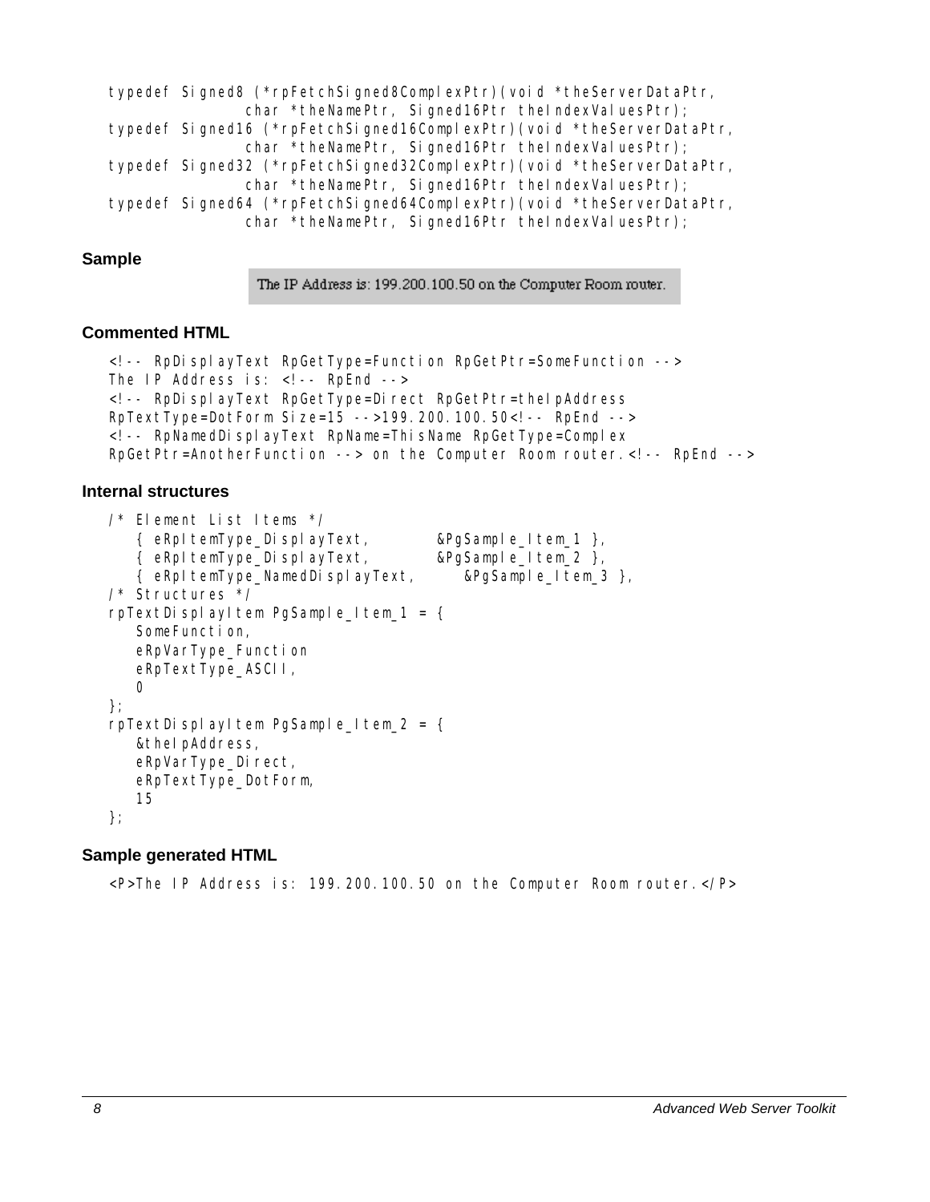```
typedef Signed8 (*rpFetchSigned8ComplexPtr)(void *theServerDataPtr,
                char *theNamePtr, Signed16Ptr theIndexValuesPtr);
typedef Signed16 (*rpFetchSigned16ComplexPtr)(void *theServerDataPtr,
                char *theNamePtr, Signed16Ptr theIndexValuesPtr);
typedef Signed32 (*rpFetchSigned32ComplexPtr)(void *theServerDataPtr,
                char *theNamePtr, Signed16Ptr theIndexValuesPtr);
typedef Signed64 (*rpFetchSigned64ComplexPtr)(void *theServerDataPtr,
                char *theNamePtr, Signed16Ptr theIndexValuesPtr);
```

### Sample

The IP Address is: 199.200.100.50 on the Computer Room router.

### Commented HTML

```
<!-- RpDisplayText RpGetType=Function RpGetPtr=SomeFunction -->
The IP Address is: <!-- RpEnd -->
<!-- RpDisplayText RpGetType=Direct RpGetPtr=theIpAddress
RpTextType=DotForm Size=15 -->199.200.100.50<!-- RpEnd -->
<!-- RpNamedDisplayText RpName=ThisName RpGetType=Complex
RpGetPtr=AnotherFunction --> on the Computer Room router.<!-- RpEnd -->
```

### Internal structures

```
/* Element List Items */
   { eRpItemType_DisplayText,        &PgSample_Item_1 },
   { eRpItemType_DisplayText,        &PgSample_Item_2 },
   { eRpItemType_NamedDisplayText,      &PgSample_Item_3 },
/* Structures */
rpTextDisplayItem PgSample_Item_1 = {
   SomeFunction,
   eRpVarType_Function
   eRpTextType_ASCII,
   0
};
rpTextDisplayItem PgSample_Item_2 = {
   &theIpAddress,
   eRpVarType_Direct,
   eRpTextType_DotForm,
   15
};
```

### Sample generated HTML

```
<P>The IP Address is: 199.200.100.50 on the Computer Room router.</P>
```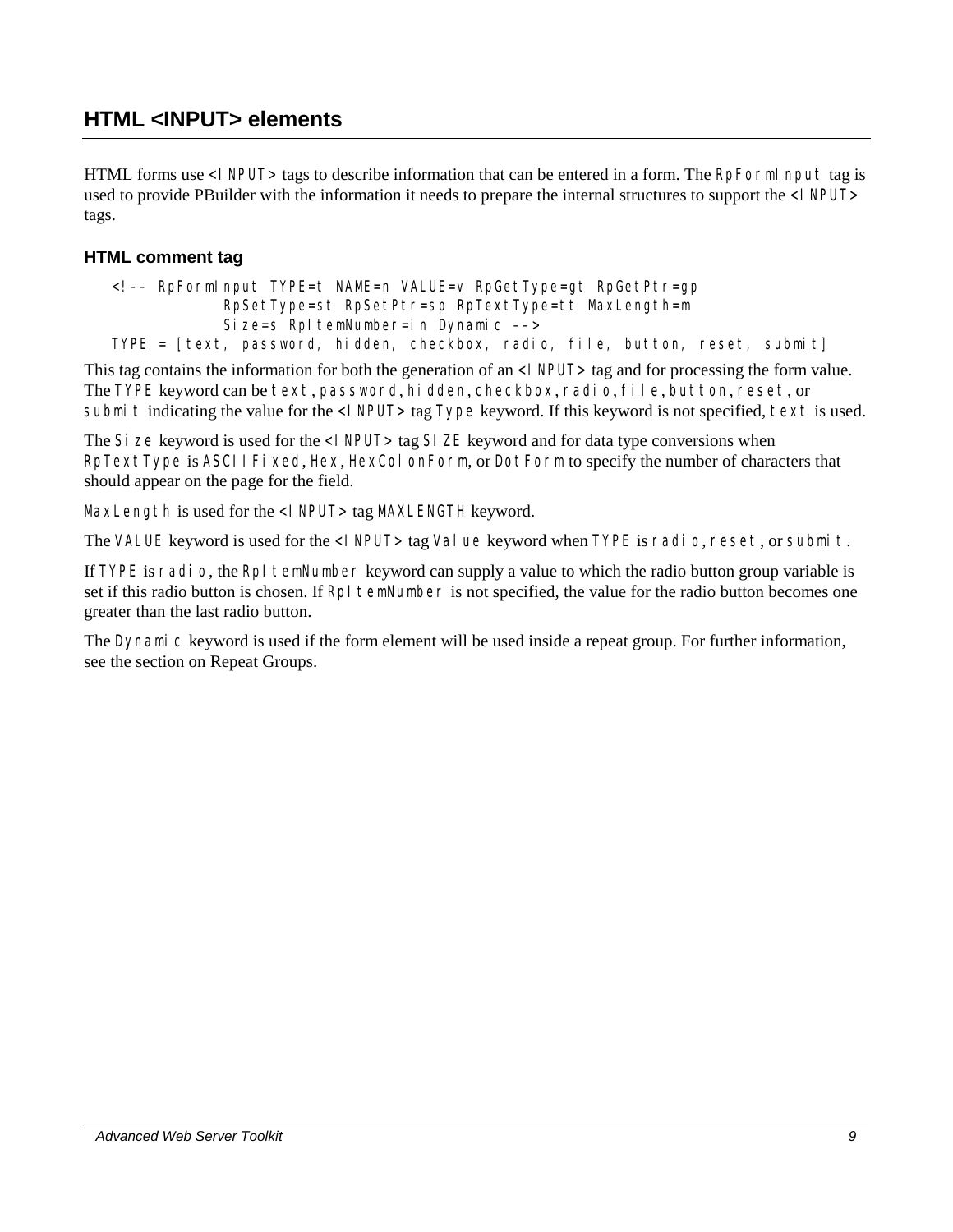## HTML <INPUT> elements

HTML forms use `<INPUT>` tags to describe information that can be entered in a form. The `RpFormInput` tag is used to provide PBuilder with the information it needs to prepare the internal structures to support the `<INPUT>` tags.

### HTML comment tag

```
<!-- RpFormInput TYPE=t NAME=n VALUE=v RpGetType=gt RpGetPtr=gp
            RpSetType=st RpSetPtr=sp RpTextType=tt MaxLength=m
            Size=s RpItemNumber=in Dynamic -->
TYPE = [text, password, hidden, checkbox, radio, file, button, reset, submit]
```

This tag contains the information for both the generation of an `<INPUT>` tag and for processing the form value. The `TYPE` keyword can be `text`, `password`, `hidden`, `checkbox`, `radio`, `file`, `button`, `reset`, or `submit` indicating the value for the `<INPUT>` tag `Type` keyword. If this keyword is not specified, `text` is used.

The `Size` keyword is used for the `<INPUT>` tag `SIZE` keyword and for data type conversions when `RpTextType` is `ASCIIFixed`, `Hex`, `HexColonForm`, or `DotForm` to specify the number of characters that should appear on the page for the field.

`MaxLength` is used for the `<INPUT>` tag `MAXLENGTH` keyword.

The `VALUE` keyword is used for the `<INPUT>` tag `Value` keyword when `TYPE` is `radio`, `reset`, or `submit`.

If `TYPE` is `radio`, the `RpItemNumber` keyword can supply a value to which the radio button group variable is set if this radio button is chosen. If `RpItemNumber` is not specified, the value for the radio button becomes one greater than the last radio button.

The `Dynamic` keyword is used if the form element will be used inside a repeat group. For further information, see the section on Repeat Groups.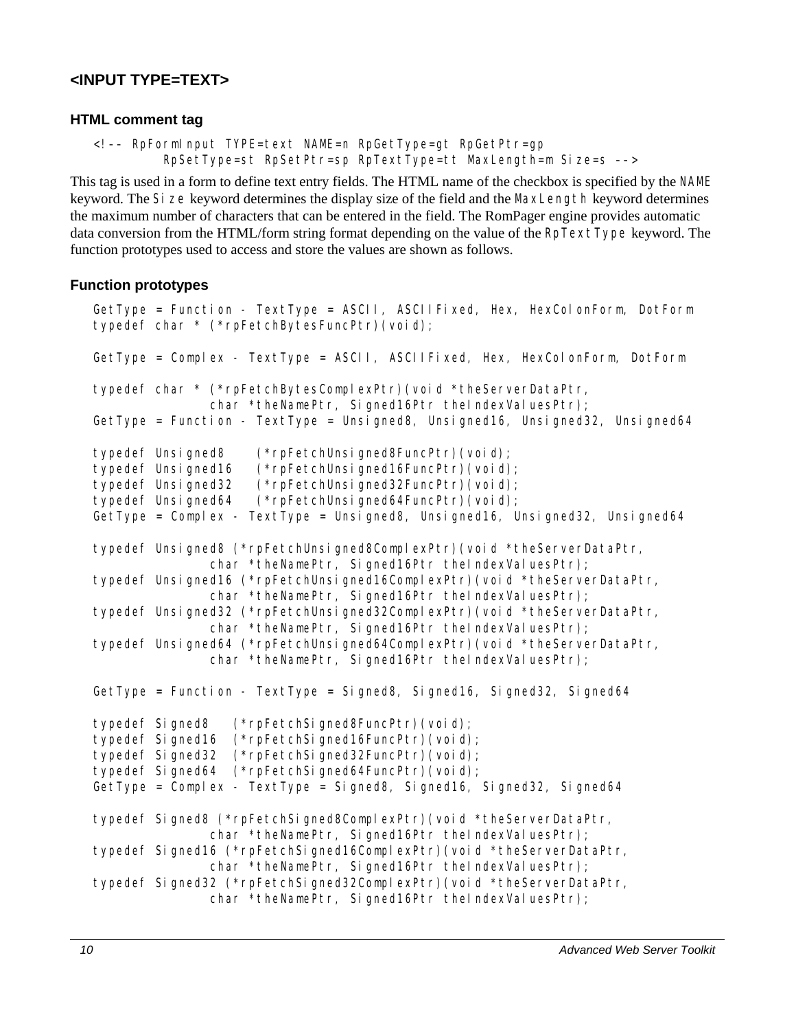## <INPUT TYPE=TEXT>

### HTML comment tag

```
<!-- RpFormInput TYPE=text NAME=n RpGetType=gt RpGetPtr=gp
        RpSetType=st RpSetPtr=sp RpTextType=tt MaxLength=m Size=s -->
```

This tag is used in a form to define text entry fields. The HTML name of the checkbox is specified by the `NAME` keyword. The `Size` keyword determines the display size of the field and the `MaxLength` keyword determines the maximum number of characters that can be entered in the field. The RomPager engine provides automatic data conversion from the HTML/form string format depending on the value of the `RpTextType` keyword. The function prototypes used to access and store the values are shown as follows.

### Function prototypes

```
GetType = Function - TextType = ASCII, ASCIIFixed, Hex, HexColonForm, DotForm
typedef char * (*rpFetchBytesFuncPtr)(void);

GetType = Complex - TextType = ASCII, ASCIIFixed, Hex, HexColonForm, DotForm

typedef char * (*rpFetchBytesComplexPtr)(void *theServerDataPtr,
            char *theNamePtr, Signed16Ptr theIndexValuesPtr);
GetType = Function - TextType = Unsigned8, Unsigned16, Unsigned32, Unsigned64

typedef Unsigned8    (*rpFetchUnsigned8FuncPtr)(void);
typedef Unsigned16   (*rpFetchUnsigned16FuncPtr)(void);
typedef Unsigned32   (*rpFetchUnsigned32FuncPtr)(void);
typedef Unsigned64   (*rpFetchUnsigned64FuncPtr)(void);
GetType = Complex - TextType = Unsigned8, Unsigned16, Unsigned32, Unsigned64

typedef Unsigned8 (*rpFetchUnsigned8ComplexPtr)(void *theServerDataPtr,
            char *theNamePtr, Signed16Ptr theIndexValuesPtr);
typedef Unsigned16 (*rpFetchUnsigned16ComplexPtr)(void *theServerDataPtr,
            char *theNamePtr, Signed16Ptr theIndexValuesPtr);
typedef Unsigned32 (*rpFetchUnsigned32ComplexPtr)(void *theServerDataPtr,
            char *theNamePtr, Signed16Ptr theIndexValuesPtr);
typedef Unsigned64 (*rpFetchUnsigned64ComplexPtr)(void *theServerDataPtr,
            char *theNamePtr, Signed16Ptr theIndexValuesPtr);

GetType = Function - TextType = Signed8, Signed16, Signed32, Signed64

typedef Signed8   (*rpFetchSigned8FuncPtr)(void);
typedef Signed16  (*rpFetchSigned16FuncPtr)(void);
typedef Signed32  (*rpFetchSigned32FuncPtr)(void);
typedef Signed64  (*rpFetchSigned64FuncPtr)(void);
GetType = Complex - TextType = Signed8, Signed16, Signed32, Signed64

typedef Signed8 (*rpFetchSigned8ComplexPtr)(void *theServerDataPtr,
            char *theNamePtr, Signed16Ptr theIndexValuesPtr);
typedef Signed16 (*rpFetchSigned16ComplexPtr)(void *theServerDataPtr,
            char *theNamePtr, Signed16Ptr theIndexValuesPtr);
typedef Signed32 (*rpFetchSigned32ComplexPtr)(void *theServerDataPtr,
            char *theNamePtr, Signed16Ptr theIndexValuesPtr);
```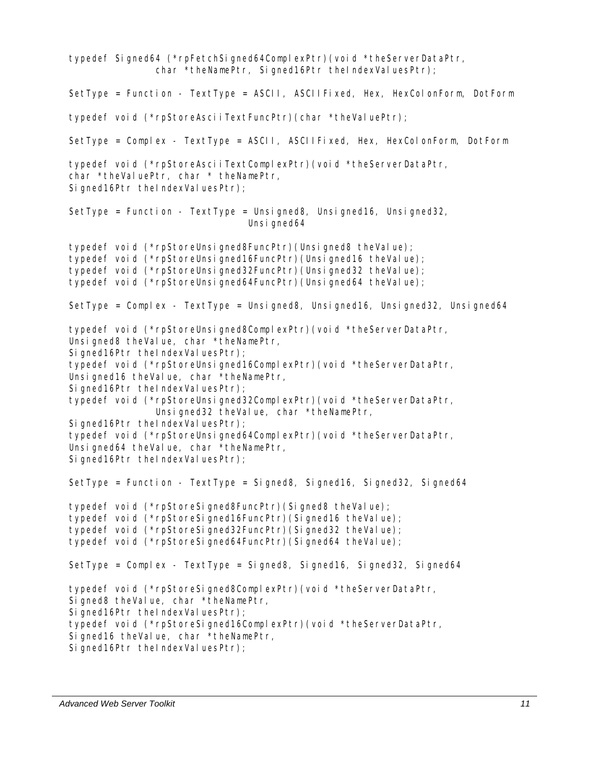```
typedef Signed64 (*rpFetchSigned64ComplexPtr)(void *theServerDataPtr,
                char *theNamePtr, Signed16Ptr theIndexValuesPtr);
```

SetType = Function - TextType = ASCII, ASCIIFixed, Hex, HexColonForm, DotForm

```
typedef void (*rpStoreAsciiTextFuncPtr)(char *theValuePtr);
```

SetType = Complex - TextType = ASCII, ASCIIFixed, Hex, HexColonForm, DotForm

```
typedef void (*rpStoreAsciiTextComplexPtr)(void *theServerDataPtr,
char *theValuePtr, char * theNamePtr,
Signed16Ptr theIndexValuesPtr);
```

SetType = Function - TextType = Unsigned8, Unsigned16, Unsigned32, Unsigned64

```
typedef void (*rpStoreUnsigned8FuncPtr)(Unsigned8 theValue);
typedef void (*rpStoreUnsigned16FuncPtr)(Unsigned16 theValue);
typedef void (*rpStoreUnsigned32FuncPtr)(Unsigned32 theValue);
typedef void (*rpStoreUnsigned64FuncPtr)(Unsigned64 theValue);
```

SetType = Complex - TextType = Unsigned8, Unsigned16, Unsigned32, Unsigned64

```
typedef void (*rpStoreUnsigned8ComplexPtr)(void *theServerDataPtr,
Unsigned8 theValue, char *theNamePtr,
Signed16Ptr theIndexValuesPtr);
typedef void (*rpStoreUnsigned16ComplexPtr)(void *theServerDataPtr,
Unsigned16 theValue, char *theNamePtr,
Signed16Ptr theIndexValuesPtr);
typedef void (*rpStoreUnsigned32ComplexPtr)(void *theServerDataPtr,
                Unsigned32 theValue, char *theNamePtr,
Signed16Ptr theIndexValuesPtr);
typedef void (*rpStoreUnsigned64ComplexPtr)(void *theServerDataPtr,
Unsigned64 theValue, char *theNamePtr,
Signed16Ptr theIndexValuesPtr);
```

SetType = Function - TextType = Signed8, Signed16, Signed32, Signed64

```
typedef void (*rpStoreSigned8FuncPtr)(Signed8 theValue);
typedef void (*rpStoreSigned16FuncPtr)(Signed16 theValue);
typedef void (*rpStoreSigned32FuncPtr)(Signed32 theValue);
typedef void (*rpStoreSigned64FuncPtr)(Signed64 theValue);
```

SetType = Complex - TextType = Signed8, Signed16, Signed32, Signed64

```
typedef void (*rpStoreSigned8ComplexPtr)(void *theServerDataPtr,
Signed8 theValue, char *theNamePtr,
Signed16Ptr theIndexValuesPtr);
typedef void (*rpStoreSigned16ComplexPtr)(void *theServerDataPtr,
Signed16 theValue, char *theNamePtr,
Signed16Ptr theIndexValuesPtr);
```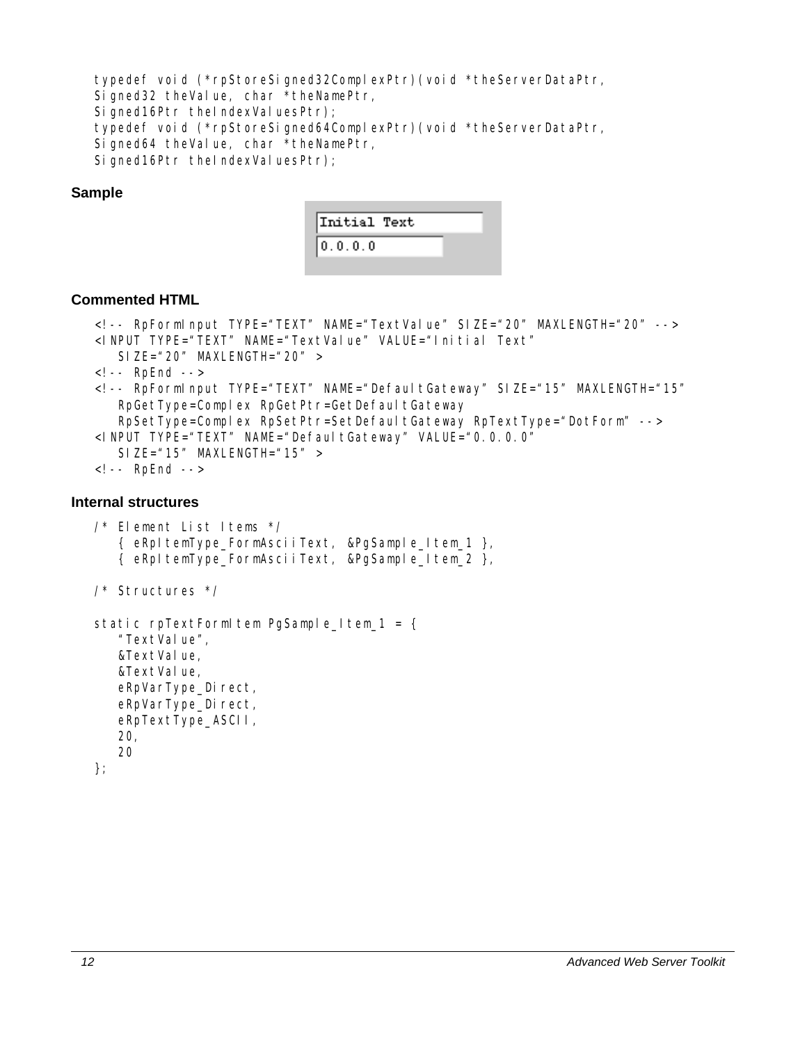```
typedef void (*rpStoreSigned32ComplexPtr)(void *theServerDataPtr,
Signed32 theValue, char *theNamePtr,
Signed16Ptr theIndexValuesPtr);
typedef void (*rpStoreSigned64ComplexPtr)(void *theServerDataPtr,
Signed64 theValue, char *theNamePtr,
Signed16Ptr theIndexValuesPtr);
```

### Sample

```
Initial Text
0.0.0.0
```

### Commented HTML

```
<!-- RpFormInput TYPE="TEXT" NAME="TextValue" SIZE="20" MAXLENGTH="20" -->
<INPUT TYPE="TEXT" NAME="TextValue" VALUE="Initial Text"
   SIZE="20" MAXLENGTH="20" >
<!-- RpEnd -->
<!-- RpFormInput TYPE="TEXT" NAME="DefaultGateway" SIZE="15" MAXLENGTH="15"
   RpGetType=Complex RpGetPtr=GetDefaultGateway
   RpSetType=Complex RpSetPtr=SetDefaultGateway RpTextType="DotForm" -->
<INPUT TYPE="TEXT" NAME="DefaultGateway" VALUE="0.0.0.0"
   SIZE="15" MAXLENGTH="15" >
<!-- RpEnd -->
```

### Internal structures

```
/* Element List Items */
   { eRpItemType_FormAsciiText, &PgSample_Item_1 },
   { eRpItemType_FormAsciiText, &PgSample_Item_2 },

/* Structures */

static rpTextFormItem PgSample_Item_1 = {
   "TextValue",
   &TextValue,
   &TextValue,
   eRpVarType_Direct,
   eRpVarType_Direct,
   eRpTextType_ASCII,
   20,
   20
};
```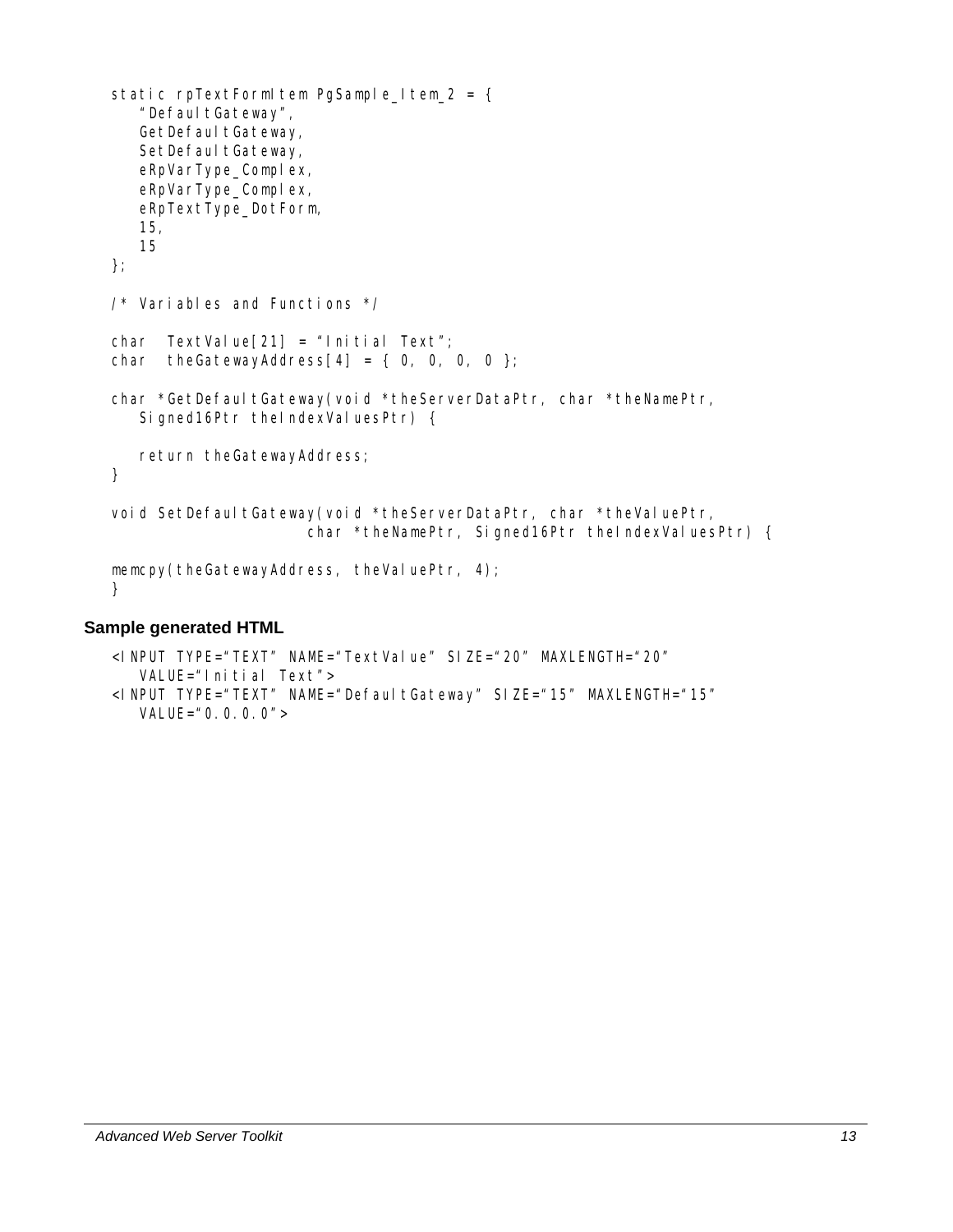```
static rpTextFormItem PgSample_Item_2 = {
    "DefaultGateway",
    GetDefaultGateway,
    SetDefaultGateway,
    eRpVarType_Complex,
    eRpVarType_Complex,
    eRpTextType_DotForm,
    15,
    15
};

/* Variables and Functions */

char  TextValue[21] = "Initial Text";
char  theGatewayAddress[4] = { 0, 0, 0, 0 };

char *GetDefaultGateway(void *theServerDataPtr, char *theNamePtr,
    Signed16Ptr theIndexValuesPtr) {

    return theGatewayAddress;
}

void SetDefaultGateway(void *theServerDataPtr, char *theValuePtr,
                    char *theNamePtr, Signed16Ptr theIndexValuesPtr) {

memcpy(theGatewayAddress, theValuePtr, 4);
}
```

### Sample generated HTML

```
<INPUT TYPE="TEXT" NAME="TextValue" SIZE="20" MAXLENGTH="20"
    VALUE="Initial Text">
<INPUT TYPE="TEXT" NAME="DefaultGateway" SIZE="15" MAXLENGTH="15"
    VALUE="0.0.0.0">
```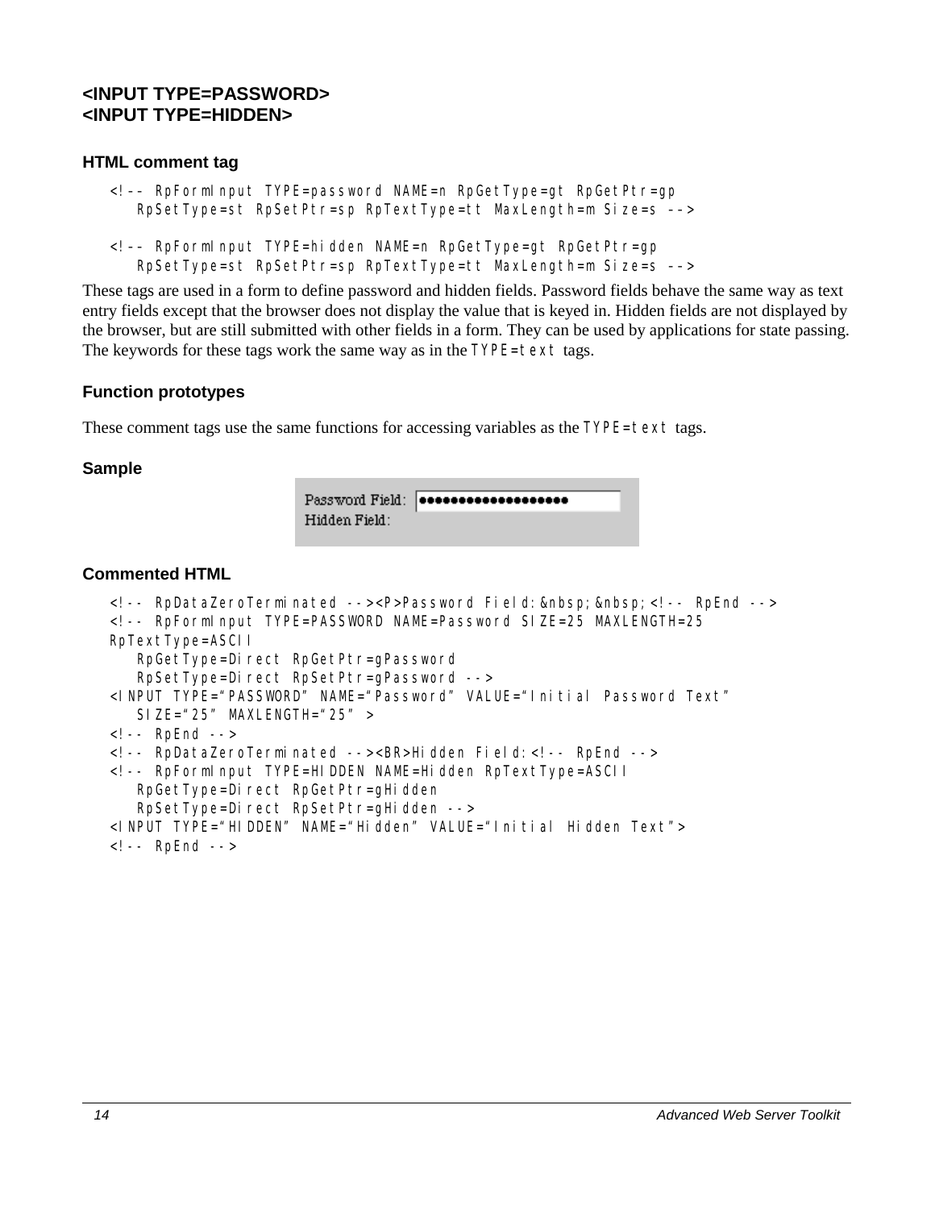## <INPUT TYPE=PASSWORD>
## <INPUT TYPE=HIDDEN>

### HTML comment tag

```
<!-- RpFormInput TYPE=password NAME=n RpGetType=gt RpGetPtr=gp
    RpSetType=st RpSetPtr=sp RpTextType=tt MaxLength=m Size=s -->

<!-- RpFormInput TYPE=hidden NAME=n RpGetType=gt RpGetPtr=gp
    RpSetType=st RpSetPtr=sp RpTextType=tt MaxLength=m Size=s -->
```

These tags are used in a form to define password and hidden fields. Password fields behave the same way as text entry fields except that the browser does not display the value that is keyed in. Hidden fields are not displayed by the browser, but are still submitted with other fields in a form. They can be used by applications for state passing. The keywords for these tags work the same way as in the `TYPE=text` tags.

### Function prototypes

These comment tags use the same functions for accessing variables as the `TYPE=text` tags.

### Sample

Password Field: ●●●●●●●●●●●●●●●●●●●
Hidden Field:

### Commented HTML

```
<!-- RpDataZeroTerminated --><P>Password Field:&nbsp;&nbsp;<!-- RpEnd -->
<!-- RpFormInput TYPE=PASSWORD NAME=Password SIZE=25 MAXLENGTH=25
RpTextType=ASCII
    RpGetType=Direct RpGetPtr=gPassword
    RpSetType=Direct RpSetPtr=gPassword -->
<INPUT TYPE="PASSWORD" NAME="Password" VALUE="Initial Password Text"
    SIZE="25" MAXLENGTH="25" >
<!-- RpEnd -->
<!-- RpDataZeroTerminated --><BR>Hidden Field:<!-- RpEnd -->
<!-- RpFormInput TYPE=HIDDEN NAME=Hidden RpTextType=ASCII
    RpGetType=Direct RpGetPtr=gHidden
    RpSetType=Direct RpSetPtr=gHidden -->
<INPUT TYPE="HIDDEN" NAME="Hidden" VALUE="Initial Hidden Text">
<!-- RpEnd -->
```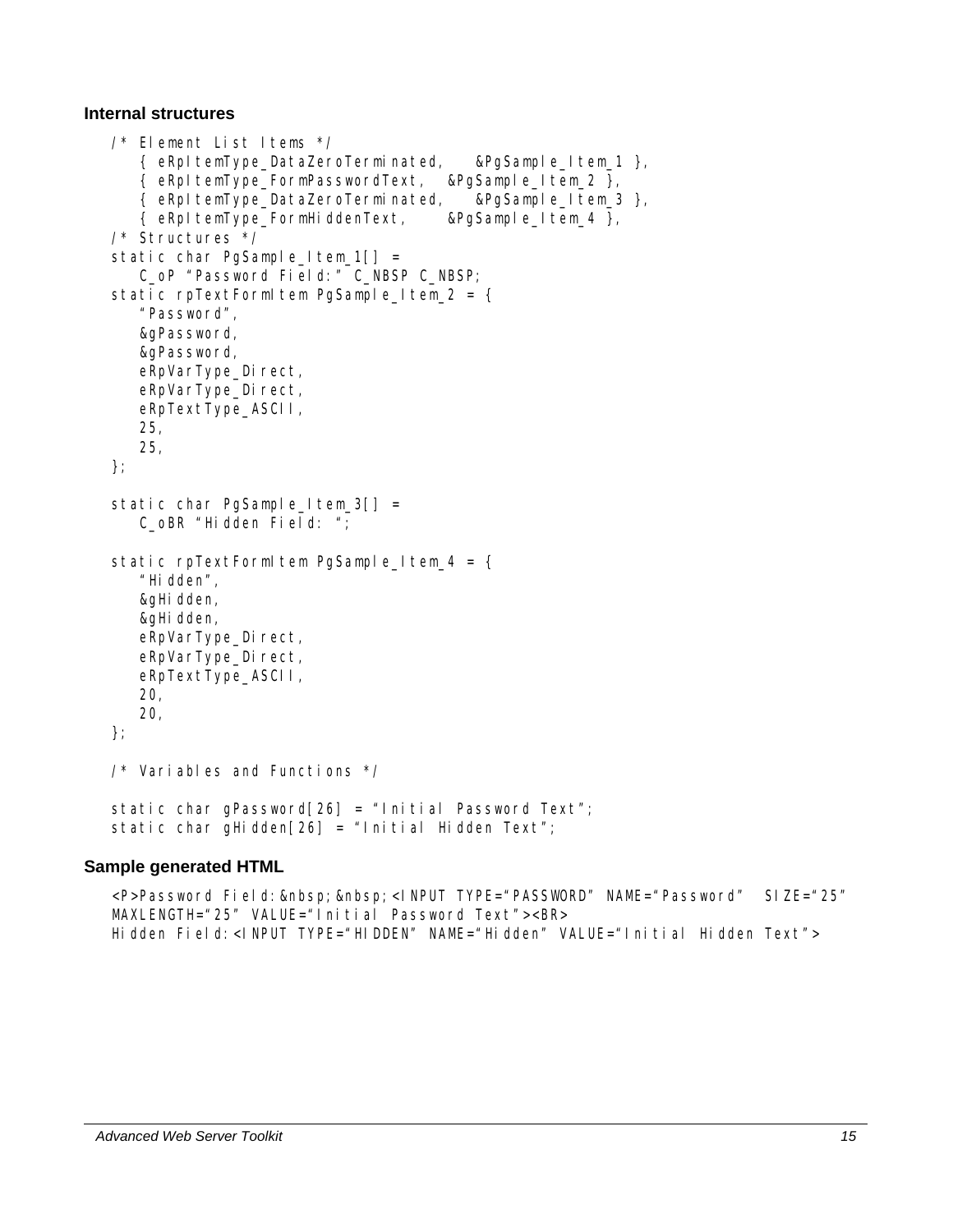### Internal structures

```
/* Element List Items */
   { eRpItemType_DataZeroTerminated,    &PgSample_Item_1 },
   { eRpItemType_FormPasswordText,   &PgSample_Item_2 },
   { eRpItemType_DataZeroTerminated,    &PgSample_Item_3 },
   { eRpItemType_FormHiddenText,     &PgSample_Item_4 },
/* Structures */
static char PgSample_Item_1[] =
   C_oP "Password Field:" C_NBSP C_NBSP;
static rpTextFormItem PgSample_Item_2 = {
   "Password",
   &gPassword,
   &gPassword,
   eRpVarType_Direct,
   eRpVarType_Direct,
   eRpTextType_ASCII,
   25,
   25,
};

static char PgSample_Item_3[] =
   C_oBR "Hidden Field: ";

static rpTextFormItem PgSample_Item_4 = {
   "Hidden",
   &gHidden,
   &gHidden,
   eRpVarType_Direct,
   eRpVarType_Direct,
   eRpTextType_ASCII,
   20,
   20,
};

/* Variables and Functions */

static char gPassword[26] = "Initial Password Text";
static char gHidden[26] = "Initial Hidden Text";
```

### Sample generated HTML

```
<P>Password Field:&nbsp;&nbsp;<INPUT TYPE="PASSWORD" NAME="Password"  SIZE="25"
MAXLENGTH="25" VALUE="Initial Password Text"><BR>
Hidden Field:<INPUT TYPE="HIDDEN" NAME="Hidden" VALUE="Initial Hidden Text">
```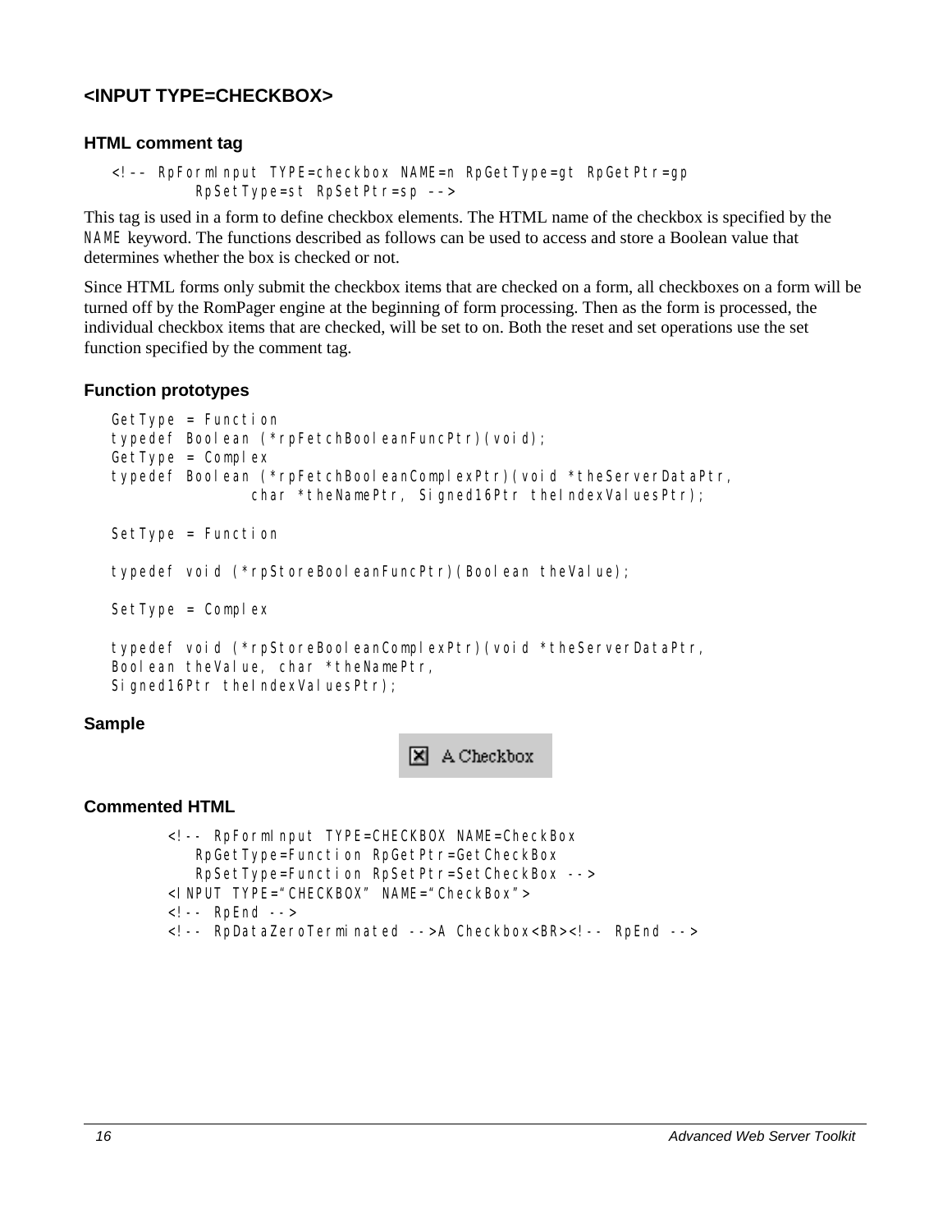## <INPUT TYPE=CHECKBOX>

### HTML comment tag

```
<!-- RpFormInput TYPE=checkbox NAME=n RpGetType=gt RpGetPtr=gp
        RpSetType=st RpSetPtr=sp -->
```

This tag is used in a form to define checkbox elements. The HTML name of the checkbox is specified by the `NAME` keyword. The functions described as follows can be used to access and store a Boolean value that determines whether the box is checked or not.

Since HTML forms only submit the checkbox items that are checked on a form, all checkboxes on a form will be turned off by the RomPager engine at the beginning of form processing. Then as the form is processed, the individual checkbox items that are checked, will be set to on. Both the reset and set operations use the set function specified by the comment tag.

### Function prototypes

```
GetType = Function
typedef Boolean (*rpFetchBooleanFuncPtr)(void);
GetType = Complex
typedef Boolean (*rpFetchBooleanComplexPtr)(void *theServerDataPtr,
              char *theNamePtr, Signed16Ptr theIndexValuesPtr);

SetType = Function

typedef void (*rpStoreBooleanFuncPtr)(Boolean theValue);

SetType = Complex

typedef void (*rpStoreBooleanComplexPtr)(void *theServerDataPtr,
Boolean theValue, char *theNamePtr,
Signed16Ptr theIndexValuesPtr);
```

### Sample

☒ A Checkbox

### Commented HTML

```
<!-- RpFormInput TYPE=CHECKBOX NAME=CheckBox
   RpGetType=Function RpGetPtr=GetCheckBox
   RpSetType=Function RpSetPtr=SetCheckBox -->
<INPUT TYPE="CHECKBOX" NAME="CheckBox">
<!-- RpEnd -->
<!-- RpDataZeroTerminated -->A Checkbox<BR><!-- RpEnd -->
```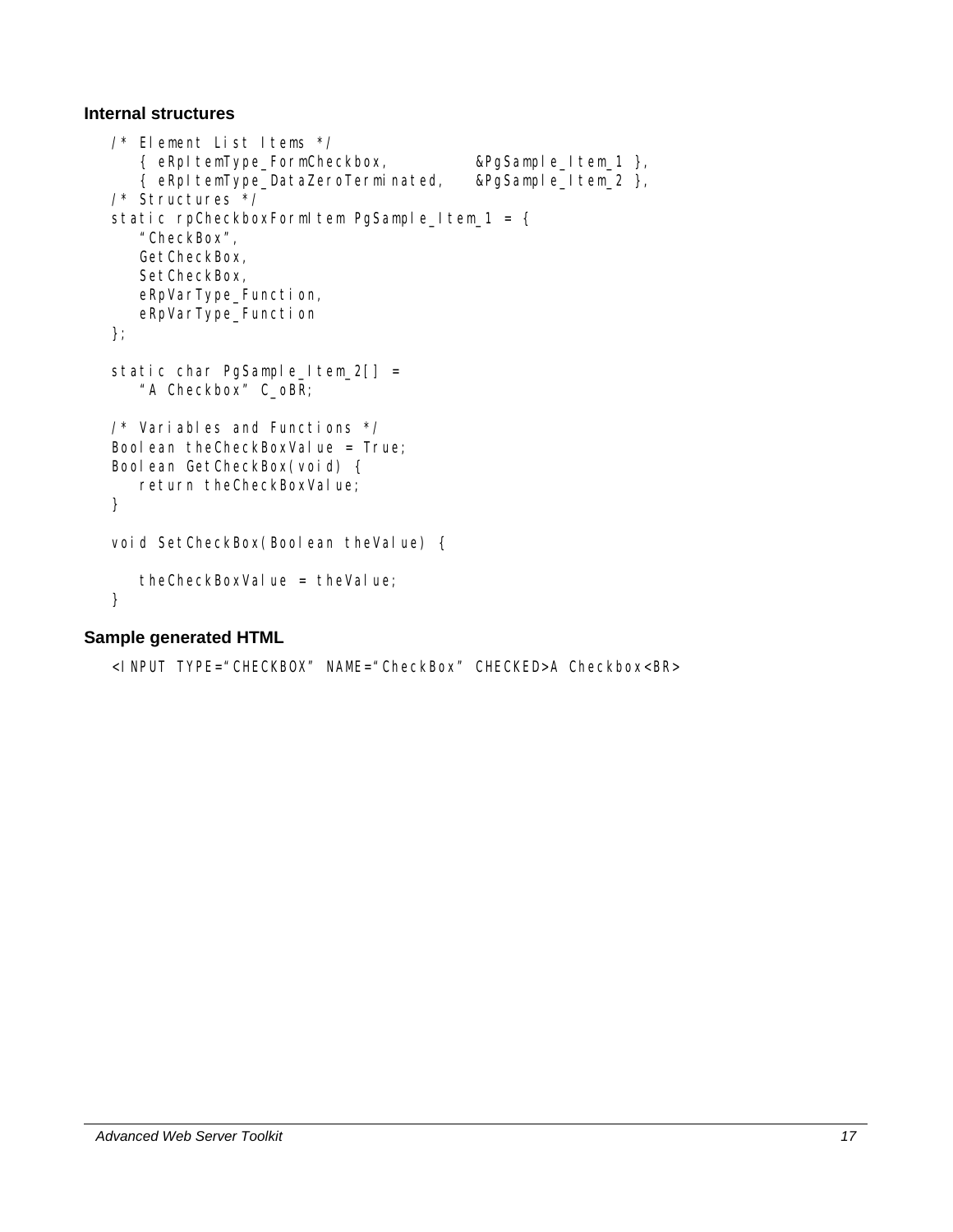### Internal structures

```
/* Element List Items */
   { eRpItemType_FormCheckbox,         &PgSample_Item_1 },
   { eRpItemType_DataZeroTerminated,   &PgSample_Item_2 },
/* Structures */
static rpCheckboxFormItem PgSample_Item_1 = {
   "CheckBox",
   GetCheckBox,
   SetCheckBox,
   eRpVarType_Function,
   eRpVarType_Function
};

static char PgSample_Item_2[] =
   "A Checkbox" C_oBR;

/* Variables and Functions */
Boolean theCheckBoxValue = True;
Boolean GetCheckBox(void) {
   return theCheckBoxValue;
}

void SetCheckBox(Boolean theValue) {

   theCheckBoxValue = theValue;
}
```

### Sample generated HTML

```
<INPUT TYPE="CHECKBOX" NAME="CheckBox" CHECKED>A Checkbox<BR>
```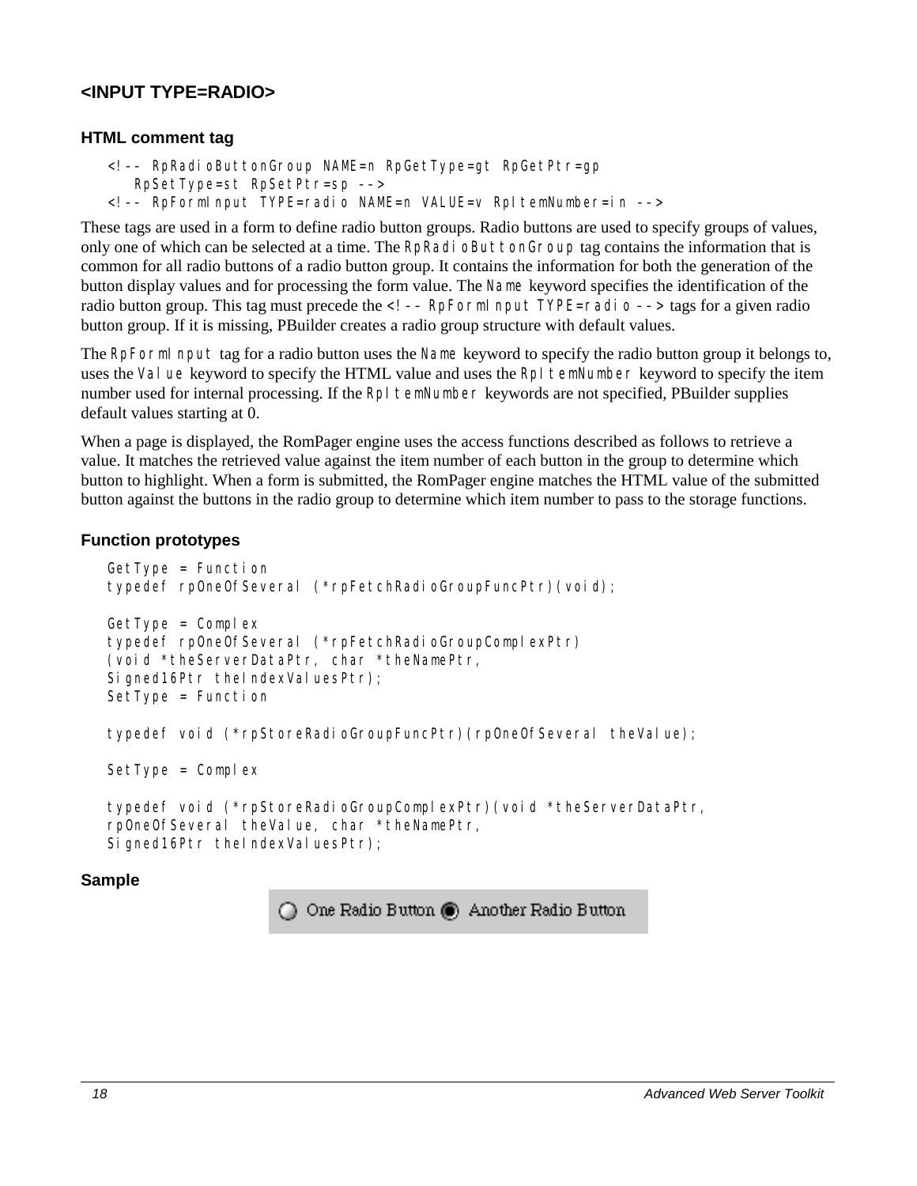### <INPUT TYPE=RADIO>

#### HTML comment tag

```
<!-- RpRadioButtonGroup NAME=n RpGetType=gt RpGetPtr=gp
    RpSetType=st RpSetPtr=sp -->
<!-- RpFormInput TYPE=radio NAME=n VALUE=v RpItemNumber=in -->
```

These tags are used in a form to define radio button groups. Radio buttons are used to specify groups of values, only one of which can be selected at a time. The `RpRadioButtonGroup` tag contains the information that is common for all radio buttons of a radio button group. It contains the information for both the generation of the button display values and for processing the form value. The `Name` keyword specifies the identification of the radio button group. This tag must precede the `<!-- RpFormInput TYPE=radio -->` tags for a given radio button group. If it is missing, PBuilder creates a radio group structure with default values.

The `RpFormInput` tag for a radio button uses the `Name` keyword to specify the radio button group it belongs to, uses the `Value` keyword to specify the HTML value and uses the `RpItemNumber` keyword to specify the item number used for internal processing. If the `RpItemNumber` keywords are not specified, PBuilder supplies default values starting at 0.

When a page is displayed, the RomPager engine uses the access functions described as follows to retrieve a value. It matches the retrieved value against the item number of each button in the group to determine which button to highlight. When a form is submitted, the RomPager engine matches the HTML value of the submitted button against the buttons in the radio group to determine which item number to pass to the storage functions.

#### Function prototypes

```
GetType = Function
typedef rpOneOfSeveral (*rpFetchRadioGroupFuncPtr)(void);

GetType = Complex
typedef rpOneOfSeveral (*rpFetchRadioGroupComplexPtr)
(void *theServerDataPtr, char *theNamePtr,
Signed16Ptr theIndexValuesPtr);
SetType = Function

typedef void (*rpStoreRadioGroupFuncPtr)(rpOneOfSeveral theValue);

SetType = Complex

typedef void (*rpStoreRadioGroupComplexPtr)(void *theServerDataPtr,
rpOneOfSeveral theValue, char *theNamePtr,
Signed16Ptr theIndexValuesPtr);
```

#### Sample

One Radio Button  Another Radio Button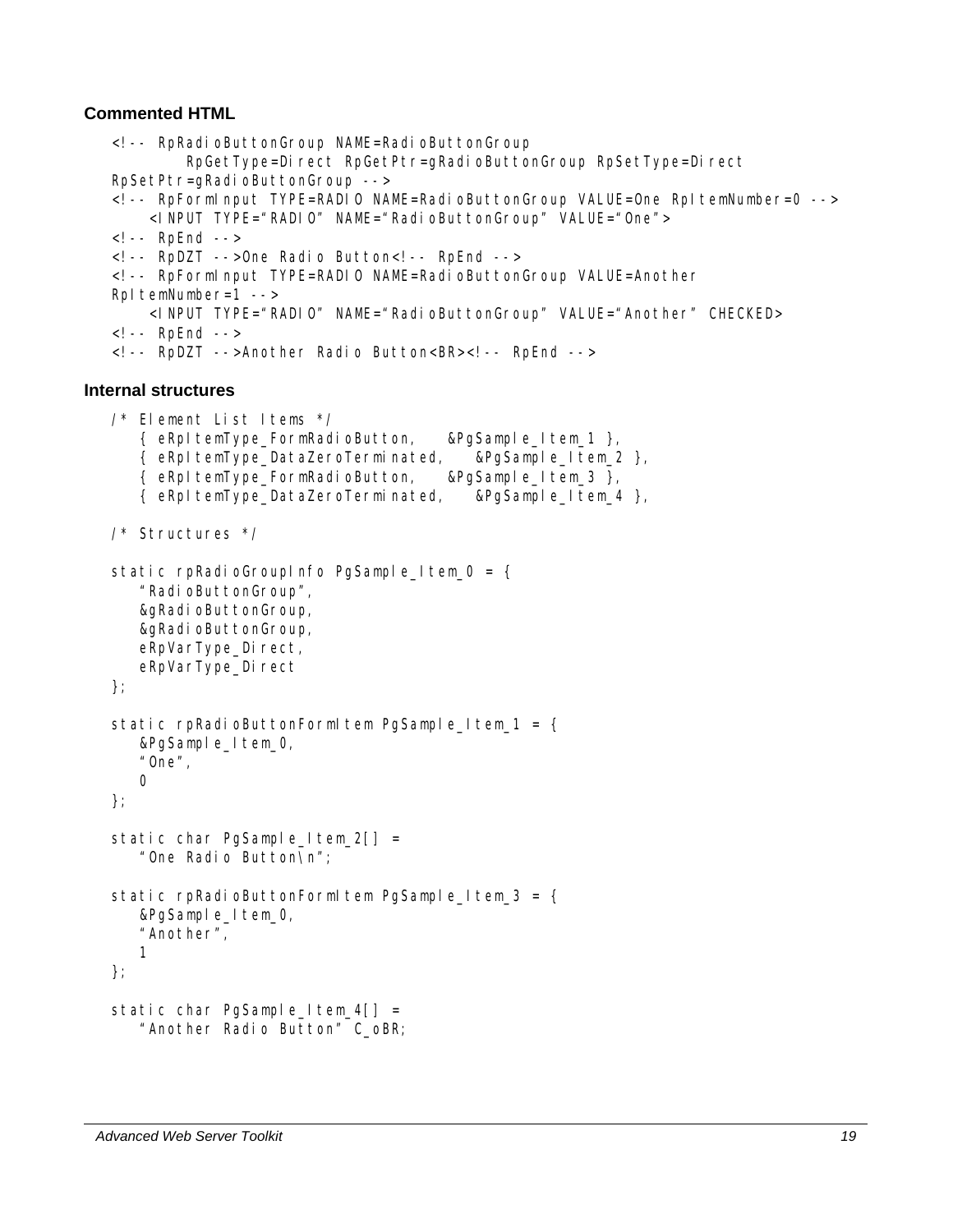### Commented HTML

```
<!-- RpRadioButtonGroup NAME=RadioButtonGroup
        RpGetType=Direct RpGetPtr=gRadioButtonGroup RpSetType=Direct
RpSetPtr=gRadioButtonGroup -->
<!-- RpFormInput TYPE=RADIO NAME=RadioButtonGroup VALUE=One RpItemNumber=0 -->
    <INPUT TYPE="RADIO" NAME="RadioButtonGroup" VALUE="One">
<!-- RpEnd -->
<!-- RpDZT -->One Radio Button<!-- RpEnd -->
<!-- RpFormInput TYPE=RADIO NAME=RadioButtonGroup VALUE=Another
RpItemNumber=1 -->
    <INPUT TYPE="RADIO" NAME="RadioButtonGroup" VALUE="Another" CHECKED>
<!-- RpEnd -->
<!-- RpDZT -->Another Radio Button<BR><!-- RpEnd -->
```

### Internal structures

```
/* Element List Items */
   { eRpItemType_FormRadioButton,    &PgSample_Item_1 },
   { eRpItemType_DataZeroTerminated,    &PgSample_Item_2 },
   { eRpItemType_FormRadioButton,    &PgSample_Item_3 },
   { eRpItemType_DataZeroTerminated,    &PgSample_Item_4 },

/* Structures */

static rpRadioGroupInfo PgSample_Item_0 = {
   "RadioButtonGroup",
   &gRadioButtonGroup,
   &gRadioButtonGroup,
   eRpVarType_Direct,
   eRpVarType_Direct
};

static rpRadioButtonFormItem PgSample_Item_1 = {
   &PgSample_Item_0,
   "One",
   0
};

static char PgSample_Item_2[] =
   "One Radio Button\n";

static rpRadioButtonFormItem PgSample_Item_3 = {
   &PgSample_Item_0,
   "Another",
   1
};

static char PgSample_Item_4[] =
   "Another Radio Button" C_oBR;
```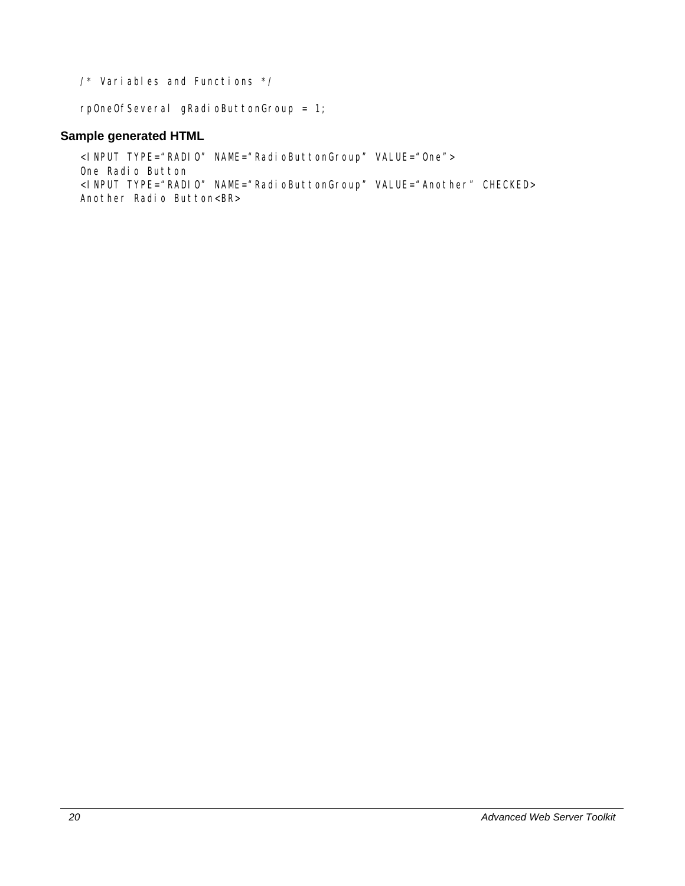```
/* Variables and Functions */

rpOneOfSeveral gRadioButtonGroup = 1;
```

### Sample generated HTML

```
<INPUT TYPE="RADIO" NAME="RadioButtonGroup" VALUE="One">
One Radio Button
<INPUT TYPE="RADIO" NAME="RadioButtonGroup" VALUE="Another" CHECKED>
Another Radio Button<BR>
```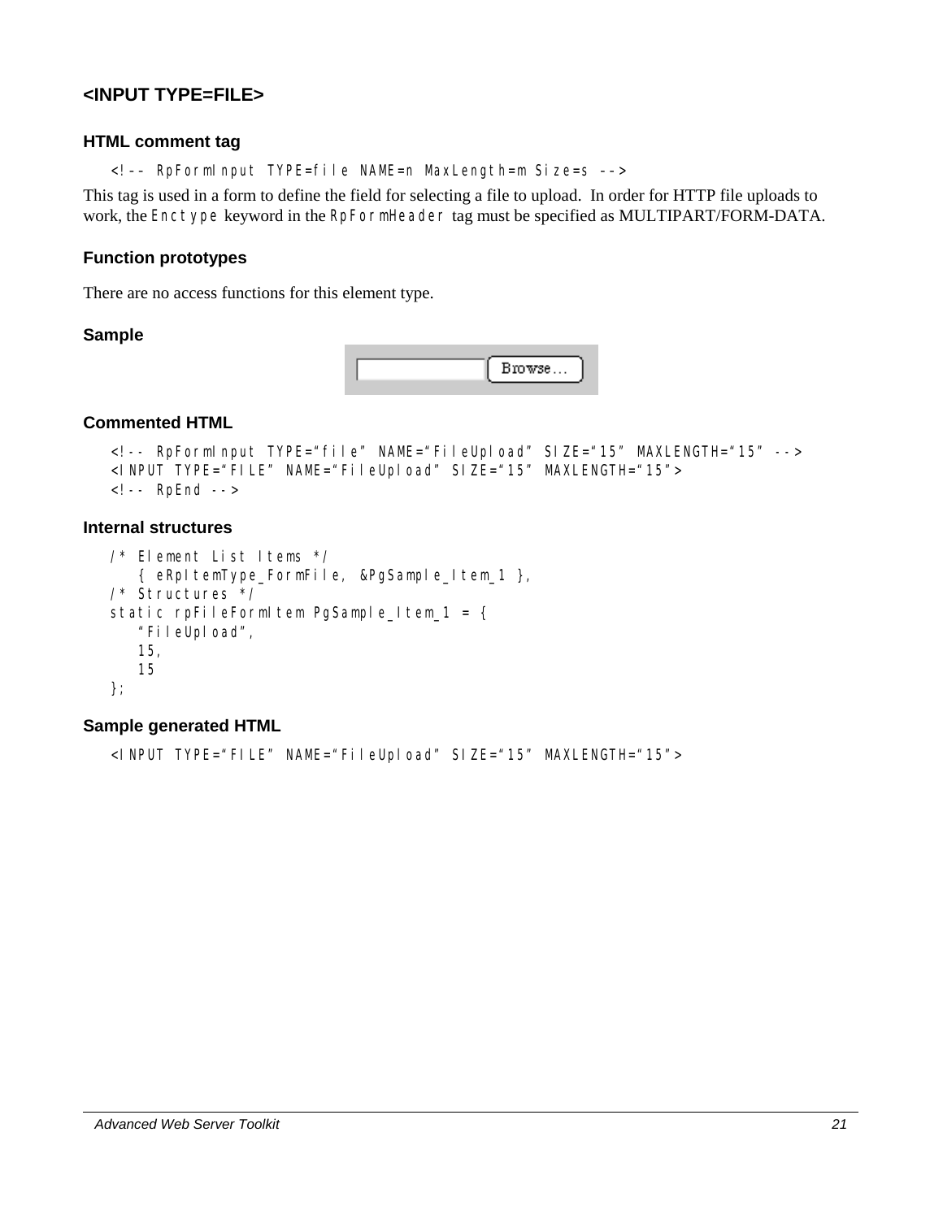## <INPUT TYPE=FILE>

### HTML comment tag

```
<!-- RpFormInput TYPE=file NAME=n MaxLength=m Size=s -->
```

This tag is used in a form to define the field for selecting a file to upload. In order for HTTP file uploads to work, the `Enctype` keyword in the `RpFormHeader` tag must be specified as MULTIPART/FORM-DATA.

### Function prototypes

There are no access functions for this element type.

### Sample

### Commented HTML

```
<!-- RpFormInput TYPE="file" NAME="FileUpload" SIZE="15" MAXLENGTH="15" -->
<INPUT TYPE="FILE" NAME="FileUpload" SIZE="15" MAXLENGTH="15">
<!-- RpEnd -->
```

### Internal structures

```
/* Element List Items */
   { eRpItemType_FormFile, &PgSample_Item_1 },
/* Structures */
static rpFileFormItem PgSample_Item_1 = {
   "FileUpload",
   15,
   15
};
```

### Sample generated HTML

```
<INPUT TYPE="FILE" NAME="FileUpload" SIZE="15" MAXLENGTH="15">
```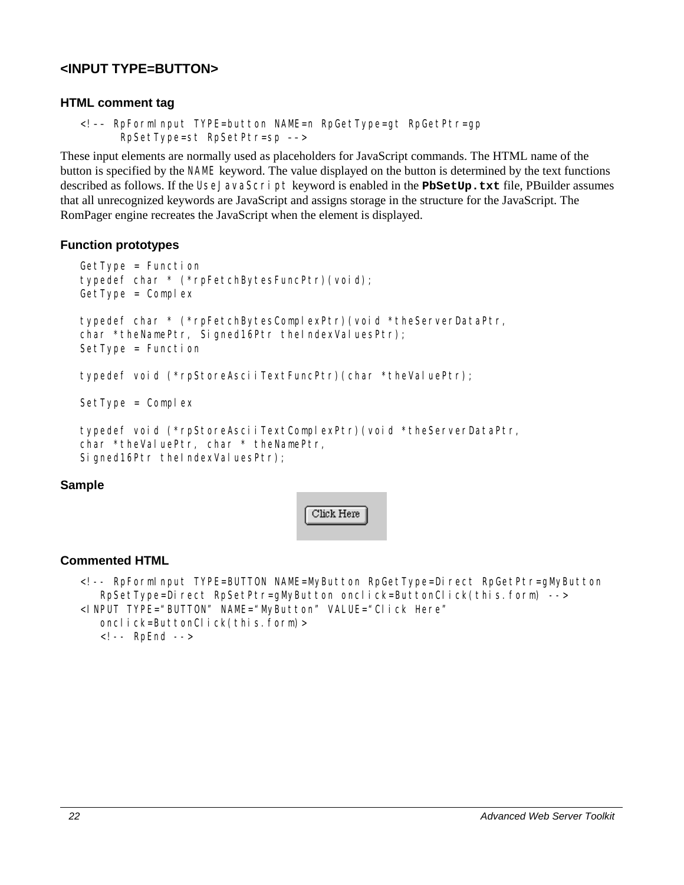## <INPUT TYPE=BUTTON>

### HTML comment tag

```
<!-- RpFormInput TYPE=button NAME=n RpGetType=gt RpGetPtr=gp
      RpSetType=st RpSetPtr=sp -->
```

These input elements are normally used as placeholders for JavaScript commands. The HTML name of the button is specified by the `NAME` keyword. The value displayed on the button is determined by the text functions described as follows. If the `UseJavaScript` keyword is enabled in the **`PbSetUp.txt`** file, PBuilder assumes that all unrecognized keywords are JavaScript and assigns storage in the structure for the JavaScript. The RomPager engine recreates the JavaScript when the element is displayed.

### Function prototypes

```
GetType = Function
typedef char * (*rpFetchBytesFuncPtr)(void);
GetType = Complex

typedef char * (*rpFetchBytesComplexPtr)(void *theServerDataPtr,
char *theNamePtr, Signed16Ptr theIndexValuesPtr);
SetType = Function

typedef void (*rpStoreAsciiTextFuncPtr)(char *theValuePtr);

SetType = Complex

typedef void (*rpStoreAsciiTextComplexPtr)(void *theServerDataPtr,
char *theValuePtr, char * theNamePtr,
Signed16Ptr theIndexValuesPtr);
```

### Sample

Click Here

### Commented HTML

```
<!-- RpFormInput TYPE=BUTTON NAME=MyButton RpGetType=Direct RpGetPtr=gMyButton
   RpSetType=Direct RpSetPtr=gMyButton onclick=ButtonClick(this.form) -->
<INPUT TYPE="BUTTON" NAME="MyButton" VALUE="Click Here"
   onclick=ButtonClick(this.form)>
   <!-- RpEnd -->
```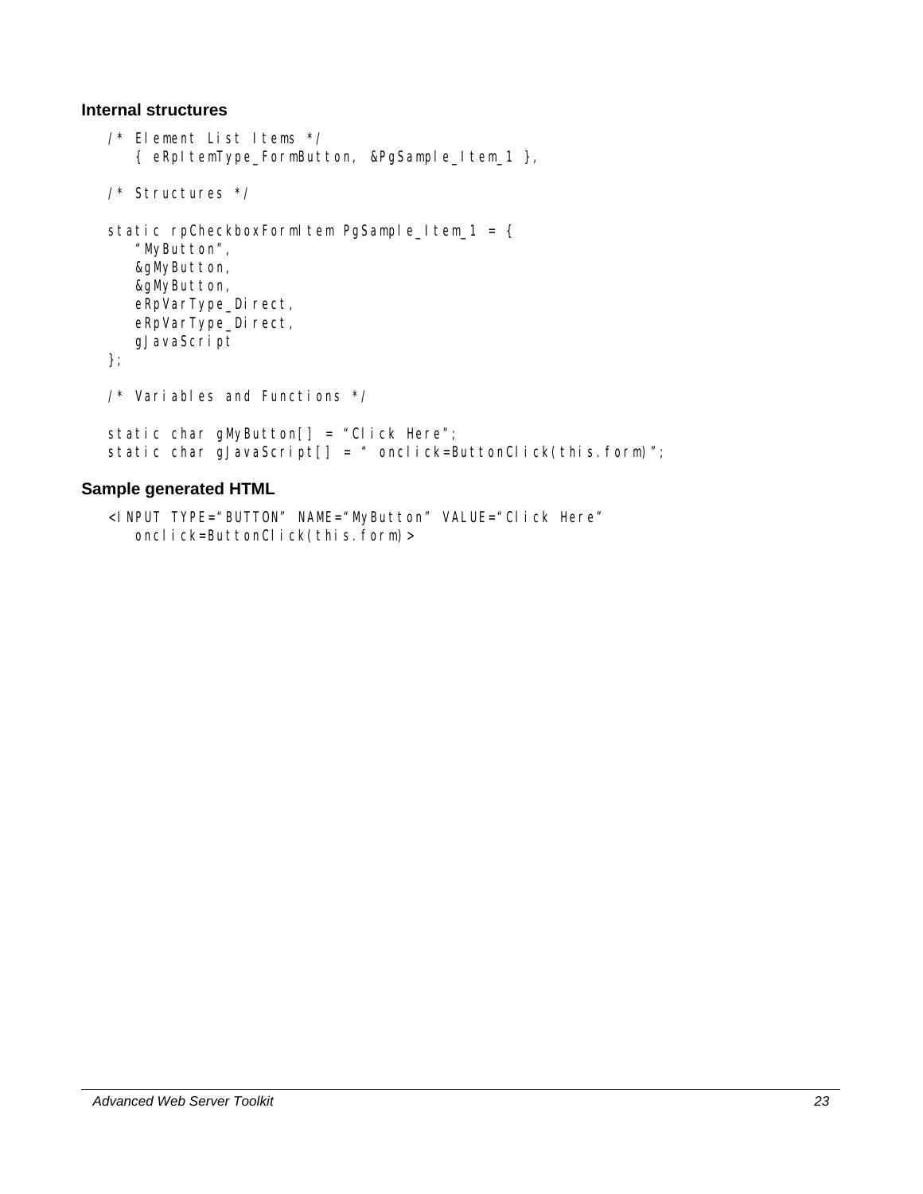### Internal structures

```
/* Element List Items */
   { eRpItemType_FormButton, &PgSample_Item_1 },

/* Structures */

static rpCheckboxFormItem PgSample_Item_1 = {
   "MyButton",
   &gMyButton,
   &gMyButton,
   eRpVarType_Direct,
   eRpVarType_Direct,
   gJavaScript
};

/* Variables and Functions */

static char gMyButton[] = "Click Here";
static char gJavaScript[] = " onclick=ButtonClick(this.form)";
```

### Sample generated HTML

```
<INPUT TYPE="BUTTON" NAME="MyButton" VALUE="Click Here"
   onclick=ButtonClick(this.form)>
```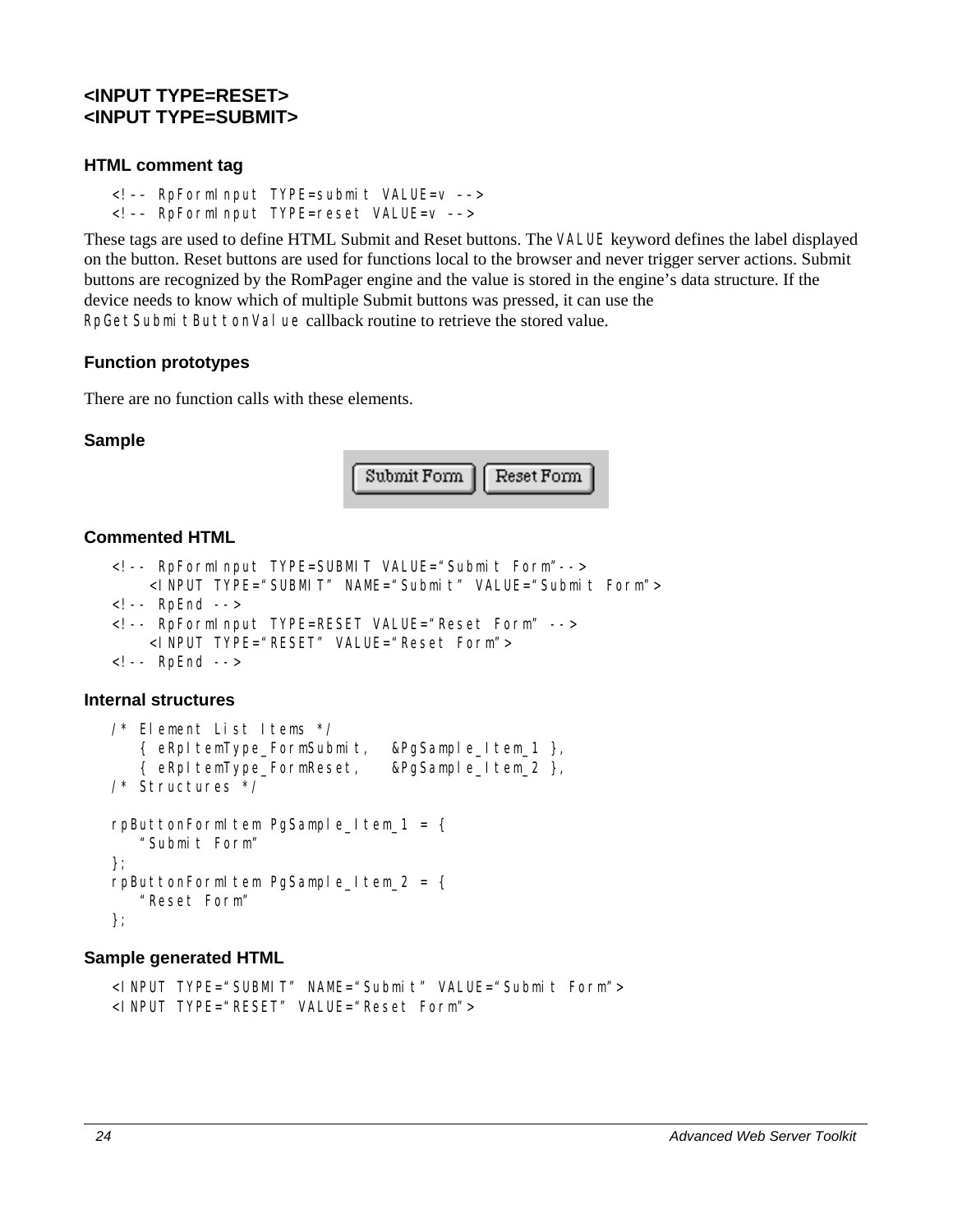## <INPUT TYPE=RESET>
## <INPUT TYPE=SUBMIT>

### HTML comment tag

```
<!-- RpFormInput TYPE=submit VALUE=v -->
<!-- RpFormInput TYPE=reset VALUE=v -->
```

These tags are used to define HTML Submit and Reset buttons. The `VALUE` keyword defines the label displayed on the button. Reset buttons are used for functions local to the browser and never trigger server actions. Submit buttons are recognized by the RomPager engine and the value is stored in the engine's data structure. If the device needs to know which of multiple Submit buttons was pressed, it can use the `RpGetSubmitButtonValue` callback routine to retrieve the stored value.

### Function prototypes

There are no function calls with these elements.

### Sample

### Commented HTML

```
<!-- RpFormInput TYPE=SUBMIT VALUE="Submit Form"-->
    <INPUT TYPE="SUBMIT" NAME="Submit" VALUE="Submit Form">
<!-- RpEnd -->
<!-- RpFormInput TYPE=RESET VALUE="Reset Form" -->
    <INPUT TYPE="RESET" VALUE="Reset Form">
<!-- RpEnd -->
```

### Internal structures

```
/* Element List Items */
   { eRpItemType_FormSubmit,  &PgSample_Item_1 },
   { eRpItemType_FormReset,   &PgSample_Item_2 },
/* Structures */

rpButtonFormItem PgSample_Item_1 = {
   "Submit Form"
};
rpButtonFormItem PgSample_Item_2 = {
   "Reset Form"
};
```

### Sample generated HTML

```
<INPUT TYPE="SUBMIT" NAME="Submit" VALUE="Submit Form">
<INPUT TYPE="RESET" VALUE="Reset Form">
```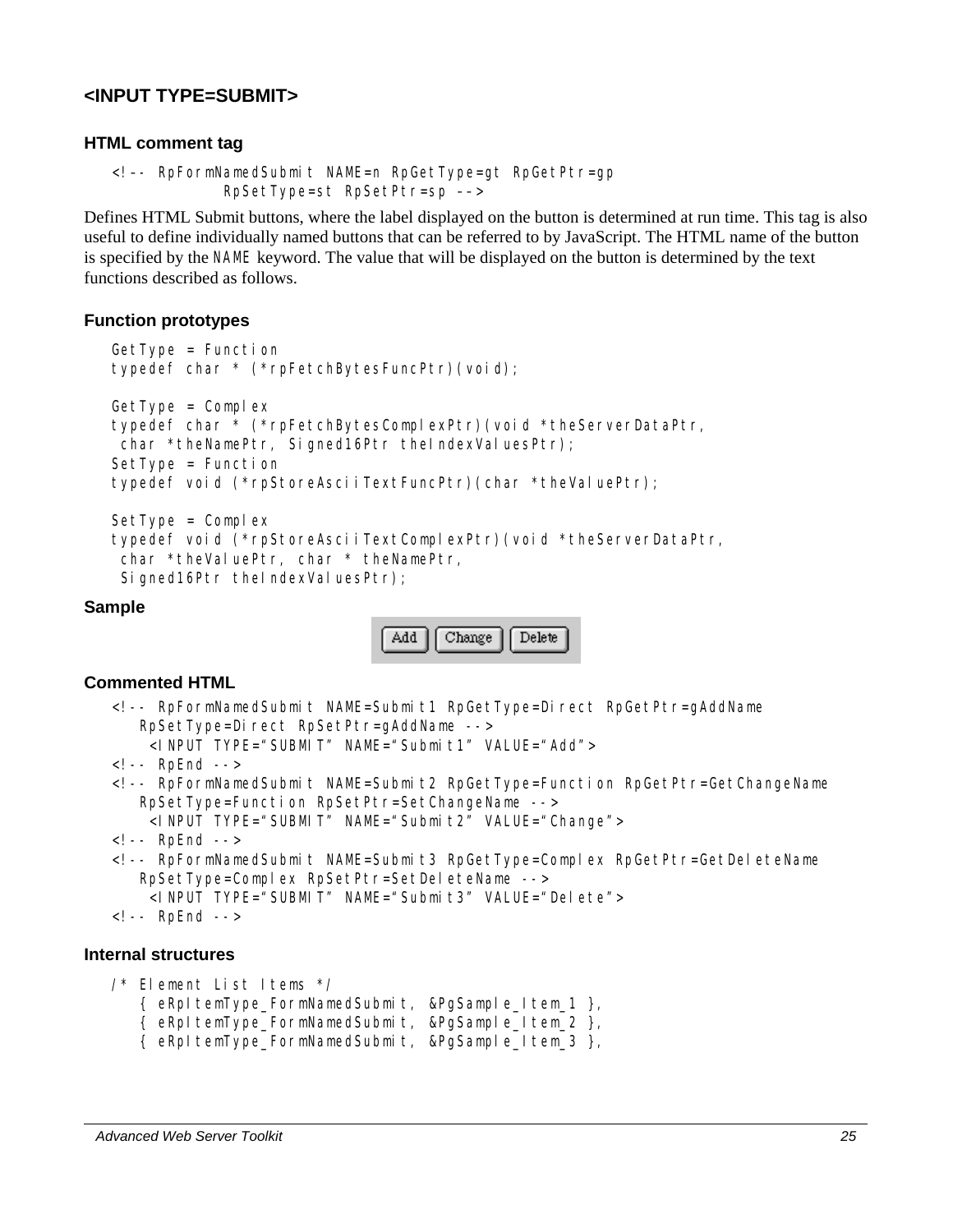## <INPUT TYPE=SUBMIT>

### HTML comment tag

```
<!-- RpFormNamedSubmit NAME=n RpGetType=gt RpGetPtr=gp
            RpSetType=st RpSetPtr=sp -->
```

Defines HTML Submit buttons, where the label displayed on the button is determined at run time. This tag is also useful to define individually named buttons that can be referred to by JavaScript. The HTML name of the button is specified by the `NAME` keyword. The value that will be displayed on the button is determined by the text functions described as follows.

### Function prototypes

```
GetType = Function
typedef char * (*rpFetchBytesFuncPtr)(void);

GetType = Complex
typedef char * (*rpFetchBytesComplexPtr)(void *theServerDataPtr,
 char *theNamePtr, Signed16Ptr theIndexValuesPtr);
SetType = Function
typedef void (*rpStoreAsciiTextFuncPtr)(char *theValuePtr);

SetType = Complex
typedef void (*rpStoreAsciiTextComplexPtr)(void *theServerDataPtr,
 char *theValuePtr, char * theNamePtr,
 Signed16Ptr theIndexValuesPtr);
```

### Sample

Add Change Delete

### Commented HTML

```
<!-- RpFormNamedSubmit NAME=Submit1 RpGetType=Direct RpGetPtr=gAddName
   RpSetType=Direct RpSetPtr=gAddName -->
    <INPUT TYPE="SUBMIT" NAME="Submit1" VALUE="Add">
<!-- RpEnd -->
<!-- RpFormNamedSubmit NAME=Submit2 RpGetType=Function RpGetPtr=GetChangeName
   RpSetType=Function RpSetPtr=SetChangeName -->
    <INPUT TYPE="SUBMIT" NAME="Submit2" VALUE="Change">
<!-- RpEnd -->
<!-- RpFormNamedSubmit NAME=Submit3 RpGetType=Complex RpGetPtr=GetDeleteName
   RpSetType=Complex RpSetPtr=SetDeleteName -->
    <INPUT TYPE="SUBMIT" NAME="Submit3" VALUE="Delete">
<!-- RpEnd -->
```

### Internal structures

```
/* Element List Items */
   { eRpItemType_FormNamedSubmit, &PgSample_Item_1 },
   { eRpItemType_FormNamedSubmit, &PgSample_Item_2 },
   { eRpItemType_FormNamedSubmit, &PgSample_Item_3 },
```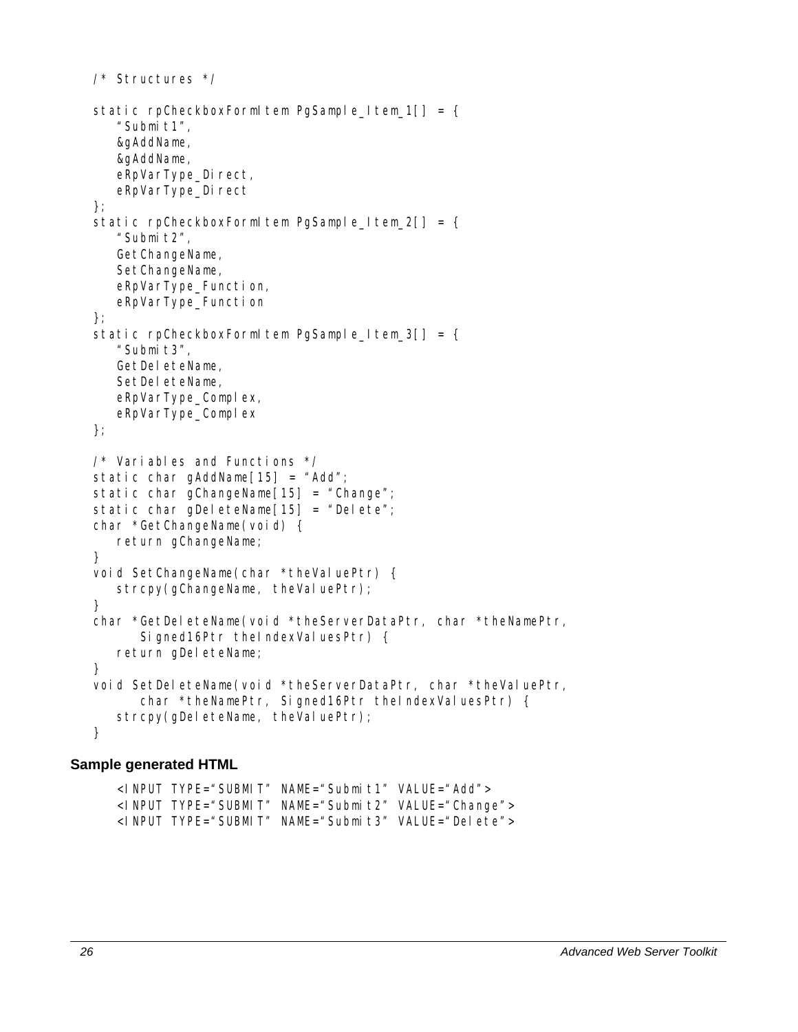```
/* Structures */

static rpCheckboxFormItem PgSample_Item_1[] = {
    "Submit1",
    &gAddName,
    &gAddName,
    eRpVarType_Direct,
    eRpVarType_Direct
};
static rpCheckboxFormItem PgSample_Item_2[] = {
    "Submit2",
    GetChangeName,
    SetChangeName,
    eRpVarType_Function,
    eRpVarType_Function
};
static rpCheckboxFormItem PgSample_Item_3[] = {
    "Submit3",
    GetDeleteName,
    SetDeleteName,
    eRpVarType_Complex,
    eRpVarType_Complex
};

/* Variables and Functions */
static char gAddName[15] = "Add";
static char gChangeName[15] = "Change";
static char gDeleteName[15] = "Delete";
char *GetChangeName(void) {
    return gChangeName;
}
void SetChangeName(char *theValuePtr) {
    strcpy(gChangeName, theValuePtr);
}
char *GetDeleteName(void *theServerDataPtr, char *theNamePtr,
        Signed16Ptr theIndexValuesPtr) {
    return gDeleteName;
}
void SetDeleteName(void *theServerDataPtr, char *theValuePtr,
        char *theNamePtr, Signed16Ptr theIndexValuesPtr) {
    strcpy(gDeleteName, theValuePtr);
}
```

### Sample generated HTML

```
<INPUT TYPE="SUBMIT" NAME="Submit1" VALUE="Add">
<INPUT TYPE="SUBMIT" NAME="Submit2" VALUE="Change">
<INPUT TYPE="SUBMIT" NAME="Submit3" VALUE="Delete">
```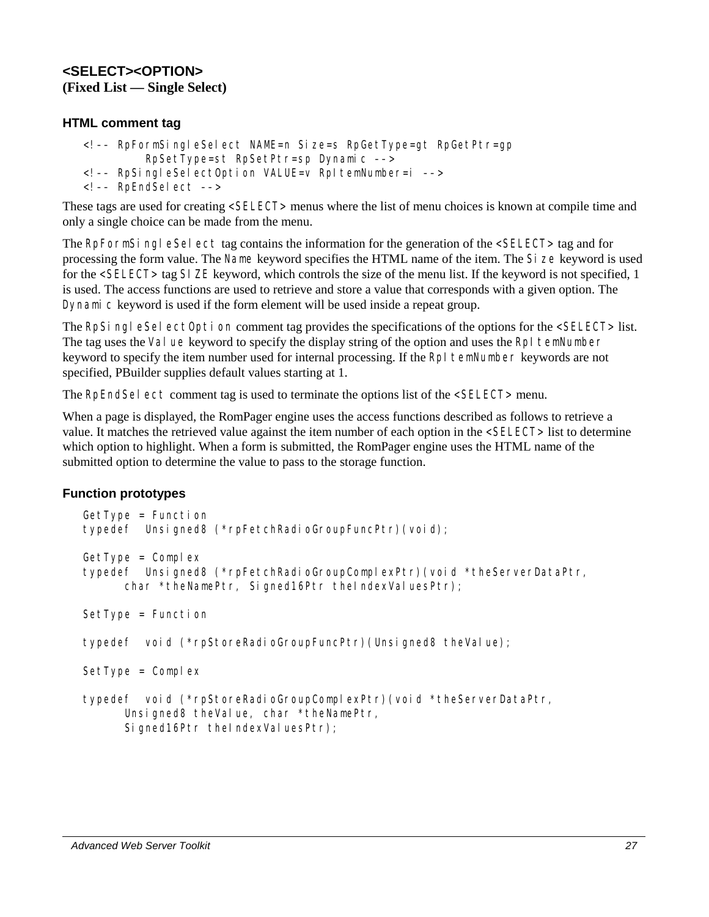## <SELECT><OPTION>
**(Fixed List — Single Select)**

### HTML comment tag

```
<!-- RpFormSingleSelect NAME=n Size=s RpGetType=gt RpGetPtr=gp
        RpSetType=st RpSetPtr=sp Dynamic -->
<!-- RpSingleSelectOption VALUE=v RpItemNumber=i -->
<!-- RpEndSelect -->
```

These tags are used for creating `<SELECT>` menus where the list of menu choices is known at compile time and only a single choice can be made from the menu.

The `RpFormSingleSelect` tag contains the information for the generation of the `<SELECT>` tag and for processing the form value. The `Name` keyword specifies the HTML name of the item. The `Size` keyword is used for the `<SELECT>` tag `SIZE` keyword, which controls the size of the menu list. If the keyword is not specified, 1 is used. The access functions are used to retrieve and store a value that corresponds with a given option. The `Dynamic` keyword is used if the form element will be used inside a repeat group.

The `RpSingleSelectOption` comment tag provides the specifications of the options for the `<SELECT>` list. The tag uses the `Value` keyword to specify the display string of the option and uses the `RpItemNumber` keyword to specify the item number used for internal processing. If the `RpItemNumber` keywords are not specified, PBuilder supplies default values starting at 1.

The `RpEndSelect` comment tag is used to terminate the options list of the `<SELECT>` menu.

When a page is displayed, the RomPager engine uses the access functions described as follows to retrieve a value. It matches the retrieved value against the item number of each option in the `<SELECT>` list to determine which option to highlight. When a form is submitted, the RomPager engine uses the HTML name of the submitted option to determine the value to pass to the storage function.

### Function prototypes

```
GetType = Function
typedef  Unsigned8 (*rpFetchRadioGroupFuncPtr)(void);

GetType = Complex
typedef  Unsigned8 (*rpFetchRadioGroupComplexPtr)(void *theServerDataPtr,
      char *theNamePtr, Signed16Ptr theIndexValuesPtr);

SetType = Function

typedef  void (*rpStoreRadioGroupFuncPtr)(Unsigned8 theValue);

SetType = Complex

typedef  void (*rpStoreRadioGroupComplexPtr)(void *theServerDataPtr,
      Unsigned8 theValue, char *theNamePtr,
      Signed16Ptr theIndexValuesPtr);
```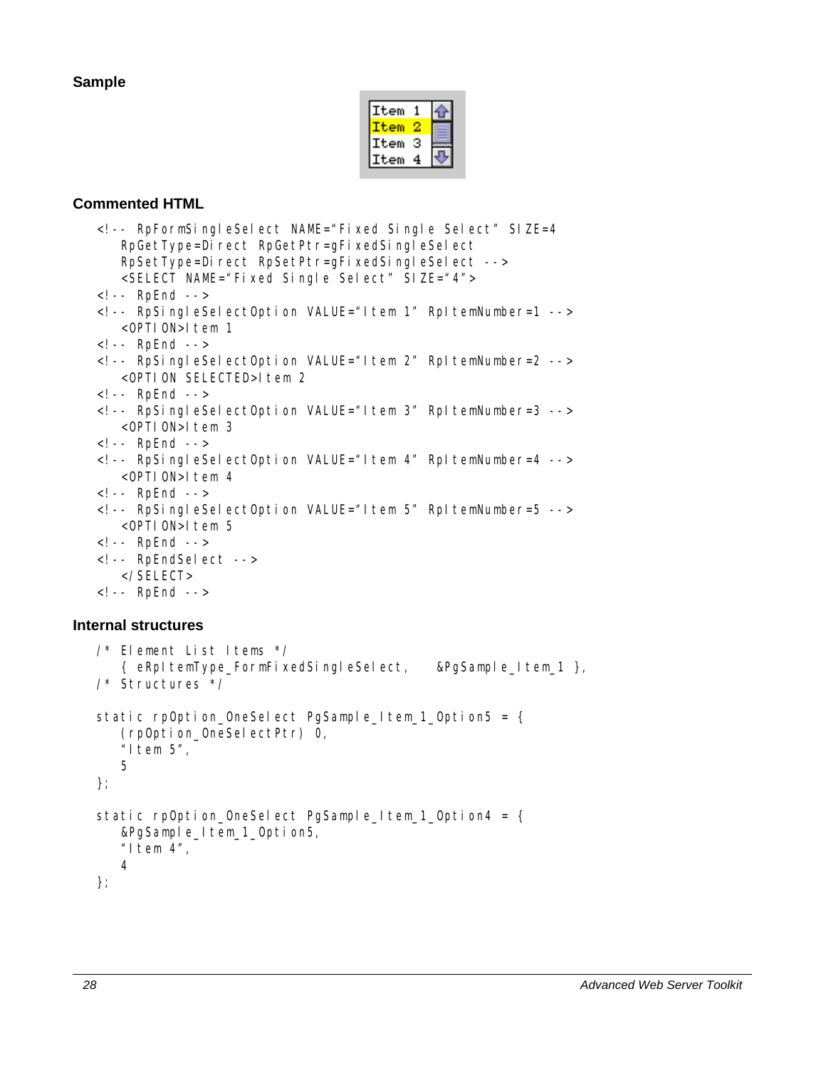## Sample

## Commented HTML

```
<!-- RpFormSingleSelect NAME="Fixed Single Select" SIZE=4
   RpGetType=Direct RpGetPtr=gFixedSingleSelect
   RpSetType=Direct RpSetPtr=gFixedSingleSelect -->
   <SELECT NAME="Fixed Single Select" SIZE="4">
<!-- RpEnd -->
<!-- RpSingleSelectOption VALUE="Item 1" RpItemNumber=1 -->
   <OPTION>Item 1
<!-- RpEnd -->
<!-- RpSingleSelectOption VALUE="Item 2" RpItemNumber=2 -->
   <OPTION SELECTED>Item 2
<!-- RpEnd -->
<!-- RpSingleSelectOption VALUE="Item 3" RpItemNumber=3 -->
   <OPTION>Item 3
<!-- RpEnd -->
<!-- RpSingleSelectOption VALUE="Item 4" RpItemNumber=4 -->
   <OPTION>Item 4
<!-- RpEnd -->
<!-- RpSingleSelectOption VALUE="Item 5" RpItemNumber=5 -->
   <OPTION>Item 5
<!-- RpEnd -->
<!-- RpEndSelect -->
   </SELECT>
<!-- RpEnd -->
```

## Internal structures

```
/* Element List Items */
   { eRpItemType_FormFixedSingleSelect,   &PgSample_Item_1 },
/* Structures */

static rpOption_OneSelect PgSample_Item_1_Option5 = {
   (rpOption_OneSelectPtr) 0,
   "Item 5",
   5
};

static rpOption_OneSelect PgSample_Item_1_Option4 = {
   &PgSample_Item_1_Option5,
   "Item 4",
   4
};
```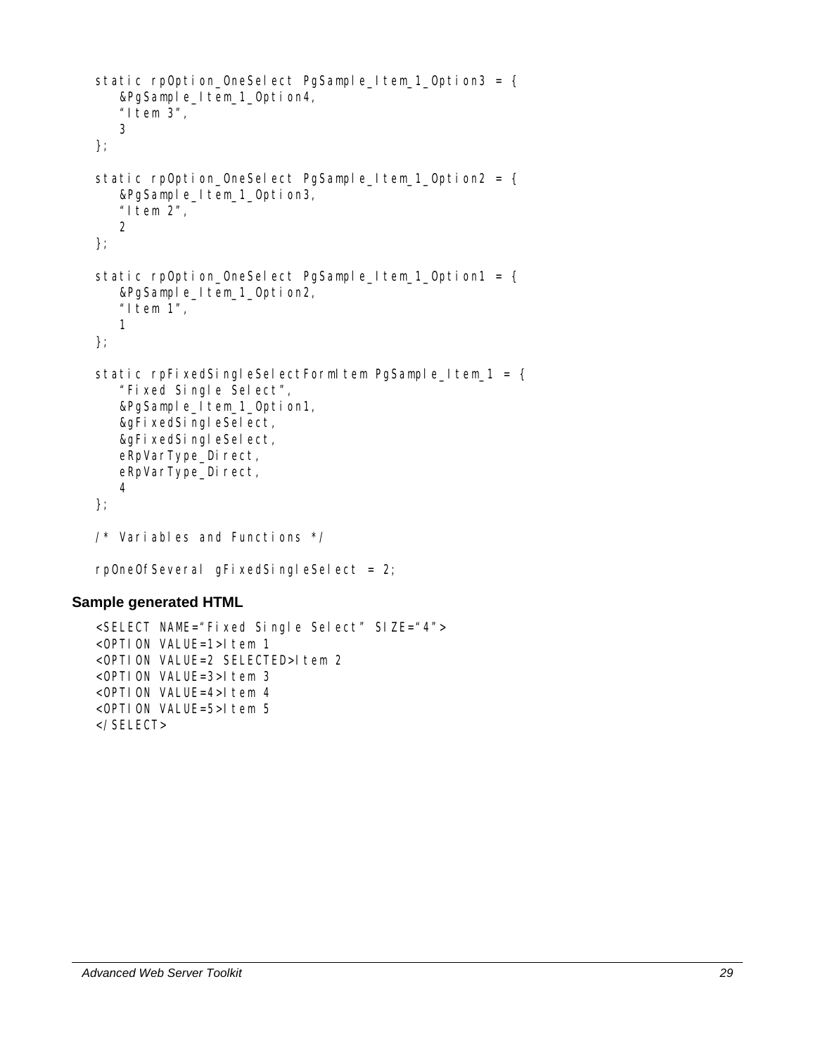```
static rpOption_OneSelect PgSample_Item_1_Option3 = {
    &PgSample_Item_1_Option4,
    “Item 3”,
    3
};

static rpOption_OneSelect PgSample_Item_1_Option2 = {
    &PgSample_Item_1_Option3,
    “Item 2”,
    2
};

static rpOption_OneSelect PgSample_Item_1_Option1 = {
    &PgSample_Item_1_Option2,
    “Item 1”,
    1
};

static rpFixedSingleSelectFormItem PgSample_Item_1 = {
    “Fixed Single Select”,
    &PgSample_Item_1_Option1,
    &gFixedSingleSelect,
    &gFixedSingleSelect,
    eRpVarType_Direct,
    eRpVarType_Direct,
    4
};

/* Variables and Functions */

rpOneOfSeveral  gFixedSingleSelect = 2;
```

### Sample generated HTML

```
<SELECT NAME=“Fixed Single Select” SIZE=“4”>
<OPTION VALUE=1>Item 1
<OPTION VALUE=2 SELECTED>Item 2
<OPTION VALUE=3>Item 3
<OPTION VALUE=4>Item 4
<OPTION VALUE=5>Item 5
</SELECT>
```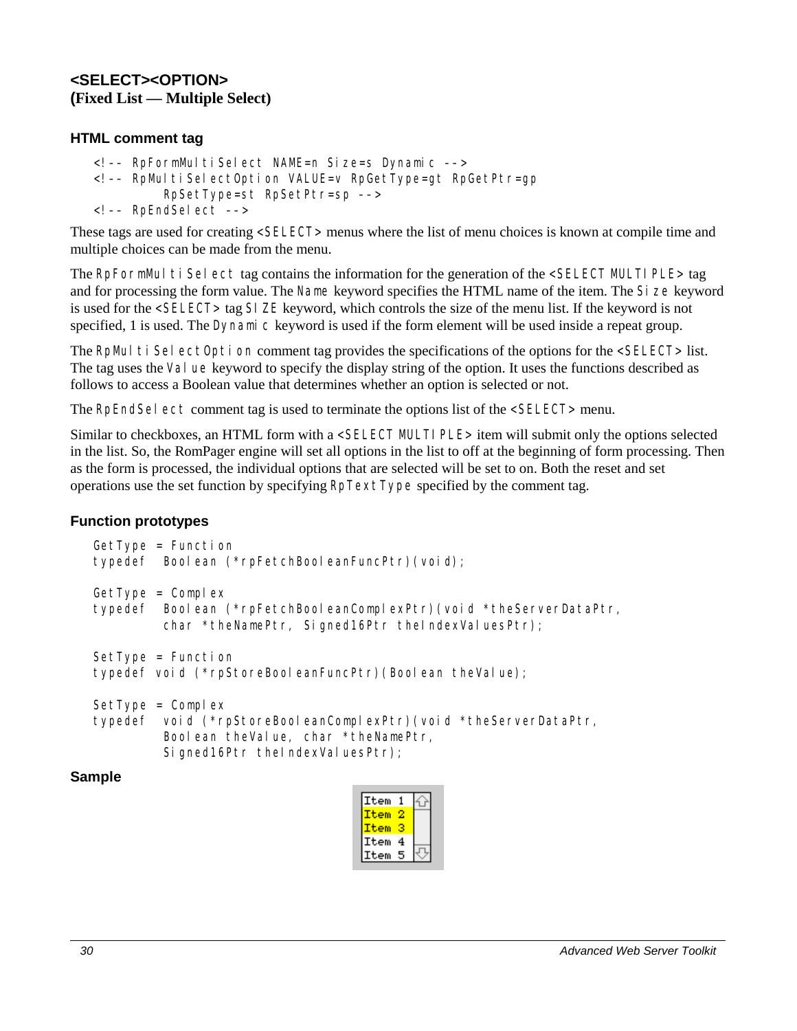## <SELECT><OPTION>
**(Fixed List — Multiple Select)**

### HTML comment tag

```
<!-- RpFormMultiSelect NAME=n Size=s Dynamic -->
<!-- RpMultiSelectOption VALUE=v RpGetType=gt RpGetPtr=gp
        RpSetType=st RpSetPtr=sp -->
<!-- RpEndSelect -->
```

These tags are used for creating `<SELECT>` menus where the list of menu choices is known at compile time and multiple choices can be made from the menu.

The `RpFormMultiSelect` tag contains the information for the generation of the `<SELECT MULTIPLE>` tag and for processing the form value. The `Name` keyword specifies the HTML name of the item. The `Size` keyword is used for the `<SELECT>` tag `SIZE` keyword, which controls the size of the menu list. If the keyword is not specified, 1 is used. The `Dynamic` keyword is used if the form element will be used inside a repeat group.

The `RpMultiSelectOption` comment tag provides the specifications of the options for the `<SELECT>` list. The tag uses the `Value` keyword to specify the display string of the option. It uses the functions described as follows to access a Boolean value that determines whether an option is selected or not.

The `RpEndSelect` comment tag is used to terminate the options list of the `<SELECT>` menu.

Similar to checkboxes, an HTML form with a `<SELECT MULTIPLE>` item will submit only the options selected in the list. So, the RomPager engine will set all options in the list to off at the beginning of form processing. Then as the form is processed, the individual options that are selected will be set to on. Both the reset and set operations use the set function by specifying `RpTextType` specified by the comment tag.

### Function prototypes

```
GetType = Function
typedef  Boolean (*rpFetchBooleanFuncPtr)(void);

GetType = Complex
typedef  Boolean (*rpFetchBooleanComplexPtr)(void *theServerDataPtr,
         char *theNamePtr, Signed16Ptr theIndexValuesPtr);

SetType = Function
typedef void (*rpStoreBooleanFuncPtr)(Boolean theValue);

SetType = Complex
typedef  void (*rpStoreBooleanComplexPtr)(void *theServerDataPtr,
         Boolean theValue, char *theNamePtr,
         Signed16Ptr theIndexValuesPtr);
```

### Sample

Item 1
Item 2
Item 3
Item 4
Item 5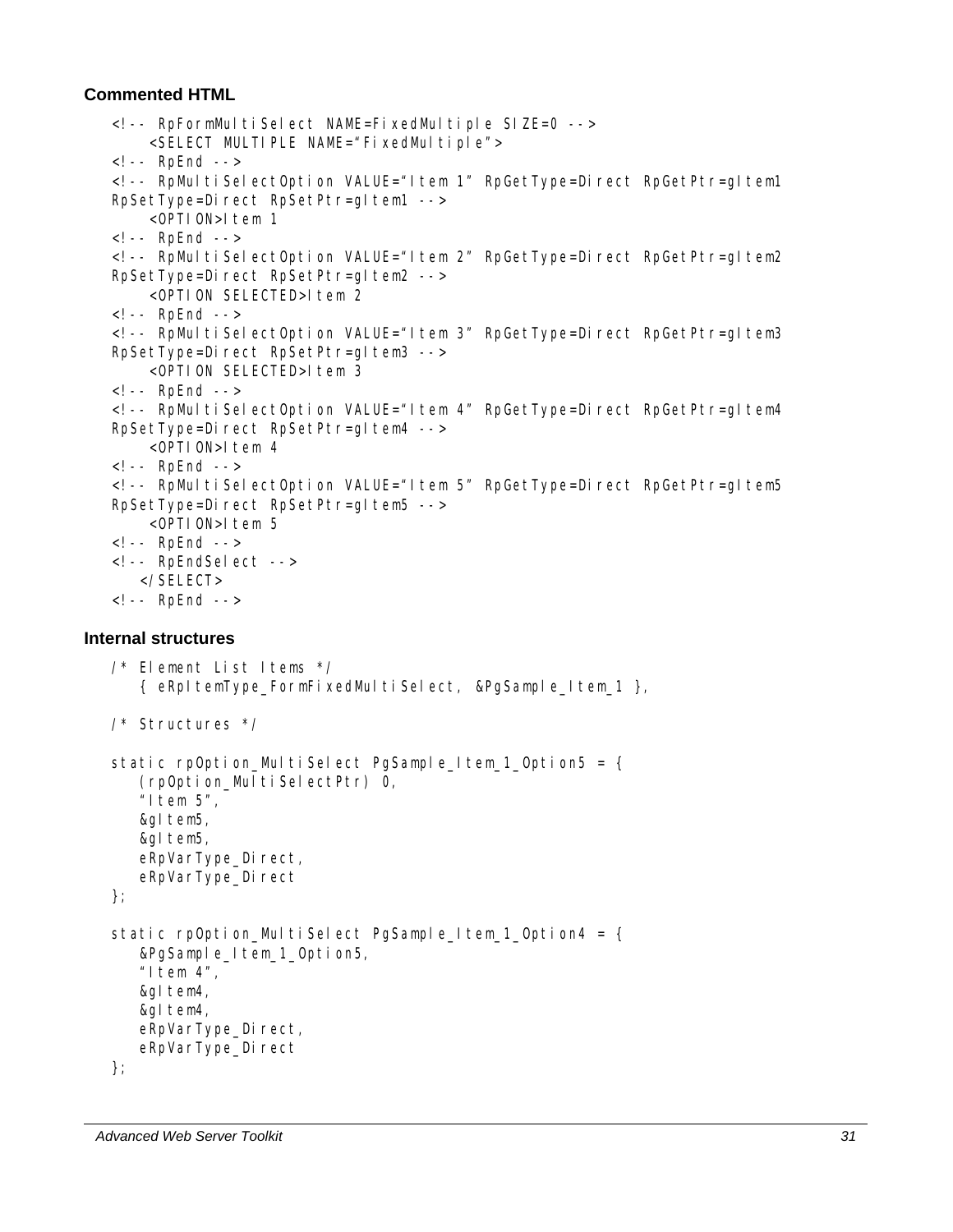### Commented HTML

```
<!-- RpFormMultiSelect NAME=FixedMultiple SIZE=0 -->
    <SELECT MULTIPLE NAME="FixedMultiple">
<!-- RpEnd -->
<!-- RpMultiSelectOption VALUE="Item 1" RpGetType=Direct RpGetPtr=gItem1
RpSetType=Direct RpSetPtr=gItem1 -->
    <OPTION>Item 1
<!-- RpEnd -->
<!-- RpMultiSelectOption VALUE="Item 2" RpGetType=Direct RpGetPtr=gItem2
RpSetType=Direct RpSetPtr=gItem2 -->
    <OPTION SELECTED>Item 2
<!-- RpEnd -->
<!-- RpMultiSelectOption VALUE="Item 3" RpGetType=Direct RpGetPtr=gItem3
RpSetType=Direct RpSetPtr=gItem3 -->
    <OPTION SELECTED>Item 3
<!-- RpEnd -->
<!-- RpMultiSelectOption VALUE="Item 4" RpGetType=Direct RpGetPtr=gItem4
RpSetType=Direct RpSetPtr=gItem4 -->
    <OPTION>Item 4
<!-- RpEnd -->
<!-- RpMultiSelectOption VALUE="Item 5" RpGetType=Direct RpGetPtr=gItem5
RpSetType=Direct RpSetPtr=gItem5 -->
    <OPTION>Item 5
<!-- RpEnd -->
<!-- RpEndSelect -->
   </SELECT>
<!-- RpEnd -->
```

### Internal structures

```
/* Element List Items */
   { eRpItemType_FormFixedMultiSelect, &PgSample_Item_1 },

/* Structures */

static rpOption_MultiSelect PgSample_Item_1_Option5 = {
   (rpOption_MultiSelectPtr) 0,
   "Item 5",
   &gItem5,
   &gItem5,
   eRpVarType_Direct,
   eRpVarType_Direct
};

static rpOption_MultiSelect PgSample_Item_1_Option4 = {
   &PgSample_Item_1_Option5,
   "Item 4",
   &gItem4,
   &gItem4,
   eRpVarType_Direct,
   eRpVarType_Direct
};
```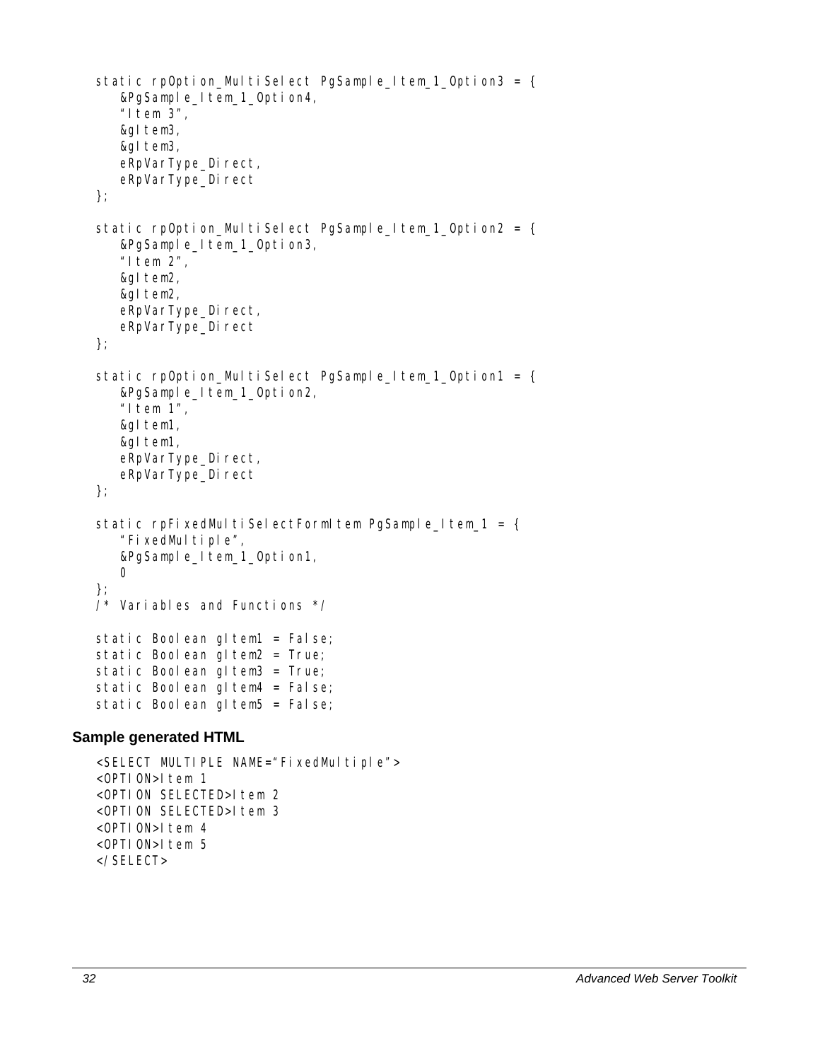```
static rpOption_MultiSelect PgSample_Item_1_Option3 = {
    &PgSample_Item_1_Option4,
    "Item 3",
    &gItem3,
    &gItem3,
    eRpVarType_Direct,
    eRpVarType_Direct
};

static rpOption_MultiSelect PgSample_Item_1_Option2 = {
    &PgSample_Item_1_Option3,
    "Item 2",
    &gItem2,
    &gItem2,
    eRpVarType_Direct,
    eRpVarType_Direct
};

static rpOption_MultiSelect PgSample_Item_1_Option1 = {
    &PgSample_Item_1_Option2,
    "Item 1",
    &gItem1,
    &gItem1,
    eRpVarType_Direct,
    eRpVarType_Direct
};

static rpFixedMultiSelectFormItem PgSample_Item_1 = {
    "FixedMultiple",
    &PgSample_Item_1_Option1,
    0
};
/* Variables and Functions */

static Boolean gItem1 = False;
static Boolean gItem2 = True;
static Boolean gItem3 = True;
static Boolean gItem4 = False;
static Boolean gItem5 = False;
```

### Sample generated HTML

```
<SELECT MULTIPLE NAME="FixedMultiple">
<OPTION>Item 1
<OPTION SELECTED>Item 2
<OPTION SELECTED>Item 3
<OPTION>Item 4
<OPTION>Item 5
</SELECT>
```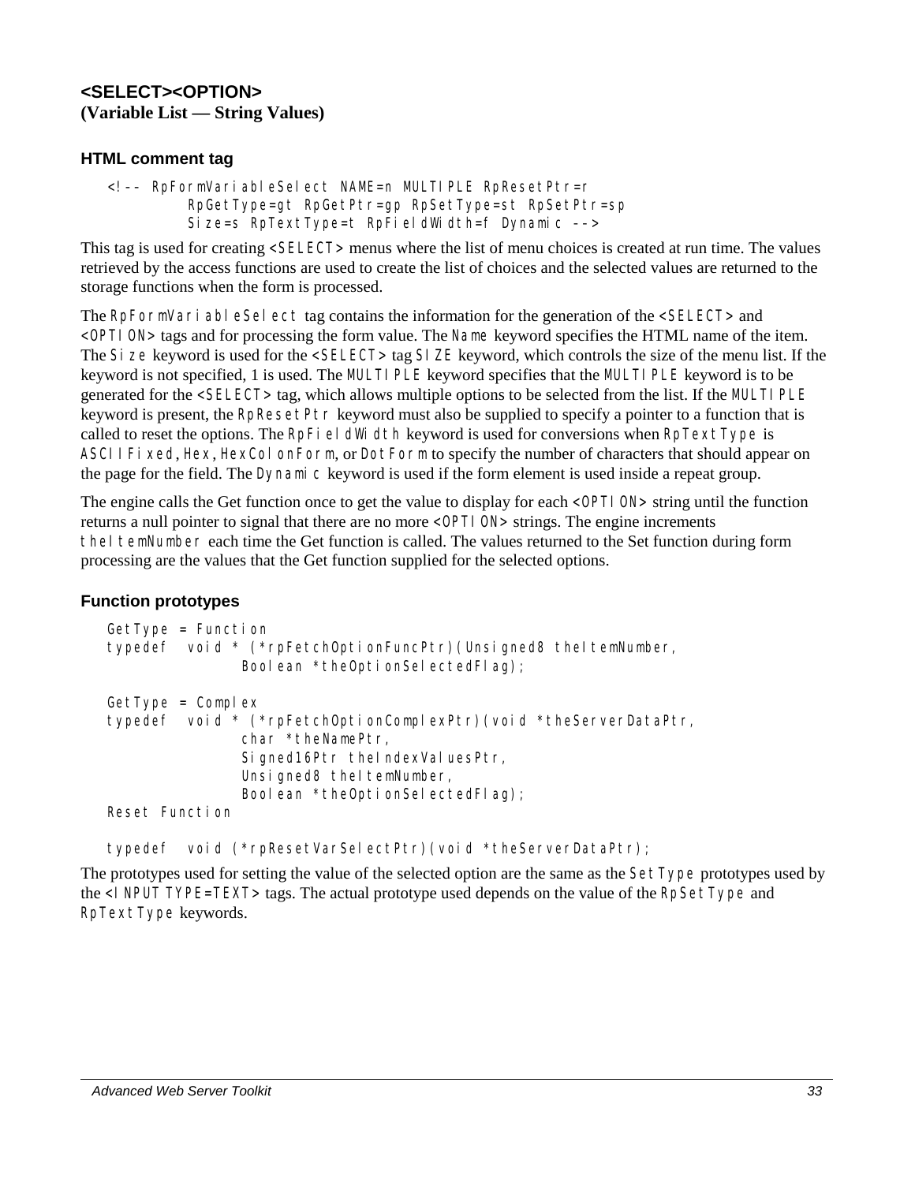## <SELECT><OPTION>
**(Variable List — String Values)**

### HTML comment tag

```
<!-- RpFormVariableSelect NAME=n MULTIPLE RpResetPtr=r
        RpGetType=gt RpGetPtr=gp RpSetType=st RpSetPtr=sp
        Size=s RpTextType=t RpFieldWidth=f Dynamic -->
```

This tag is used for creating `<SELECT>` menus where the list of menu choices is created at run time. The values retrieved by the access functions are used to create the list of choices and the selected values are returned to the storage functions when the form is processed.

The `RpFormVariableSelect` tag contains the information for the generation of the `<SELECT>` and `<OPTION>` tags and for processing the form value. The `Name` keyword specifies the HTML name of the item. The `Size` keyword is used for the `<SELECT>` tag `SIZE` keyword, which controls the size of the menu list. If the keyword is not specified, 1 is used. The `MULTIPLE` keyword specifies that the `MULTIPLE` keyword is to be generated for the `<SELECT>` tag, which allows multiple options to be selected from the list. If the `MULTIPLE` keyword is present, the `RpResetPtr` keyword must also be supplied to specify a pointer to a function that is called to reset the options. The `RpFieldWidth` keyword is used for conversions when `RpTextType` is `ASCIIFixed`, `Hex`, `HexColonForm`, or `DotForm` to specify the number of characters that should appear on the page for the field. The `Dynamic` keyword is used if the form element is used inside a repeat group.

The engine calls the Get function once to get the value to display for each `<OPTION>` string until the function returns a null pointer to signal that there are no more `<OPTION>` strings. The engine increments `theItemNumber` each time the Get function is called. The values returned to the Set function during form processing are the values that the Get function supplied for the selected options.

### Function prototypes

```
GetType = Function
typedef  void * (*rpFetchOptionFuncPtr)(Unsigned8 theItemNumber,
              Boolean *theOptionSelectedFlag);

GetType = Complex
typedef  void * (*rpFetchOptionComplexPtr)(void *theServerDataPtr,
              char *theNamePtr,
              Signed16Ptr theIndexValuesPtr,
              Unsigned8 theItemNumber,
              Boolean *theOptionSelectedFlag);
Reset Function

typedef  void (*rpResetVarSelectPtr)(void *theServerDataPtr);
```

The prototypes used for setting the value of the selected option are the same as the `SetType` prototypes used by the `<INPUT TYPE=TEXT>` tags. The actual prototype used depends on the value of the `RpSetType` and `RpTextType` keywords.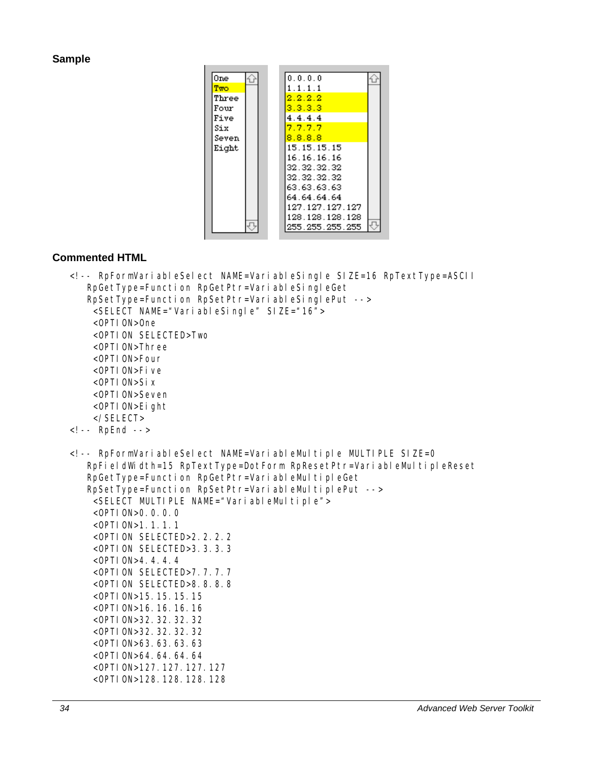### Sample

### Commented HTML

```
<!-- RpFormVariableSelect NAME=VariableSingle SIZE=16 RpTextType=ASCII
   RpGetType=Function RpGetPtr=VariableSingleGet
   RpSetType=Function RpSetPtr=VariableSinglePut -->
    <SELECT NAME="VariableSingle" SIZE="16">
    <OPTION>One
    <OPTION SELECTED>Two
    <OPTION>Three
    <OPTION>Four
    <OPTION>Five
    <OPTION>Six
    <OPTION>Seven
    <OPTION>Eight
    </SELECT>
<!-- RpEnd -->

<!-- RpFormVariableSelect NAME=VariableMultiple MULTIPLE SIZE=0
   RpFieldWidth=15 RpTextType=DotForm RpResetPtr=VariableMultipleReset
   RpGetType=Function RpGetPtr=VariableMultipleGet
   RpSetType=Function RpSetPtr=VariableMultiplePut -->
    <SELECT MULTIPLE NAME="VariableMultiple">
    <OPTION>0.0.0.0
    <OPTION>1.1.1.1
    <OPTION SELECTED>2.2.2.2
    <OPTION SELECTED>3.3.3.3
    <OPTION>4.4.4.4
    <OPTION SELECTED>7.7.7.7
    <OPTION SELECTED>8.8.8.8
    <OPTION>15.15.15.15
    <OPTION>16.16.16.16
    <OPTION>32.32.32.32
    <OPTION>32.32.32.32
    <OPTION>63.63.63.63
    <OPTION>64.64.64.64
    <OPTION>127.127.127.127
    <OPTION>128.128.128.128
```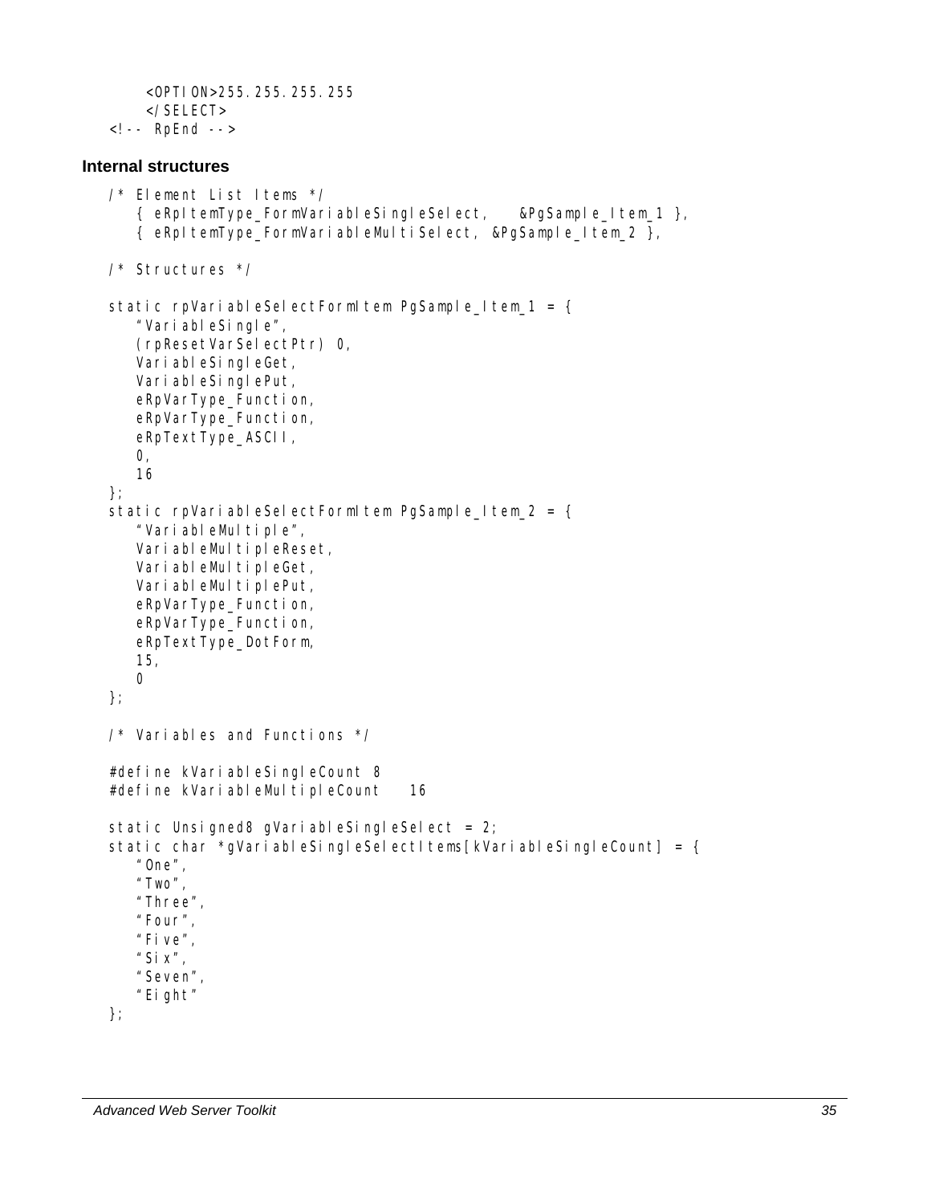```
    <OPTION>255.255.255.255
    </SELECT>
<!-- RpEnd -->
```

### Internal structures

```
/* Element List Items */
   { eRpItemType_FormVariableSingleSelect,    &PgSample_Item_1 },
   { eRpItemType_FormVariableMultiSelect, &PgSample_Item_2 },

/* Structures */

static rpVariableSelectFormItem PgSample_Item_1 = {
   "VariableSingle",
   (rpResetVarSelectPtr) 0,
   VariableSingleGet,
   VariableSinglePut,
   eRpVarType_Function,
   eRpVarType_Function,
   eRpTextType_ASCII,
   0,
   16
};
static rpVariableSelectFormItem PgSample_Item_2 = {
   "VariableMultiple",
   VariableMultipleReset,
   VariableMultipleGet,
   VariableMultiplePut,
   eRpVarType_Function,
   eRpVarType_Function,
   eRpTextType_DotForm,
   15,
   0
};

/* Variables and Functions */

#define kVariableSingleCount 8
#define kVariableMultipleCount    16

static Unsigned8 gVariableSingleSelect = 2;
static char *gVariableSingleSelectItems[kVariableSingleCount] = {
   "One",
   "Two",
   "Three",
   "Four",
   "Five",
   "Six",
   "Seven",
   "Eight"
};
```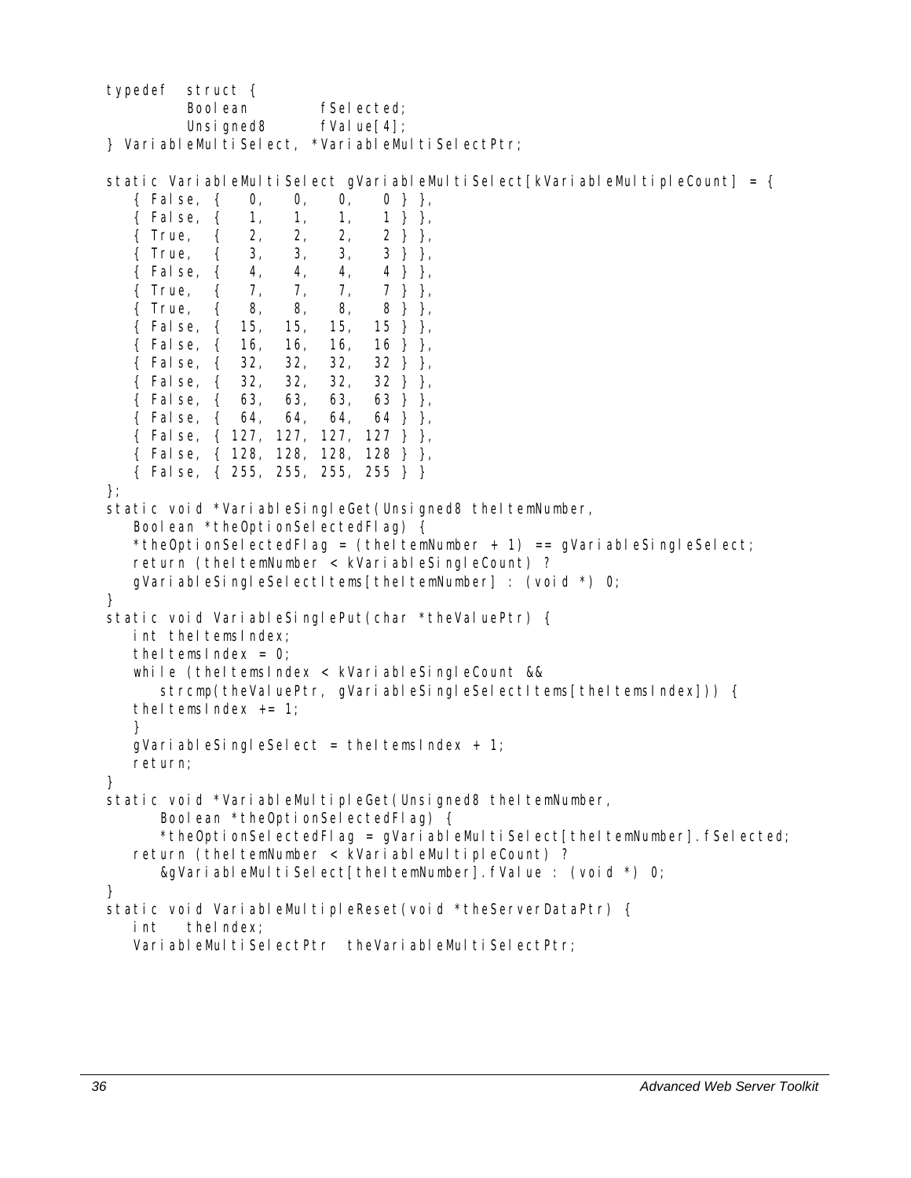```
typedef struct {
        Boolean         fSelected;
        Unsigned8       fValue[4];
} VariableMultiSelect, *VariableMultiSelectPtr;

static VariableMultiSelect gVariableMultiSelect[kVariableMultipleCount] = {
   { False, {   0,   0,   0,   0 } },
   { False, {   1,   1,   1,   1 } },
   { True,  {   2,   2,   2,   2 } },
   { True,  {   3,   3,   3,   3 } },
   { False, {   4,   4,   4,   4 } },
   { True,  {   7,   7,   7,   7 } },
   { True,  {   8,   8,   8,   8 } },
   { False, {  15,  15,  15,  15 } },
   { False, {  16,  16,  16,  16 } },
   { False, {  32,  32,  32,  32 } },
   { False, {  32,  32,  32,  32 } },
   { False, {  63,  63,  63,  63 } },
   { False, {  64,  64,  64,  64 } },
   { False, { 127, 127, 127, 127 } },
   { False, { 128, 128, 128, 128 } },
   { False, { 255, 255, 255, 255 } }
};
static void *VariableSingleGet(Unsigned8 theItemNumber,
   Boolean *theOptionSelectedFlag) {
   *theOptionSelectedFlag = (theItemNumber + 1) == gVariableSingleSelect;
   return (theItemNumber < kVariableSingleCount) ?
   gVariableSingleSelectItems[theItemNumber] : (void *) 0;
}
static void VariableSinglePut(char *theValuePtr) {
   int theItemsIndex;
   theItemsIndex = 0;
   while (theItemsIndex < kVariableSingleCount &&
      strcmp(theValuePtr, gVariableSingleSelectItems[theItemsIndex])) {
   theItemsIndex += 1;
   }
   gVariableSingleSelect = theItemsIndex + 1;
   return;
}
static void *VariableMultipleGet(Unsigned8 theItemNumber,
      Boolean *theOptionSelectedFlag) {
      *theOptionSelectedFlag = gVariableMultiSelect[theItemNumber].fSelected;
   return (theItemNumber < kVariableMultipleCount) ?
      &gVariableMultiSelect[theItemNumber].fValue : (void *) 0;
}
static void VariableMultipleReset(void *theServerDataPtr) {
   int   theIndex;
   VariableMultiSelectPtr  theVariableMultiSelectPtr;
```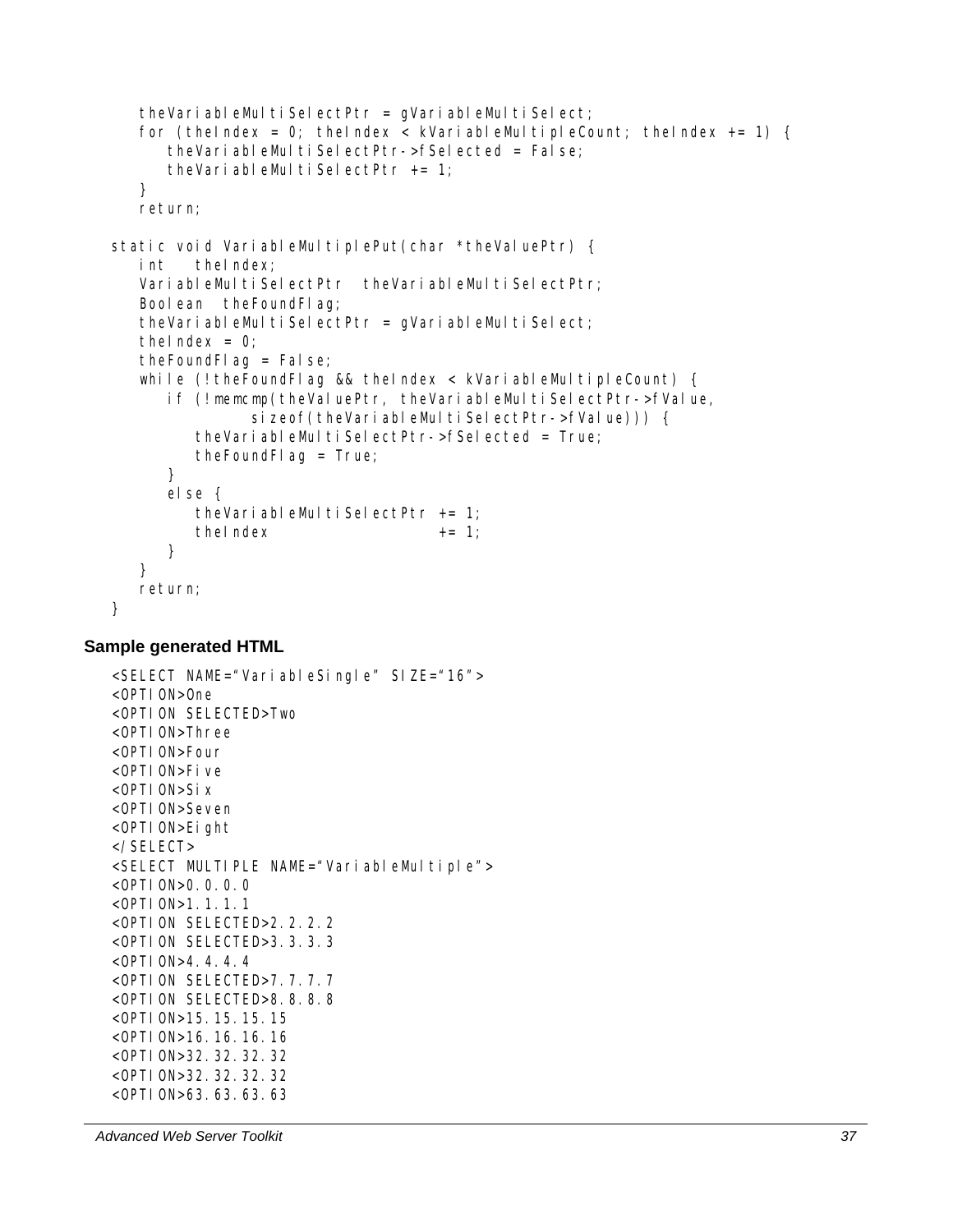```
   theVariableMultiSelectPtr = gVariableMultiSelect;
   for (theIndex = 0; theIndex < kVariableMultipleCount; theIndex += 1) {
      theVariableMultiSelectPtr->fSelected = False;
      theVariableMultiSelectPtr += 1;
   }
   return;

static void VariableMultiplePut(char *theValuePtr) {
   int   theIndex;
   VariableMultiSelectPtr  theVariableMultiSelectPtr;
   Boolean  theFoundFlag;
   theVariableMultiSelectPtr = gVariableMultiSelect;
   theIndex = 0;
   theFoundFlag = False;
   while (!theFoundFlag && theIndex < kVariableMultipleCount) {
      if (!memcmp(theValuePtr, theVariableMultiSelectPtr->fValue,
               sizeof(theVariableMultiSelectPtr->fValue))) {
         theVariableMultiSelectPtr->fSelected = True;
         theFoundFlag = True;
      }
      else {
         theVariableMultiSelectPtr += 1;
         theIndex                  += 1;
      }
   }
   return;
}
```

### Sample generated HTML

```
<SELECT NAME="VariableSingle" SIZE="16">
<OPTION>One
<OPTION SELECTED>Two
<OPTION>Three
<OPTION>Four
<OPTION>Five
<OPTION>Six
<OPTION>Seven
<OPTION>Eight
</SELECT>
<SELECT MULTIPLE NAME="VariableMultiple">
<OPTION>0.0.0.0
<OPTION>1.1.1.1
<OPTION SELECTED>2.2.2.2
<OPTION SELECTED>3.3.3.3
<OPTION>4.4.4.4
<OPTION SELECTED>7.7.7.7
<OPTION SELECTED>8.8.8.8
<OPTION>15.15.15.15
<OPTION>16.16.16.16
<OPTION>32.32.32.32
<OPTION>32.32.32.32
<OPTION>63.63.63.63
```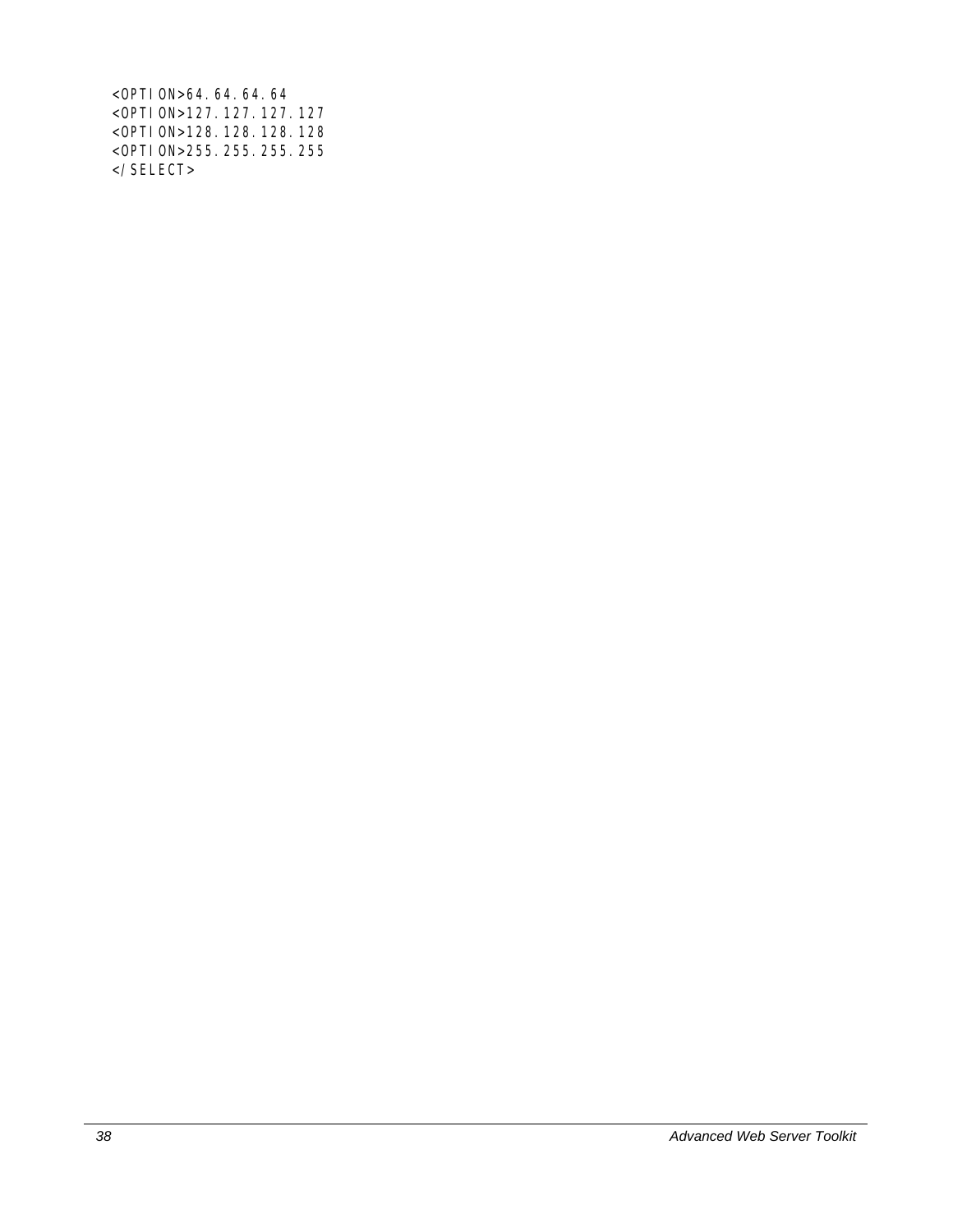```
<OPTION>64.64.64.64
<OPTION>127.127.127.127
<OPTION>128.128.128.128
<OPTION>255.255.255.255
</SELECT>
```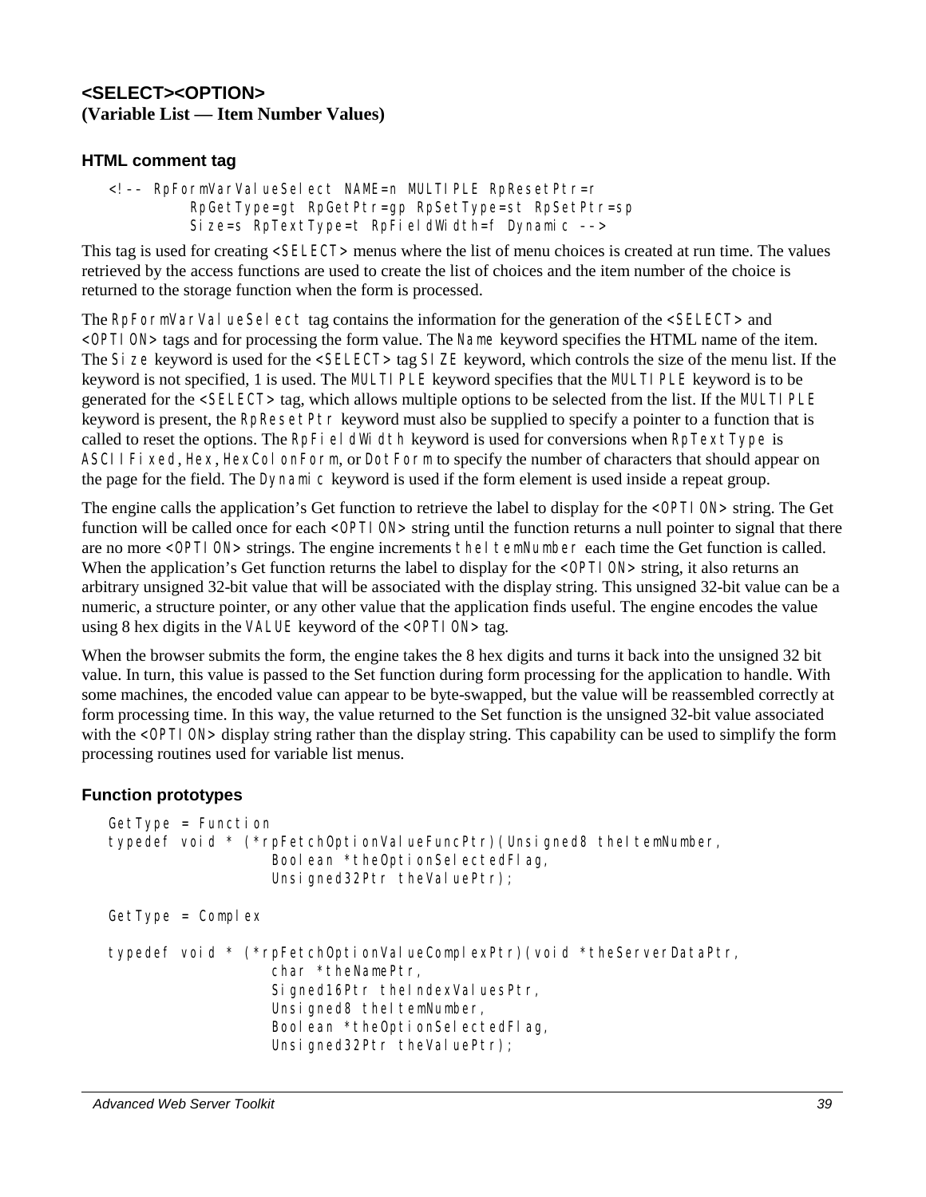## <SELECT><OPTION>
**(Variable List — Item Number Values)**

### HTML comment tag

```
<!-- RpFormVarValueSelect NAME=n MULTIPLE RpResetPtr=r
        RpGetType=gt RpGetPtr=gp RpSetType=st RpSetPtr=sp
        Size=s RpTextType=t RpFieldWidth=f Dynamic -->
```

This tag is used for creating `<SELECT>` menus where the list of menu choices is created at run time. The values retrieved by the access functions are used to create the list of choices and the item number of the choice is returned to the storage function when the form is processed.

The `RpFormVarValueSelect` tag contains the information for the generation of the `<SELECT>` and `<OPTION>` tags and for processing the form value. The `Name` keyword specifies the HTML name of the item. The `Size` keyword is used for the `<SELECT>` tag `SIZE` keyword, which controls the size of the menu list. If the keyword is not specified, 1 is used. The `MULTIPLE` keyword specifies that the `MULTIPLE` keyword is to be generated for the `<SELECT>` tag, which allows multiple options to be selected from the list. If the `MULTIPLE` keyword is present, the `RpResetPtr` keyword must also be supplied to specify a pointer to a function that is called to reset the options. The `RpFieldWidth` keyword is used for conversions when `RpTextType` is `ASCIIFixed`, `Hex`, `HexColonForm`, or `DotForm` to specify the number of characters that should appear on the page for the field. The `Dynamic` keyword is used if the form element is used inside a repeat group.

The engine calls the application's Get function to retrieve the label to display for the `<OPTION>` string. The Get function will be called once for each `<OPTION>` string until the function returns a null pointer to signal that there are no more `<OPTION>` strings. The engine increments `theItemNumber` each time the Get function is called. When the application's Get function returns the label to display for the `<OPTION>` string, it also returns an arbitrary unsigned 32-bit value that will be associated with the display string. This unsigned 32-bit value can be a numeric, a structure pointer, or any other value that the application finds useful. The engine encodes the value using 8 hex digits in the `VALUE` keyword of the `<OPTION>` tag.

When the browser submits the form, the engine takes the 8 hex digits and turns it back into the unsigned 32 bit value. In turn, this value is passed to the Set function during form processing for the application to handle. With some machines, the encoded value can appear to be byte-swapped, but the value will be reassembled correctly at form processing time. In this way, the value returned to the Set function is the unsigned 32-bit value associated with the `<OPTION>` display string rather than the display string. This capability can be used to simplify the form processing routines used for variable list menus.

### Function prototypes

```
GetType = Function
typedef void * (*rpFetchOptionValueFuncPtr)(Unsigned8 theItemNumber,
                    Boolean *theOptionSelectedFlag,
                    Unsigned32Ptr theValuePtr);

GetType = Complex

typedef void * (*rpFetchOptionValueComplexPtr)(void *theServerDataPtr,
                    char *theNamePtr,
                    Signed16Ptr theIndexValuesPtr,
                    Unsigned8 theItemNumber,
                    Boolean *theOptionSelectedFlag,
                    Unsigned32Ptr theValuePtr);
```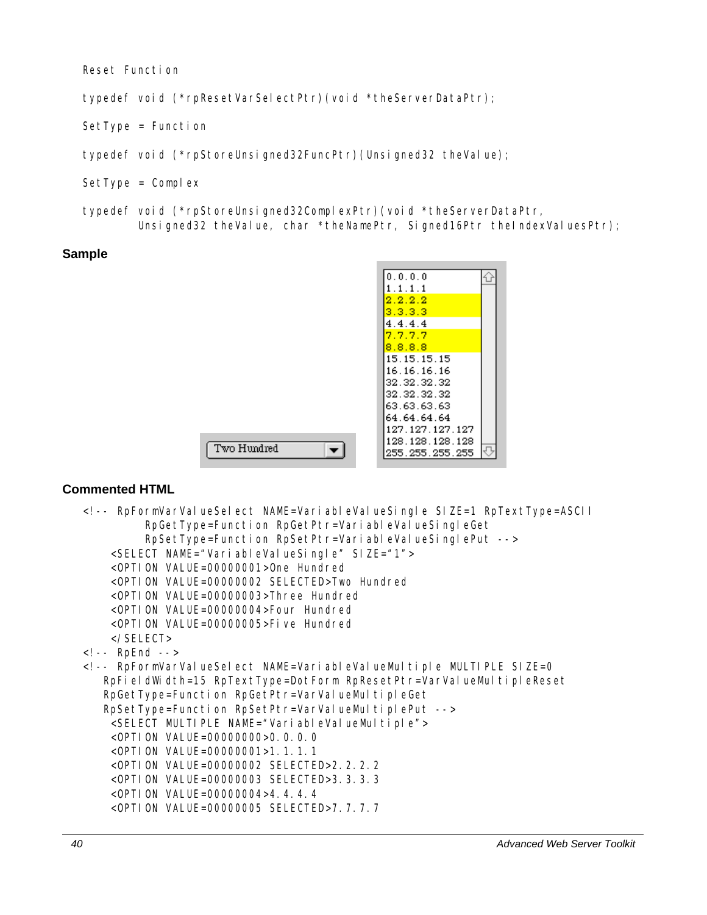```
Reset Function

typedef void (*rpResetVarSelectPtr)(void *theServerDataPtr);

SetType = Function

typedef void (*rpStoreUnsigned32FuncPtr)(Unsigned32 theValue);

SetType = Complex

typedef void (*rpStoreUnsigned32ComplexPtr)(void *theServerDataPtr,
        Unsigned32 theValue, char *theNamePtr, Signed16Ptr theIndexValuesPtr);
```

### Sample

Two Hundred

0.0.0.0
1.1.1.1
2.2.2.2
3.3.3.3
4.4.4.4
7.7.7.7
8.8.8.8
15.15.15.15
16.16.16.16
32.32.32.32
32.32.32.32
63.63.63.63
64.64.64.64
127.127.127.127
128.128.128.128
255.255.255.255

### Commented HTML

```
<!-- RpFormVarValueSelect NAME=VariableValueSingle SIZE=1 RpTextType=ASCII
        RpGetType=Function RpGetPtr=VariableValueSingleGet
        RpSetType=Function RpSetPtr=VariableValueSinglePut -->
    <SELECT NAME="VariableValueSingle" SIZE="1">
    <OPTION VALUE=00000001>One Hundred
    <OPTION VALUE=00000002 SELECTED>Two Hundred
    <OPTION VALUE=00000003>Three Hundred
    <OPTION VALUE=00000004>Four Hundred
    <OPTION VALUE=00000005>Five Hundred
    </SELECT>
<!-- RpEnd -->
<!-- RpFormVarValueSelect NAME=VariableValueMultiple MULTIPLE SIZE=0
   RpFieldWidth=15 RpTextType=DotForm RpResetPtr=VarValueMultipleReset
   RpGetType=Function RpGetPtr=VarValueMultipleGet
   RpSetType=Function RpSetPtr=VarValueMultiplePut -->
    <SELECT MULTIPLE NAME="VariableValueMultiple">
    <OPTION VALUE=00000000>0.0.0.0
    <OPTION VALUE=00000001>1.1.1.1
    <OPTION VALUE=00000002 SELECTED>2.2.2.2
    <OPTION VALUE=00000003 SELECTED>3.3.3.3
    <OPTION VALUE=00000004>4.4.4.4
    <OPTION VALUE=00000005 SELECTED>7.7.7.7
```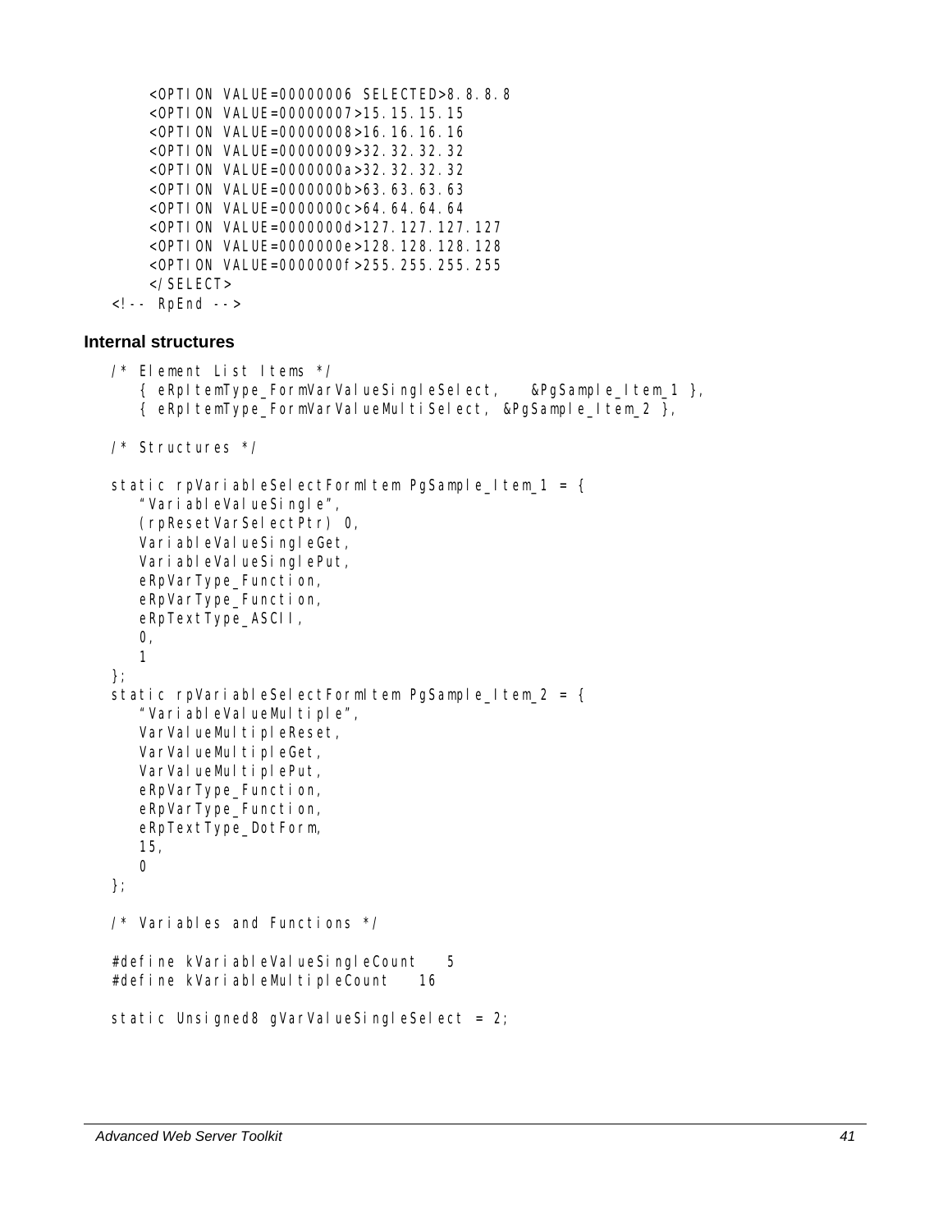```
        <OPTION VALUE=00000006 SELECTED>8.8.8.8
        <OPTION VALUE=00000007>15.15.15.15
        <OPTION VALUE=00000008>16.16.16.16
        <OPTION VALUE=00000009>32.32.32.32
        <OPTION VALUE=0000000a>32.32.32.32
        <OPTION VALUE=0000000b>63.63.63.63
        <OPTION VALUE=0000000c>64.64.64.64
        <OPTION VALUE=0000000d>127.127.127.127
        <OPTION VALUE=0000000e>128.128.128.128
        <OPTION VALUE=0000000f>255.255.255.255
        </SELECT>
<!-- RpEnd -->
```

### Internal structures

```
/* Element List Items */
    { eRpItemType_FormVarValueSingleSelect,    &PgSample_Item_1 },
    { eRpItemType_FormVarValueMultiSelect, &PgSample_Item_2 },

/* Structures */

static rpVariableSelectFormItem PgSample_Item_1 = {
    "VariableValueSingle",
    (rpResetVarSelectPtr) 0,
    VariableValueSingleGet,
    VariableValueSinglePut,
    eRpVarType_Function,
    eRpVarType_Function,
    eRpTextType_ASCII,
    0,
    1
};
static rpVariableSelectFormItem PgSample_Item_2 = {
    "VariableValueMultiple",
    VarValueMultipleReset,
    VarValueMultipleGet,
    VarValueMultiplePut,
    eRpVarType_Function,
    eRpVarType_Function,
    eRpTextType_DotForm,
    15,
    0
};

/* Variables and Functions */

#define kVariableValueSingleCount   5
#define kVariableMultipleCount   16

static Unsigned8 gVarValueSingleSelect = 2;
```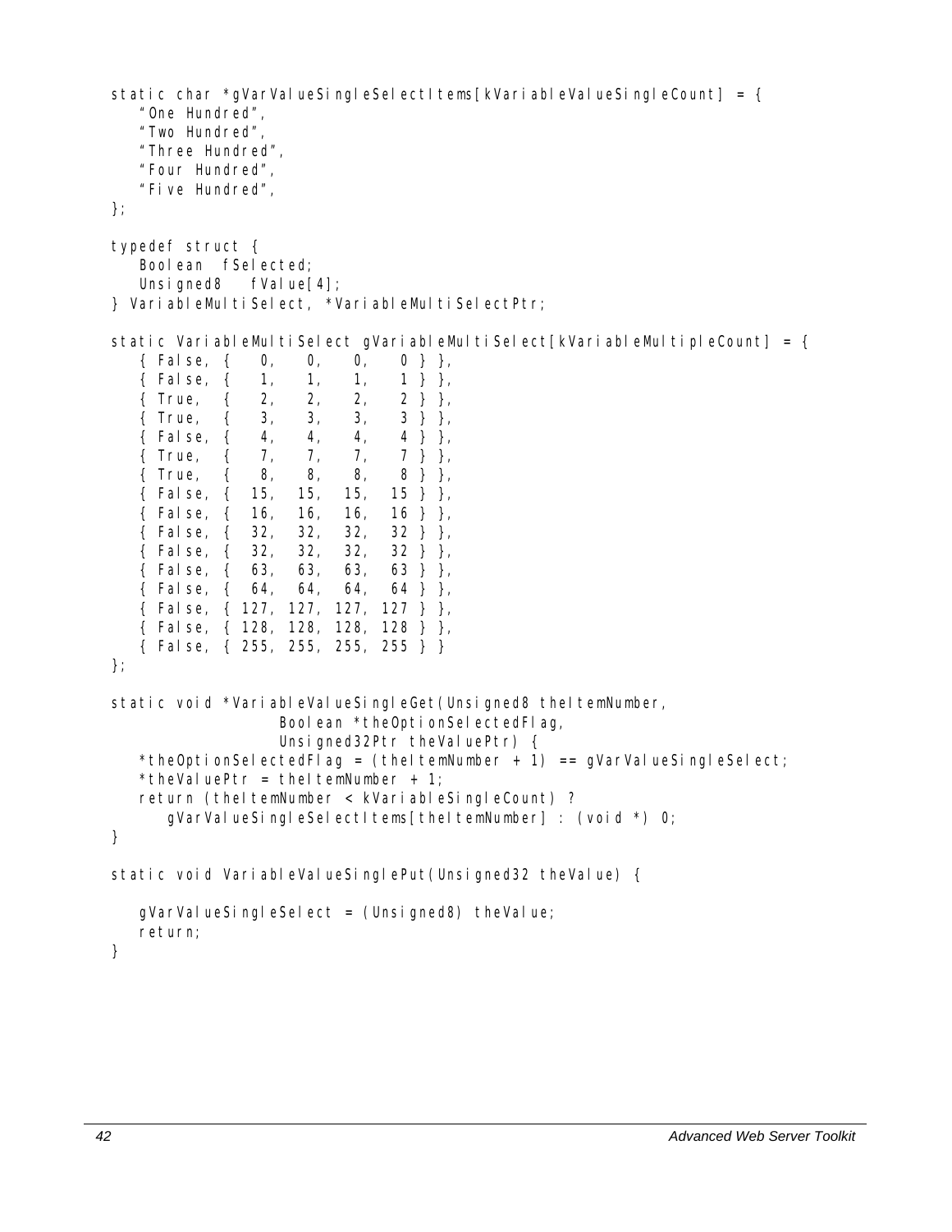```
static char *gVarValueSingleSelectItems[kVariableValueSingleCount] = {
    "One Hundred",
    "Two Hundred",
    "Three Hundred",
    "Four Hundred",
    "Five Hundred",
};

typedef struct {
    Boolean  fSelected;
    Unsigned8   fValue[4];
} VariableMultiSelect, *VariableMultiSelectPtr;

static VariableMultiSelect gVariableMultiSelect[kVariableMultipleCount] = {
    { False, {   0,   0,   0,   0 } },
    { False, {   1,   1,   1,   1 } },
    { True,  {   2,   2,   2,   2 } },
    { True,  {   3,   3,   3,   3 } },
    { False, {   4,   4,   4,   4 } },
    { True,  {   7,   7,   7,   7 } },
    { True,  {   8,   8,   8,   8 } },
    { False, {  15,  15,  15,  15 } },
    { False, {  16,  16,  16,  16 } },
    { False, {  32,  32,  32,  32 } },
    { False, {  32,  32,  32,  32 } },
    { False, {  63,  63,  63,  63 } },
    { False, {  64,  64,  64,  64 } },
    { False, { 127, 127, 127, 127 } },
    { False, { 128, 128, 128, 128 } },
    { False, { 255, 255, 255, 255 } }
};

static void *VariableValueSingleGet(Unsigned8 theItemNumber,
                    Boolean *theOptionSelectedFlag,
                    Unsigned32Ptr theValuePtr) {
    *theOptionSelectedFlag = (theItemNumber + 1) == gVarValueSingleSelect;
    *theValuePtr = theItemNumber + 1;
    return (theItemNumber < kVariableSingleCount) ?
        gVarValueSingleSelectItems[theItemNumber] : (void *) 0;
}

static void VariableValueSinglePut(Unsigned32 theValue) {

    gVarValueSingleSelect = (Unsigned8) theValue;
    return;
}
```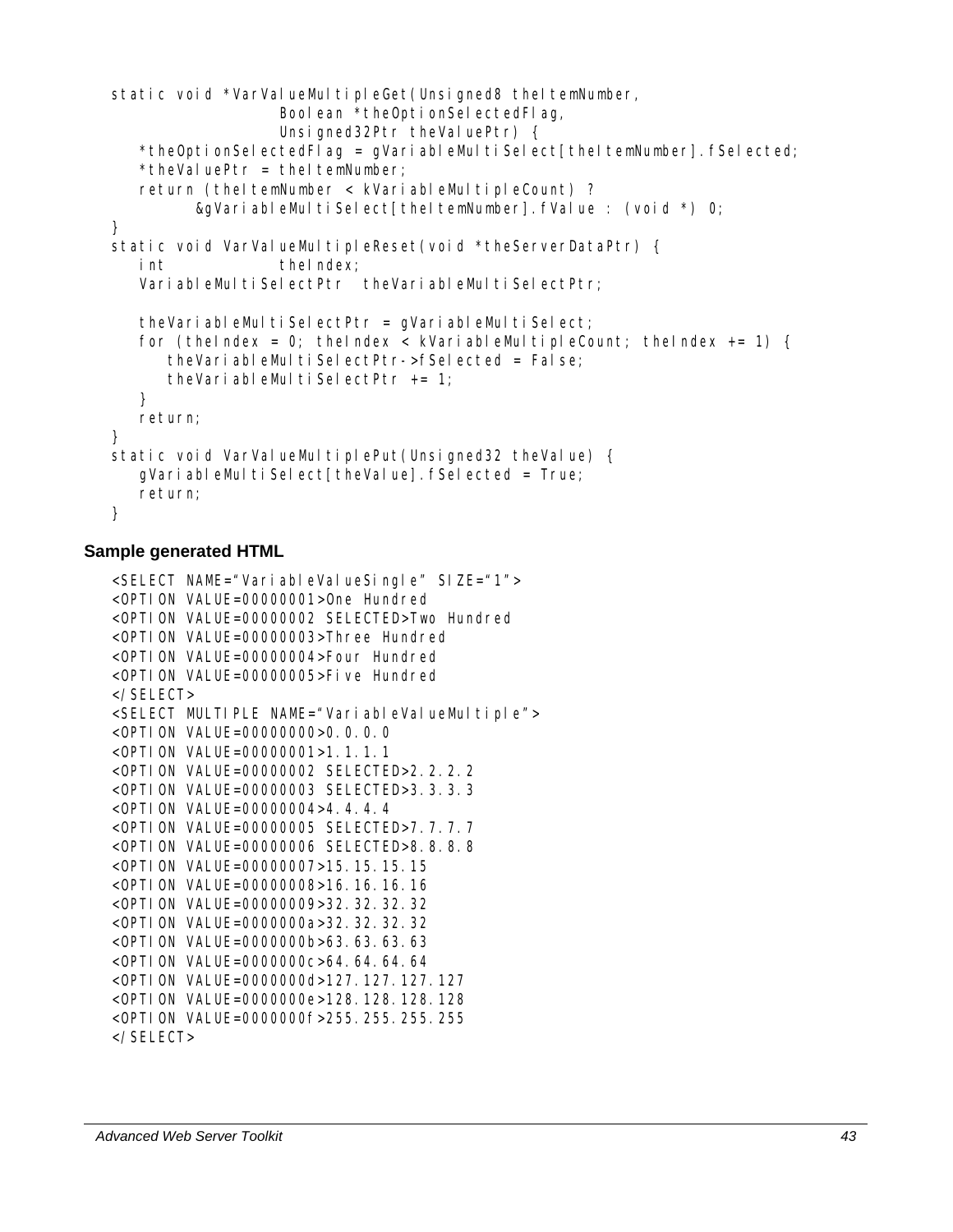```
static void *VarValueMultipleGet(Unsigned8 theItemNumber,
                    Boolean *theOptionSelectedFlag,
                    Unsigned32Ptr theValuePtr) {
    *theOptionSelectedFlag = gVariableMultiSelect[theItemNumber].fSelected;
    *theValuePtr = theItemNumber;
    return (theItemNumber < kVariableMultipleCount) ?
            &gVariableMultiSelect[theItemNumber].fValue : (void *) 0;
}
static void VarValueMultipleReset(void *theServerDataPtr) {
    int                 theIndex;
    VariableMultiSelectPtr  theVariableMultiSelectPtr;

    theVariableMultiSelectPtr = gVariableMultiSelect;
    for (theIndex = 0; theIndex < kVariableMultipleCount; theIndex += 1) {
        theVariableMultiSelectPtr->fSelected = False;
        theVariableMultiSelectPtr += 1;
    }
    return;
}
static void VarValueMultiplePut(Unsigned32 theValue) {
    gVariableMultiSelect[theValue].fSelected = True;
    return;
}
```

### Sample generated HTML

```
<SELECT NAME="VariableValueSingle" SIZE="1">
<OPTION VALUE=00000001>One Hundred
<OPTION VALUE=00000002 SELECTED>Two Hundred
<OPTION VALUE=00000003>Three Hundred
<OPTION VALUE=00000004>Four Hundred
<OPTION VALUE=00000005>Five Hundred
</SELECT>
<SELECT MULTIPLE NAME="VariableValueMultiple">
<OPTION VALUE=00000000>0.0.0.0
<OPTION VALUE=00000001>1.1.1.1
<OPTION VALUE=00000002 SELECTED>2.2.2.2
<OPTION VALUE=00000003 SELECTED>3.3.3.3
<OPTION VALUE=00000004>4.4.4.4
<OPTION VALUE=00000005 SELECTED>7.7.7.7
<OPTION VALUE=00000006 SELECTED>8.8.8.8
<OPTION VALUE=00000007>15.15.15.15
<OPTION VALUE=00000008>16.16.16.16
<OPTION VALUE=00000009>32.32.32.32
<OPTION VALUE=0000000a>32.32.32.32
<OPTION VALUE=0000000b>63.63.63.63
<OPTION VALUE=0000000c>64.64.64.64
<OPTION VALUE=0000000d>127.127.127.127
<OPTION VALUE=0000000e>128.128.128.128
<OPTION VALUE=0000000f>255.255.255.255
</SELECT>
```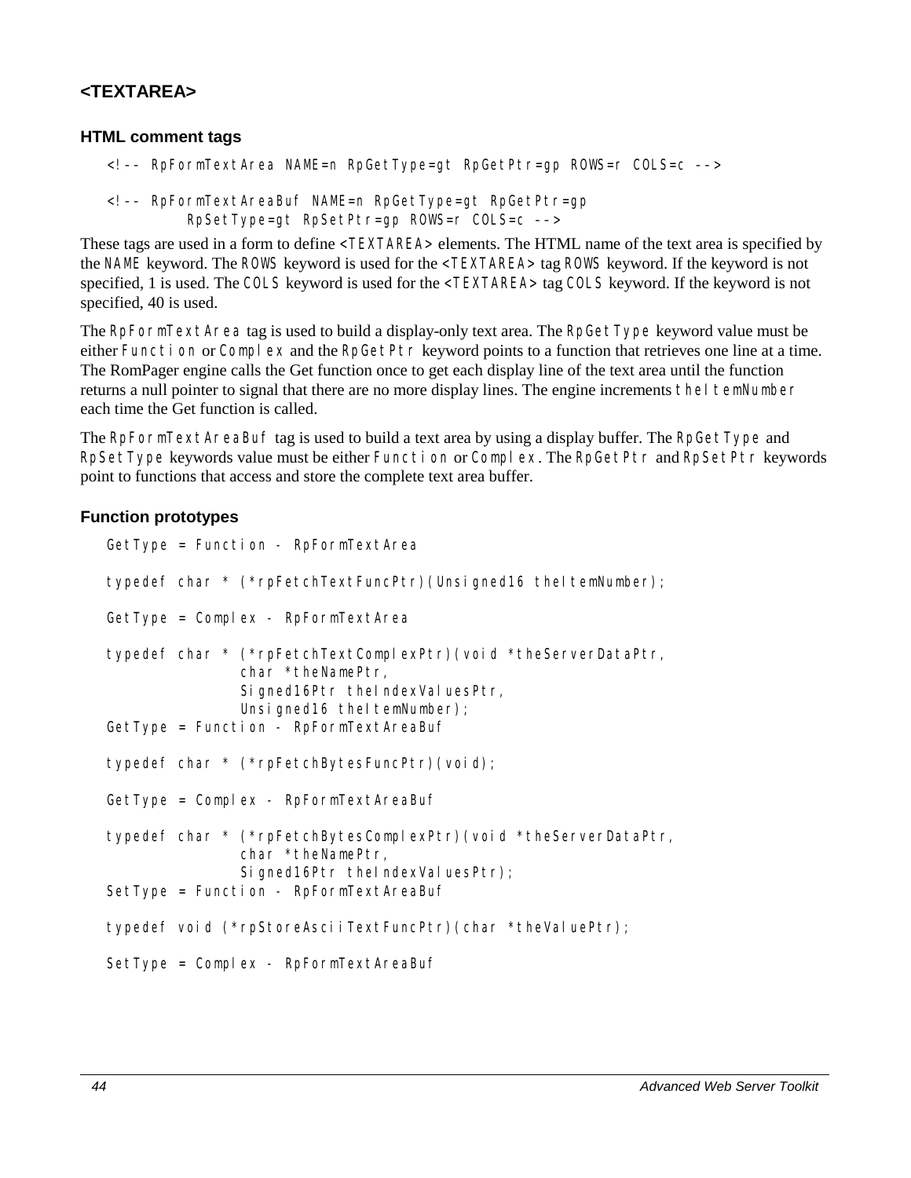## <TEXTAREA>

### HTML comment tags

```
<!-- RpFormTextArea NAME=n RpGetType=gt RpGetPtr=gp ROWS=r COLS=c -->

<!-- RpFormTextAreaBuf NAME=n RpGetType=gt RpGetPtr=gp
        RpSetType=gt RpSetPtr=gp ROWS=r COLS=c -->
```

These tags are used in a form to define `<TEXTAREA>` elements. The HTML name of the text area is specified by the `NAME` keyword. The `ROWS` keyword is used for the `<TEXTAREA>` tag `ROWS` keyword. If the keyword is not specified, 1 is used. The `COLS` keyword is used for the `<TEXTAREA>` tag `COLS` keyword. If the keyword is not specified, 40 is used.

The `RpFormTextArea` tag is used to build a display-only text area. The `RpGetType` keyword value must be either `Function` or `Complex` and the `RpGetPtr` keyword points to a function that retrieves one line at a time. The RomPager engine calls the Get function once to get each display line of the text area until the function returns a null pointer to signal that there are no more display lines. The engine increments `theItemNumber` each time the Get function is called.

The `RpFormTextAreaBuf` tag is used to build a text area by using a display buffer. The `RpGetType` and `RpSetType` keywords value must be either `Function` or `Complex`. The `RpGetPtr` and `RpSetPtr` keywords point to functions that access and store the complete text area buffer.

### Function prototypes

```
GetType = Function - RpFormTextArea

typedef char * (*rpFetchTextFuncPtr)(Unsigned16 theItemNumber);

GetType = Complex - RpFormTextArea

typedef char * (*rpFetchTextComplexPtr)(void *theServerDataPtr,
                char *theNamePtr,
                Signed16Ptr theIndexValuesPtr,
                Unsigned16 theItemNumber);
GetType = Function - RpFormTextAreaBuf

typedef char * (*rpFetchBytesFuncPtr)(void);

GetType = Complex - RpFormTextAreaBuf

typedef char * (*rpFetchBytesComplexPtr)(void *theServerDataPtr,
                char *theNamePtr,
                Signed16Ptr theIndexValuesPtr);
SetType = Function - RpFormTextAreaBuf

typedef void (*rpStoreAsciiTextFuncPtr)(char *theValuePtr);

SetType = Complex - RpFormTextAreaBuf
```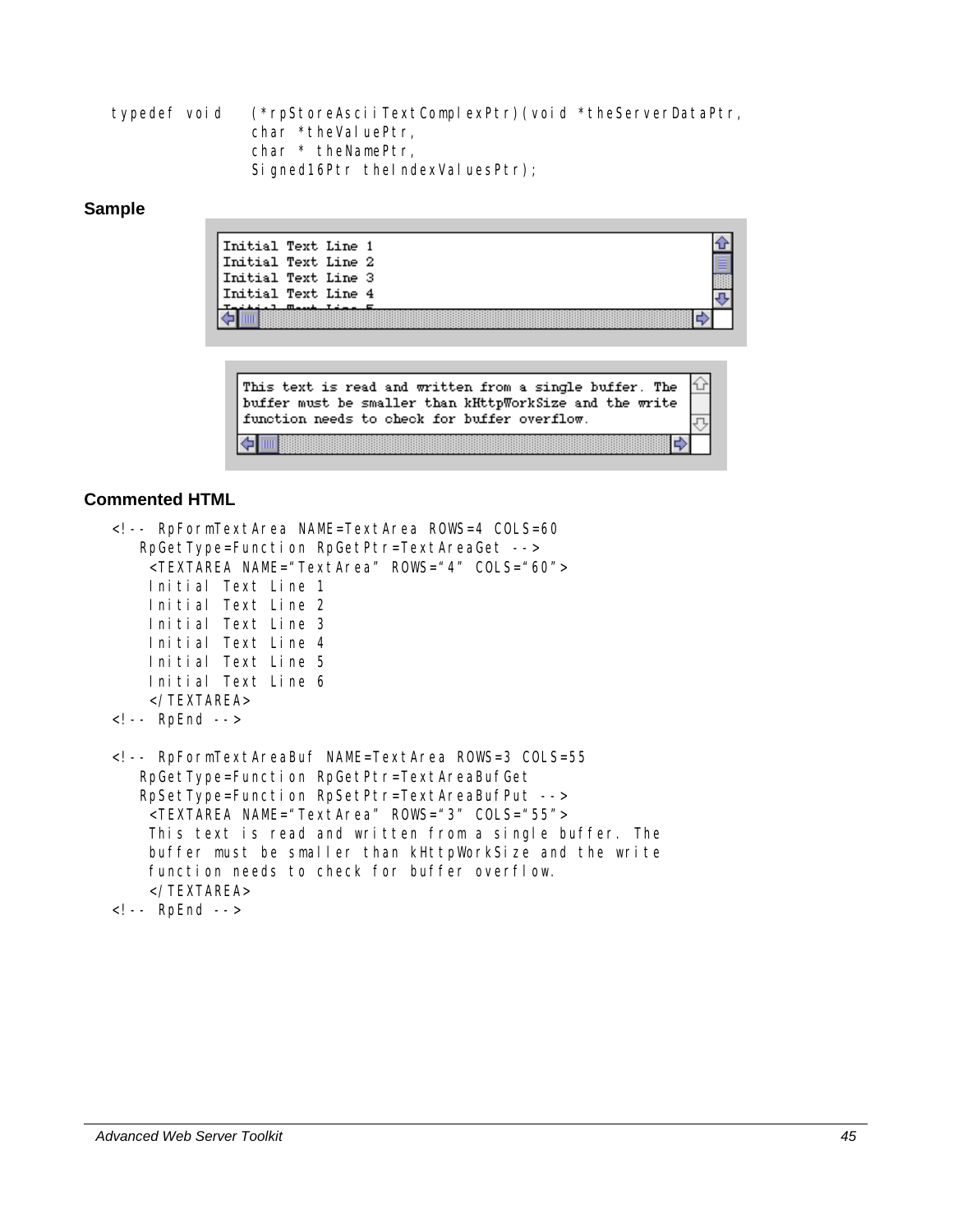```
typedef void   (*rpStoreAsciiTextComplexPtr)(void *theServerDataPtr,
               char *theValuePtr,
               char * theNamePtr,
               Signed16Ptr theIndexValuesPtr);
```

**Sample**

```
Initial Text Line 1
Initial Text Line 2
Initial Text Line 3
Initial Text Line 4
```

```
This text is read and written from a single buffer. The
buffer must be smaller than kHttpWorkSize and the write
function needs to check for buffer overflow.
```

**Commented HTML**

```
<!-- RpFormTextArea NAME=TextArea ROWS=4 COLS=60
   RpGetType=Function RpGetPtr=TextAreaGet -->
    <TEXTAREA NAME="TextArea" ROWS="4" COLS="60">
    Initial Text Line 1
    Initial Text Line 2
    Initial Text Line 3
    Initial Text Line 4
    Initial Text Line 5
    Initial Text Line 6
    </TEXTAREA>
<!-- RpEnd -->

<!-- RpFormTextAreaBuf NAME=TextArea ROWS=3 COLS=55
   RpGetType=Function RpGetPtr=TextAreaBufGet
   RpSetType=Function RpSetPtr=TextAreaBufPut -->
    <TEXTAREA NAME="TextArea" ROWS="3" COLS="55">
    This text is read and written from a single buffer. The
    buffer must be smaller than kHttpWorkSize and the write
    function needs to check for buffer overflow.
    </TEXTAREA>
<!-- RpEnd -->
```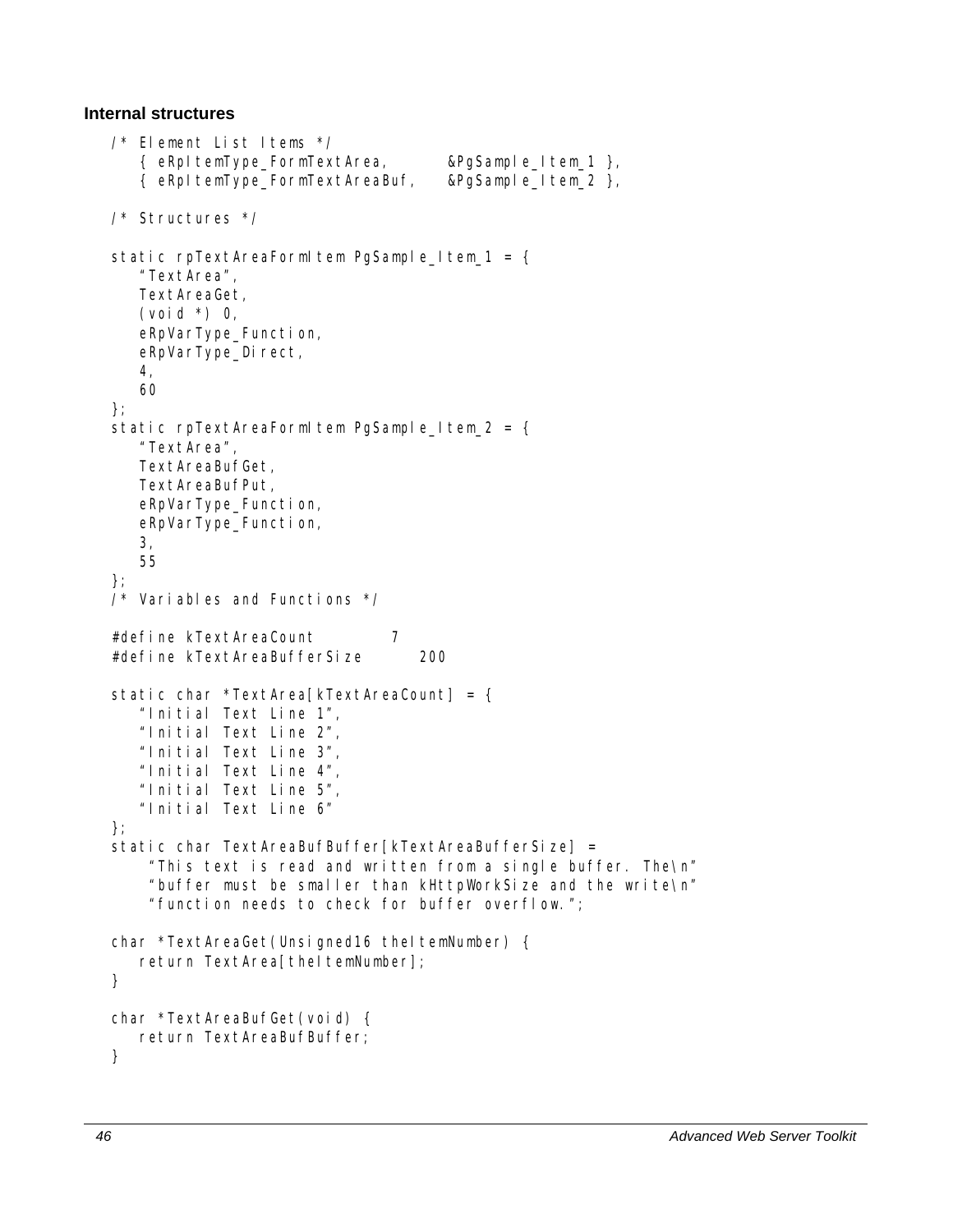### Internal structures

```
/* Element List Items */
   { eRpItemType_FormTextArea,        &PgSample_Item_1 },
   { eRpItemType_FormTextAreaBuf,     &PgSample_Item_2 },

/* Structures */

static rpTextAreaFormItem PgSample_Item_1 = {
   "TextArea",
   TextAreaGet,
   (void *) 0,
   eRpVarType_Function,
   eRpVarType_Direct,
   4,
   60
};
static rpTextAreaFormItem PgSample_Item_2 = {
   "TextArea",
   TextAreaBufGet,
   TextAreaBufPut,
   eRpVarType_Function,
   eRpVarType_Function,
   3,
   55
};
/* Variables and Functions */

#define kTextAreaCount          7
#define kTextAreaBufferSize       200

static char *TextArea[kTextAreaCount] = {
   "Initial Text Line 1",
   "Initial Text Line 2",
   "Initial Text Line 3",
   "Initial Text Line 4",
   "Initial Text Line 5",
   "Initial Text Line 6"
};
static char TextAreaBufBuffer[kTextAreaBufferSize] =
    "This text is read and written from a single buffer. The\n"
    "buffer must be smaller than kHttpWorkSize and the write\n"
    "function needs to check for buffer overflow.";

char *TextAreaGet(Unsigned16 theItemNumber) {
   return TextArea[theItemNumber];
}

char *TextAreaBufGet(void) {
   return TextAreaBufBuffer;
}
```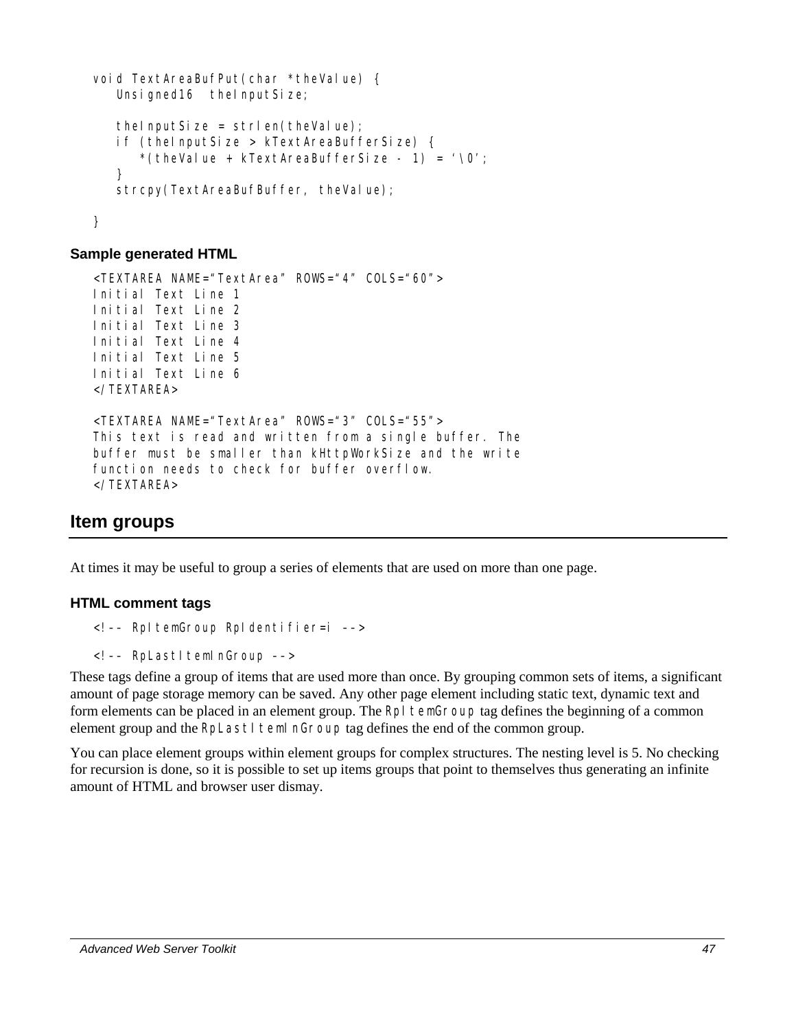```
void TextAreaBufPut(char *theValue) {
   Unsigned16  theInputSize;

   theInputSize = strlen(theValue);
   if (theInputSize > kTextAreaBufferSize) {
      *(theValue + kTextAreaBufferSize - 1) = '\0';
   }
   strcpy(TextAreaBufBuffer, theValue);

}
```

### Sample generated HTML

```
<TEXTAREA NAME="TextArea" ROWS="4" COLS="60">
Initial Text Line 1
Initial Text Line 2
Initial Text Line 3
Initial Text Line 4
Initial Text Line 5
Initial Text Line 6
</TEXTAREA>

<TEXTAREA NAME="TextArea" ROWS="3" COLS="55">
This text is read and written from a single buffer. The
buffer must be smaller than kHttpWorkSize and the write
function needs to check for buffer overflow.
</TEXTAREA>
```

## Item groups

At times it may be useful to group a series of elements that are used on more than one page.

### HTML comment tags

```
<!-- RpItemGroup RpIdentifier=i -->

<!-- RpLastItemInGroup -->
```

These tags define a group of items that are used more than once. By grouping common sets of items, a significant amount of page storage memory can be saved. Any other page element including static text, dynamic text and form elements can be placed in an element group. The `RpItemGroup` tag defines the beginning of a common element group and the `RpLastItemInGroup` tag defines the end of the common group.

You can place element groups within element groups for complex structures. The nesting level is 5. No checking for recursion is done, so it is possible to set up items groups that point to themselves thus generating an infinite amount of HTML and browser user dismay.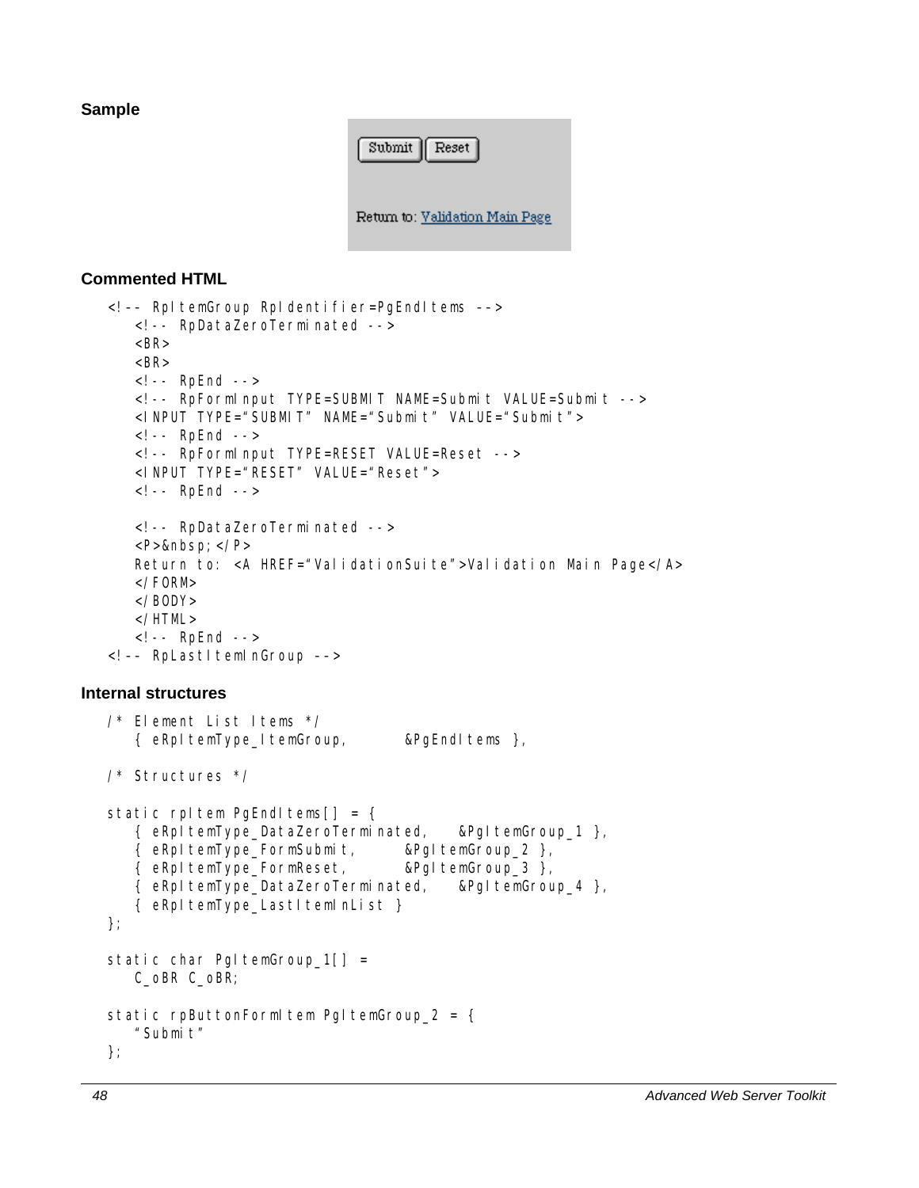### Sample

Submit  Reset

Return to: Validation Main Page

### Commented HTML

```
<!-- RpItemGroup RpIdentifier=PgEndItems -->
   <!-- RpDataZeroTerminated -->
   <BR>
   <BR>
   <!-- RpEnd -->
   <!-- RpFormInput TYPE=SUBMIT NAME=Submit VALUE=Submit -->
   <INPUT TYPE="SUBMIT" NAME="Submit" VALUE="Submit">
   <!-- RpEnd -->
   <!-- RpFormInput TYPE=RESET VALUE=Reset -->
   <INPUT TYPE="RESET" VALUE="Reset">
   <!-- RpEnd -->

   <!-- RpDataZeroTerminated -->
   <P>&nbsp;</P>
   Return to: <A HREF="ValidationSuite">Validation Main Page</A>
   </FORM>
   </BODY>
   </HTML>
   <!-- RpEnd -->
<!-- RpLastItemInGroup -->
```

### Internal structures

```
/* Element List Items */
   { eRpItemType_ItemGroup,        &PgEndItems },

/* Structures */

static rpItem PgEndItems[] = {
   { eRpItemType_DataZeroTerminated,    &PgItemGroup_1 },
   { eRpItemType_FormSubmit,       &PgItemGroup_2 },
   { eRpItemType_FormReset,        &PgItemGroup_3 },
   { eRpItemType_DataZeroTerminated,    &PgItemGroup_4 },
   { eRpItemType_LastItemInList }
};

static char PgItemGroup_1[] =
   C_oBR C_oBR;

static rpButtonFormItem PgItemGroup_2 = {
   "Submit"
};
```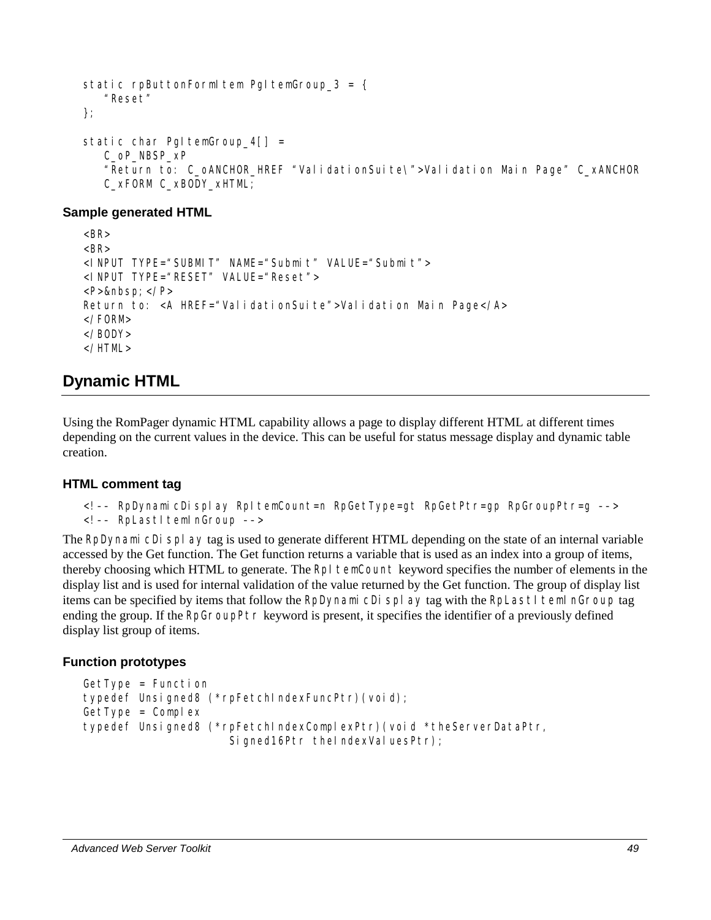```
static rpButtonFormItem PgItemGroup_3 = {
   "Reset"
};

static char PgItemGroup_4[] =
   C_oP_NBSP_xP
   "Return to: C_oANCHOR_HREF "ValidationSuite\">Validation Main Page" C_xANCHOR
   C_xFORM C_xBODY_xHTML;
```

### Sample generated HTML

```
<BR>
<BR>
<INPUT TYPE="SUBMIT" NAME="Submit" VALUE="Submit">
<INPUT TYPE="RESET" VALUE="Reset">
<P>&nbsp;</P>
Return to: <A HREF="ValidationSuite">Validation Main Page</A>
</FORM>
</BODY>
</HTML>
```

## Dynamic HTML

Using the RomPager dynamic HTML capability allows a page to display different HTML at different times depending on the current values in the device. This can be useful for status message display and dynamic table creation.

### HTML comment tag

```
<!-- RpDynamicDisplay RpItemCount=n RpGetType=gt RpGetPtr=gp RpGroupPtr=g -->
<!-- RpLastItemInGroup -->
```

The `RpDynamicDisplay` tag is used to generate different HTML depending on the state of an internal variable accessed by the Get function. The Get function returns a variable that is used as an index into a group of items, thereby choosing which HTML to generate. The `RpItemCount` keyword specifies the number of elements in the display list and is used for internal validation of the value returned by the Get function. The group of display list items can be specified by items that follow the `RpDynamicDisplay` tag with the `RpLastItemInGroup` tag ending the group. If the `RpGroupPtr` keyword is present, it specifies the identifier of a previously defined display list group of items.

### Function prototypes

```
GetType = Function
typedef Unsigned8 (*rpFetchIndexFuncPtr)(void);
GetType = Complex
typedef Unsigned8 (*rpFetchIndexComplexPtr)(void *theServerDataPtr,
                    Signed16Ptr theIndexValuesPtr);
```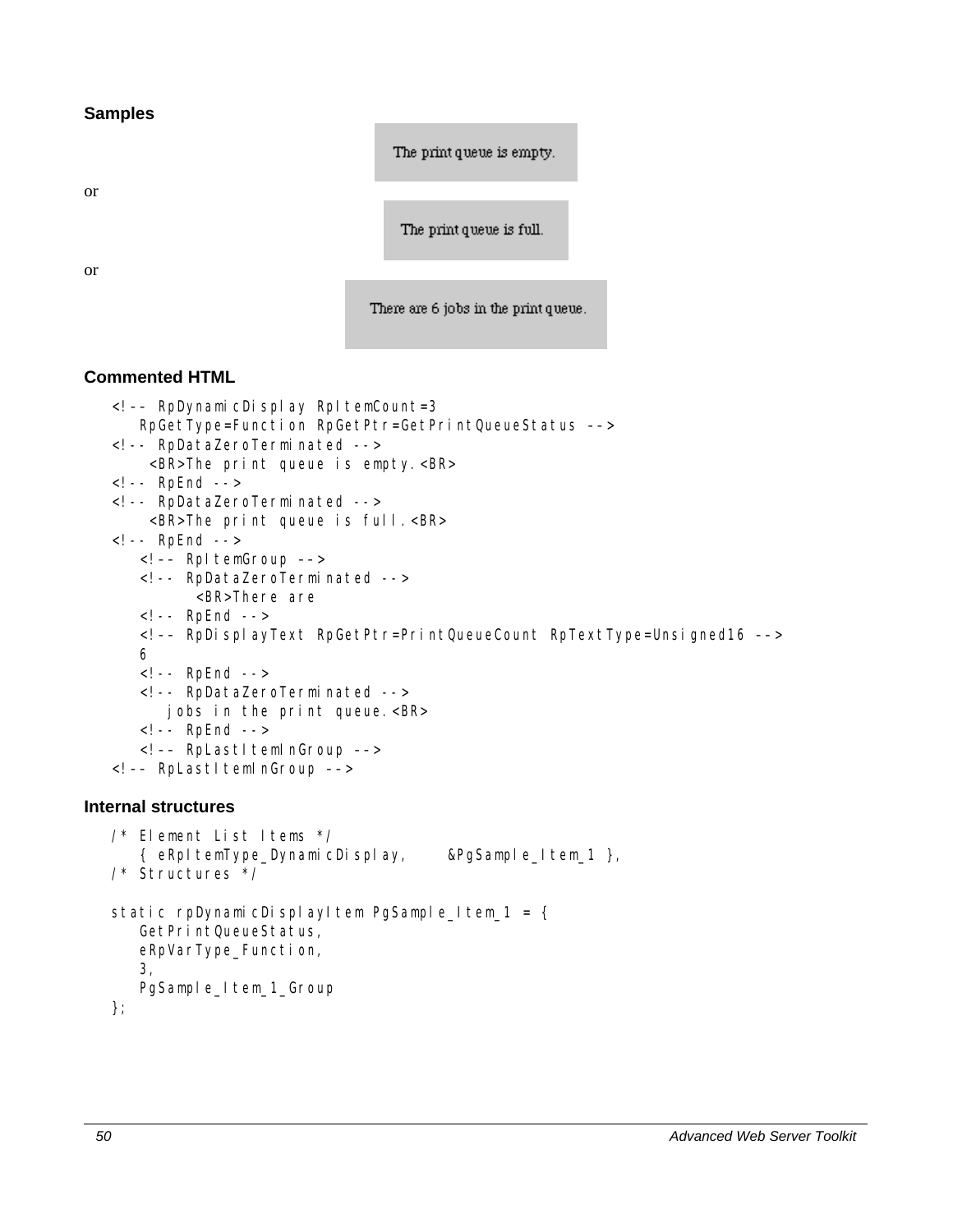### Samples

The print queue is empty.

or

The print queue is full.

or

There are 6 jobs in the print queue.

### Commented HTML

```
<!-- RpDynamicDisplay RpItemCount=3
   RpGetType=Function RpGetPtr=GetPrintQueueStatus -->
<!-- RpDataZeroTerminated -->
    <BR>The print queue is empty.<BR>
<!-- RpEnd -->
<!-- RpDataZeroTerminated -->
    <BR>The print queue is full.<BR>
<!-- RpEnd -->
   <!-- RpItemGroup -->
   <!-- RpDataZeroTerminated -->
        <BR>There are
   <!-- RpEnd -->
   <!-- RpDisplayText RpGetPtr=PrintQueueCount RpTextType=Unsigned16 -->
   6
   <!-- RpEnd -->
   <!-- RpDataZeroTerminated -->
      jobs in the print queue.<BR>
   <!-- RpEnd -->
   <!-- RpLastItemInGroup -->
<!-- RpLastItemInGroup -->
```

### Internal structures

```
/* Element List Items */
   { eRpItemType_DynamicDisplay,      &PgSample_Item_1 },
/* Structures */

static rpDynamicDisplayItem PgSample_Item_1 = {
   GetPrintQueueStatus,
   eRpVarType_Function,
   3,
   PgSample_Item_1_Group
};
```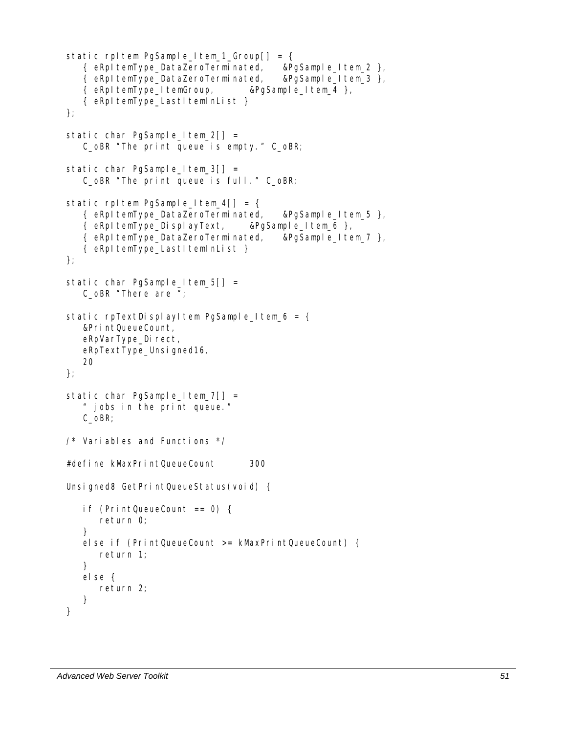```
static rpItem PgSample_Item_1_Group[] = {
   { eRpItemType_DataZeroTerminated,   &PgSample_Item_2 },
   { eRpItemType_DataZeroTerminated,   &PgSample_Item_3 },
   { eRpItemType_ItemGroup,       &PgSample_Item_4 },
   { eRpItemType_LastItemInList }
};

static char PgSample_Item_2[] =
   C_oBR "The print queue is empty." C_oBR;

static char PgSample_Item_3[] =
   C_oBR "The print queue is full." C_oBR;

static rpItem PgSample_Item_4[] = {
   { eRpItemType_DataZeroTerminated,   &PgSample_Item_5 },
   { eRpItemType_DisplayText,     &PgSample_Item_6 },
   { eRpItemType_DataZeroTerminated,   &PgSample_Item_7 },
   { eRpItemType_LastItemInList }
};

static char PgSample_Item_5[] =
   C_oBR "There are ";

static rpTextDisplayItem PgSample_Item_6 = {
   &PrintQueueCount,
   eRpVarType_Direct,
   eRpTextType_Unsigned16,
   20
};

static char PgSample_Item_7[] =
   " jobs in the print queue."
   C_oBR;

/* Variables and Functions */

#define kMaxPrintQueueCount       300

Unsigned8 GetPrintQueueStatus(void) {

   if (PrintQueueCount == 0) {
      return 0;
   }
   else if (PrintQueueCount >= kMaxPrintQueueCount) {
      return 1;
   }
   else {
      return 2;
   }
}
```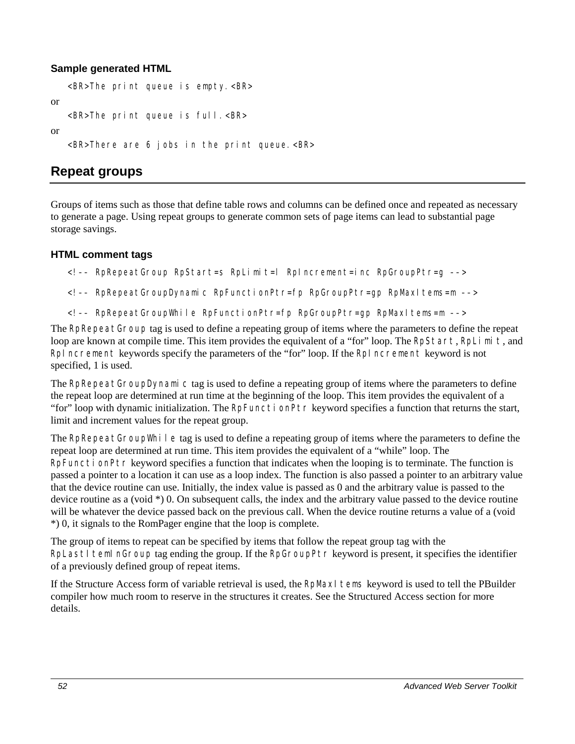### Sample generated HTML

```
<BR>The print queue is empty.<BR>
```

or

```
<BR>The print queue is full.<BR>
```

or

```
<BR>There are 6 jobs in the print queue.<BR>
```

## Repeat groups

Groups of items such as those that define table rows and columns can be defined once and repeated as necessary to generate a page. Using repeat groups to generate common sets of page items can lead to substantial page storage savings.

### HTML comment tags

```
<!-- RpRepeatGroup RpStart=s RpLimit=l RpIncrement=inc RpGroupPtr=g -->

<!-- RpRepeatGroupDynamic RpFunctionPtr=fp RpGroupPtr=gp RpMaxItems=m -->

<!-- RpRepeatGroupWhile RpFunctionPtr=fp RpGroupPtr=gp RpMaxItems=m -->
```

The `RpRepeatGroup` tag is used to define a repeating group of items where the parameters to define the repeat loop are known at compile time. This item provides the equivalent of a "for" loop. The `RpStart`, `RpLimit`, and `RpIncrement` keywords specify the parameters of the "for" loop. If the `RpIncrement` keyword is not specified, 1 is used.

The `RpRepeatGroupDynamic` tag is used to define a repeating group of items where the parameters to define the repeat loop are determined at run time at the beginning of the loop. This item provides the equivalent of a "for" loop with dynamic initialization. The `RpFunctionPtr` keyword specifies a function that returns the start, limit and increment values for the repeat group.

The `RpRepeatGroupWhile` tag is used to define a repeating group of items where the parameters to define the repeat loop are determined at run time. This item provides the equivalent of a "while" loop. The `RpFunctionPtr` keyword specifies a function that indicates when the looping is to terminate. The function is passed a pointer to a location it can use as a loop index. The function is also passed a pointer to an arbitrary value that the device routine can use. Initially, the index value is passed as 0 and the arbitrary value is passed to the device routine as a (void *) 0. On subsequent calls, the index and the arbitrary value passed to the device routine will be whatever the device passed back on the previous call. When the device routine returns a value of a (void *) 0, it signals to the RomPager engine that the loop is complete.

The group of items to repeat can be specified by items that follow the repeat group tag with the `RpLastItemInGroup` tag ending the group. If the `RpGroupPtr` keyword is present, it specifies the identifier of a previously defined group of repeat items.

If the Structure Access form of variable retrieval is used, the `RpMaxItems` keyword is used to tell the PBuilder compiler how much room to reserve in the structures it creates. See the Structured Access section for more details.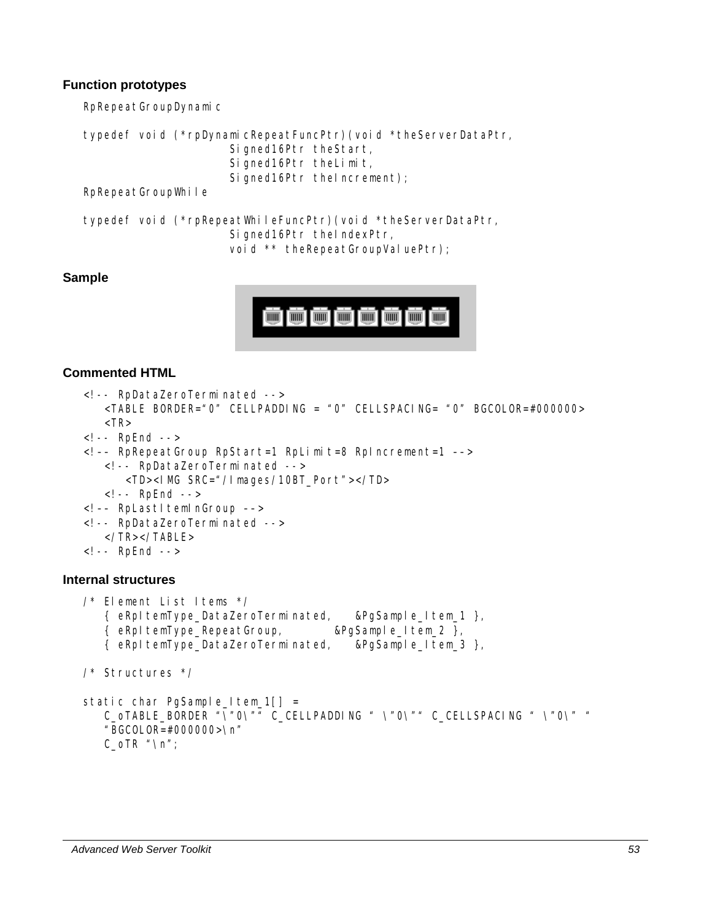### Function prototypes

```
RpRepeatGroupDynamic

typedef void (*rpDynamicRepeatFuncPtr)(void *theServerDataPtr,
                        Signed16Ptr theStart,
                        Signed16Ptr theLimit,
                        Signed16Ptr theIncrement);
RpRepeatGroupWhile

typedef void (*rpRepeatWhileFuncPtr)(void *theServerDataPtr,
                        Signed16Ptr theIndexPtr,
                        void ** theRepeatGroupValuePtr);
```

### Sample

### Commented HTML

```
<!-- RpDataZeroTerminated -->
   <TABLE BORDER="0" CELLPADDING = "0" CELLSPACING= "0" BGCOLOR=#000000>
   <TR>
<!-- RpEnd -->
<!-- RpRepeatGroup RpStart=1 RpLimit=8 RpIncrement=1 -->
   <!-- RpDataZeroTerminated -->
      <TD><IMG SRC="/Images/10BT_Port"></TD>
   <!-- RpEnd -->
<!-- RpLastItemInGroup -->
<!-- RpDataZeroTerminated -->
   </TR></TABLE>
<!-- RpEnd -->
```

### Internal structures

```
/* Element List Items */
   { eRpItemType_DataZeroTerminated,    &PgSample_Item_1 },
   { eRpItemType_RepeatGroup,         &PgSample_Item_2 },
   { eRpItemType_DataZeroTerminated,    &PgSample_Item_3 },

/* Structures */

static char PgSample_Item_1[] =
   C_oTABLE_BORDER "\"0\"" C_CELLPADDING " \"0\"" C_CELLSPACING " \"0\" "
   "BGCOLOR=#000000>\n"
   C_oTR "\n";
```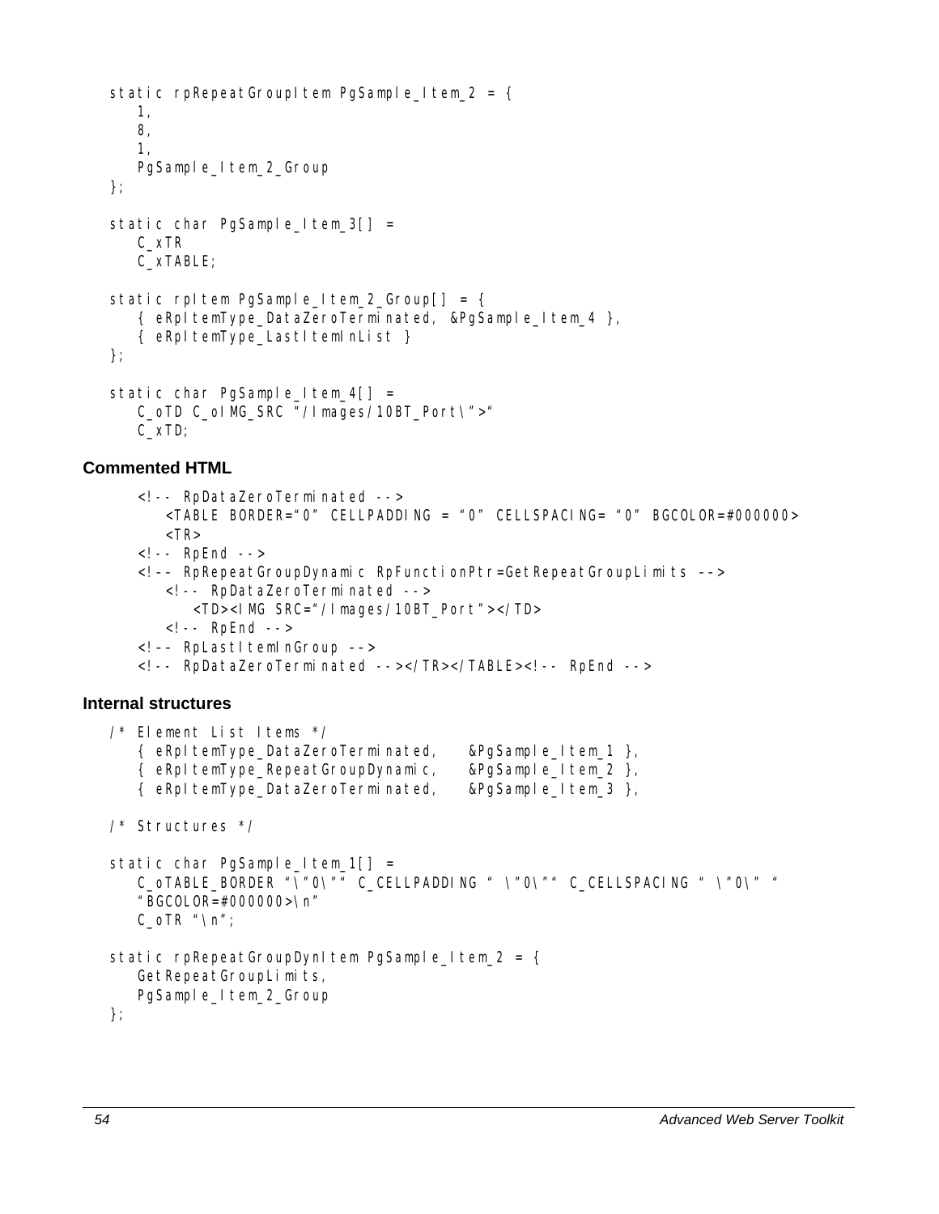```
static rpRepeatGroupItem PgSample_Item_2 = {
    1,
    8,
    1,
    PgSample_Item_2_Group
};

static char PgSample_Item_3[] =
    C_xTR
    C_xTABLE;

static rpItem PgSample_Item_2_Group[] = {
    { eRpItemType_DataZeroTerminated, &PgSample_Item_4 },
    { eRpItemType_LastItemInList }
};

static char PgSample_Item_4[] =
    C_oTD C_oIMG_SRC "/Images/10BT_Port\">"
    C_xTD;
```

### Commented HTML

```
    <!-- RpDataZeroTerminated -->
        <TABLE BORDER="0" CELLPADDING = "0" CELLSPACING= "0" BGCOLOR=#000000>
        <TR>
    <!-- RpEnd -->
    <!-- RpRepeatGroupDynamic RpFunctionPtr=GetRepeatGroupLimits -->
        <!-- RpDataZeroTerminated -->
            <TD><IMG SRC="/Images/10BT_Port"></TD>
        <!-- RpEnd -->
    <!-- RpLastItemInGroup -->
    <!-- RpDataZeroTerminated --></TR></TABLE><!-- RpEnd -->
```

### Internal structures

```
/* Element List Items */
    { eRpItemType_DataZeroTerminated,    &PgSample_Item_1 },
    { eRpItemType_RepeatGroupDynamic,    &PgSample_Item_2 },
    { eRpItemType_DataZeroTerminated,    &PgSample_Item_3 },

/* Structures */

static char PgSample_Item_1[] =
    C_oTABLE_BORDER "\"0\"" C_CELLPADDING " \"0\"" C_CELLSPACING " \"0\" "
    "BGCOLOR=#000000>\n"
    C_oTR "\n";

static rpRepeatGroupDynItem PgSample_Item_2 = {
    GetRepeatGroupLimits,
    PgSample_Item_2_Group
};
```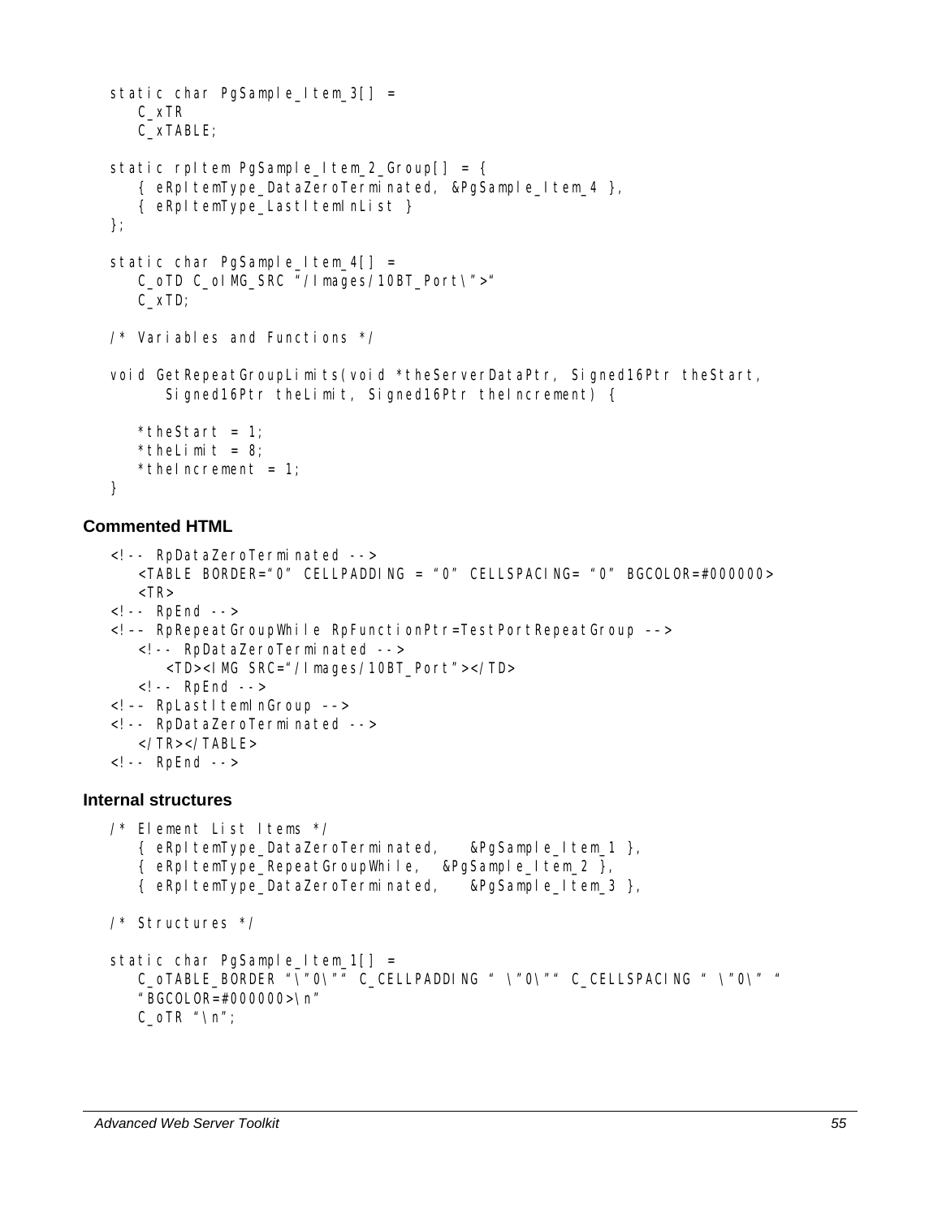```
static char PgSample_Item_3[] =
    C_xTR
    C_xTABLE;

static rpItem PgSample_Item_2_Group[] = {
    { eRpItemType_DataZeroTerminated, &PgSample_Item_4 },
    { eRpItemType_LastItemInList }
};

static char PgSample_Item_4[] =
    C_oTD C_oIMG_SRC "/Images/10BT_Port\">"
    C_xTD;

/* Variables and Functions */

void GetRepeatGroupLimits(void *theServerDataPtr, Signed16Ptr theStart,
        Signed16Ptr theLimit, Signed16Ptr theIncrement) {

    *theStart = 1;
    *theLimit = 8;
    *theIncrement = 1;
}
```

### Commented HTML

```
<!-- RpDataZeroTerminated -->
    <TABLE BORDER="0" CELLPADDING = "0" CELLSPACING= "0" BGCOLOR=#000000>
    <TR>
<!-- RpEnd -->
<!-- RpRepeatGroupWhile RpFunctionPtr=TestPortRepeatGroup -->
    <!-- RpDataZeroTerminated -->
        <TD><IMG SRC="/Images/10BT_Port"></TD>
    <!-- RpEnd -->
<!-- RpLastItemInGroup -->
<!-- RpDataZeroTerminated -->
    </TR></TABLE>
<!-- RpEnd -->
```

### Internal structures

```
/* Element List Items */
    { eRpItemType_DataZeroTerminated,    &PgSample_Item_1 },
    { eRpItemType_RepeatGroupWhile,  &PgSample_Item_2 },
    { eRpItemType_DataZeroTerminated,    &PgSample_Item_3 },

/* Structures */

static char PgSample_Item_1[] =
    C_oTABLE_BORDER "\"0\"" C_CELLPADDING " \"0\"" C_CELLSPACING " \"0\" "
    "BGCOLOR=#000000>\n"
    C_oTR "\n";
```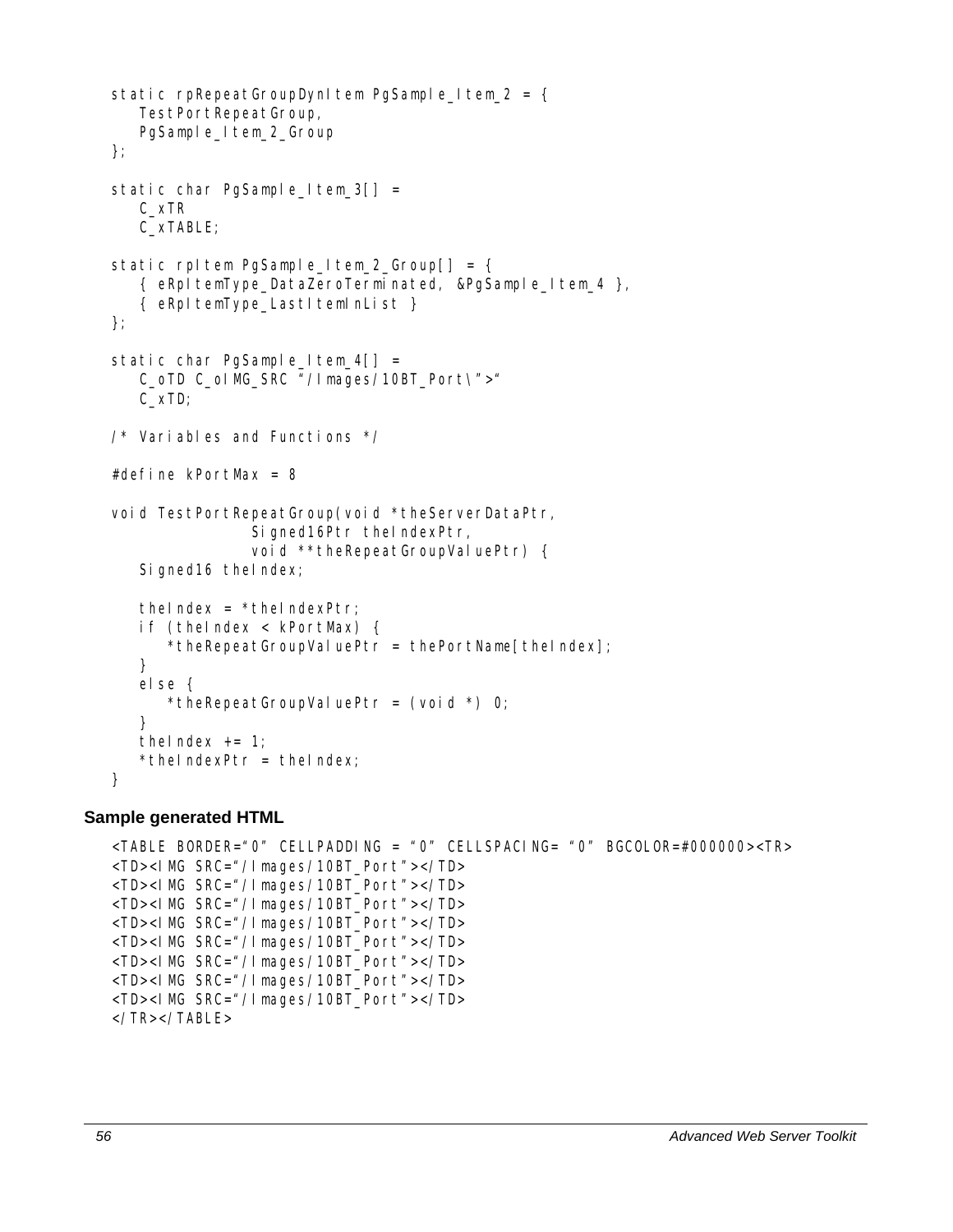```
static rpRepeatGroupDynItem PgSample_Item_2 = {
    TestPortRepeatGroup,
    PgSample_Item_2_Group
};

static char PgSample_Item_3[] =
    C_xTR
    C_xTABLE;

static rpItem PgSample_Item_2_Group[] = {
    { eRpItemType_DataZeroTerminated, &PgSample_Item_4 },
    { eRpItemType_LastItemInList }
};

static char PgSample_Item_4[] =
    C_oTD C_oIMG_SRC "/Images/10BT_Port\">"
    C_xTD;

/* Variables and Functions */

#define kPortMax = 8

void TestPortRepeatGroup(void *theServerDataPtr,
                Signed16Ptr theIndexPtr,
                void **theRepeatGroupValuePtr) {
    Signed16 theIndex;

    theIndex = *theIndexPtr;
    if (theIndex < kPortMax) {
        *theRepeatGroupValuePtr = thePortName[theIndex];
    }
    else {
        *theRepeatGroupValuePtr = (void *) 0;
    }
    theIndex += 1;
    *theIndexPtr = theIndex;
}
```

### Sample generated HTML

```
<TABLE BORDER="0" CELLPADDING = "0" CELLSPACING= "0" BGCOLOR=#000000><TR>
<TD><IMG SRC="/Images/10BT_Port"></TD>
<TD><IMG SRC="/Images/10BT_Port"></TD>
<TD><IMG SRC="/Images/10BT_Port"></TD>
<TD><IMG SRC="/Images/10BT_Port"></TD>
<TD><IMG SRC="/Images/10BT_Port"></TD>
<TD><IMG SRC="/Images/10BT_Port"></TD>
<TD><IMG SRC="/Images/10BT_Port"></TD>
<TD><IMG SRC="/Images/10BT_Port"></TD>
</TR></TABLE>
```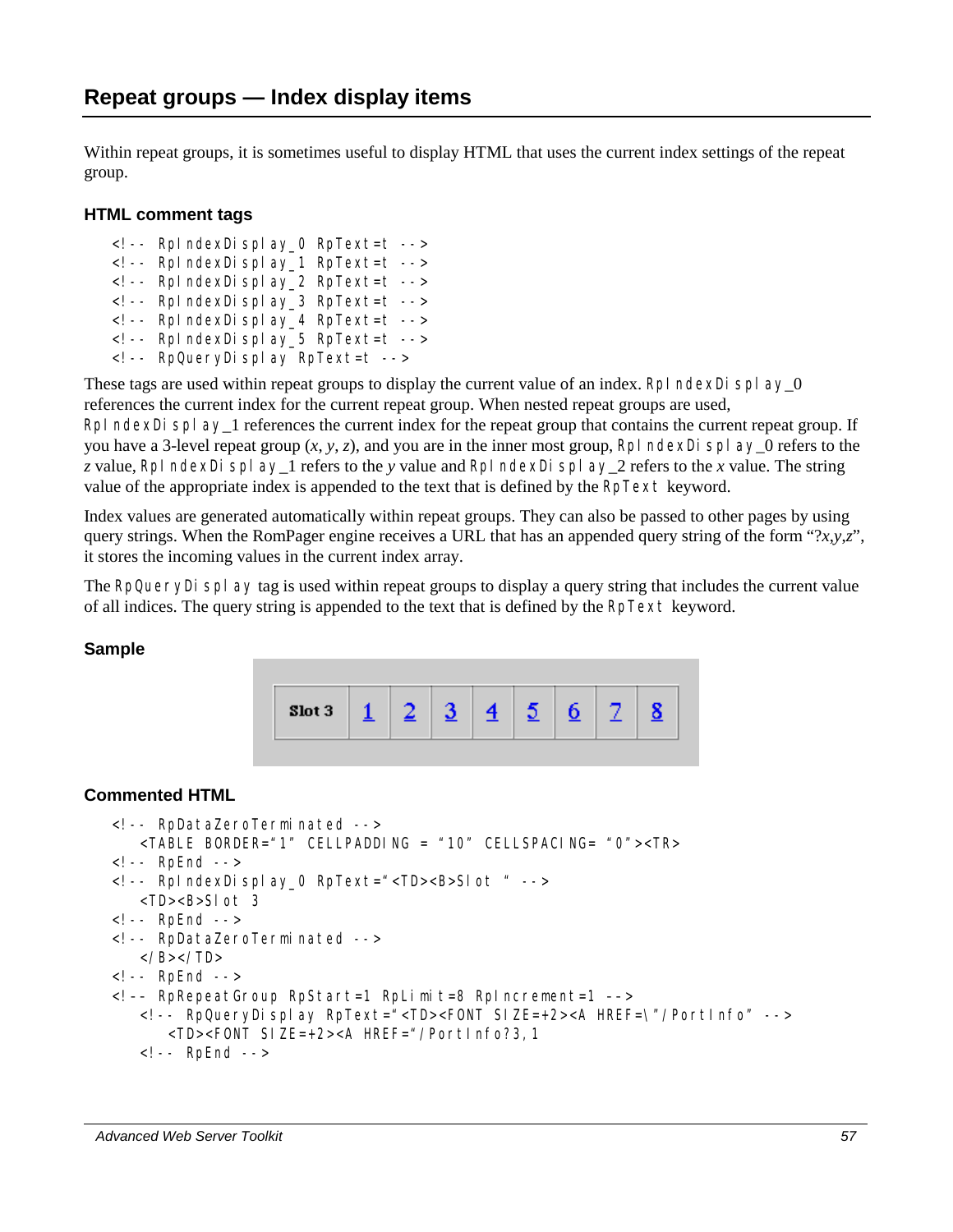## Repeat groups — Index display items

Within repeat groups, it is sometimes useful to display HTML that uses the current index settings of the repeat group.

### HTML comment tags

```
<!-- RpIndexDisplay_0 RpText=t -->
<!-- RpIndexDisplay_1 RpText=t -->
<!-- RpIndexDisplay_2 RpText=t -->
<!-- RpIndexDisplay_3 RpText=t -->
<!-- RpIndexDisplay_4 RpText=t -->
<!-- RpIndexDisplay_5 RpText=t -->
<!-- RpQueryDisplay RpText=t -->
```

These tags are used within repeat groups to display the current value of an index. RpIndexDisplay_0 references the current index for the current repeat group. When nested repeat groups are used, RpIndexDisplay_1 references the current index for the repeat group that contains the current repeat group. If you have a 3-level repeat group (*x*, *y*, *z*), and you are in the inner most group, RpIndexDisplay_0 refers to the *z* value, RpIndexDisplay_1 refers to the *y* value and RpIndexDisplay_2 refers to the *x* value. The string value of the appropriate index is appended to the text that is defined by the RpText keyword.

Index values are generated automatically within repeat groups. They can also be passed to other pages by using query strings. When the RomPager engine receives a URL that has an appended query string of the form "?*x*,*y*,*z*", it stores the incoming values in the current index array.

The RpQueryDisplay tag is used within repeat groups to display a query string that includes the current value of all indices. The query string is appended to the text that is defined by the RpText keyword.

### Sample

| Slot 3 | 1 | 2 | 3 | 4 | 5 | 6 | 7 | 8 |
|---|---|---|---|---|---|---|---|---|

### Commented HTML

```
<!-- RpDataZeroTerminated -->
    <TABLE BORDER="1" CELLPADDING = "10" CELLSPACING= "0"><TR>
<!-- RpEnd -->
<!-- RpIndexDisplay_0 RpText="<TD><B>Slot " -->
    <TD><B>Slot 3
<!-- RpEnd -->
<!-- RpDataZeroTerminated -->
    </B></TD>
<!-- RpEnd -->
<!-- RpRepeatGroup RpStart=1 RpLimit=8 RpIncrement=1 -->
    <!-- RpQueryDisplay RpText="<TD><FONT SIZE=+2><A HREF=\"/PortInfo" -->
        <TD><FONT SIZE=+2><A HREF="/PortInfo?3,1
    <!-- RpEnd -->
```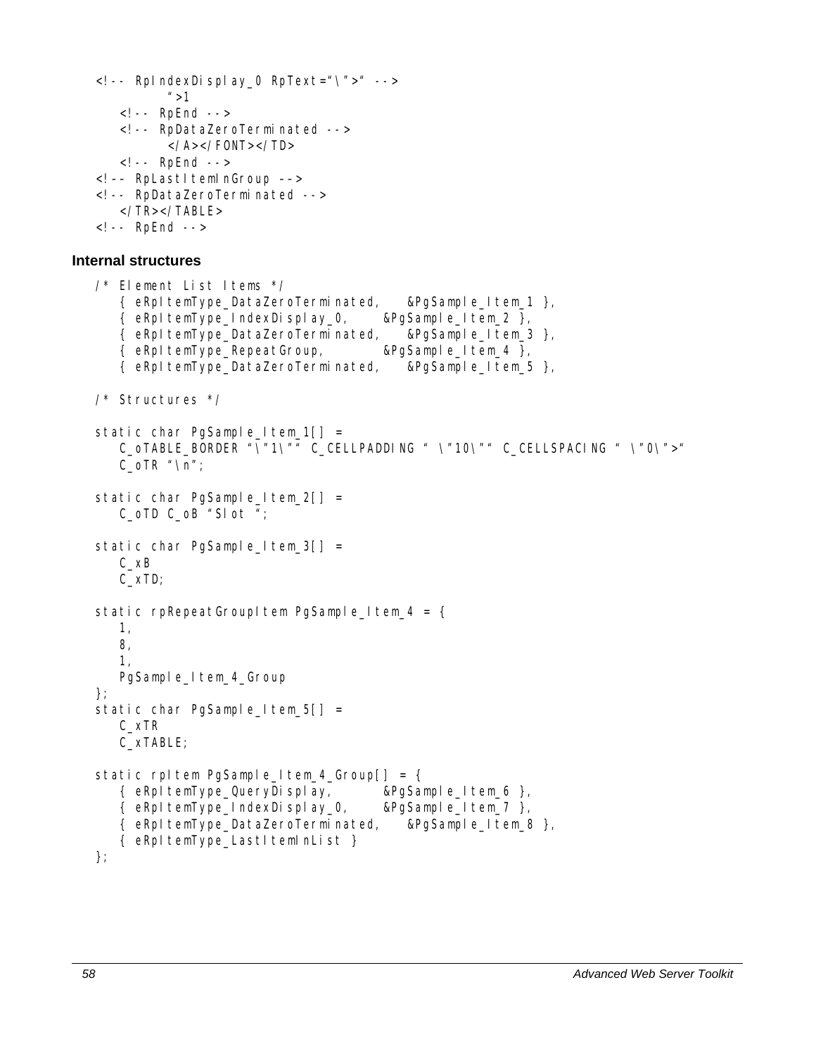```
<!-- RpIndexDisplay_0 RpText="\">" -->
        ">1
    <!-- RpEnd -->
    <!-- RpDataZeroTerminated -->
        </A></FONT></TD>
    <!-- RpEnd -->
<!-- RpLastItemInGroup -->
<!-- RpDataZeroTerminated -->
    </TR></TABLE>
<!-- RpEnd -->
```

### Internal structures

```
/* Element List Items */
    { eRpItemType_DataZeroTerminated,   &PgSample_Item_1 },
    { eRpItemType_IndexDisplay_0,       &PgSample_Item_2 },
    { eRpItemType_DataZeroTerminated,   &PgSample_Item_3 },
    { eRpItemType_RepeatGroup,          &PgSample_Item_4 },
    { eRpItemType_DataZeroTerminated,   &PgSample_Item_5 },

/* Structures */

static char PgSample_Item_1[] =
    C_oTABLE_BORDER "\"1\"" C_CELLPADDING " \"10\"" C_CELLSPACING " \"0\">"
    C_oTR "\n";

static char PgSample_Item_2[] =
    C_oTD C_oB "Slot ";

static char PgSample_Item_3[] =
    C_xB
    C_xTD;

static rpRepeatGroupItem PgSample_Item_4 = {
    1,
    8,
    1,
    PgSample_Item_4_Group
};
static char PgSample_Item_5[] =
    C_xTR
    C_xTABLE;

static rpItem PgSample_Item_4_Group[] = {
    { eRpItemType_QueryDisplay,         &PgSample_Item_6 },
    { eRpItemType_IndexDisplay_0,       &PgSample_Item_7 },
    { eRpItemType_DataZeroTerminated,   &PgSample_Item_8 },
    { eRpItemType_LastItemInList }
};
```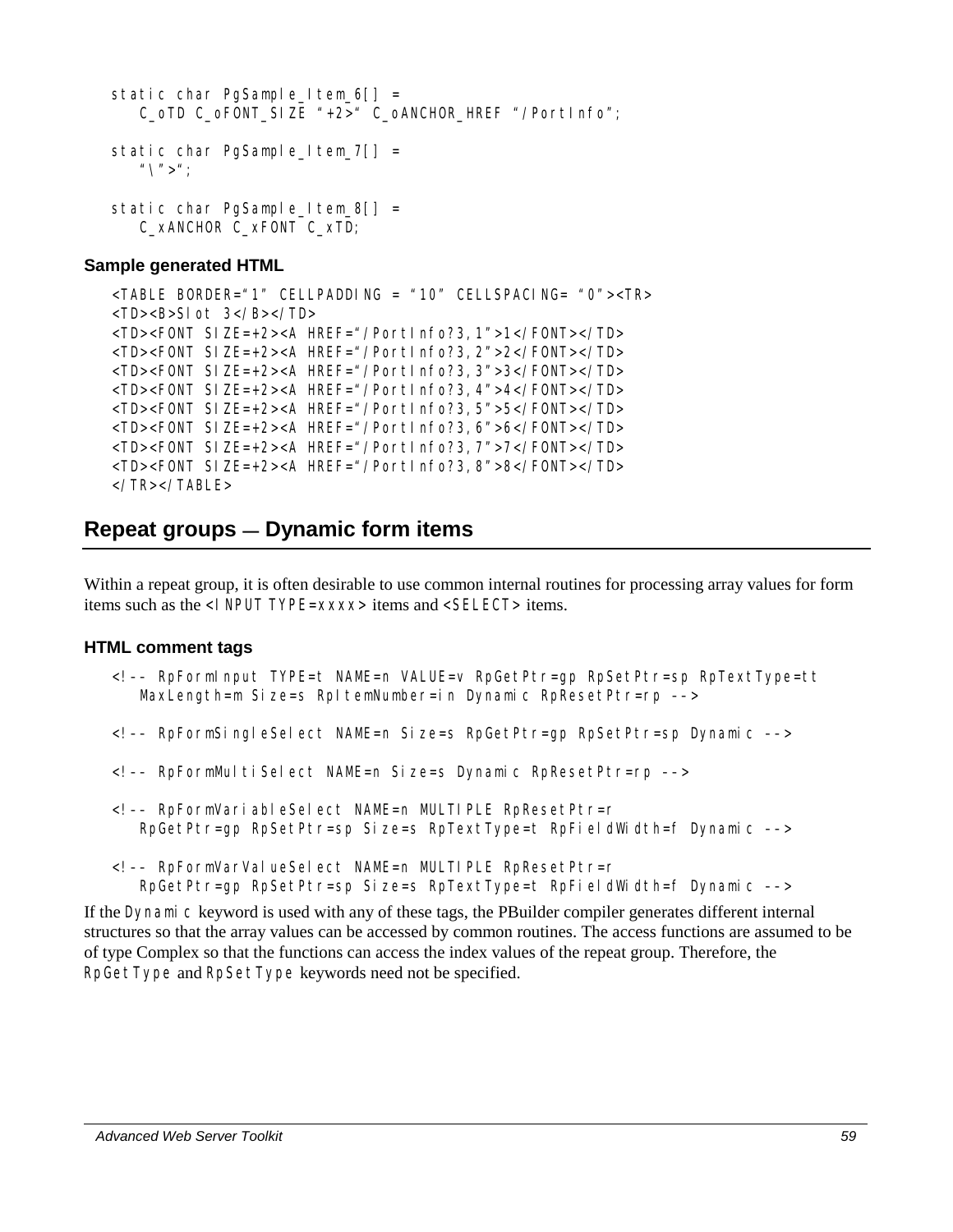```
static char PgSample_Item_6[] =
   C_oTD C_oFONT_SIZE "+2>" C_oANCHOR_HREF "/PortInfo";

static char PgSample_Item_7[] =
   "\">";

static char PgSample_Item_8[] =
   C_xANCHOR C_xFONT C_xTD;
```

### Sample generated HTML

```
<TABLE BORDER="1" CELLPADDING = "10" CELLSPACING= "0"><TR>
<TD><B>Slot 3</B></TD>
<TD><FONT SIZE=+2><A HREF="/PortInfo?3,1">1</FONT></TD>
<TD><FONT SIZE=+2><A HREF="/PortInfo?3,2">2</FONT></TD>
<TD><FONT SIZE=+2><A HREF="/PortInfo?3,3">3</FONT></TD>
<TD><FONT SIZE=+2><A HREF="/PortInfo?3,4">4</FONT></TD>
<TD><FONT SIZE=+2><A HREF="/PortInfo?3,5">5</FONT></TD>
<TD><FONT SIZE=+2><A HREF="/PortInfo?3,6">6</FONT></TD>
<TD><FONT SIZE=+2><A HREF="/PortInfo?3,7">7</FONT></TD>
<TD><FONT SIZE=+2><A HREF="/PortInfo?3,8">8</FONT></TD>
</TR></TABLE>
```

## Repeat groups — Dynamic form items

Within a repeat group, it is often desirable to use common internal routines for processing array values for form items such as the `<INPUT TYPE=xxxx>` items and `<SELECT>` items.

### HTML comment tags

```
<!-- RpFormInput TYPE=t NAME=n VALUE=v RpGetPtr=gp RpSetPtr=sp RpTextType=tt
   MaxLength=m Size=s RpItemNumber=in Dynamic RpResetPtr=rp -->

<!-- RpFormSingleSelect NAME=n Size=s RpGetPtr=gp RpSetPtr=sp Dynamic -->

<!-- RpFormMultiSelect NAME=n Size=s Dynamic RpResetPtr=rp -->

<!-- RpFormVariableSelect NAME=n MULTIPLE RpResetPtr=r
   RpGetPtr=gp RpSetPtr=sp Size=s RpTextType=t RpFieldWidth=f Dynamic -->

<!-- RpFormVarValueSelect NAME=n MULTIPLE RpResetPtr=r
   RpGetPtr=gp RpSetPtr=sp Size=s RpTextType=t RpFieldWidth=f Dynamic -->
```

If the `Dynamic` keyword is used with any of these tags, the PBuilder compiler generates different internal structures so that the array values can be accessed by common routines. The access functions are assumed to be of type Complex so that the functions can access the index values of the repeat group. Therefore, the `RpGetType` and `RpSetType` keywords need not be specified.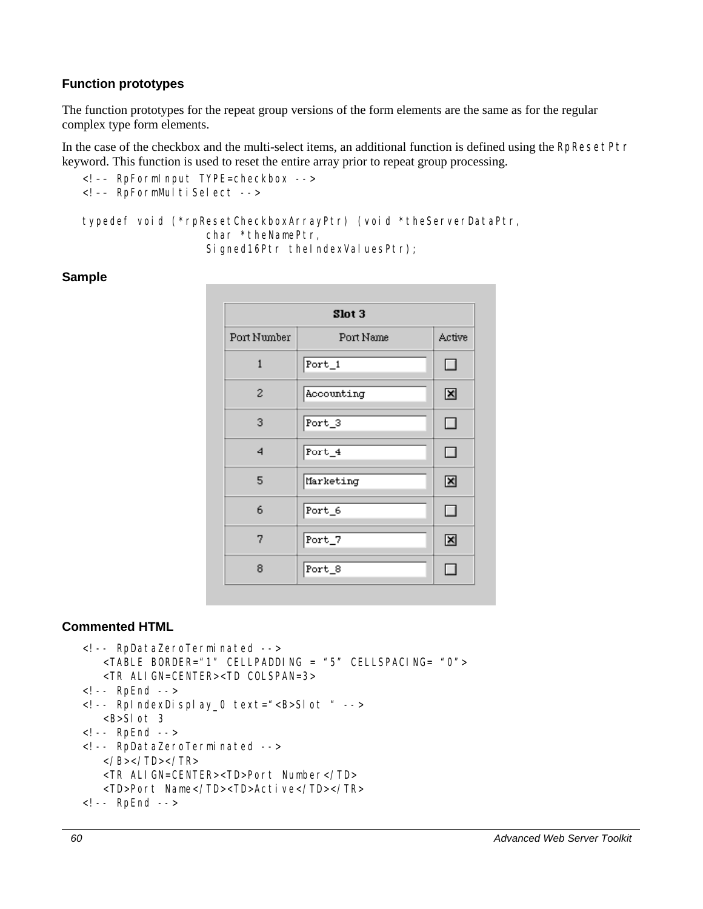### Function prototypes

The function prototypes for the repeat group versions of the form elements are the same as for the regular complex type form elements.

In the case of the checkbox and the multi-select items, an additional function is defined using the `RpResetPtr` keyword. This function is used to reset the entire array prior to repeat group processing.

```
<!-- RpFormInput TYPE=checkbox -->
<!-- RpFormMultiSelect -->

typedef void (*rpResetCheckboxArrayPtr) (void *theServerDataPtr,
                    char *theNamePtr,
                    Signed16Ptr theIndexValuesPtr);
```

### Sample

| **Slot 3** | | |
|---|---|---|
| Port Number | Port Name | Active |
| 1 | Port_1 | ☐ |
| 2 | Accounting | ☒ |
| 3 | Port_3 | ☐ |
| 4 | Port_4 | ☐ |
| 5 | Marketing | ☒ |
| 6 | Port_6 | ☐ |
| 7 | Port_7 | ☒ |
| 8 | Port_8 | ☐ |

### Commented HTML

```
<!-- RpDataZeroTerminated -->
    <TABLE BORDER="1" CELLPADDING = "5" CELLSPACING= "0">
    <TR ALIGN=CENTER><TD COLSPAN=3>
<!-- RpEnd -->
<!-- RpIndexDisplay_0 text="<B>Slot " -->
    <B>Slot 3
<!-- RpEnd -->
<!-- RpDataZeroTerminated -->
    </B></TD></TR>
    <TR ALIGN=CENTER><TD>Port Number</TD>
    <TD>Port Name</TD><TD>Active</TD></TR>
<!-- RpEnd -->
```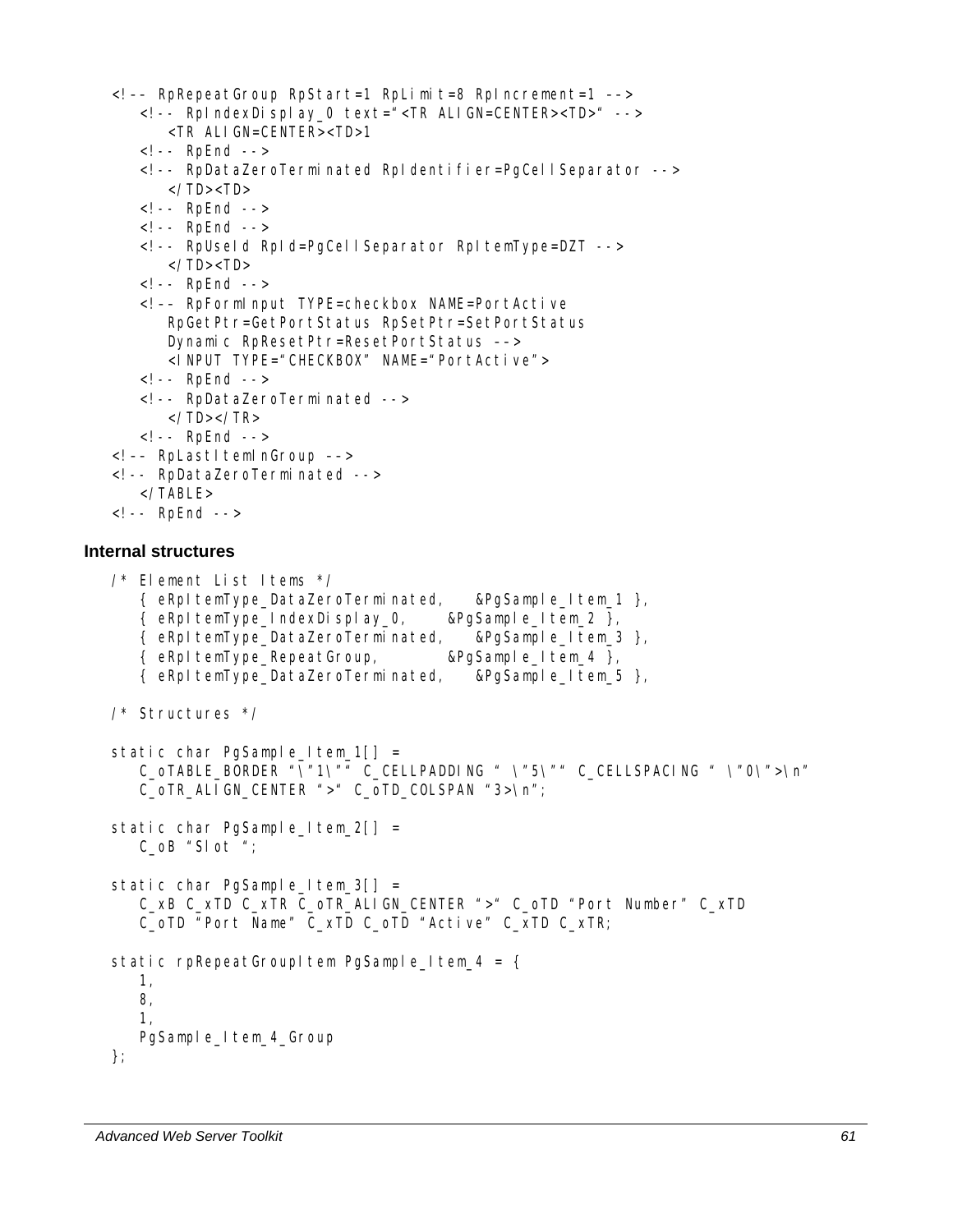```
<!-- RpRepeatGroup RpStart=1 RpLimit=8 RpIncrement=1 -->
    <!-- RpIndexDisplay_0 text="<TR ALIGN=CENTER><TD>" -->
        <TR ALIGN=CENTER><TD>1
    <!-- RpEnd -->
    <!-- RpDataZeroTerminated RpIdentifier=PgCellSeparator -->
        </TD><TD>
    <!-- RpEnd -->
    <!-- RpEnd -->
    <!-- RpUseId RpId=PgCellSeparator RpItemType=DZT -->
        </TD><TD>
    <!-- RpEnd -->
    <!-- RpFormInput TYPE=checkbox NAME=PortActive
        RpGetPtr=GetPortStatus RpSetPtr=SetPortStatus
        Dynamic RpResetPtr=ResetPortStatus -->
        <INPUT TYPE="CHECKBOX" NAME="PortActive">
    <!-- RpEnd -->
    <!-- RpDataZeroTerminated -->
        </TD></TR>
    <!-- RpEnd -->
<!-- RpLastItemInGroup -->
<!-- RpDataZeroTerminated -->
    </TABLE>
<!-- RpEnd -->
```

#### Internal structures

```
/* Element List Items */
    { eRpItemType_DataZeroTerminated,    &PgSample_Item_1 },
    { eRpItemType_IndexDisplay_0,     &PgSample_Item_2 },
    { eRpItemType_DataZeroTerminated,    &PgSample_Item_3 },
    { eRpItemType_RepeatGroup,        &PgSample_Item_4 },
    { eRpItemType_DataZeroTerminated,    &PgSample_Item_5 },

/* Structures */

static char PgSample_Item_1[] =
    C_oTABLE_BORDER "\"1\"" C_CELLPADDING " \"5\"" C_CELLSPACING " \"0\">\n"
    C_oTR_ALIGN_CENTER ">" C_oTD_COLSPAN "3>\n";

static char PgSample_Item_2[] =
    C_oB "Slot ";

static char PgSample_Item_3[] =
    C_xB C_xTD C_xTR C_oTR_ALIGN_CENTER ">" C_oTD "Port Number" C_xTD
    C_oTD "Port Name" C_xTD C_oTD "Active" C_xTD C_xTR;

static rpRepeatGroupItem PgSample_Item_4 = {
    1,
    8,
    1,
    PgSample_Item_4_Group
};
```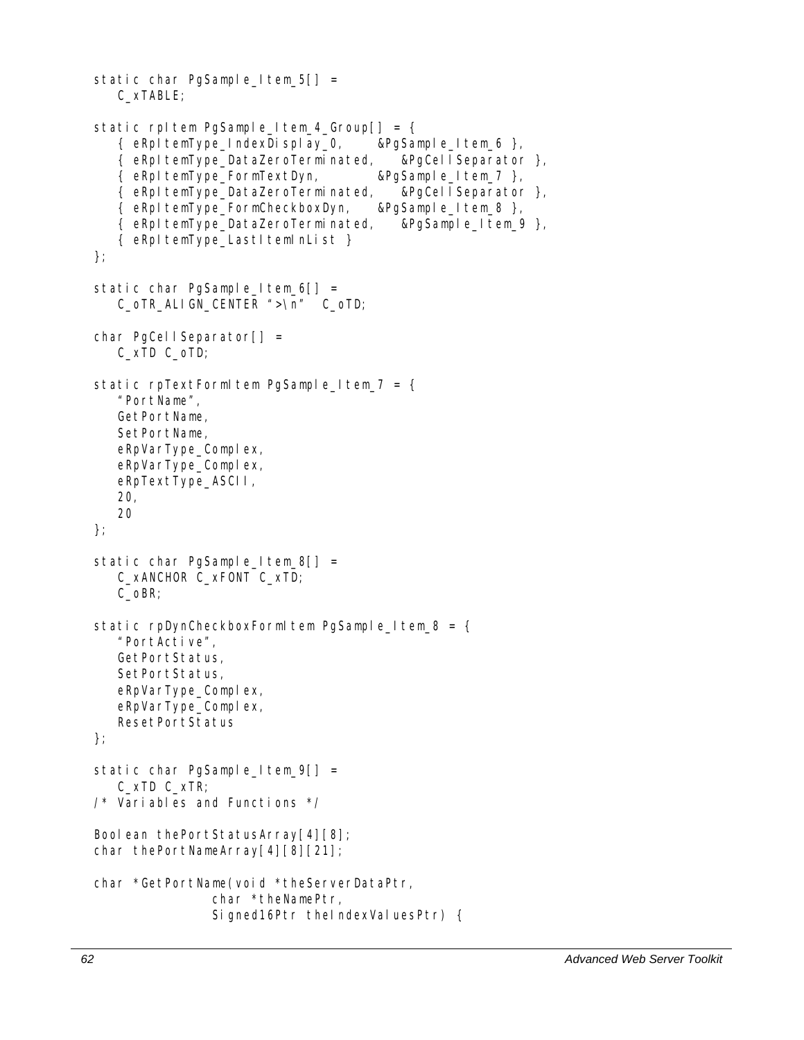```
static char PgSample_Item_5[] =
    C_xTABLE;

static rpItem PgSample_Item_4_Group[] = {
    { eRpItemType_IndexDisplay_0,      &PgSample_Item_6 },
    { eRpItemType_DataZeroTerminated,   &PgCellSeparator },
    { eRpItemType_FormTextDyn,         &PgSample_Item_7 },
    { eRpItemType_DataZeroTerminated,   &PgCellSeparator },
    { eRpItemType_FormCheckboxDyn,     &PgSample_Item_8 },
    { eRpItemType_DataZeroTerminated,   &PgSample_Item_9 },
    { eRpItemType_LastItemInList }
};

static char PgSample_Item_6[] =
    C_oTR_ALIGN_CENTER ">\n"  C_oTD;

char PgCellSeparator[] =
    C_xTD C_oTD;

static rpTextFormItem PgSample_Item_7 = {
    "PortName",
    GetPortName,
    SetPortName,
    eRpVarType_Complex,
    eRpVarType_Complex,
    eRpTextType_ASCII,
    20,
    20
};

static char PgSample_Item_8[] =
    C_xANCHOR C_xFONT C_xTD;
    C_oBR;

static rpDynCheckboxFormItem PgSample_Item_8 = {
    "PortActive",
    GetPortStatus,
    SetPortStatus,
    eRpVarType_Complex,
    eRpVarType_Complex,
    ResetPortStatus
};

static char PgSample_Item_9[] =
    C_xTD C_xTR;
/* Variables and Functions */

Boolean thePortStatusArray[4][8];
char thePortNameArray[4][8][21];

char *GetPortName(void *theServerDataPtr,
              char *theNamePtr,
              Signed16Ptr theIndexValuesPtr) {
```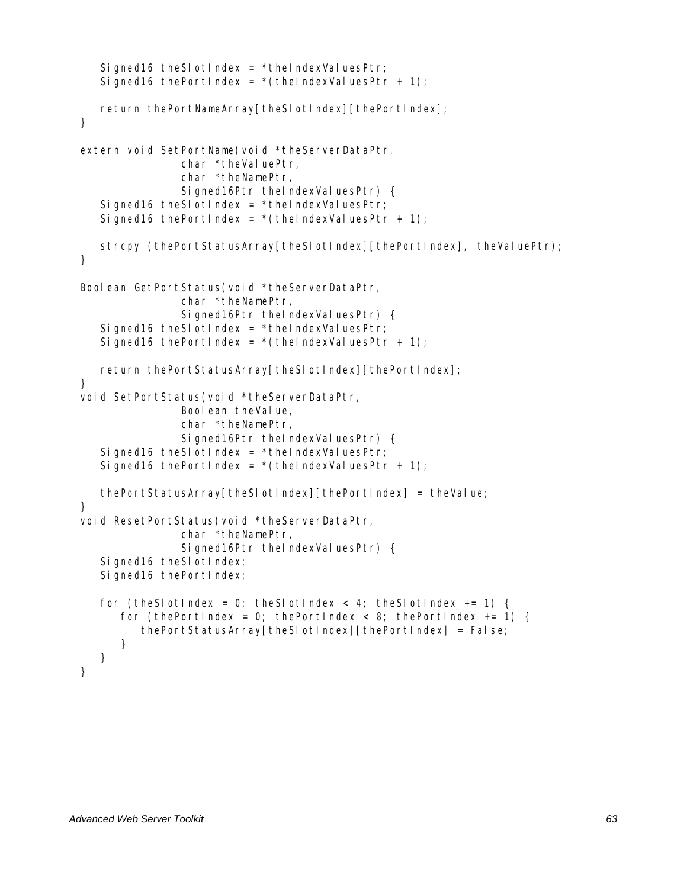```
    Signed16 theSlotIndex = *theIndexValuesPtr;
    Signed16 thePortIndex = *(theIndexValuesPtr + 1);

    return thePortNameArray[theSlotIndex][thePortIndex];
}

extern void SetPortName(void *theServerDataPtr,
                char *theValuePtr,
                char *theNamePtr,
                Signed16Ptr theIndexValuesPtr) {
    Signed16 theSlotIndex = *theIndexValuesPtr;
    Signed16 thePortIndex = *(theIndexValuesPtr + 1);

    strcpy (thePortStatusArray[theSlotIndex][thePortIndex], theValuePtr);
}

Boolean GetPortStatus(void *theServerDataPtr,
                char *theNamePtr,
                Signed16Ptr theIndexValuesPtr) {
    Signed16 theSlotIndex = *theIndexValuesPtr;
    Signed16 thePortIndex = *(theIndexValuesPtr + 1);

    return thePortStatusArray[theSlotIndex][thePortIndex];
}
void SetPortStatus(void *theServerDataPtr,
                Boolean theValue,
                char *theNamePtr,
                Signed16Ptr theIndexValuesPtr) {
    Signed16 theSlotIndex = *theIndexValuesPtr;
    Signed16 thePortIndex = *(theIndexValuesPtr + 1);

    thePortStatusArray[theSlotIndex][thePortIndex] = theValue;
}
void ResetPortStatus(void *theServerDataPtr,
                char *theNamePtr,
                Signed16Ptr theIndexValuesPtr) {
    Signed16 theSlotIndex;
    Signed16 thePortIndex;

    for (theSlotIndex = 0; theSlotIndex < 4; theSlotIndex += 1) {
        for (thePortIndex = 0; thePortIndex < 8; thePortIndex += 1) {
            thePortStatusArray[theSlotIndex][thePortIndex] = False;
        }
    }
}
```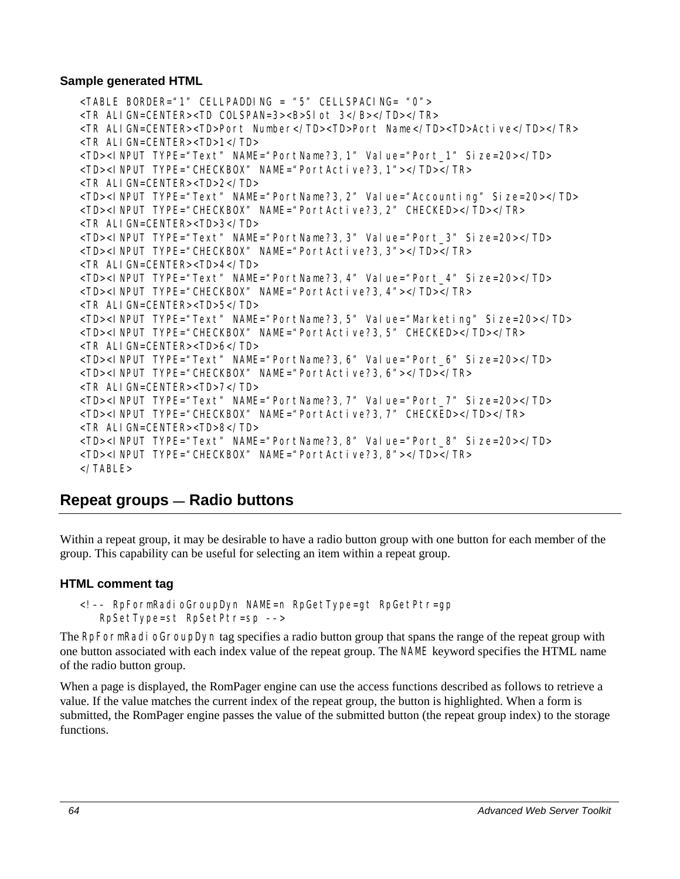### Sample generated HTML

```
<TABLE BORDER="1" CELLPADDING = "5" CELLSPACING= "0">
<TR ALIGN=CENTER><TD COLSPAN=3><B>Slot 3</B></TD></TR>
<TR ALIGN=CENTER><TD>Port Number</TD><TD>Port Name</TD><TD>Active</TD></TR>
<TR ALIGN=CENTER><TD>1</TD>
<TD><INPUT TYPE="Text" NAME="PortName?3,1" Value="Port_1" Size=20></TD>
<TD><INPUT TYPE="CHECKBOX" NAME="PortActive?3,1"></TD></TR>
<TR ALIGN=CENTER><TD>2</TD>
<TD><INPUT TYPE="Text" NAME="PortName?3,2" Value="Accounting" Size=20></TD>
<TD><INPUT TYPE="CHECKBOX" NAME="PortActive?3,2" CHECKED></TD></TR>
<TR ALIGN=CENTER><TD>3</TD>
<TD><INPUT TYPE="Text" NAME="PortName?3,3" Value="Port_3" Size=20></TD>
<TD><INPUT TYPE="CHECKBOX" NAME="PortActive?3,3"></TD></TR>
<TR ALIGN=CENTER><TD>4</TD>
<TD><INPUT TYPE="Text" NAME="PortName?3,4" Value="Port_4" Size=20></TD>
<TD><INPUT TYPE="CHECKBOX" NAME="PortActive?3,4"></TD></TR>
<TR ALIGN=CENTER><TD>5</TD>
<TD><INPUT TYPE="Text" NAME="PortName?3,5" Value="Marketing" Size=20></TD>
<TD><INPUT TYPE="CHECKBOX" NAME="PortActive?3,5" CHECKED></TD></TR>
<TR ALIGN=CENTER><TD>6</TD>
<TD><INPUT TYPE="Text" NAME="PortName?3,6" Value="Port_6" Size=20></TD>
<TD><INPUT TYPE="CHECKBOX" NAME="PortActive?3,6"></TD></TR>
<TR ALIGN=CENTER><TD>7</TD>
<TD><INPUT TYPE="Text" NAME="PortName?3,7" Value="Port_7" Size=20></TD>
<TD><INPUT TYPE="CHECKBOX" NAME="PortActive?3,7" CHECKED></TD></TR>
<TR ALIGN=CENTER><TD>8</TD>
<TD><INPUT TYPE="Text" NAME="PortName?3,8" Value="Port_8" Size=20></TD>
<TD><INPUT TYPE="CHECKBOX" NAME="PortActive?3,8"></TD></TR>
</TABLE>
```

## Repeat groups — Radio buttons

Within a repeat group, it may be desirable to have a radio button group with one button for each member of the group. This capability can be useful for selecting an item within a repeat group.

### HTML comment tag

```
<!-- RpFormRadioGroupDyn NAME=n RpGetType=gt RpGetPtr=gp
    RpSetType=st RpSetPtr=sp -->
```

The `RpFormRadioGroupDyn` tag specifies a radio button group that spans the range of the repeat group with one button associated with each index value of the repeat group. The `NAME` keyword specifies the HTML name of the radio button group.

When a page is displayed, the RomPager engine can use the access functions described as follows to retrieve a value. If the value matches the current index of the repeat group, the button is highlighted. When a form is submitted, the RomPager engine passes the value of the submitted button (the repeat group index) to the storage functions.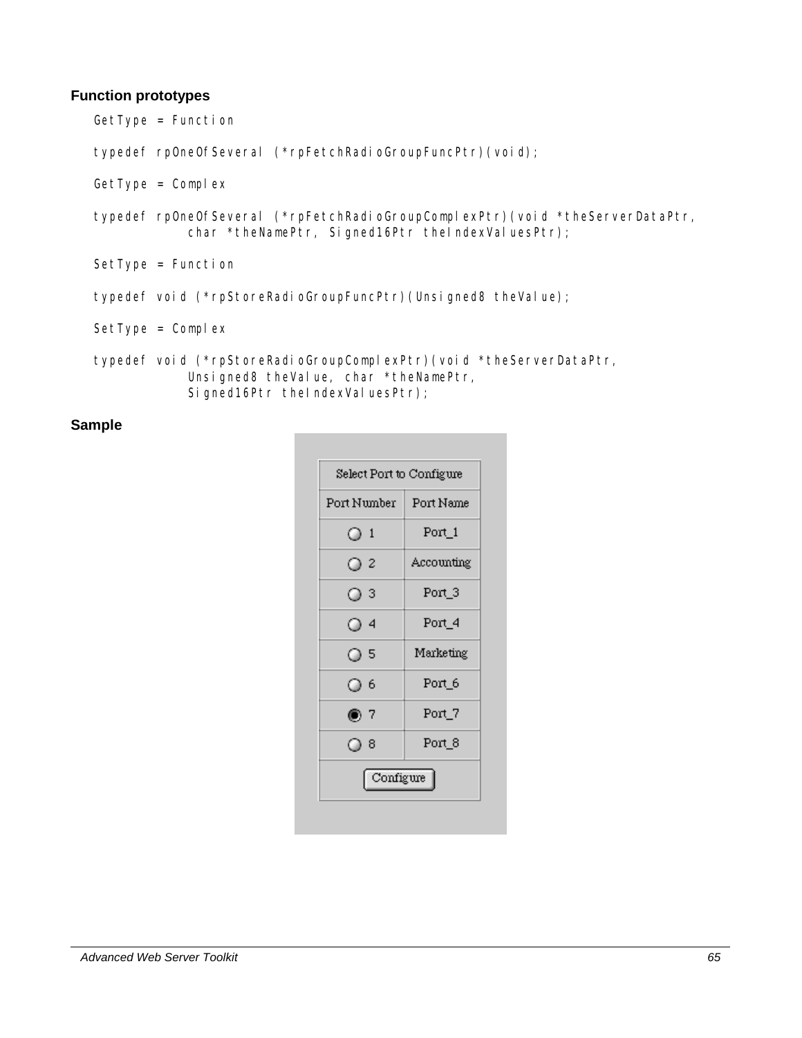### Function prototypes

```
GetType = Function

typedef rpOneOfSeveral (*rpFetchRadioGroupFuncPtr)(void);

GetType = Complex

typedef rpOneOfSeveral (*rpFetchRadioGroupComplexPtr)(void *theServerDataPtr,
            char *theNamePtr, Signed16Ptr theIndexValuesPtr);

SetType = Function

typedef void (*rpStoreRadioGroupFuncPtr)(Unsigned8 theValue);

SetType = Complex

typedef void (*rpStoreRadioGroupComplexPtr)(void *theServerDataPtr,
            Unsigned8 theValue, char *theNamePtr,
            Signed16Ptr theIndexValuesPtr);
```

### Sample

| Select Port to Configure | |
|---|---|
| Port Number | Port Name |
| ○ 1 | Port_1 |
| ○ 2 | Accounting |
| ○ 3 | Port_3 |
| ○ 4 | Port_4 |
| ○ 5 | Marketing |
| ○ 6 | Port_6 |
| ◉ 7 | Port_7 |
| ○ 8 | Port_8 |
| [Configure] | |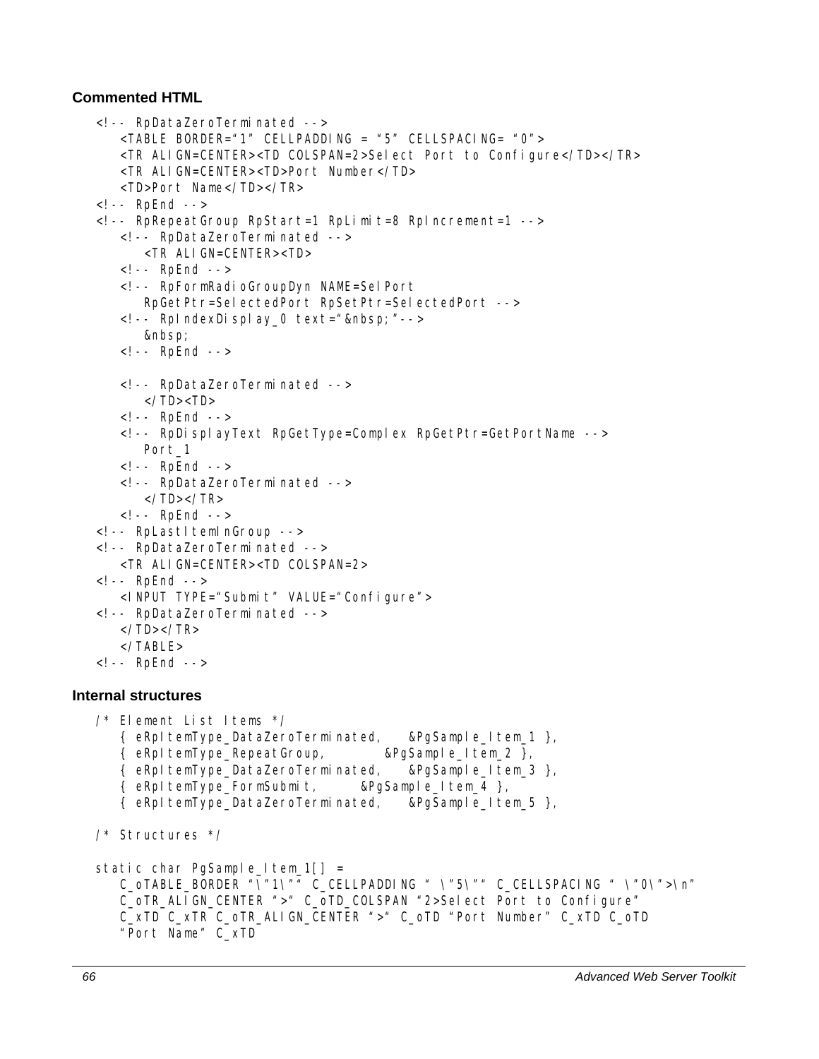### Commented HTML

```
<!-- RpDataZeroTerminated -->
   <TABLE BORDER="1" CELLPADDING = "5" CELLSPACING= "0">
   <TR ALIGN=CENTER><TD COLSPAN=2>Select Port to Configure</TD></TR>
   <TR ALIGN=CENTER><TD>Port Number</TD>
   <TD>Port Name</TD></TR>
<!-- RpEnd -->
<!-- RpRepeatGroup RpStart=1 RpLimit=8 RpIncrement=1 -->
   <!-- RpDataZeroTerminated -->
      <TR ALIGN=CENTER><TD>
   <!-- RpEnd -->
   <!-- RpFormRadioGroupDyn NAME=SelPort
      RpGetPtr=SelectedPort RpSetPtr=SelectedPort -->
   <!-- RpIndexDisplay_0 text="&nbsp;"-->
      &nbsp;
   <!-- RpEnd -->

   <!-- RpDataZeroTerminated -->
      </TD><TD>
   <!-- RpEnd -->
   <!-- RpDisplayText RpGetType=Complex RpGetPtr=GetPortName -->
      Port_1
   <!-- RpEnd -->
   <!-- RpDataZeroTerminated -->
      </TD></TR>
   <!-- RpEnd -->
<!-- RpLastItemInGroup -->
<!-- RpDataZeroTerminated -->
   <TR ALIGN=CENTER><TD COLSPAN=2>
<!-- RpEnd -->
   <INPUT TYPE="Submit" VALUE="Configure">
<!-- RpDataZeroTerminated -->
   </TD></TR>
   </TABLE>
<!-- RpEnd -->
```

### Internal structures

```
/* Element List Items */
   { eRpItemType_DataZeroTerminated,    &PgSample_Item_1 },
   { eRpItemType_RepeatGroup,        &PgSample_Item_2 },
   { eRpItemType_DataZeroTerminated,    &PgSample_Item_3 },
   { eRpItemType_FormSubmit,       &PgSample_Item_4 },
   { eRpItemType_DataZeroTerminated,    &PgSample_Item_5 },

/* Structures */

static char PgSample_Item_1[] =
   C_oTABLE_BORDER "\"1\"" C_CELLPADDING " \"5\"" C_CELLSPACING " \"0\">\n"
   C_oTR_ALIGN_CENTER ">" C_oTD_COLSPAN "2>Select Port to Configure"
   C_xTD C_xTR C_oTR_ALIGN_CENTER ">" C_oTD "Port Number" C_xTD C_oTD
   "Port Name" C_xTD
```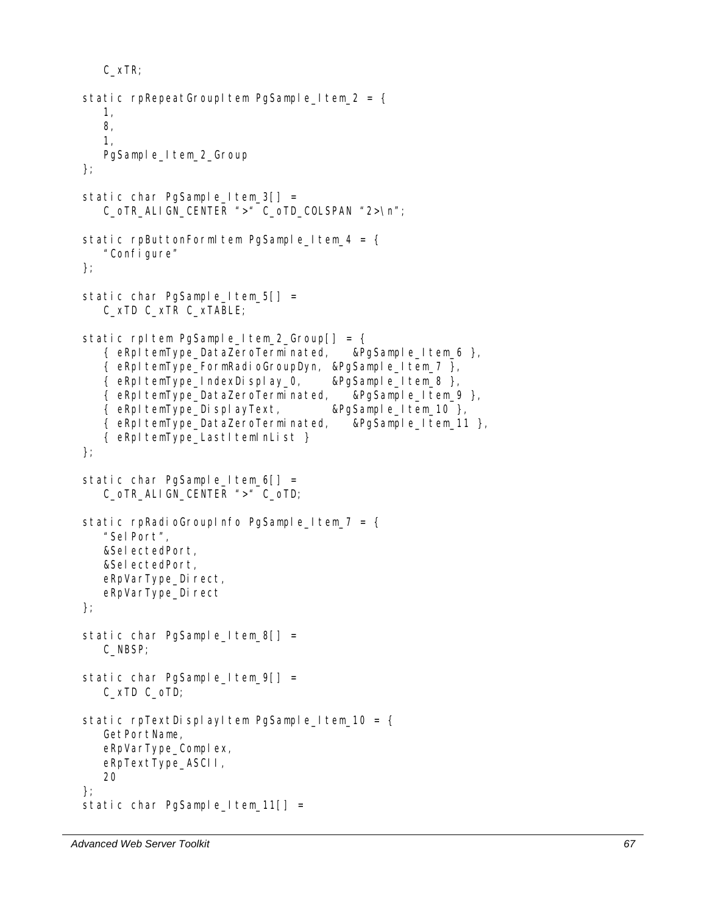```
    C_xTR;

static rpRepeatGroupItem PgSample_Item_2 = {
    1,
    8,
    1,
    PgSample_Item_2_Group
};

static char PgSample_Item_3[] =
    C_oTR_ALIGN_CENTER ">" C_oTD_COLSPAN "2>\n";

static rpButtonFormItem PgSample_Item_4 = {
    "Configure"
};

static char PgSample_Item_5[] =
    C_xTD C_xTR C_xTABLE;

static rpItem PgSample_Item_2_Group[] = {
    { eRpItemType_DataZeroTerminated,   &PgSample_Item_6 },
    { eRpItemType_FormRadioGroupDyn, &PgSample_Item_7 },
    { eRpItemType_IndexDisplay_0,     &PgSample_Item_8 },
    { eRpItemType_DataZeroTerminated,   &PgSample_Item_9 },
    { eRpItemType_DisplayText,        &PgSample_Item_10 },
    { eRpItemType_DataZeroTerminated,   &PgSample_Item_11 },
    { eRpItemType_LastItemInList }
};

static char PgSample_Item_6[] =
    C_oTR_ALIGN_CENTER ">" C_oTD;

static rpRadioGroupInfo PgSample_Item_7 = {
    "SelPort",
    &SelectedPort,
    &SelectedPort,
    eRpVarType_Direct,
    eRpVarType_Direct
};

static char PgSample_Item_8[] =
    C_NBSP;

static char PgSample_Item_9[] =
    C_xTD C_oTD;

static rpTextDisplayItem PgSample_Item_10 = {
    GetPortName,
    eRpVarType_Complex,
    eRpTextType_ASCII,
    20
};
static char PgSample_Item_11[] =
```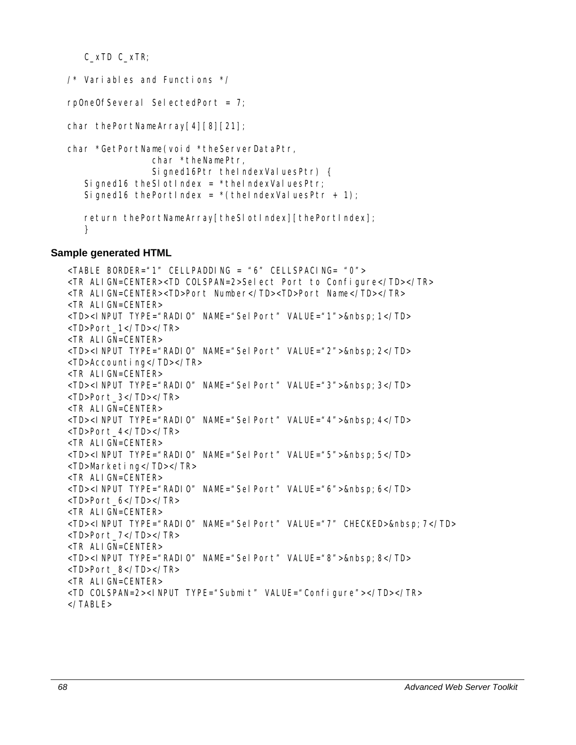```
    C_xTD C_xTR;

/* Variables and Functions */

rpOneOfSeveral SelectedPort = 7;

char thePortNameArray[4][8][21];

char *GetPortName(void *theServerDataPtr,
                  char *theNamePtr,
                  Signed16Ptr theIndexValuesPtr) {
    Signed16 theSlotIndex = *theIndexValuesPtr;
    Signed16 thePortIndex = *(theIndexValuesPtr + 1);

    return thePortNameArray[theSlotIndex][thePortIndex];
    }
```

**Sample generated HTML**

```
<TABLE BORDER="1" CELLPADDING = "6" CELLSPACING= "0">
<TR ALIGN=CENTER><TD COLSPAN=2>Select Port to Configure</TD></TR>
<TR ALIGN=CENTER><TD>Port Number</TD><TD>Port Name</TD></TR>
<TR ALIGN=CENTER>
<TD><INPUT TYPE="RADIO" NAME="SelPort" VALUE="1">&nbsp;1</TD>
<TD>Port_1</TD></TR>
<TR ALIGN=CENTER>
<TD><INPUT TYPE="RADIO" NAME="SelPort" VALUE="2">&nbsp;2</TD>
<TD>Accounting</TD></TR>
<TR ALIGN=CENTER>
<TD><INPUT TYPE="RADIO" NAME="SelPort" VALUE="3">&nbsp;3</TD>
<TD>Port_3</TD></TR>
<TR ALIGN=CENTER>
<TD><INPUT TYPE="RADIO" NAME="SelPort" VALUE="4">&nbsp;4</TD>
<TD>Port_4</TD></TR>
<TR ALIGN=CENTER>
<TD><INPUT TYPE="RADIO" NAME="SelPort" VALUE="5">&nbsp;5</TD>
<TD>Marketing</TD></TR>
<TR ALIGN=CENTER>
<TD><INPUT TYPE="RADIO" NAME="SelPort" VALUE="6">&nbsp;6</TD>
<TD>Port_6</TD></TR>
<TR ALIGN=CENTER>
<TD><INPUT TYPE="RADIO" NAME="SelPort" VALUE="7" CHECKED>&nbsp;7</TD>
<TD>Port_7</TD></TR>
<TR ALIGN=CENTER>
<TD><INPUT TYPE="RADIO" NAME="SelPort" VALUE="8">&nbsp;8</TD>
<TD>Port_8</TD></TR>
<TR ALIGN=CENTER>
<TD COLSPAN=2><INPUT TYPE="Submit" VALUE="Configure"></TD></TR>
</TABLE>
```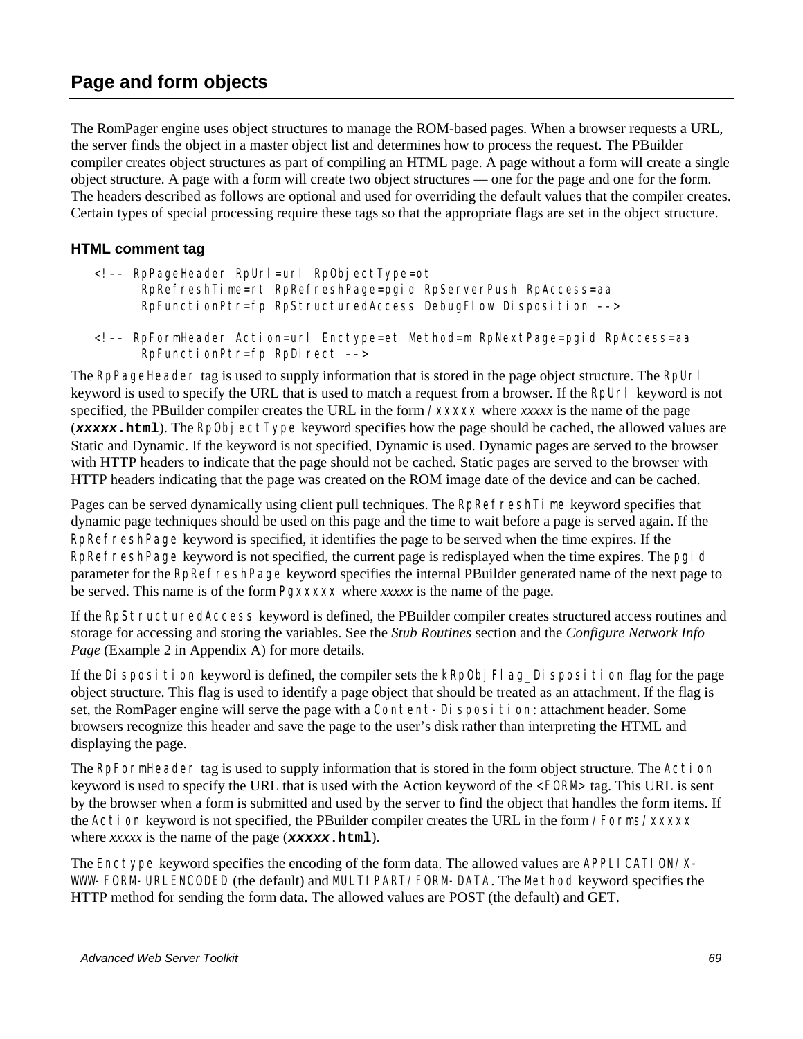## Page and form objects

The RomPager engine uses object structures to manage the ROM-based pages. When a browser requests a URL, the server finds the object in a master object list and determines how to process the request. The PBuilder compiler creates object structures as part of compiling an HTML page. A page without a form will create a single object structure. A page with a form will create two object structures — one for the page and one for the form. The headers described as follows are optional and used for overriding the default values that the compiler creates. Certain types of special processing require these tags so that the appropriate flags are set in the object structure.

### HTML comment tag

```
<!-- RpPageHeader RpUrl=url RpObjectType=ot
      RpRefreshTime=rt RpRefreshPage=pgid RpServerPush RpAccess=aa
      RpFunctionPtr=fp RpStructuredAccess DebugFlow Disposition -->

<!-- RpFormHeader Action=url Enctype=et Method=m RpNextPage=pgid RpAccess=aa
      RpFunctionPtr=fp RpDirect -->
```

The `RpPageHeader` tag is used to supply information that is stored in the page object structure. The `RpUrl` keyword is used to specify the URL that is used to match a request from a browser. If the `RpUrl` keyword is not specified, the PBuilder compiler creates the URL in the form `/xxxxx` where *xxxxx* is the name of the page (***xxxxx*.html**). The `RpObjectType` keyword specifies how the page should be cached, the allowed values are Static and Dynamic. If the keyword is not specified, Dynamic is used. Dynamic pages are served to the browser with HTTP headers to indicate that the page should not be cached. Static pages are served to the browser with HTTP headers indicating that the page was created on the ROM image date of the device and can be cached.

Pages can be served dynamically using client pull techniques. The `RpRefreshTime` keyword specifies that dynamic page techniques should be used on this page and the time to wait before a page is served again. If the `RpRefreshPage` keyword is specified, it identifies the page to be served when the time expires. If the `RpRefreshPage` keyword is not specified, the current page is redisplayed when the time expires. The `pgid` parameter for the `RpRefreshPage` keyword specifies the internal PBuilder generated name of the next page to be served. This name is of the form `Pgxxxxx` where *xxxxx* is the name of the page.

If the `RpStructuredAccess` keyword is defined, the PBuilder compiler creates structured access routines and storage for accessing and storing the variables. See the *Stub Routines* section and the *Configure Network Info Page* (Example 2 in Appendix A) for more details.

If the `Disposition` keyword is defined, the compiler sets the `kRpObjFlag_Disposition` flag for the page object structure. This flag is used to identify a page object that should be treated as an attachment. If the flag is set, the RomPager engine will serve the page with a `Content-Disposition:` attachment header. Some browsers recognize this header and save the page to the user's disk rather than interpreting the HTML and displaying the page.

The `RpFormHeader` tag is used to supply information that is stored in the form object structure. The `Action` keyword is used to specify the URL that is used with the Action keyword of the `<FORM>` tag. This URL is sent by the browser when a form is submitted and used by the server to find the object that handles the form items. If the `Action` keyword is not specified, the PBuilder compiler creates the URL in the form `/Forms/xxxxx` where *xxxxx* is the name of the page (***xxxxx*.html**).

The `Enctype` keyword specifies the encoding of the form data. The allowed values are `APPLICATION/X-WWW-FORM-URLENCODED` (the default) and `MULTIPART/FORM-DATA`. The `Method` keyword specifies the HTTP method for sending the form data. The allowed values are POST (the default) and GET.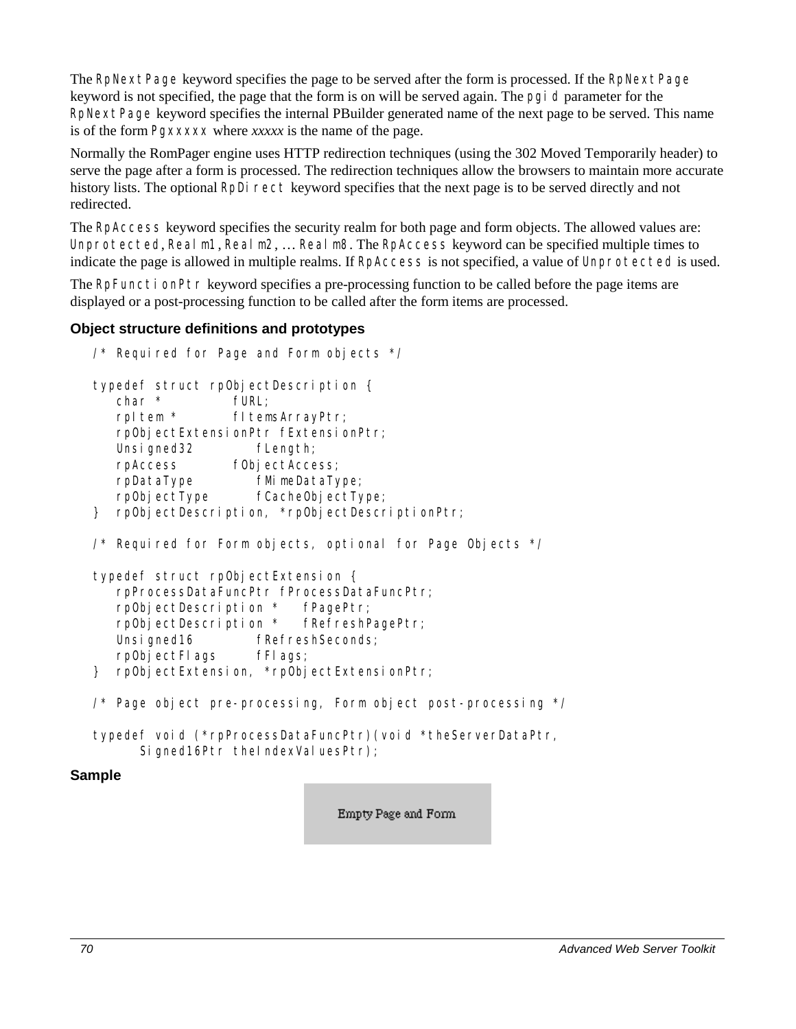The `RpNextPage` keyword specifies the page to be served after the form is processed. If the `RpNextPage` keyword is not specified, the page that the form is on will be served again. The `pgid` parameter for the `RpNextPage` keyword specifies the internal PBuilder generated name of the next page to be served. This name is of the form `Pgxxxxx` where *xxxxx* is the name of the page.

Normally the RomPager engine uses HTTP redirection techniques (using the 302 Moved Temporarily header) to serve the page after a form is processed. The redirection techniques allow the browsers to maintain more accurate history lists. The optional `RpDirect` keyword specifies that the next page is to be served directly and not redirected.

The `RpAccess` keyword specifies the security realm for both page and form objects. The allowed values are: `Unprotected`, `Realm1`, `Realm2`, ... `Realm8`. The `RpAccess` keyword can be specified multiple times to indicate the page is allowed in multiple realms. If `RpAccess` is not specified, a value of `Unprotected` is used.

The `RpFunctionPtr` keyword specifies a pre-processing function to be called before the page items are displayed or a post-processing function to be called after the form items are processed.

### Object structure definitions and prototypes

```
/* Required for Page and Form objects */

typedef struct rpObjectDescription {
    char *          fURL;
    rpItem *        fItemsArrayPtr;
    rpObjectExtensionPtr fExtensionPtr;
    Unsigned32          fLength;
    rpAccess        fObjectAccess;
    rpDataType          fMimeDataType;
    rpObjectType        fCacheObjectType;
} rpObjectDescription, *rpObjectDescriptionPtr;

/* Required for Form objects, optional for Page Objects */

typedef struct rpObjectExtension {
    rpProcessDataFuncPtr fProcessDataFuncPtr;
    rpObjectDescription *    fPagePtr;
    rpObjectDescription *    fRefreshPagePtr;
    Unsigned16          fRefreshSeconds;
    rpObjectFlags       fFlags;
} rpObjectExtension, *rpObjectExtensionPtr;

/* Page object pre-processing, Form object post-processing */

typedef void (*rpProcessDataFuncPtr)(void *theServerDataPtr,
        Signed16Ptr theIndexValuesPtr);
```

### Sample

Empty Page and Form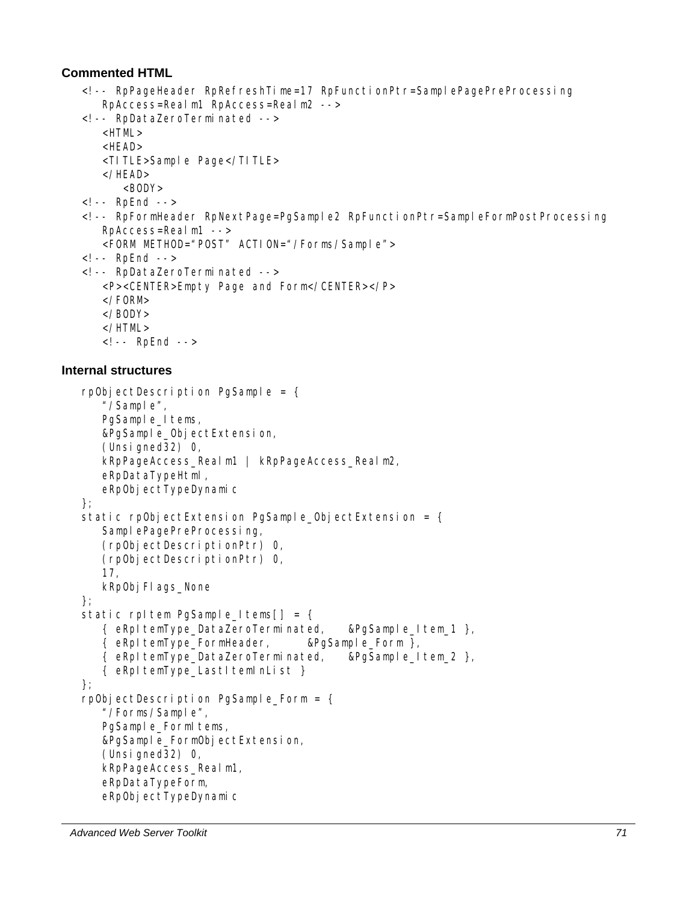### Commented HTML

```
<!-- RpPageHeader RpRefreshTime=17 RpFunctionPtr=SamplePagePreProcessing
   RpAccess=Realm1 RpAccess=Realm2 -->
<!-- RpDataZeroTerminated -->
   <HTML>
   <HEAD>
   <TITLE>Sample Page</TITLE>
   </HEAD>
      <BODY>
<!-- RpEnd -->
<!-- RpFormHeader RpNextPage=PgSample2 RpFunctionPtr=SampleFormPostProcessing
   RpAccess=Realm1 -->
   <FORM METHOD="POST" ACTION="/Forms/Sample">
<!-- RpEnd -->
<!-- RpDataZeroTerminated -->
   <P><CENTER>Empty Page and Form</CENTER></P>
   </FORM>
   </BODY>
   </HTML>
   <!-- RpEnd -->
```

### Internal structures

```
rpObjectDescription PgSample = {
   "/Sample",
   PgSample_Items,
   &PgSample_ObjectExtension,
   (Unsigned32) 0,
   kRpPageAccess_Realm1 | kRpPageAccess_Realm2,
   eRpDataTypeHtml,
   eRpObjectTypeDynamic
};
static rpObjectExtension PgSample_ObjectExtension = {
   SamplePagePreProcessing,
   (rpObjectDescriptionPtr) 0,
   (rpObjectDescriptionPtr) 0,
   17,
   kRpObjFlags_None
};
static rpItem PgSample_Items[] = {
   { eRpItemType_DataZeroTerminated,   &PgSample_Item_1 },
   { eRpItemType_FormHeader,      &PgSample_Form },
   { eRpItemType_DataZeroTerminated,   &PgSample_Item_2 },
   { eRpItemType_LastItemInList }
};
rpObjectDescription PgSample_Form = {
   "/Forms/Sample",
   PgSample_FormItems,
   &PgSample_FormObjectExtension,
   (Unsigned32) 0,
   kRpPageAccess_Realm1,
   eRpDataTypeForm,
   eRpObjectTypeDynamic
```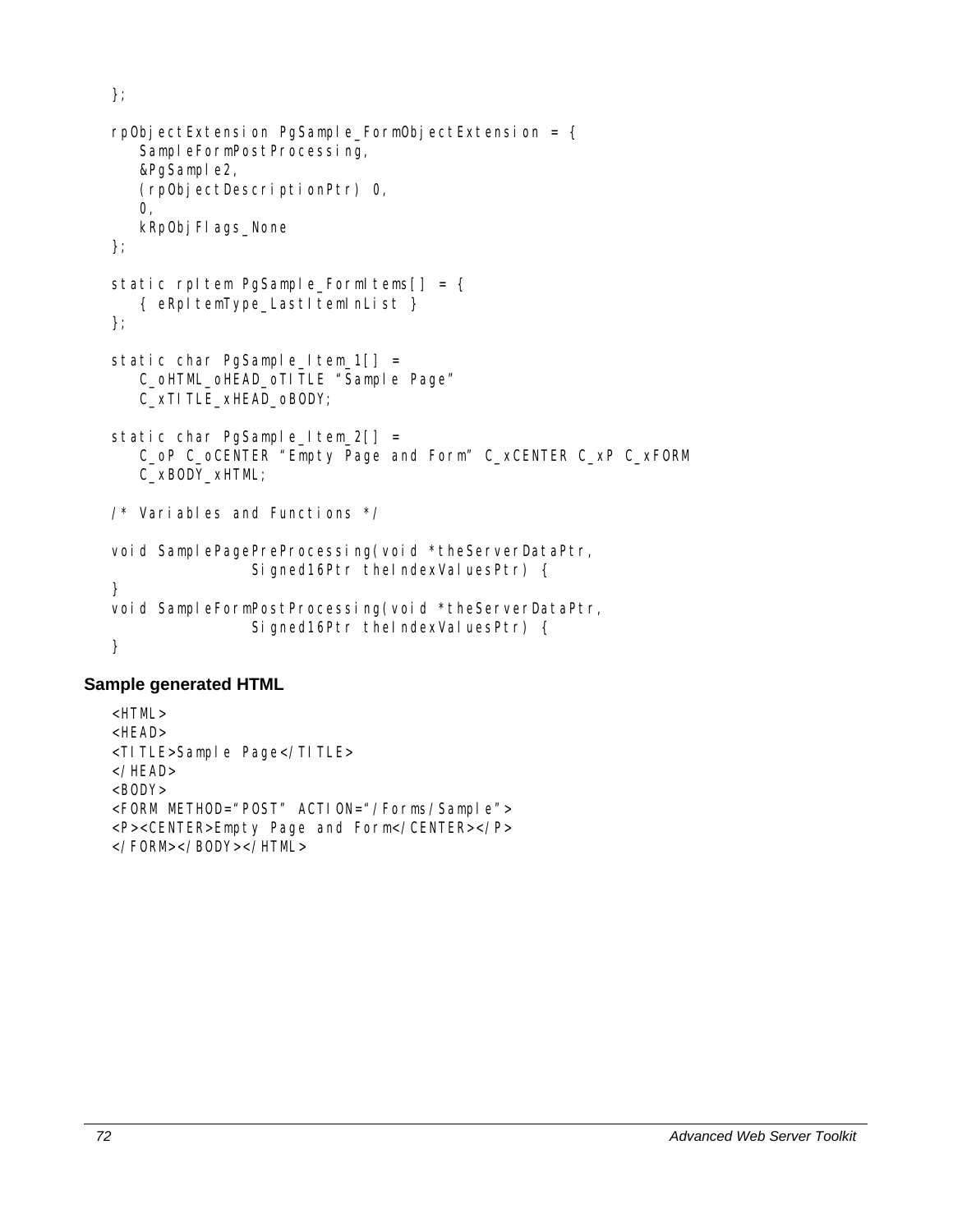```
};

rpObjectExtension PgSample_FormObjectExtension = {
    SampleFormPostProcessing,
    &PgSample2,
    (rpObjectDescriptionPtr) 0,
    0,
    kRpObjFlags_None
};

static rpItem PgSample_FormItems[] = {
    { eRpItemType_LastItemInList }
};

static char PgSample_Item_1[] =
    C_oHTML_oHEAD_oTITLE "Sample Page"
    C_xTITLE_xHEAD_oBODY;

static char PgSample_Item_2[] =
    C_oP C_oCENTER "Empty Page and Form" C_xCENTER C_xP C_xFORM
    C_xBODY_xHTML;

/* Variables and Functions */

void SamplePagePreProcessing(void *theServerDataPtr,
                Signed16Ptr theIndexValuesPtr) {
}
void SampleFormPostProcessing(void *theServerDataPtr,
                Signed16Ptr theIndexValuesPtr) {
}
```

### Sample generated HTML

```
<HTML>
<HEAD>
<TITLE>Sample Page</TITLE>
</HEAD>
<BODY>
<FORM METHOD="POST" ACTION="/Forms/Sample">
<P><CENTER>Empty Page and Form</CENTER></P>
</FORM></BODY></HTML>
```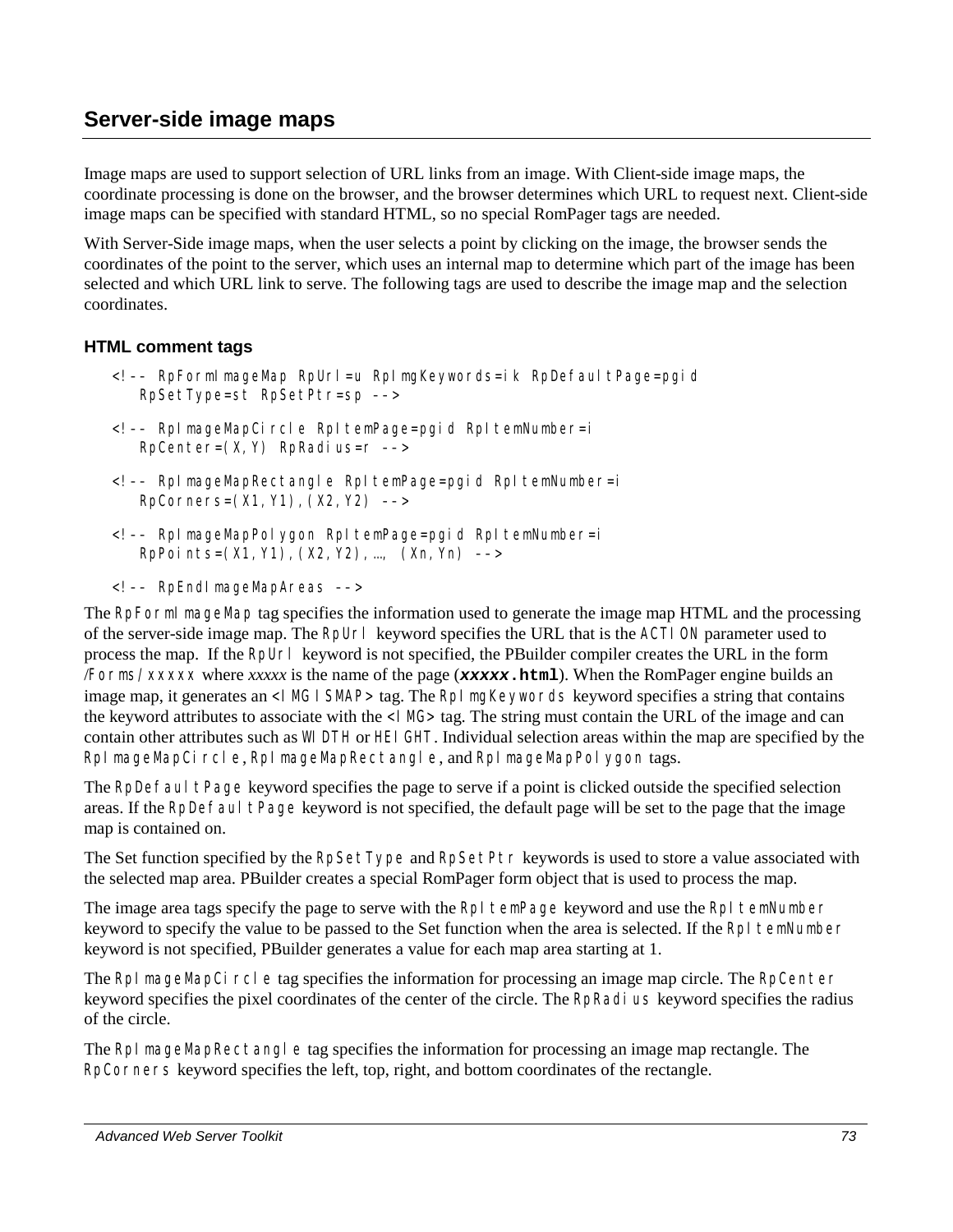## Server-side image maps

Image maps are used to support selection of URL links from an image. With Client-side image maps, the coordinate processing is done on the browser, and the browser determines which URL to request next. Client-side image maps can be specified with standard HTML, so no special RomPager tags are needed.

With Server-Side image maps, when the user selects a point by clicking on the image, the browser sends the coordinates of the point to the server, which uses an internal map to determine which part of the image has been selected and which URL link to serve. The following tags are used to describe the image map and the selection coordinates.

### HTML comment tags

```
<!-- RpFormImageMap RpUrl=u RpImgKeywords=ik RpDefaultPage=pgid
   RpSetType=st RpSetPtr=sp -->

<!-- RpImageMapCircle RpItemPage=pgid RpItemNumber=i
   RpCenter=(X,Y) RpRadius=r -->

<!-- RpImageMapRectangle RpItemPage=pgid RpItemNumber=i
   RpCorners=(X1,Y1),(X2,Y2) -->

<!-- RpImageMapPolygon RpItemPage=pgid RpItemNumber=i
   RpPoints=(X1,Y1),(X2,Y2),…, (Xn,Yn) -->

<!-- RpEndImageMapAreas -->
```

The `RpFormImageMap` tag specifies the information used to generate the image map HTML and the processing of the server-side image map. The `RpUrl` keyword specifies the URL that is the `ACTION` parameter used to process the map. If the `RpUrl` keyword is not specified, the PBuilder compiler creates the URL in the form `/Forms/xxxxx` where *xxxxx* is the name of the page (***xxxxx*.html**). When the RomPager engine builds an image map, it generates an `<IMG ISMAP>` tag. The `RpImgKeywords` keyword specifies a string that contains the keyword attributes to associate with the `<IMG>` tag. The string must contain the URL of the image and can contain other attributes such as `WIDTH` or `HEIGHT`. Individual selection areas within the map are specified by the `RpImageMapCircle`, `RpImageMapRectangle`, and `RpImageMapPolygon` tags.

The `RpDefaultPage` keyword specifies the page to serve if a point is clicked outside the specified selection areas. If the `RpDefaultPage` keyword is not specified, the default page will be set to the page that the image map is contained on.

The Set function specified by the `RpSetType` and `RpSetPtr` keywords is used to store a value associated with the selected map area. PBuilder creates a special RomPager form object that is used to process the map.

The image area tags specify the page to serve with the `RpItemPage` keyword and use the `RpItemNumber` keyword to specify the value to be passed to the Set function when the area is selected. If the `RpItemNumber` keyword is not specified, PBuilder generates a value for each map area starting at 1.

The `RpImageMapCircle` tag specifies the information for processing an image map circle. The `RpCenter` keyword specifies the pixel coordinates of the center of the circle. The `RpRadius` keyword specifies the radius of the circle.

The `RpImageMapRectangle` tag specifies the information for processing an image map rectangle. The `RpCorners` keyword specifies the left, top, right, and bottom coordinates of the rectangle.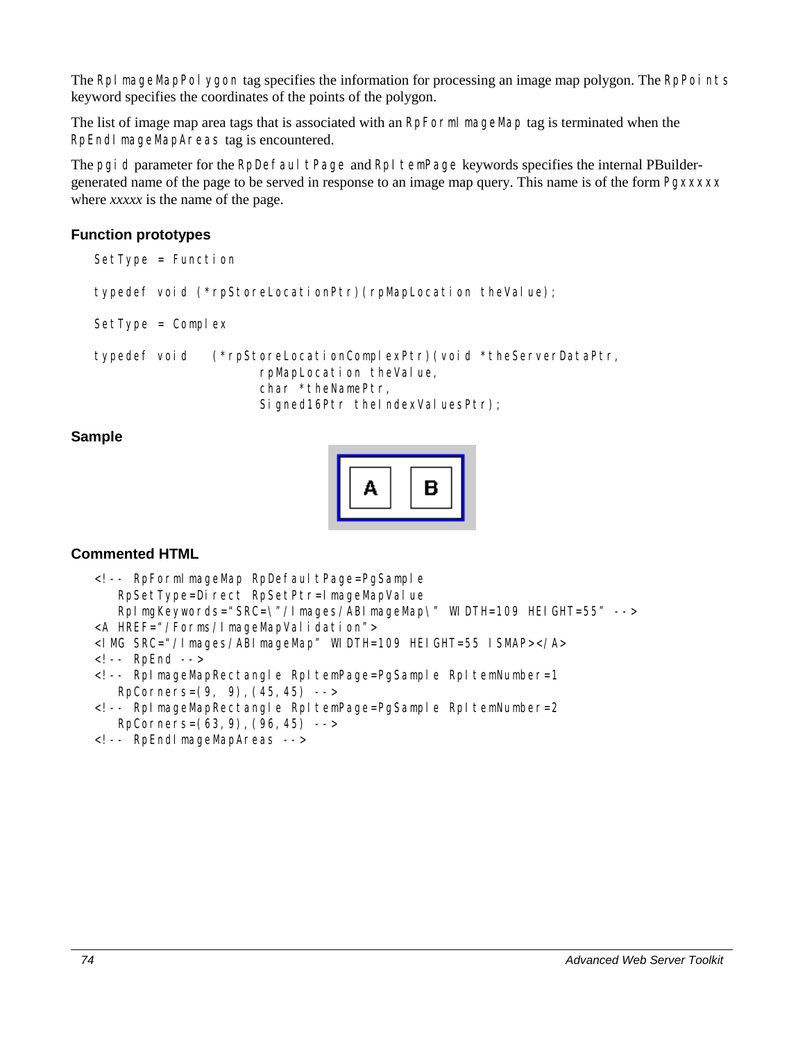The `RpImageMapPolygon` tag specifies the information for processing an image map polygon. The `RpPoints` keyword specifies the coordinates of the points of the polygon.

The list of image map area tags that is associated with an `RpFormImageMap` tag is terminated when the `RpEndImageMapAreas` tag is encountered.

The `pgid` parameter for the `RpDefaultPage` and `RpItemPage` keywords specifies the internal PBuilder-generated name of the page to be served in response to an image map query. This name is of the form `Pgxxxxx` where *xxxxx* is the name of the page.

### Function prototypes

```
SetType = Function

typedef void (*rpStoreLocationPtr)(rpMapLocation theValue);

SetType = Complex

typedef void   (*rpStoreLocationComplexPtr)(void *theServerDataPtr,
                     rpMapLocation theValue,
                     char *theNamePtr,
                     Signed16Ptr theIndexValuesPtr);
```

### Sample

### Commented HTML

```
<!-- RpFormImageMap RpDefaultPage=PgSample
   RpSetType=Direct RpSetPtr=ImageMapValue
   RpImgKeywords="SRC=\"/Images/ABImageMap\" WIDTH=109 HEIGHT=55" -->
<A HREF="/Forms/ImageMapValidation">
<IMG SRC="/Images/ABImageMap" WIDTH=109 HEIGHT=55 ISMAP></A>
<!-- RpEnd -->
<!-- RpImageMapRectangle RpItemPage=PgSample RpItemNumber=1
   RpCorners=(9, 9),(45,45) -->
<!-- RpImageMapRectangle RpItemPage=PgSample RpItemNumber=2
   RpCorners=(63,9),(96,45) -->
<!-- RpEndImageMapAreas -->
```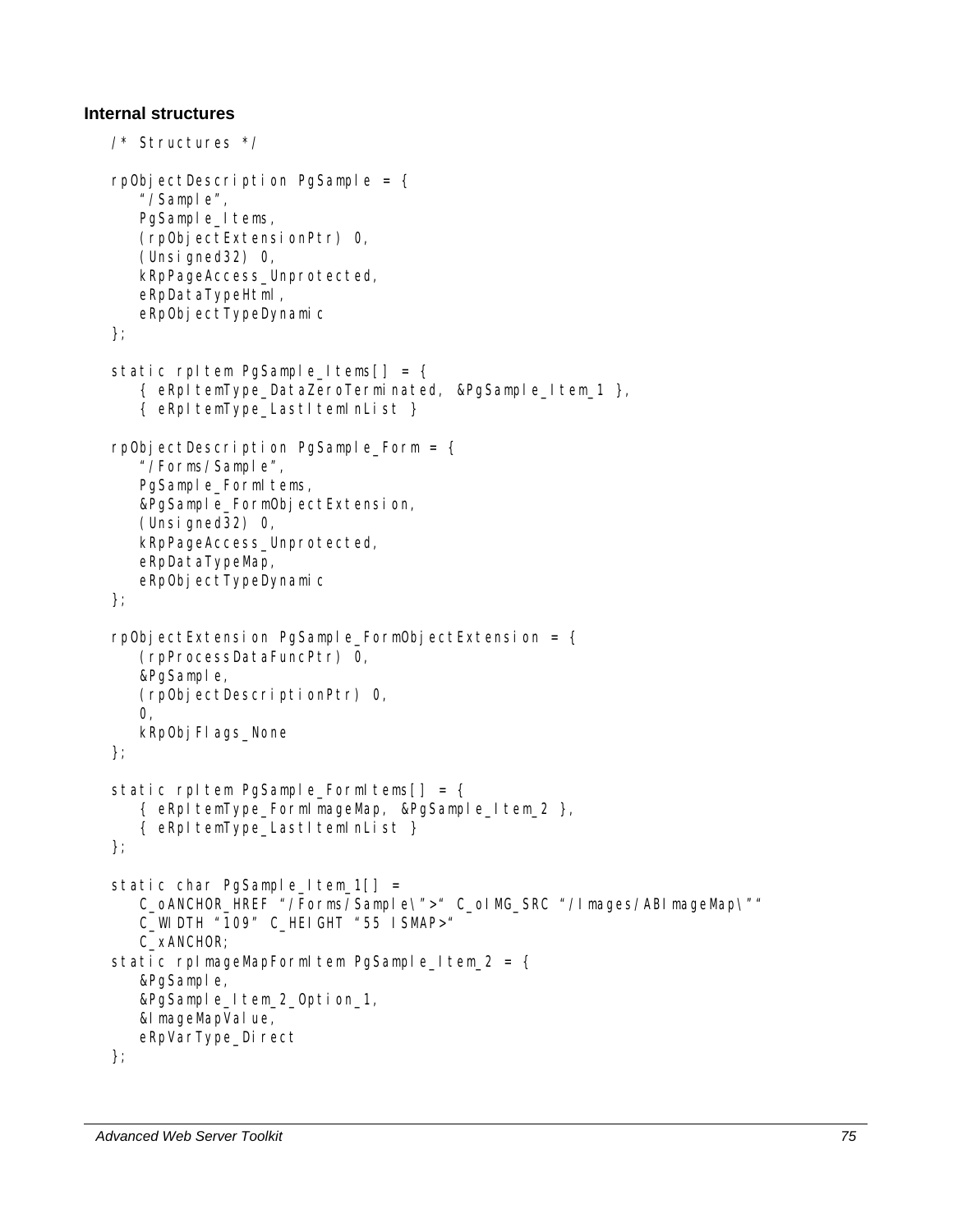### Internal structures

```
/* Structures */

rpObjectDescription PgSample = {
    "/Sample",
    PgSample_Items,
    (rpObjectExtensionPtr) 0,
    (Unsigned32) 0,
    kRpPageAccess_Unprotected,
    eRpDataTypeHtml,
    eRpObjectTypeDynamic
};

static rpItem PgSample_Items[] = {
    { eRpItemType_DataZeroTerminated, &PgSample_Item_1 },
    { eRpItemType_LastItemInList }

rpObjectDescription PgSample_Form = {
    "/Forms/Sample",
    PgSample_FormItems,
    &PgSample_FormObjectExtension,
    (Unsigned32) 0,
    kRpPageAccess_Unprotected,
    eRpDataTypeMap,
    eRpObjectTypeDynamic
};

rpObjectExtension PgSample_FormObjectExtension = {
    (rpProcessDataFuncPtr) 0,
    &PgSample,
    (rpObjectDescriptionPtr) 0,
    0,
    kRpObjFlags_None
};

static rpItem PgSample_FormItems[] = {
    { eRpItemType_FormImageMap, &PgSample_Item_2 },
    { eRpItemType_LastItemInList }
};

static char PgSample_Item_1[] =
    C_oANCHOR_HREF "/Forms/Sample\">" C_oIMG_SRC "/Images/ABImageMap\""
    C_WIDTH "109" C_HEIGHT "55 ISMAP>"
    C_xANCHOR;
static rpImageMapFormItem PgSample_Item_2 = {
    &PgSample,
    &PgSample_Item_2_Option_1,
    &ImageMapValue,
    eRpVarType_Direct
};
```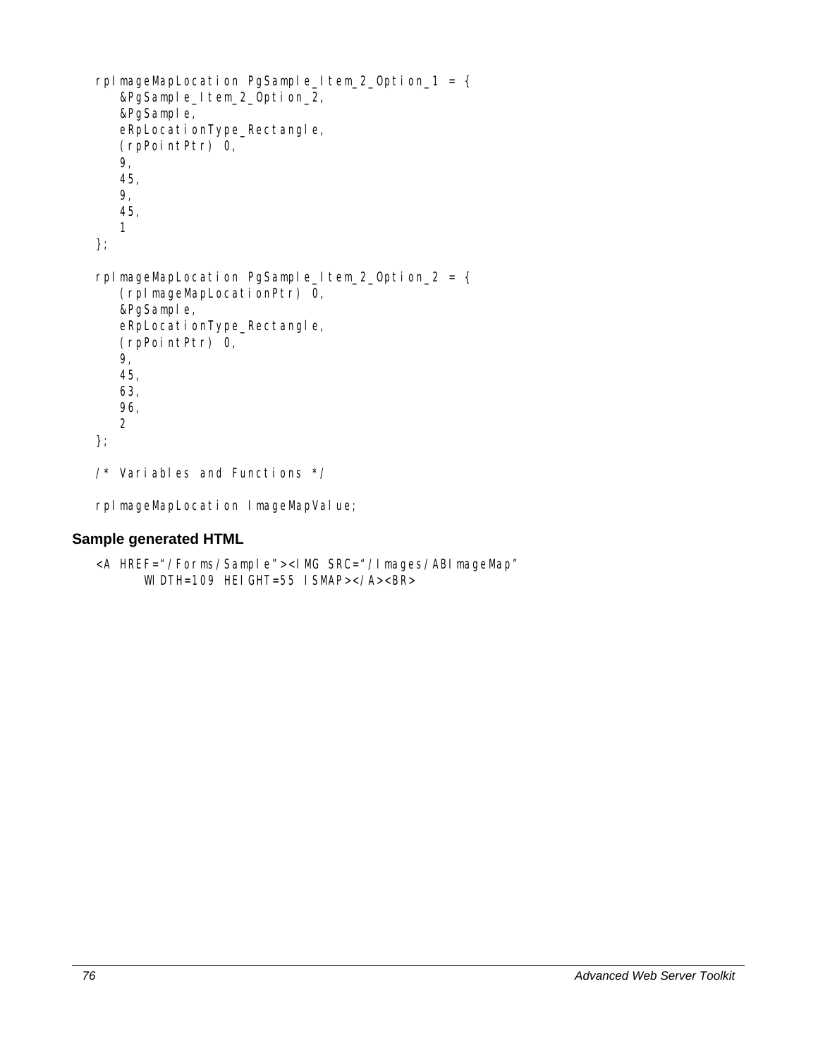```
rpImageMapLocation PgSample_Item_2_Option_1 = {
    &PgSample_Item_2_Option_2,
    &PgSample,
    eRpLocationType_Rectangle,
    (rpPointPtr) 0,
    9,
    45,
    9,
    45,
    1
};

rpImageMapLocation PgSample_Item_2_Option_2 = {
    (rpImageMapLocationPtr) 0,
    &PgSample,
    eRpLocationType_Rectangle,
    (rpPointPtr) 0,
    9,
    45,
    63,
    96,
    2
};

/* Variables and Functions */

rpImageMapLocation ImageMapValue;
```

### Sample generated HTML

```
<A HREF="/Forms/Sample"><IMG SRC="/Images/ABImageMap"
      WIDTH=109 HEIGHT=55 ISMAP></A><BR>
```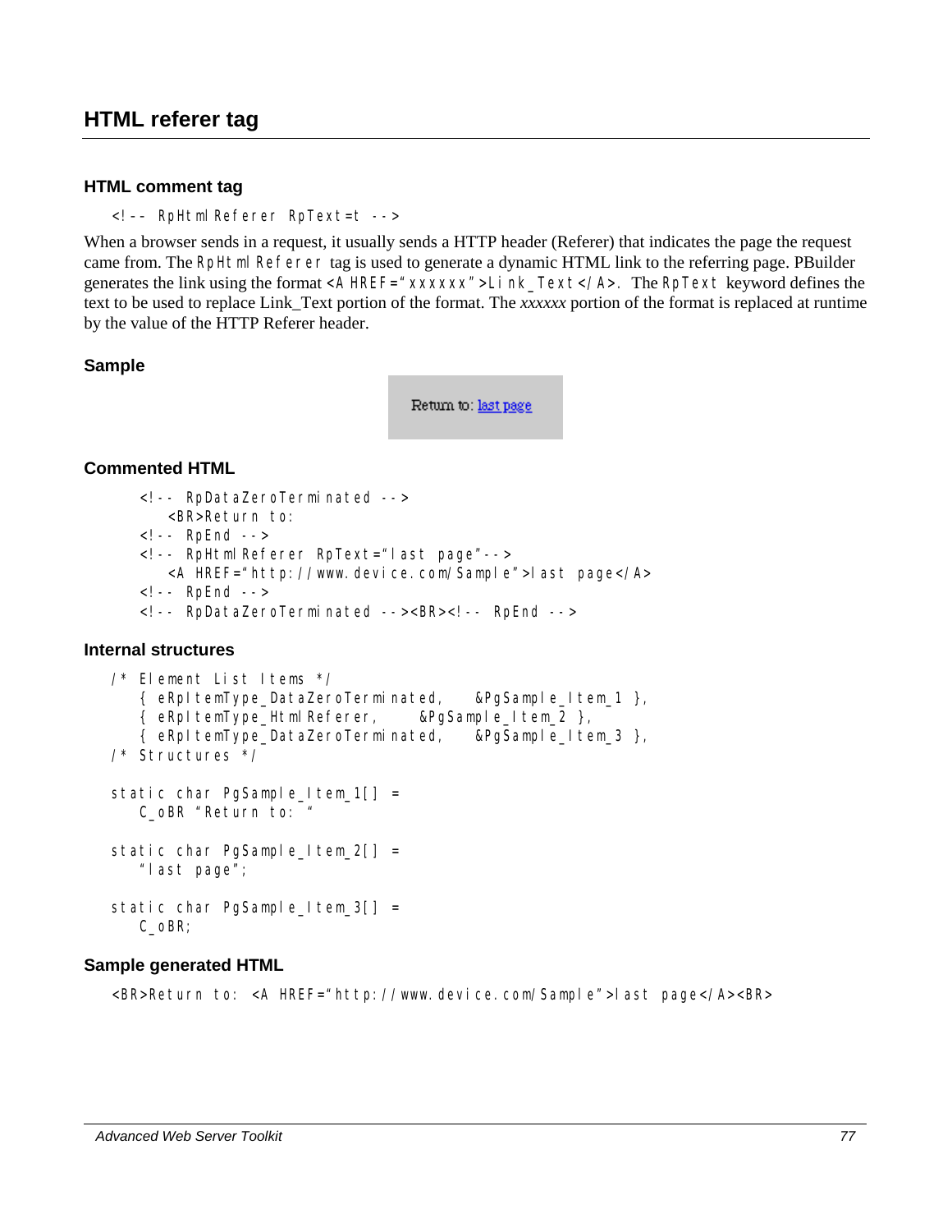## HTML referer tag

### HTML comment tag

```
<!-- RpHtmlReferer RpText=t -->
```

When a browser sends in a request, it usually sends a HTTP header (Referer) that indicates the page the request came from. The `RpHtmlReferer` tag is used to generate a dynamic HTML link to the referring page. PBuilder generates the link using the format `<A HREF="xxxxxx">Link_Text</A>`. The `RpText` keyword defines the text to be used to replace Link_Text portion of the format. The *xxxxxx* portion of the format is replaced at runtime by the value of the HTTP Referer header.

### Sample

Return to: last page

### Commented HTML

```
<!-- RpDataZeroTerminated -->
   <BR>Return to:
<!-- RpEnd -->
<!-- RpHtmlReferer RpText="last page"-->
   <A HREF="http://www.device.com/Sample">last page</A>
<!-- RpEnd -->
<!-- RpDataZeroTerminated --><BR><!-- RpEnd -->
```

### Internal structures

```
/* Element List Items */
   { eRpItemType_DataZeroTerminated,   &PgSample_Item_1 },
   { eRpItemType_HtmlReferer,     &PgSample_Item_2 },
   { eRpItemType_DataZeroTerminated,   &PgSample_Item_3 },
/* Structures */

static char PgSample_Item_1[] =
   C_oBR "Return to: "

static char PgSample_Item_2[] =
   "last page";

static char PgSample_Item_3[] =
   C_oBR;
```

### Sample generated HTML

```
<BR>Return to: <A HREF="http://www.device.com/Sample">last page</A><BR>
```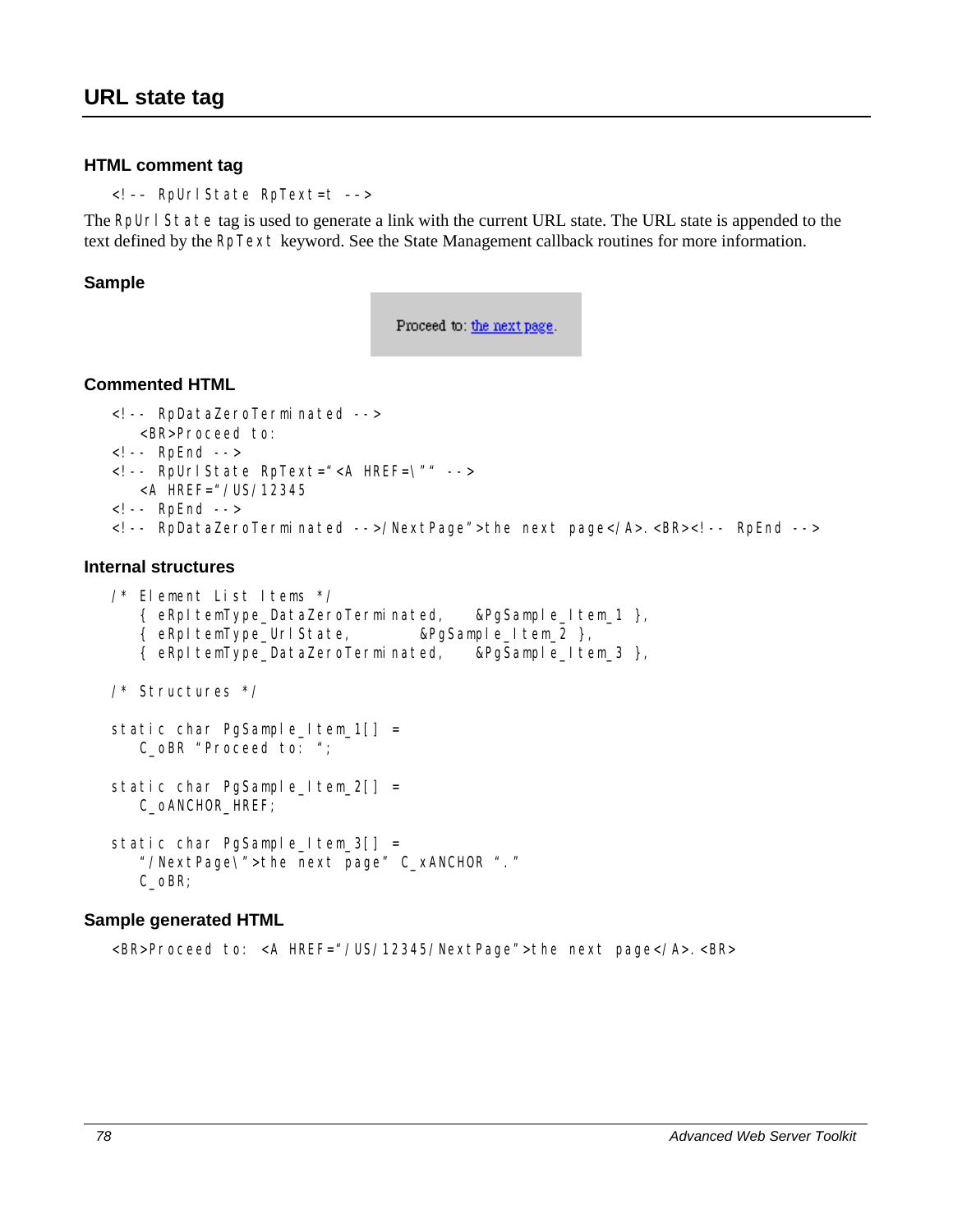## URL state tag

### HTML comment tag

```
<!-- RpUrlState RpText=t -->
```

The `RpUrlState` tag is used to generate a link with the current URL state. The URL state is appended to the text defined by the `RpText` keyword. See the State Management callback routines for more information.

### Sample

Proceed to: the next page.

### Commented HTML

```
<!-- RpDataZeroTerminated -->
    <BR>Proceed to:
<!-- RpEnd -->
<!-- RpUrlState RpText="<A HREF=\"" -->
    <A HREF="/US/12345
<!-- RpEnd -->
<!-- RpDataZeroTerminated -->/NextPage">the next page</A>.<BR><!-- RpEnd -->
```

### Internal structures

```
/* Element List Items */
    { eRpItemType_DataZeroTerminated,    &PgSample_Item_1 },
    { eRpItemType_UrlState,         &PgSample_Item_2 },
    { eRpItemType_DataZeroTerminated,    &PgSample_Item_3 },

/* Structures */

static char PgSample_Item_1[] =
    C_oBR "Proceed to: ";

static char PgSample_Item_2[] =
    C_oANCHOR_HREF;

static char PgSample_Item_3[] =
    "/NextPage\">the next page" C_xANCHOR "."
    C_oBR;
```

### Sample generated HTML

```
<BR>Proceed to: <A HREF="/US/12345/NextPage">the next page</A>.<BR>
```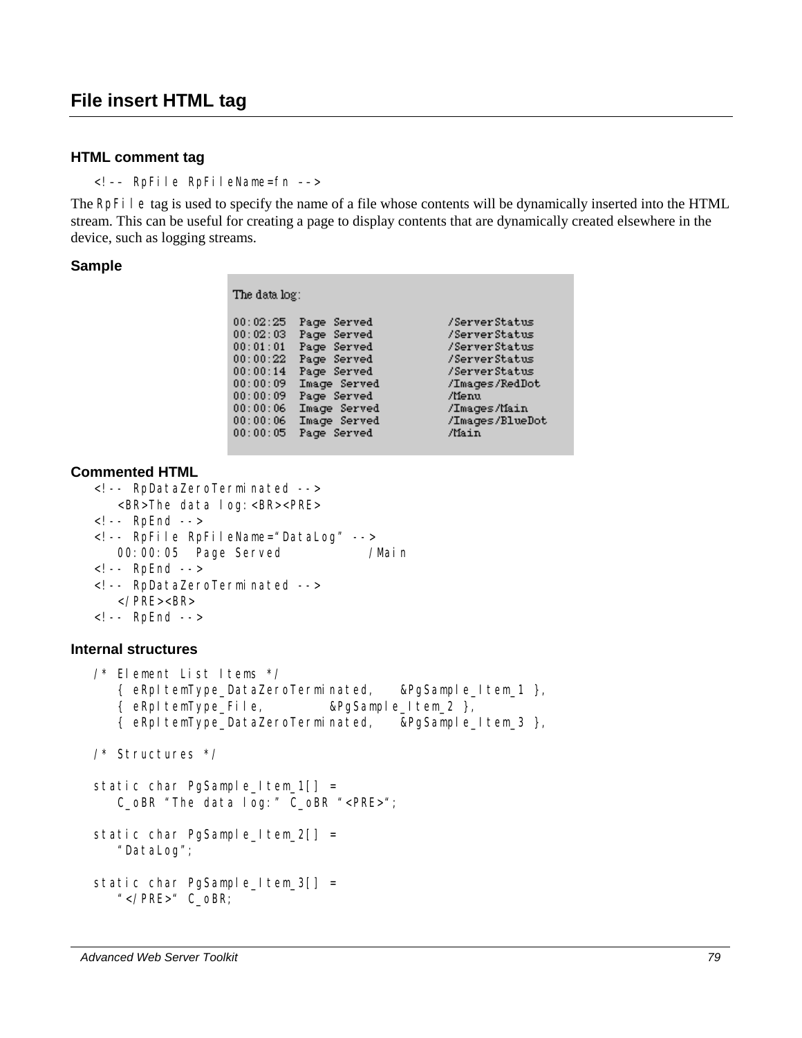## File insert HTML tag

### HTML comment tag

```
<!-- RpFile RpFileName=fn -->
```

The `RpFile` tag is used to specify the name of a file whose contents will be dynamically inserted into the HTML stream. This can be useful for creating a page to display contents that are dynamically created elsewhere in the device, such as logging streams.

### Sample

```
The data log:

00:02:25  Page Served          /ServerStatus
00:02:03  Page Served          /ServerStatus
00:01:01  Page Served          /ServerStatus
00:00:22  Page Served          /ServerStatus
00:00:14  Page Served          /ServerStatus
00:00:09  Image Served         /Images/RedDot
00:00:09  Page Served          /Menu
00:00:06  Image Served         /Images/Main
00:00:06  Image Served         /Images/BlueDot
00:00:05  Page Served          /Main
```

### Commented HTML

```
<!-- RpDataZeroTerminated -->
    <BR>The data log:<BR><PRE>
<!-- RpEnd -->
<!-- RpFile RpFileName="DataLog" -->
    00:00:05  Page Served          /Main
<!-- RpEnd -->
<!-- RpDataZeroTerminated -->
    </PRE><BR>
<!-- RpEnd -->
```

### Internal structures

```
/* Element List Items */
    { eRpItemType_DataZeroTerminated,   &PgSample_Item_1 },
    { eRpItemType_File,         &PgSample_Item_2 },
    { eRpItemType_DataZeroTerminated,   &PgSample_Item_3 },

/* Structures */

static char PgSample_Item_1[] =
    C_oBR "The data log:" C_oBR "<PRE>";

static char PgSample_Item_2[] =
    "DataLog";

static char PgSample_Item_3[] =
    "</PRE>" C_oBR;
```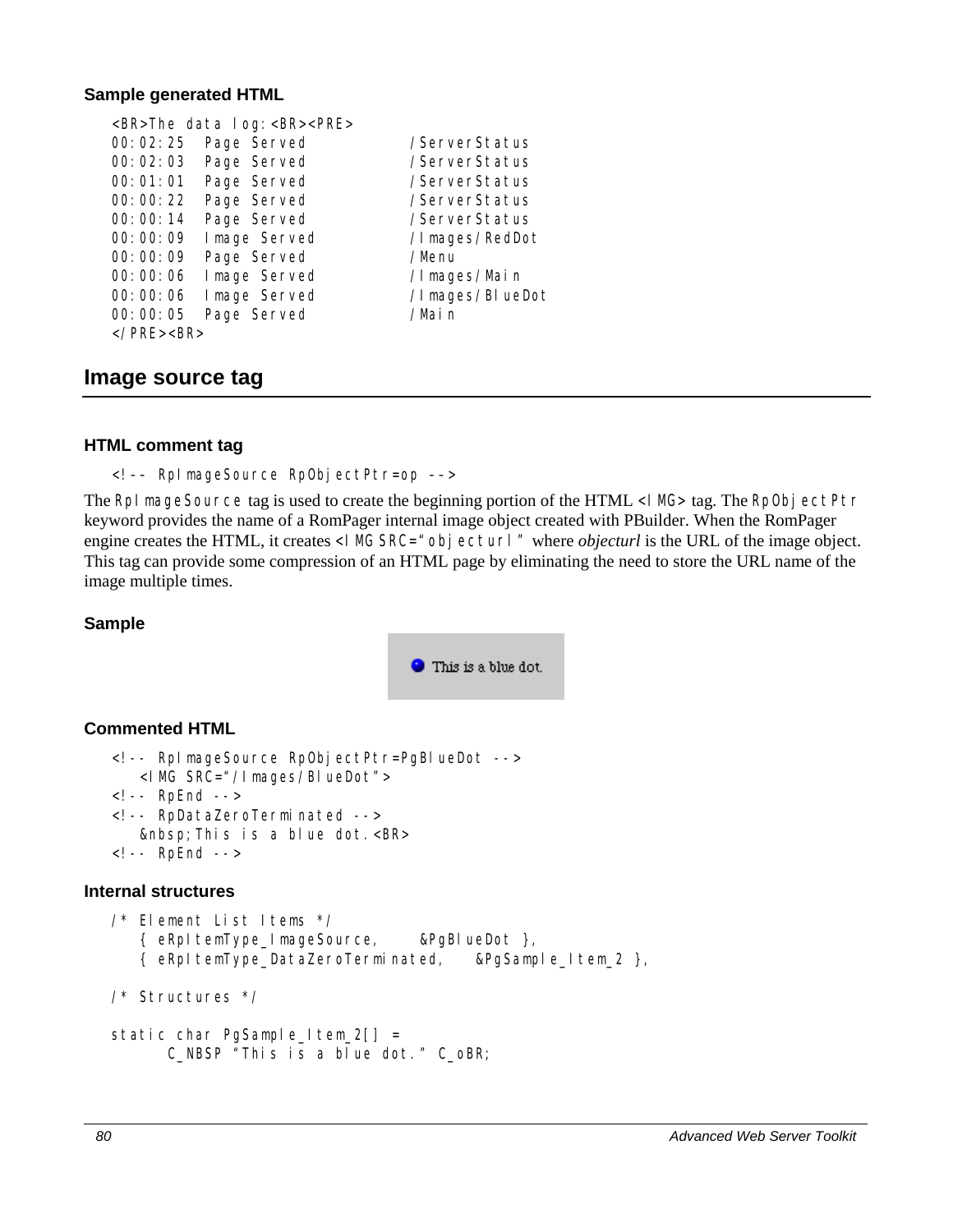### Sample generated HTML

```
<BR>The data log:<BR><PRE>
00:02:25  Page Served          /ServerStatus
00:02:03  Page Served          /ServerStatus
00:01:01  Page Served          /ServerStatus
00:00:22  Page Served          /ServerStatus
00:00:14  Page Served          /ServerStatus
00:00:09  Image Served         /Images/RedDot
00:00:09  Page Served          /Menu
00:00:06  Image Served         /Images/Main
00:00:06  Image Served         /Images/BlueDot
00:00:05  Page Served          /Main
</PRE><BR>
```

## Image source tag

### HTML comment tag

```
<!-- RpImageSource RpObjectPtr=op -->
```

The `RpImageSource` tag is used to create the beginning portion of the HTML `<IMG>` tag. The `RpObjectPtr` keyword provides the name of a RomPager internal image object created with PBuilder. When the RomPager engine creates the HTML, it creates `<IMG SRC="objecturl"` where *objecturl* is the URL of the image object. This tag can provide some compression of an HTML page by eliminating the need to store the URL name of the image multiple times.

### Sample

This is a blue dot.

### Commented HTML

```
<!-- RpImageSource RpObjectPtr=PgBlueDot -->
    <IMG SRC="/Images/BlueDot">
<!-- RpEnd -->
<!-- RpDataZeroTerminated -->
    &nbsp;This is a blue dot.<BR>
<!-- RpEnd -->
```

### Internal structures

```
/* Element List Items */
    { eRpItemType_ImageSource,       &PgBlueDot },
    { eRpItemType_DataZeroTerminated,    &PgSample_Item_2 },

/* Structures */

static char PgSample_Item_2[] =
        C_NBSP "This is a blue dot." C_oBR;
```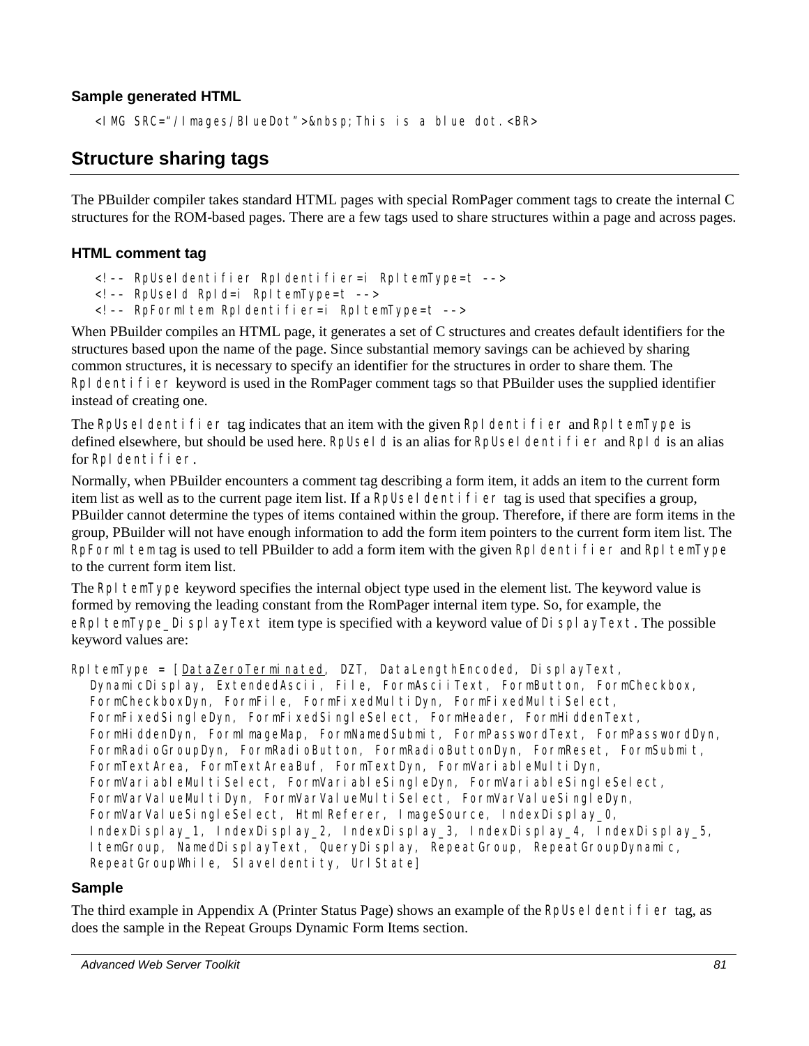### Sample generated HTML

```
<IMG SRC="/Images/BlueDot">&nbsp;This is a blue dot.<BR>
```

## Structure sharing tags

The PBuilder compiler takes standard HTML pages with special RomPager comment tags to create the internal C structures for the ROM-based pages. There are a few tags used to share structures within a page and across pages.

### HTML comment tag

```
<!-- RpUseIdentifier RpIdentifier=i RpItemType=t -->
<!-- RpUseId RpId=i RpItemType=t -->
<!-- RpFormItem RpIdentifier=i RpItemType=t -->
```

When PBuilder compiles an HTML page, it generates a set of C structures and creates default identifiers for the structures based upon the name of the page. Since substantial memory savings can be achieved by sharing common structures, it is necessary to specify an identifier for the structures in order to share them. The `RpIdentifier` keyword is used in the RomPager comment tags so that PBuilder uses the supplied identifier instead of creating one.

The `RpUseIdentifier` tag indicates that an item with the given `RpIdentifier` and `RpItemType` is defined elsewhere, but should be used here. `RpUseId` is an alias for `RpUseIdentifier` and `RpId` is an alias for `RpIdentifier`.

Normally, when PBuilder encounters a comment tag describing a form item, it adds an item to the current form item list as well as to the current page item list. If a `RpUseIdentifier` tag is used that specifies a group, PBuilder cannot determine the types of items contained within the group. Therefore, if there are form items in the group, PBuilder will not have enough information to add the form item pointers to the current form item list. The `RpFormItem` tag is used to tell PBuilder to add a form item with the given `RpIdentifier` and `RpItemType` to the current form item list.

The `RpItemType` keyword specifies the internal object type used in the element list. The keyword value is formed by removing the leading constant from the RomPager internal item type. So, for example, the `eRpItemType_DisplayText` item type is specified with a keyword value of `DisplayText`. The possible keyword values are:

```
RpItemType = [DataZeroTerminated, DZT, DataLengthEncoded, DisplayText,
   DynamicDisplay, ExtendedAscii, File, FormAsciiText, FormButton, FormCheckbox,
   FormCheckboxDyn, FormFile, FormFixedMultiDyn, FormFixedMultiSelect,
   FormFixedSingleDyn, FormFixedSingleSelect, FormHeader, FormHiddenText,
   FormHiddenDyn, FormImageMap, FormNamedSubmit, FormPasswordText, FormPasswordDyn,
   FormRadioGroupDyn, FormRadioButton, FormRadioButtonDyn, FormReset, FormSubmit,
   FormTextArea, FormTextAreaBuf, FormTextDyn, FormVariableMultiDyn,
   FormVariableMultiSelect, FormVariableSingleDyn, FormVariableSingleSelect,
   FormVarValueMultiDyn, FormVarValueMultiSelect, FormVarValueSingleDyn,
   FormVarValueSingleSelect, HtmlReferer, ImageSource, IndexDisplay_0,
   IndexDisplay_1, IndexDisplay_2, IndexDisplay_3, IndexDisplay_4, IndexDisplay_5,
   ItemGroup, NamedDisplayText, QueryDisplay, RepeatGroup, RepeatGroupDynamic,
   RepeatGroupWhile, SlaveIdentity, UrlState]
```

### Sample

The third example in Appendix A (Printer Status Page) shows an example of the `RpUseIdentifier` tag, as does the sample in the Repeat Groups Dynamic Form Items section.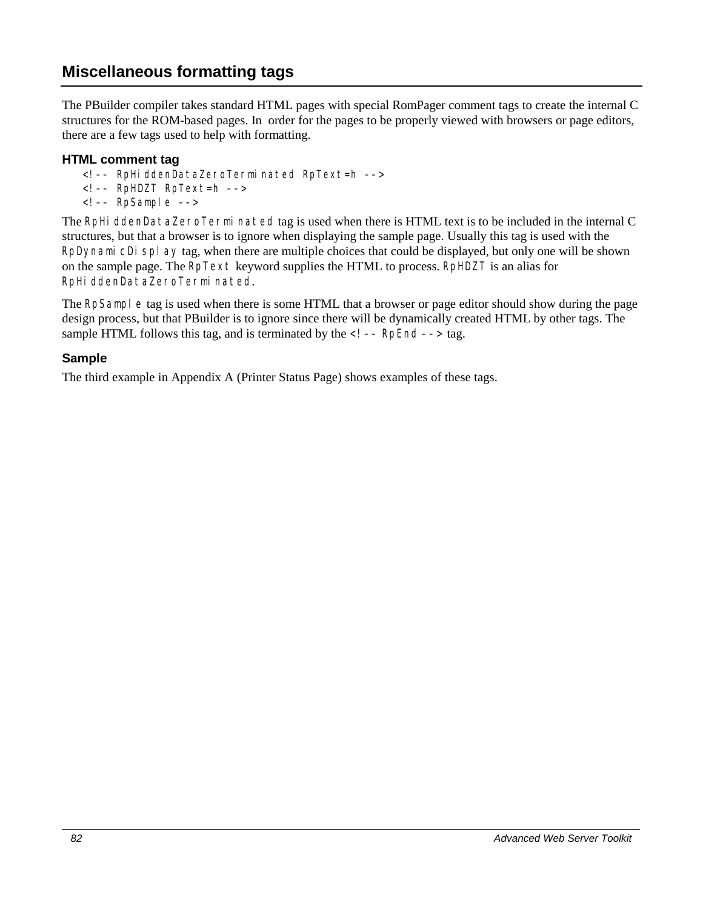## Miscellaneous formatting tags

The PBuilder compiler takes standard HTML pages with special RomPager comment tags to create the internal C structures for the ROM-based pages. In order for the pages to be properly viewed with browsers or page editors, there are a few tags used to help with formatting.

### HTML comment tag

```
<!-- RpHiddenDataZeroTerminated RpText=h -->
<!-- RpHDZT RpText=h -->
<!-- RpSample -->
```

The `RpHiddenDataZeroTerminated` tag is used when there is HTML text is to be included in the internal C structures, but that a browser is to ignore when displaying the sample page. Usually this tag is used with the `RpDynamicDisplay` tag, when there are multiple choices that could be displayed, but only one will be shown on the sample page. The `RpText` keyword supplies the HTML to process. `RpHDZT` is an alias for `RpHiddenDataZeroTerminated`.

The `RpSample` tag is used when there is some HTML that a browser or page editor should show during the page design process, but that PBuilder is to ignore since there will be dynamically created HTML by other tags. The sample HTML follows this tag, and is terminated by the `<!-- RpEnd -->` tag.

### Sample

The third example in Appendix A (Printer Status Page) shows examples of these tags.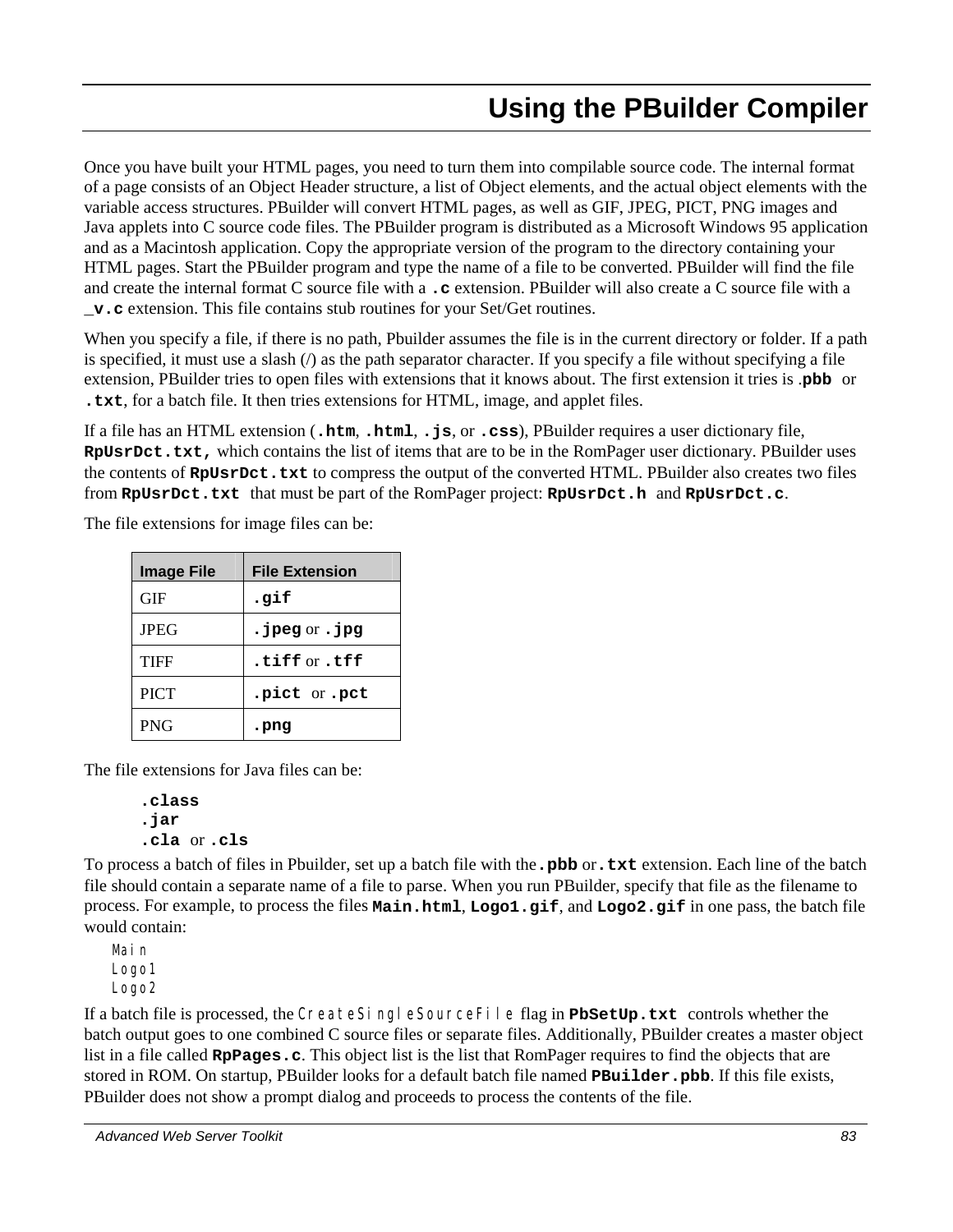# Using the PBuilder Compiler

Once you have built your HTML pages, you need to turn them into compilable source code. The internal format of a page consists of an Object Header structure, a list of Object elements, and the actual object elements with the variable access structures. PBuilder will convert HTML pages, as well as GIF, JPEG, PICT, PNG images and Java applets into C source code files. The PBuilder program is distributed as a Microsoft Windows 95 application and as a Macintosh application. Copy the appropriate version of the program to the directory containing your HTML pages. Start the PBuilder program and type the name of a file to be converted. PBuilder will find the file and create the internal format C source file with a **.c** extension. PBuilder will also create a C source file with a **_v.c** extension. This file contains stub routines for your Set/Get routines.

When you specify a file, if there is no path, Pbuilder assumes the file is in the current directory or folder. If a path is specified, it must use a slash (/) as the path separator character. If you specify a file without specifying a file extension, PBuilder tries to open files with extensions that it knows about. The first extension it tries is **.pbb** or **.txt**, for a batch file. It then tries extensions for HTML, image, and applet files.

If a file has an HTML extension (**.htm**, **.html**, **.js**, or **.css**), PBuilder requires a user dictionary file, **RpUsrDct.txt,** which contains the list of items that are to be in the RomPager user dictionary. PBuilder uses the contents of **RpUsrDct.txt** to compress the output of the converted HTML. PBuilder also creates two files from **RpUsrDct.txt** that must be part of the RomPager project: **RpUsrDct.h** and **RpUsrDct.c**.

The file extensions for image files can be:

| Image File | File Extension |
|---|---|
| GIF | **.gif** |
| JPEG | **.jpeg** or **.jpg** |
| TIFF | **.tiff** or **.tff** |
| PICT | **.pict** or **.pct** |
| PNG | **.png** |

The file extensions for Java files can be:

**.class**
**.jar**
**.cla** or **.cls**

To process a batch of files in Pbuilder, set up a batch file with the **.pbb** or **.txt** extension. Each line of the batch file should contain a separate name of a file to parse. When you run PBuilder, specify that file as the filename to process. For example, to process the files **Main.html**, **Logo1.gif**, and **Logo2.gif** in one pass, the batch file would contain:

```
Main
Logo1
Logo2
```

If a batch file is processed, the `CreateSingleSourceFile` flag in **PbSetUp.txt** controls whether the batch output goes to one combined C source files or separate files. Additionally, PBuilder creates a master object list in a file called **RpPages.c**. This object list is the list that RomPager requires to find the objects that are stored in ROM. On startup, PBuilder looks for a default batch file named **PBuilder.pbb**. If this file exists, PBuilder does not show a prompt dialog and proceeds to process the contents of the file.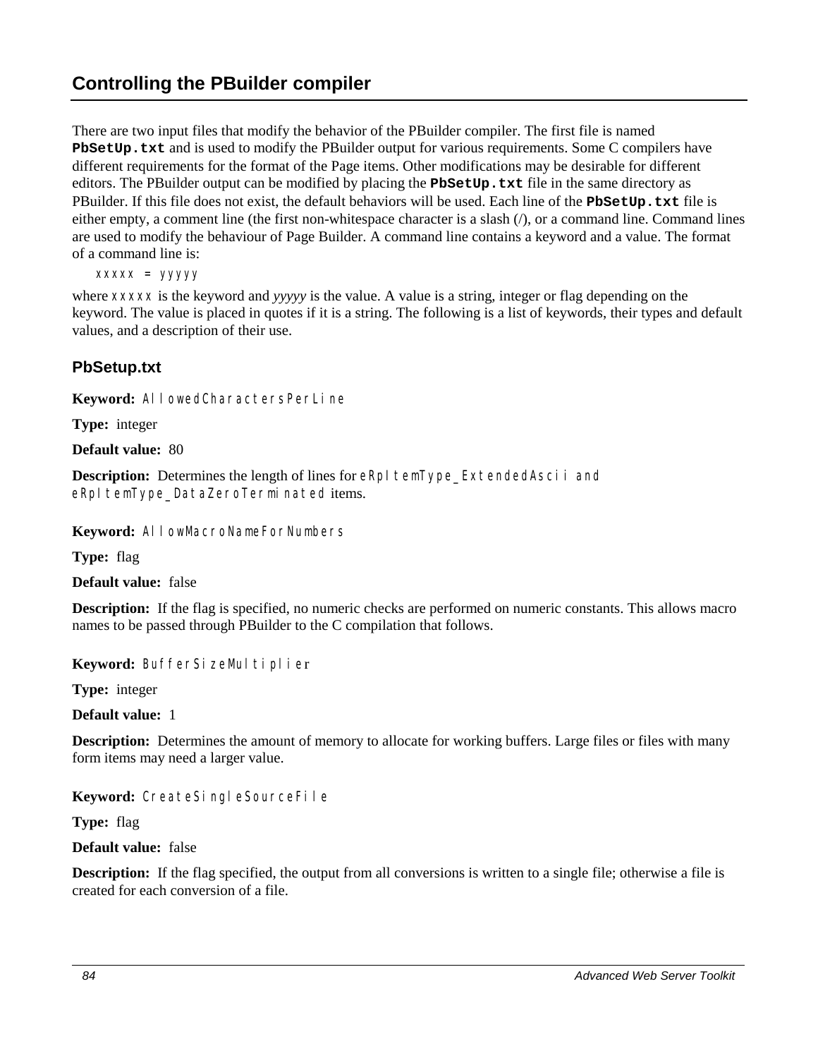## Controlling the PBuilder compiler

There are two input files that modify the behavior of the PBuilder compiler. The first file is named **`PbSetUp.txt`** and is used to modify the PBuilder output for various requirements. Some C compilers have different requirements for the format of the Page items. Other modifications may be desirable for different editors. The PBuilder output can be modified by placing the **`PbSetUp.txt`** file in the same directory as PBuilder. If this file does not exist, the default behaviors will be used. Each line of the **`PbSetUp.txt`** file is either empty, a comment line (the first non-whitespace character is a slash (/), or a command line. Command lines are used to modify the behaviour of Page Builder. A command line contains a keyword and a value. The format of a command line is:

```
xxxxx = yyyyy
```

where `xxxxx` is the keyword and *yyyyy* is the value. A value is a string, integer or flag depending on the keyword. The value is placed in quotes if it is a string. The following is a list of keywords, their types and default values, and a description of their use.

### PbSetup.txt

**Keyword:** `AllowedCharactersPerLine`

**Type:** integer

**Default value:** 80

**Description:** Determines the length of lines for `eRpItemType_ExtendedAscii` and `eRpItemType_DataZeroTerminated` items.

**Keyword:** `AllowMacroNameForNumbers`

**Type:** flag

**Default value:** false

**Description:** If the flag is specified, no numeric checks are performed on numeric constants. This allows macro names to be passed through PBuilder to the C compilation that follows.

**Keyword:** `BufferSizeMultiplier`

**Type:** integer

**Default value:** 1

**Description:** Determines the amount of memory to allocate for working buffers. Large files or files with many form items may need a larger value.

**Keyword:** `CreateSingleSourceFile`

**Type:** flag

**Default value:** false

**Description:** If the flag specified, the output from all conversions is written to a single file; otherwise a file is created for each conversion of a file.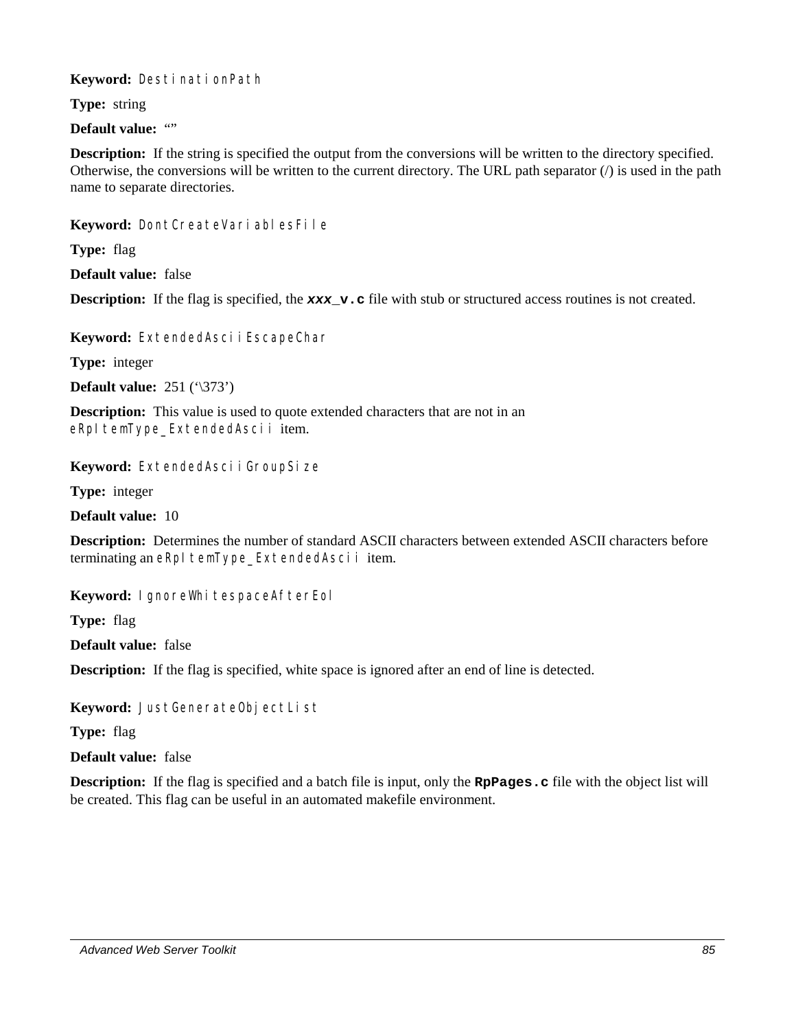**Keyword:** `DestinationPath`

**Type:** string

**Default value:** “”

**Description:** If the string is specified the output from the conversions will be written to the directory specified. Otherwise, the conversions will be written to the current directory. The URL path separator (/) is used in the path name to separate directories.

**Keyword:** `DontCreateVariablesFile`

**Type:** flag

**Default value:** false

**Description:** If the flag is specified, the ***`xxx`*** **`_v.c`** file with stub or structured access routines is not created.

**Keyword:** `ExtendedAsciiEscapeChar`

**Type:** integer

**Default value:** 251 (‘\373’)

**Description:** This value is used to quote extended characters that are not in an `eRpItemType_ExtendedAscii` item.

**Keyword:** `ExtendedAsciiGroupSize`

**Type:** integer

**Default value:** 10

**Description:** Determines the number of standard ASCII characters between extended ASCII characters before terminating an `eRpItemType_ExtendedAscii` item.

**Keyword:** `IgnoreWhitespaceAfterEol`

**Type:** flag

**Default value:** false

**Description:** If the flag is specified, white space is ignored after an end of line is detected.

**Keyword:** `JustGenerateObjectList`

**Type:** flag

**Default value:** false

**Description:** If the flag is specified and a batch file is input, only the **`RpPages.c`** file with the object list will be created. This flag can be useful in an automated makefile environment.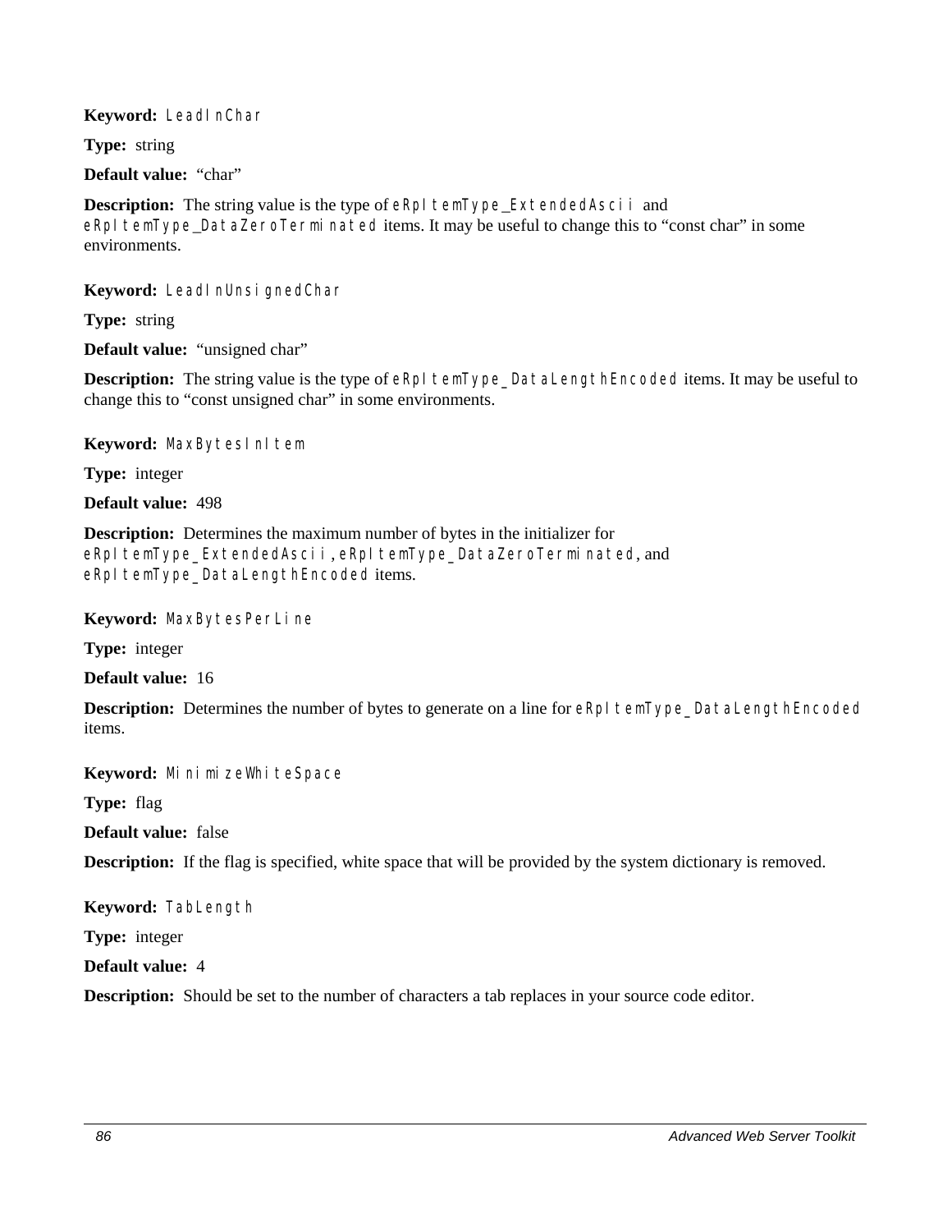**Keyword:** `LeadInChar`

**Type:** string

**Default value:** “char”

**Description:** The string value is the type of `eRpItemType_ExtendedAscii` and `eRpItemType_DataZeroTerminated` items. It may be useful to change this to “const char” in some environments.

**Keyword:** `LeadInUnsignedChar`

**Type:** string

**Default value:** “unsigned char”

**Description:** The string value is the type of `eRpItemType_DataLengthEncoded` items. It may be useful to change this to “const unsigned char” in some environments.

**Keyword:** `MaxBytesInItem`

**Type:** integer

**Default value:** 498

**Description:** Determines the maximum number of bytes in the initializer for `eRpItemType_ExtendedAscii`, `eRpItemType_DataZeroTerminated`, and `eRpItemType_DataLengthEncoded` items.

**Keyword:** `MaxBytesPerLine`

**Type:** integer

**Default value:** 16

**Description:** Determines the number of bytes to generate on a line for `eRpItemType_DataLengthEncoded` items.

**Keyword:** `MinimizeWhiteSpace`

**Type:** flag

**Default value:** false

**Description:** If the flag is specified, white space that will be provided by the system dictionary is removed.

**Keyword:** `TabLength`

**Type:** integer

**Default value:** 4

**Description:** Should be set to the number of characters a tab replaces in your source code editor.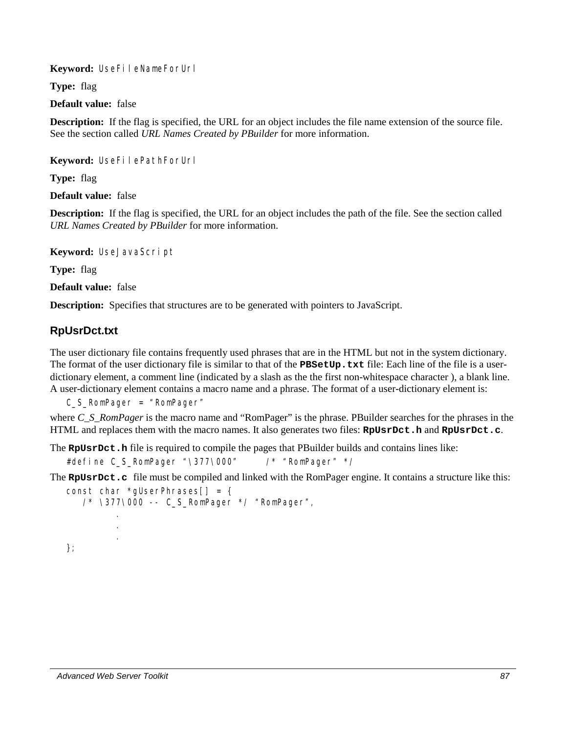**Keyword:** `UseFileNameForUrl`

**Type:** flag

**Default value:** false

**Description:** If the flag is specified, the URL for an object includes the file name extension of the source file. See the section called *URL Names Created by PBuilder* for more information.

**Keyword:** `UseFilePathForUrl`

**Type:** flag

**Default value:** false

**Description:** If the flag is specified, the URL for an object includes the path of the file. See the section called *URL Names Created by PBuilder* for more information.

**Keyword:** `UseJavaScript`

**Type:** flag

**Default value:** false

**Description:** Specifies that structures are to be generated with pointers to JavaScript.

## RpUsrDct.txt

The user dictionary file contains frequently used phrases that are in the HTML but not in the system dictionary. The format of the user dictionary file is similar to that of the **`PBSetUp.txt`** file: Each line of the file is a user-dictionary element, a comment line (indicated by a slash as the the first non-whitespace character ), a blank line. A user-dictionary element contains a macro name and a phrase. The format of a user-dictionary element is:

```
C_S_RomPager = "RomPager"
```

where *C_S_RomPager* is the macro name and "RomPager" is the phrase. PBuilder searches for the phrases in the HTML and replaces them with the macro names. It also generates two files: **`RpUsrDct.h`** and **`RpUsrDct.c`**.

The **`RpUsrDct.h`** file is required to compile the pages that PBuilder builds and contains lines like:

```
#define C_S_RomPager "\377\000"      /* "RomPager" */
```

The **`RpUsrDct.c`** file must be compiled and linked with the RomPager engine. It contains a structure like this:

```
const char *gUserPhrases[] = {
   /* \377\000 -- C_S_RomPager */ "RomPager",
            .
            .
            .
};
```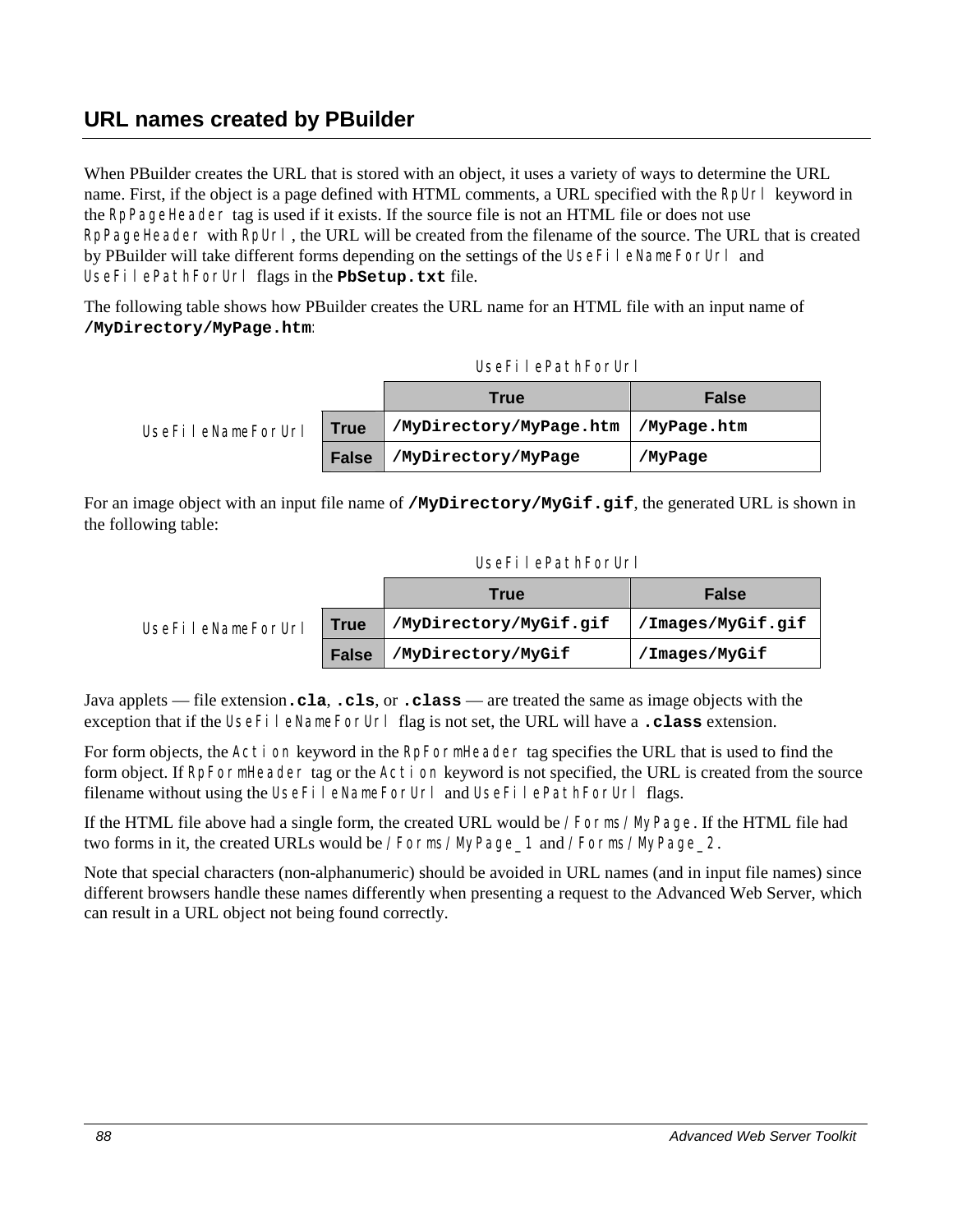## URL names created by PBuilder

When PBuilder creates the URL that is stored with an object, it uses a variety of ways to determine the URL name. First, if the object is a page defined with HTML comments, a URL specified with the `RpUrl` keyword in the `RpPageHeader` tag is used if it exists. If the source file is not an HTML file or does not use `RpPageHeader` with `RpUrl`, the URL will be created from the filename of the source. The URL that is created by PBuilder will take different forms depending on the settings of the `UseFileNameForUrl` and `UseFilePathForUrl` flags in the **`PbSetup.txt`** file.

The following table shows how PBuilder creates the URL name for an HTML file with an input name of **`/MyDirectory/MyPage.htm`**:

| | | UseFilePathForUrl | |
|---|---|---|---|
| | | **True** | **False** |
| UseFileNameForUrl | **True** | **/MyDirectory/MyPage.htm** | **/MyPage.htm** |
| | **False** | **/MyDirectory/MyPage** | **/MyPage** |

For an image object with an input file name of **`/MyDirectory/MyGif.gif`**, the generated URL is shown in the following table:

| | | UseFilePathForUrl | |
|---|---|---|---|
| | | **True** | **False** |
| UseFileNameForUrl | **True** | **/MyDirectory/MyGif.gif** | **/Images/MyGif.gif** |
| | **False** | **/MyDirectory/MyGif** | **/Images/MyGif** |

Java applets — file extension **`.cla`**, **`.cls`**, or **`.class`** — are treated the same as image objects with the exception that if the `UseFileNameForUrl` flag is not set, the URL will have a **`.class`** extension.

For form objects, the `Action` keyword in the `RpFormHeader` tag specifies the URL that is used to find the form object. If `RpFormHeader` tag or the `Action` keyword is not specified, the URL is created from the source filename without using the `UseFileNameForUrl` and `UseFilePathForUrl` flags.

If the HTML file above had a single form, the created URL would be `/Forms/MyPage`. If the HTML file had two forms in it, the created URLs would be `/Forms/MyPage_1` and `/Forms/MyPage_2`.

Note that special characters (non-alphanumeric) should be avoided in URL names (and in input file names) since different browsers handle these names differently when presenting a request to the Advanced Web Server, which can result in a URL object not being found correctly.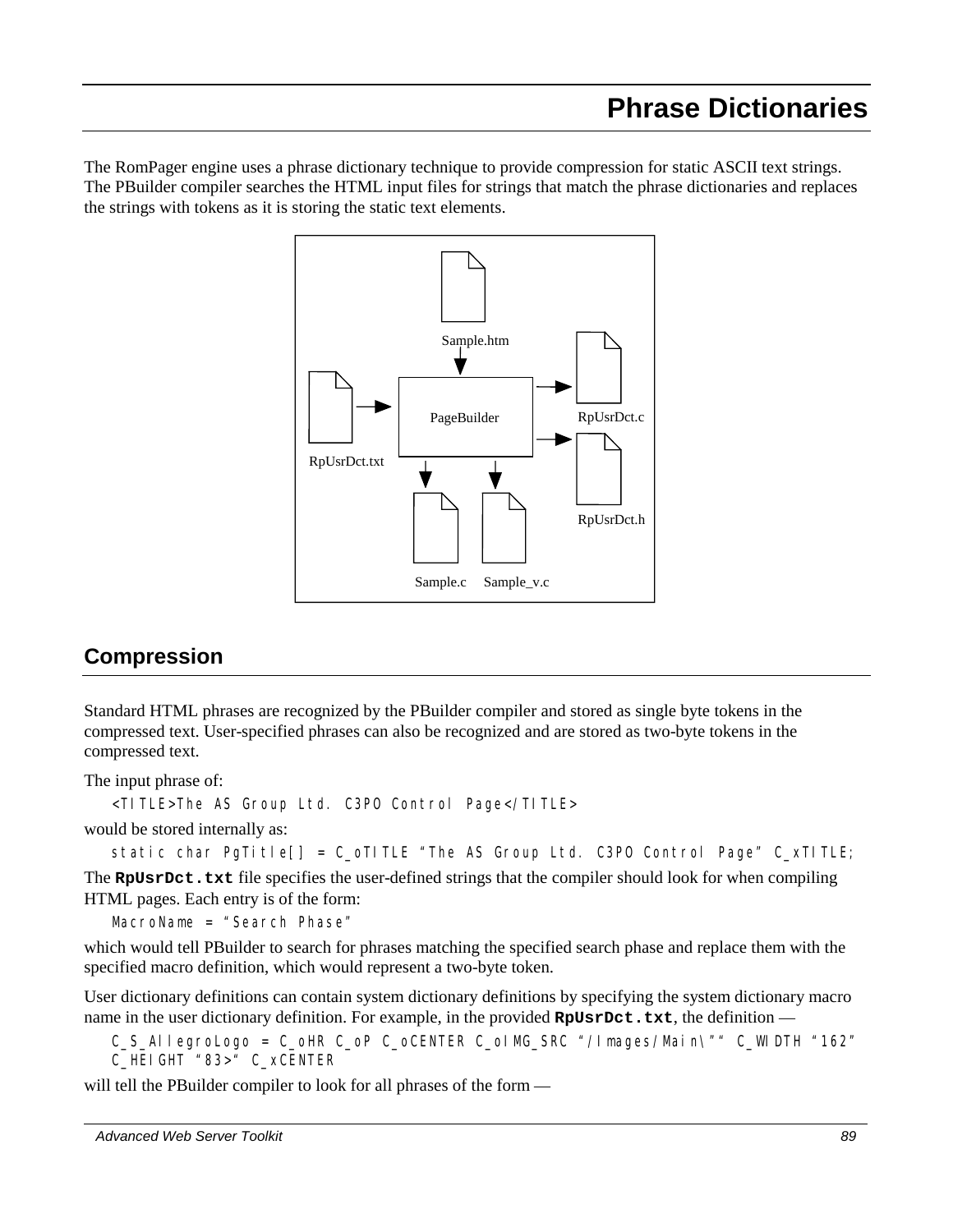# Phrase Dictionaries

The RomPager engine uses a phrase dictionary technique to provide compression for static ASCII text strings. The PBuilder compiler searches the HTML input files for strings that match the phrase dictionaries and replaces the strings with tokens as it is storing the static text elements.

## Compression

Standard HTML phrases are recognized by the PBuilder compiler and stored as single byte tokens in the compressed text. User-specified phrases can also be recognized and are stored as two-byte tokens in the compressed text.

The input phrase of:

```
<TITLE>The AS Group Ltd. C3PO Control Page</TITLE>
```

would be stored internally as:

```
static char PgTitle[] = C_oTITLE "The AS Group Ltd. C3PO Control Page" C_xTITLE;
```

The **RpUsrDct.txt** file specifies the user-defined strings that the compiler should look for when compiling HTML pages. Each entry is of the form:

```
MacroName = "Search Phase"
```

which would tell PBuilder to search for phrases matching the specified search phase and replace them with the specified macro definition, which would represent a two-byte token.

User dictionary definitions can contain system dictionary definitions by specifying the system dictionary macro name in the user dictionary definition. For example, in the provided **RpUsrDct.txt**, the definition —

```
C_S_AllegroLogo = C_oHR C_oP C_oCENTER C_oIMG_SRC "/Images/Main\"" C_WIDTH "162"
C_HEIGHT "83>" C_xCENTER
```

will tell the PBuilder compiler to look for all phrases of the form —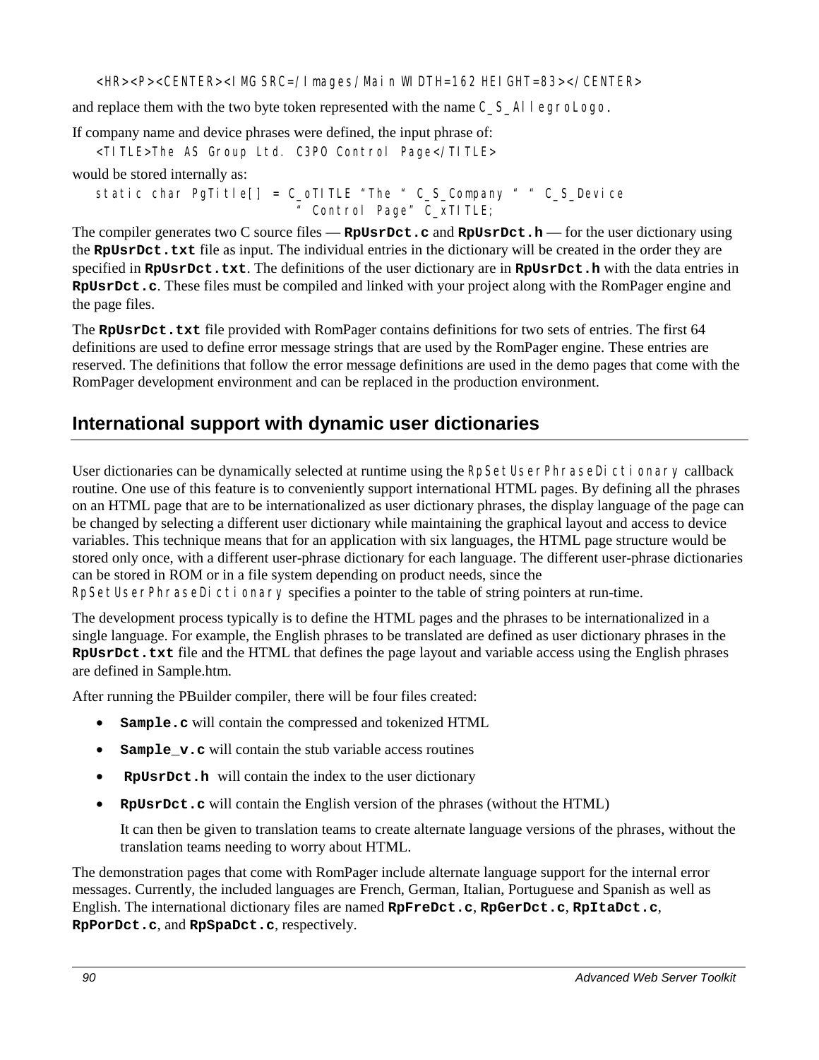```
<HR><P><CENTER><IMG SRC=/Images/Main WIDTH=162 HEIGHT=83></CENTER>
```

and replace them with the two byte token represented with the name `C_S_AllegroLogo`.

If company name and device phrases were defined, the input phrase of:

```
<TITLE>The AS Group Ltd. C3PO Control Page</TITLE>
```

would be stored internally as:

```
static char PgTitle[] = C_oTITLE "The " C_S_Company " " C_S_Device
                        " Control Page" C_xTITLE;
```

The compiler generates two C source files — **RpUsrDct.c** and **RpUsrDct.h** — for the user dictionary using the **RpUsrDct.txt** file as input. The individual entries in the dictionary will be created in the order they are specified in **RpUsrDct.txt**. The definitions of the user dictionary are in **RpUsrDct.h** with the data entries in **RpUsrDct.c**. These files must be compiled and linked with your project along with the RomPager engine and the page files.

The **RpUsrDct.txt** file provided with RomPager contains definitions for two sets of entries. The first 64 definitions are used to define error message strings that are used by the RomPager engine. These entries are reserved. The definitions that follow the error message definitions are used in the demo pages that come with the RomPager development environment and can be replaced in the production environment.

## International support with dynamic user dictionaries

User dictionaries can be dynamically selected at runtime using the `RpSetUserPhraseDictionary` callback routine. One use of this feature is to conveniently support international HTML pages. By defining all the phrases on an HTML page that are to be internationalized as user dictionary phrases, the display language of the page can be changed by selecting a different user dictionary while maintaining the graphical layout and access to device variables. This technique means that for an application with six languages, the HTML page structure would be stored only once, with a different user-phrase dictionary for each language. The different user-phrase dictionaries can be stored in ROM or in a file system depending on product needs, since the `RpSetUserPhraseDictionary` specifies a pointer to the table of string pointers at run-time.

The development process typically is to define the HTML pages and the phrases to be internationalized in a single language. For example, the English phrases to be translated are defined as user dictionary phrases in the **RpUsrDct.txt** file and the HTML that defines the page layout and variable access using the English phrases are defined in Sample.htm.

After running the PBuilder compiler, there will be four files created:

- **Sample.c** will contain the compressed and tokenized HTML
- **Sample_v.c** will contain the stub variable access routines
- **RpUsrDct.h** will contain the index to the user dictionary
- **RpUsrDct.c** will contain the English version of the phrases (without the HTML)

  It can then be given to translation teams to create alternate language versions of the phrases, without the translation teams needing to worry about HTML.

The demonstration pages that come with RomPager include alternate language support for the internal error messages. Currently, the included languages are French, German, Italian, Portuguese and Spanish as well as English. The international dictionary files are named **RpFreDct.c**, **RpGerDct.c**, **RpItaDct.c**, **RpPorDct.c**, and **RpSpaDct.c**, respectively.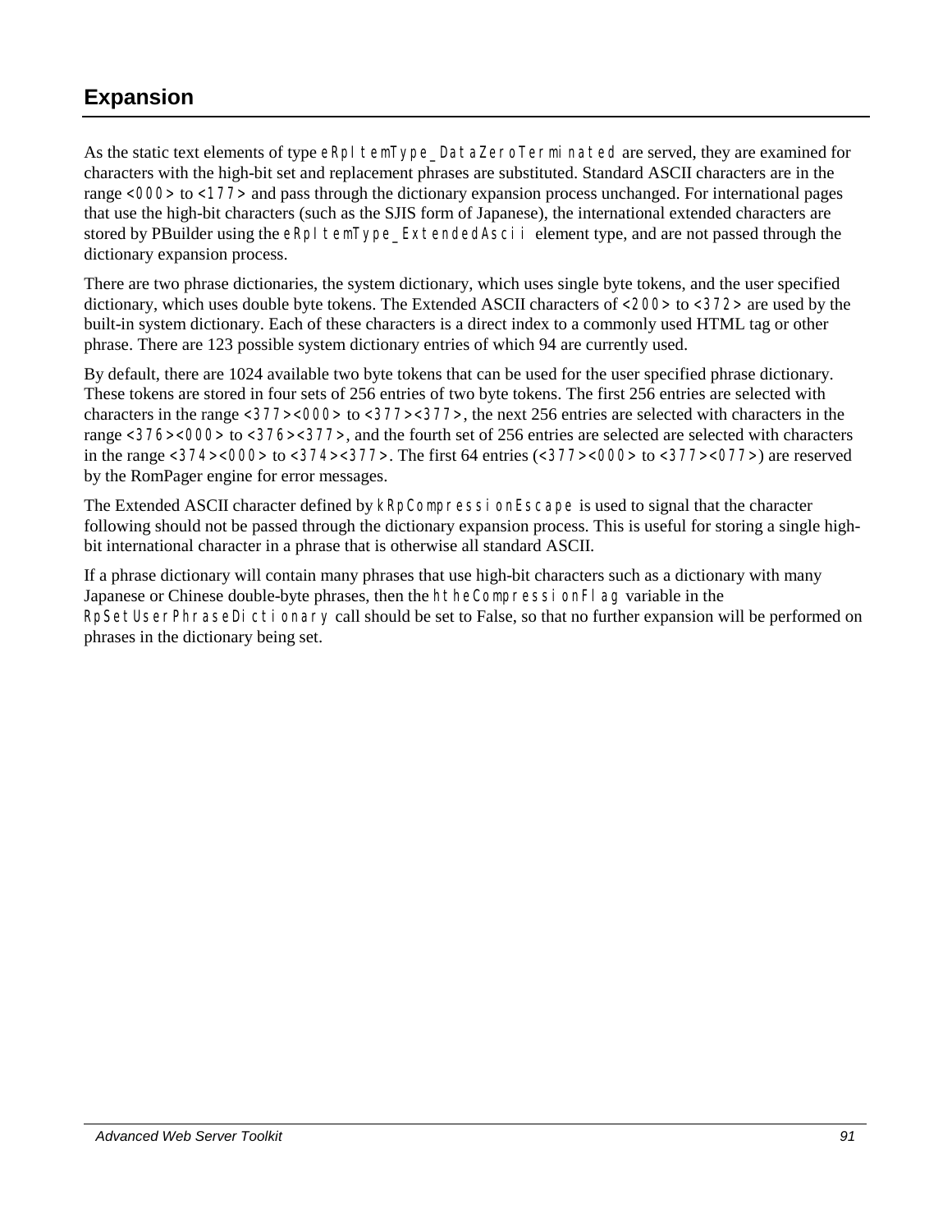## Expansion

As the static text elements of type `eRpItemType_DataZeroTerminated` are served, they are examined for characters with the high-bit set and replacement phrases are substituted. Standard ASCII characters are in the range `<000>` to `<177>` and pass through the dictionary expansion process unchanged. For international pages that use the high-bit characters (such as the SJIS form of Japanese), the international extended characters are stored by PBuilder using the `eRpItemType_ExtendedAscii` element type, and are not passed through the dictionary expansion process.

There are two phrase dictionaries, the system dictionary, which uses single byte tokens, and the user specified dictionary, which uses double byte tokens. The Extended ASCII characters of `<200>` to `<372>` are used by the built-in system dictionary. Each of these characters is a direct index to a commonly used HTML tag or other phrase. There are 123 possible system dictionary entries of which 94 are currently used.

By default, there are 1024 available two byte tokens that can be used for the user specified phrase dictionary. These tokens are stored in four sets of 256 entries of two byte tokens. The first 256 entries are selected with characters in the range `<377><000>` to `<377><377>`, the next 256 entries are selected with characters in the range `<376><000>` to `<376><377>`, and the fourth set of 256 entries are selected are selected with characters in the range `<374><000>` to `<374><377>`. The first 64 entries (`<377><000>` to `<377><077>`) are reserved by the RomPager engine for error messages.

The Extended ASCII character defined by `kRpCompressionEscape` is used to signal that the character following should not be passed through the dictionary expansion process. This is useful for storing a single high-bit international character in a phrase that is otherwise all standard ASCII.

If a phrase dictionary will contain many phrases that use high-bit characters such as a dictionary with many Japanese or Chinese double-byte phrases, then the `theCompressionFlag` variable in the `RpSetUserPhraseDictionary` call should be set to False, so that no further expansion will be performed on phrases in the dictionary being set.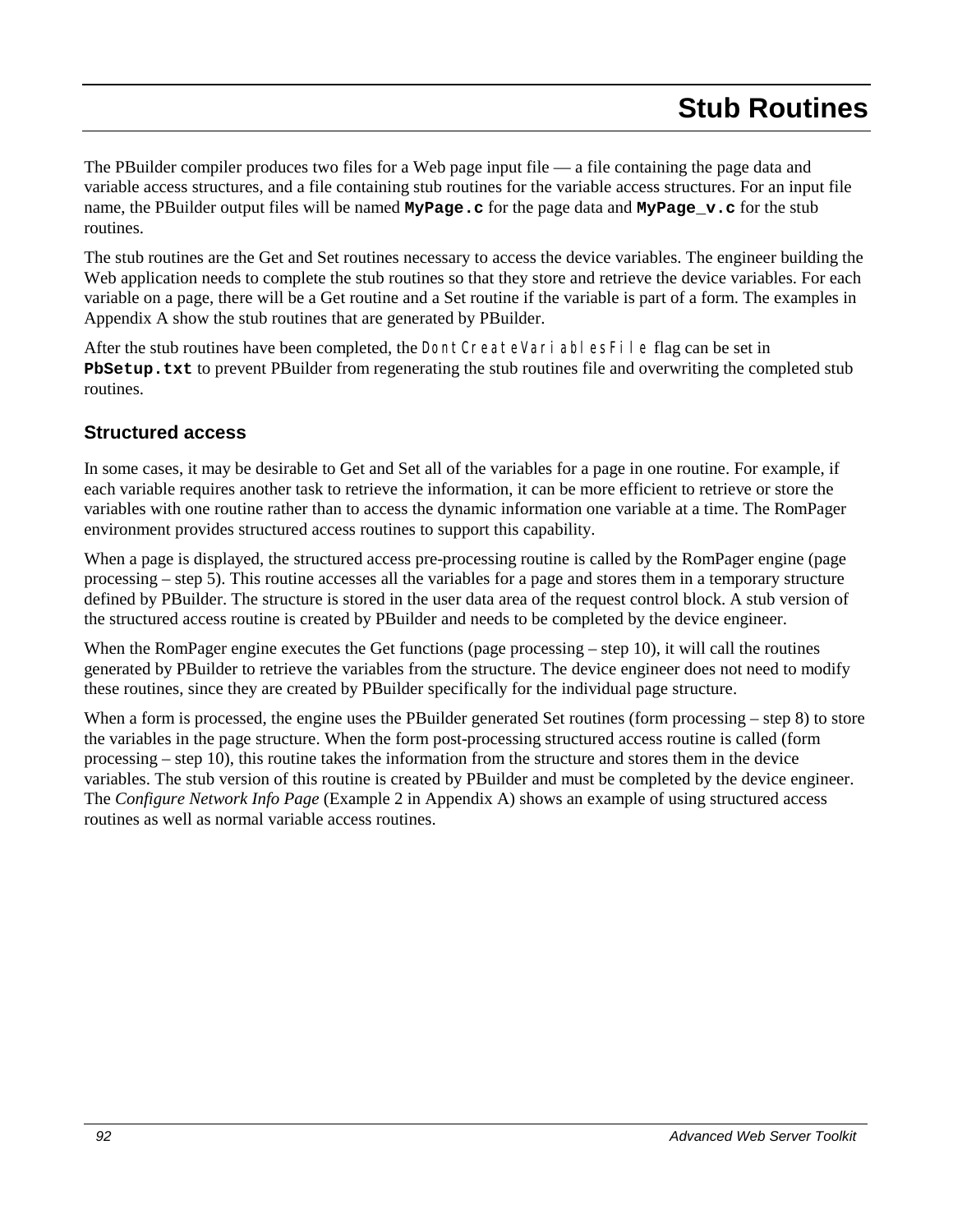# Stub Routines

The PBuilder compiler produces two files for a Web page input file — a file containing the page data and variable access structures, and a file containing stub routines for the variable access structures. For an input file name, the PBuilder output files will be named **`MyPage.c`** for the page data and **`MyPage_v.c`** for the stub routines.

The stub routines are the Get and Set routines necessary to access the device variables. The engineer building the Web application needs to complete the stub routines so that they store and retrieve the device variables. For each variable on a page, there will be a Get routine and a Set routine if the variable is part of a form. The examples in Appendix A show the stub routines that are generated by PBuilder.

After the stub routines have been completed, the `DontCreateVariablesFile` flag can be set in **`PbSetup.txt`** to prevent PBuilder from regenerating the stub routines file and overwriting the completed stub routines.

## Structured access

In some cases, it may be desirable to Get and Set all of the variables for a page in one routine. For example, if each variable requires another task to retrieve the information, it can be more efficient to retrieve or store the variables with one routine rather than to access the dynamic information one variable at a time. The RomPager environment provides structured access routines to support this capability.

When a page is displayed, the structured access pre-processing routine is called by the RomPager engine (page processing – step 5). This routine accesses all the variables for a page and stores them in a temporary structure defined by PBuilder. The structure is stored in the user data area of the request control block. A stub version of the structured access routine is created by PBuilder and needs to be completed by the device engineer.

When the RomPager engine executes the Get functions (page processing – step 10), it will call the routines generated by PBuilder to retrieve the variables from the structure. The device engineer does not need to modify these routines, since they are created by PBuilder specifically for the individual page structure.

When a form is processed, the engine uses the PBuilder generated Set routines (form processing – step 8) to store the variables in the page structure. When the form post-processing structured access routine is called (form processing – step 10), this routine takes the information from the structure and stores them in the device variables. The stub version of this routine is created by PBuilder and must be completed by the device engineer. The *Configure Network Info Page* (Example 2 in Appendix A) shows an example of using structured access routines as well as normal variable access routines.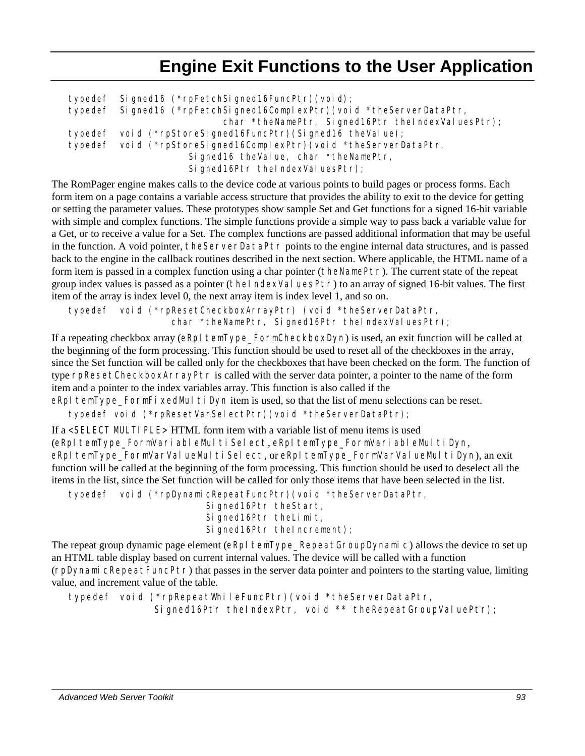# Engine Exit Functions to the User Application

```
typedef  Signed16 (*rpFetchSigned16FuncPtr)(void);
typedef  Signed16 (*rpFetchSigned16ComplexPtr)(void *theServerDataPtr,
                          char *theNamePtr, Signed16Ptr theIndexValuesPtr);
typedef  void (*rpStoreSigned16FuncPtr)(Signed16 theValue);
typedef  void (*rpStoreSigned16ComplexPtr)(void *theServerDataPtr,
                    Signed16 theValue, char *theNamePtr,
                    Signed16Ptr theIndexValuesPtr);
```

The RomPager engine makes calls to the device code at various points to build pages or process forms. Each form item on a page contains a variable access structure that provides the ability to exit to the device for getting or setting the parameter values. These prototypes show sample Set and Get functions for a signed 16-bit variable with simple and complex functions. The simple functions provide a simple way to pass back a variable value for a Get, or to receive a value for a Set. The complex functions are passed additional information that may be useful in the function. A void pointer, `theServerDataPtr` points to the engine internal data structures, and is passed back to the engine in the callback routines described in the next section. Where applicable, the HTML name of a form item is passed in a complex function using a char pointer (`theNamePtr`). The current state of the repeat group index values is passed as a pointer (`theIndexValuesPtr`) to an array of signed 16-bit values. The first item of the array is index level 0, the next array item is index level 1, and so on.

```
typedef  void (*rpResetCheckboxArrayPtr) (void *theServerDataPtr,
                  char *theNamePtr, Signed16Ptr theIndexValuesPtr);
```

If a repeating checkbox array (`eRpItemType_FormCheckboxDyn`) is used, an exit function will be called at the beginning of the form processing. This function should be used to reset all of the checkboxes in the array, since the Set function will be called only for the checkboxes that have been checked on the form. The function of type `rpResetCheckboxArrayPtr` is called with the server data pointer, a pointer to the name of the form item and a pointer to the index variables array. This function is also called if the `eRpItemType_FormFixedMultiDyn` item is used, so that the list of menu selections can be reset.

```
typedef void (*rpResetVarSelectPtr)(void *theServerDataPtr);
```

If a `<SELECT MULTIPLE>` HTML form item with a variable list of menu items is used (`eRpItemType_FormVariableMultiSelect`, `eRpItemType_FormVariableMultiDyn`, `eRpItemType_FormVarValueMultiSelect`, or `eRpItemType_FormVarValueMultiDyn`), an exit function will be called at the beginning of the form processing. This function should be used to deselect all the items in the list, since the Set function will be called for only those items that have been selected in the list.

```
typedef  void (*rpDynamicRepeatFuncPtr)(void *theServerDataPtr,
                        Signed16Ptr theStart,
                        Signed16Ptr theLimit,
                        Signed16Ptr theIncrement);
```

The repeat group dynamic page element (`eRpItemType_RepeatGroupDynamic`) allows the device to set up an HTML table display based on current internal values. The device will be called with a function (`rpDynamicRepeatFuncPtr`) that passes in the server data pointer and pointers to the starting value, limiting value, and increment value of the table.

```
typedef  void (*rpRepeatWhileFuncPtr)(void *theServerDataPtr,
              Signed16Ptr theIndexPtr, void ** theRepeatGroupValuePtr);
```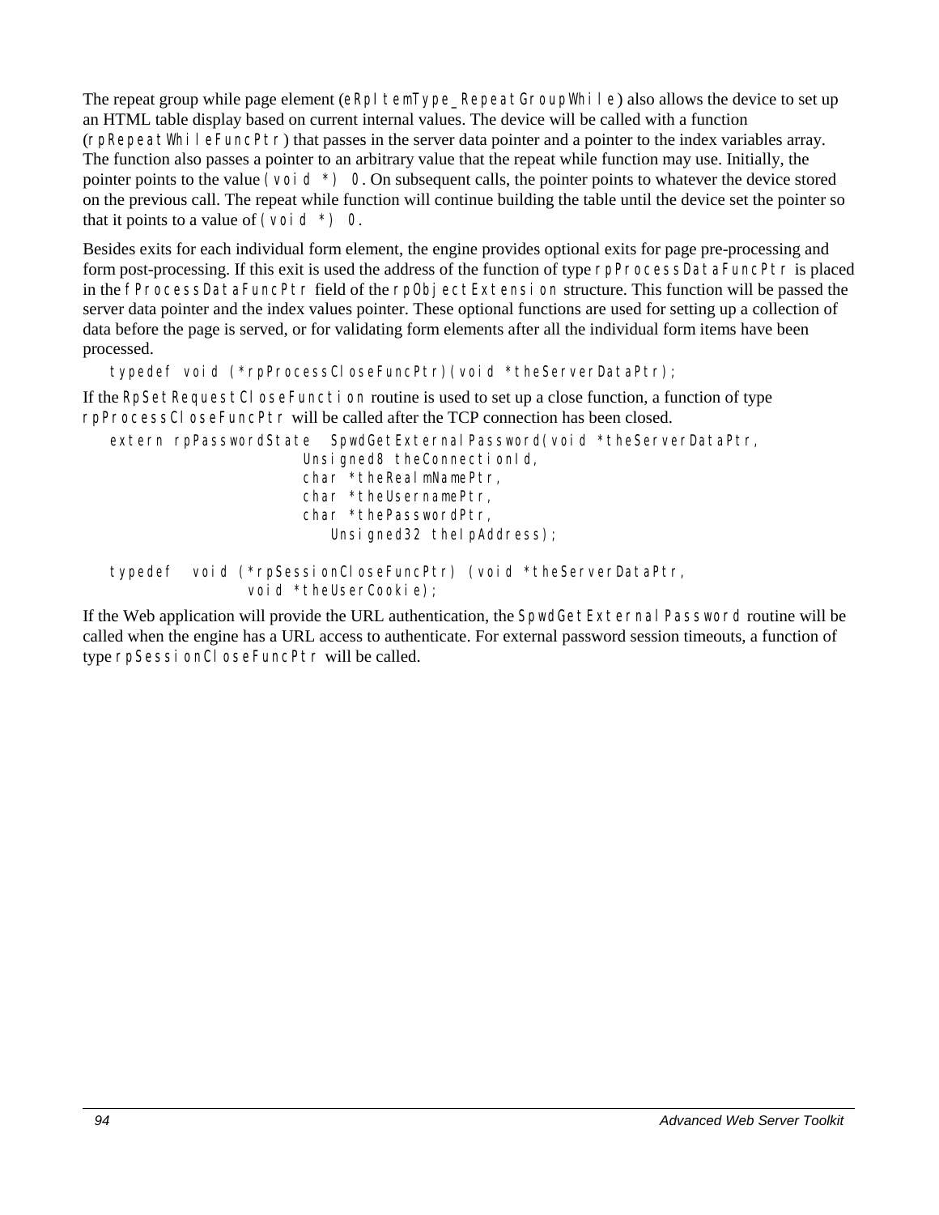The repeat group while page element (`eRpItemType_RepeatGroupWhile`) also allows the device to set up an HTML table display based on current internal values. The device will be called with a function (`rpRepeatWhileFuncPtr`) that passes in the server data pointer and a pointer to the index variables array. The function also passes a pointer to an arbitrary value that the repeat while function may use. Initially, the pointer points to the value `(void *) 0`. On subsequent calls, the pointer points to whatever the device stored on the previous call. The repeat while function will continue building the table until the device set the pointer so that it points to a value of `(void *) 0`.

Besides exits for each individual form element, the engine provides optional exits for page pre-processing and form post-processing. If this exit is used the address of the function of type `rpProcessDataFuncPtr` is placed in the `fProcessDataFuncPtr` field of the `rpObjectExtension` structure. This function will be passed the server data pointer and the index values pointer. These optional functions are used for setting up a collection of data before the page is served, or for validating form elements after all the individual form items have been processed.

```
typedef void (*rpProcessCloseFuncPtr)(void *theServerDataPtr);
```

If the `RpSetRequestCloseFunction` routine is used to set up a close function, a function of type `rpProcessCloseFuncPtr` will be called after the TCP connection has been closed.

```
extern rpPasswordState  SpwdGetExternalPassword(void *theServerDataPtr,
                        Unsigned8 theConnectionId,
                        char *theRealmNamePtr,
                        char *theUsernamePtr,
                        char *thePasswordPtr,
                           Unsigned32 theIpAddress);

typedef  void (*rpSessionCloseFuncPtr) (void *theServerDataPtr,
                void *theUserCookie);
```

If the Web application will provide the URL authentication, the `SpwdGetExternalPassword` routine will be called when the engine has a URL access to authenticate. For external password session timeouts, a function of type `rpSessionCloseFuncPtr` will be called.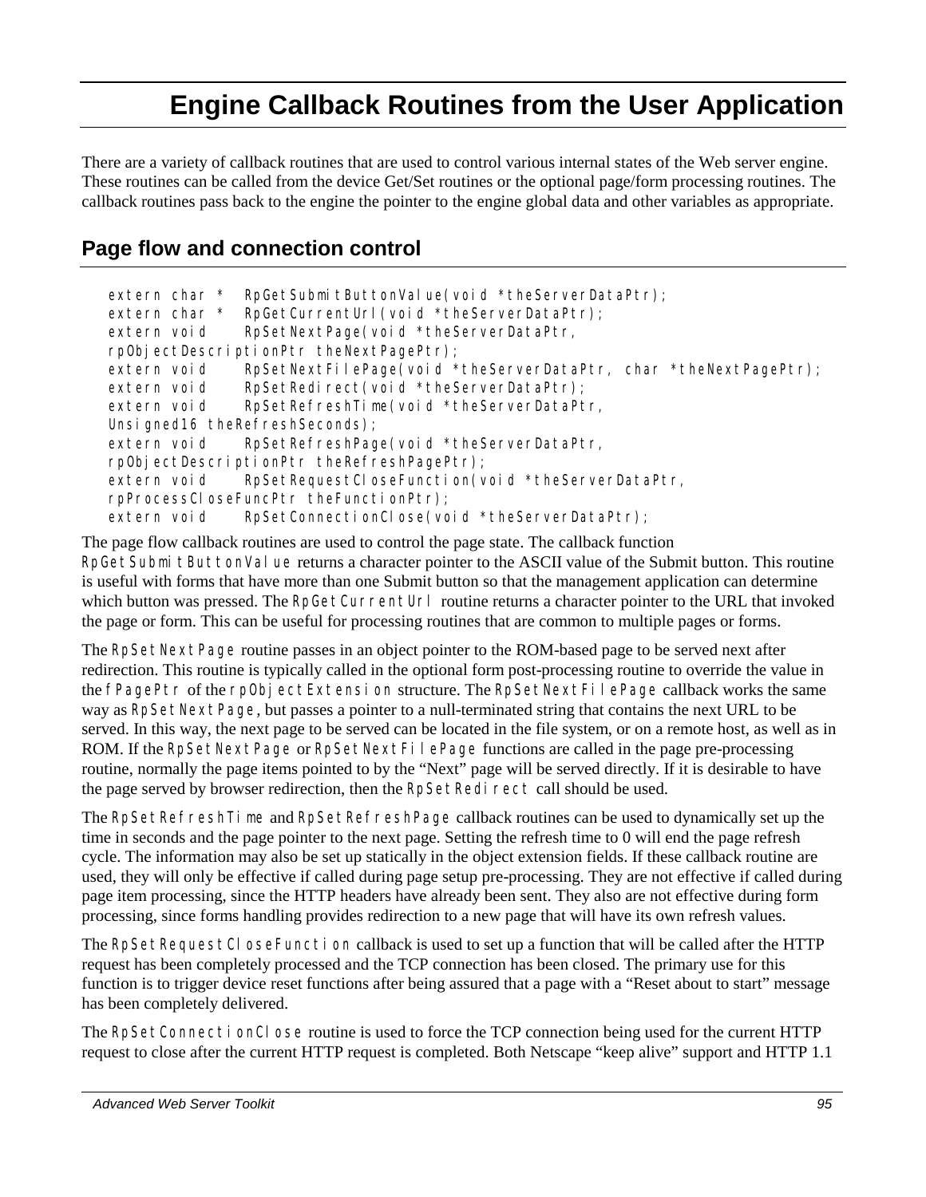# Engine Callback Routines from the User Application

There are a variety of callback routines that are used to control various internal states of the Web server engine. These routines can be called from the device Get/Set routines or the optional page/form processing routines. The callback routines pass back to the engine the pointer to the engine global data and other variables as appropriate.

## Page flow and connection control

```
extern char *   RpGetSubmitButtonValue(void *theServerDataPtr);
extern char *   RpGetCurrentUrl(void *theServerDataPtr);
extern void     RpSetNextPage(void *theServerDataPtr,
rpObjectDescriptionPtr theNextPagePtr);
extern void     RpSetNextFilePage(void *theServerDataPtr, char *theNextPagePtr);
extern void     RpSetRedirect(void *theServerDataPtr);
extern void     RpSetRefreshTime(void *theServerDataPtr,
Unsigned16 theRefreshSeconds);
extern void     RpSetRefreshPage(void *theServerDataPtr,
rpObjectDescriptionPtr theRefreshPagePtr);
extern void     RpSetRequestCloseFunction(void *theServerDataPtr,
rpProcessCloseFuncPtr theFunctionPtr);
extern void     RpSetConnectionClose(void *theServerDataPtr);
```

The page flow callback routines are used to control the page state. The callback function `RpGetSubmitButtonValue` returns a character pointer to the ASCII value of the Submit button. This routine is useful with forms that have more than one Submit button so that the management application can determine which button was pressed. The `RpGetCurrentUrl` routine returns a character pointer to the URL that invoked the page or form. This can be useful for processing routines that are common to multiple pages or forms.

The `RpSetNextPage` routine passes in an object pointer to the ROM-based page to be served next after redirection. This routine is typically called in the optional form post-processing routine to override the value in the `fPagePtr` of the `rpObjectExtension` structure. The `RpSetNextFilePage` callback works the same way as `RpSetNextPage`, but passes a pointer to a null-terminated string that contains the next URL to be served. In this way, the next page to be served can be located in the file system, or on a remote host, as well as in ROM. If the `RpSetNextPage` or `RpSetNextFilePage` functions are called in the page pre-processing routine, normally the page items pointed to by the "Next" page will be served directly. If it is desirable to have the page served by browser redirection, then the `RpSetRedirect` call should be used.

The `RpSetRefreshTime` and `RpSetRefreshPage` callback routines can be used to dynamically set up the time in seconds and the page pointer to the next page. Setting the refresh time to 0 will end the page refresh cycle. The information may also be set up statically in the object extension fields. If these callback routine are used, they will only be effective if called during page setup pre-processing. They are not effective if called during page item processing, since the HTTP headers have already been sent. They also are not effective during form processing, since forms handling provides redirection to a new page that will have its own refresh values.

The `RpSetRequestCloseFunction` callback is used to set up a function that will be called after the HTTP request has been completely processed and the TCP connection has been closed. The primary use for this function is to trigger device reset functions after being assured that a page with a "Reset about to start" message has been completely delivered.

The `RpSetConnectionClose` routine is used to force the TCP connection being used for the current HTTP request to close after the current HTTP request is completed. Both Netscape "keep alive" support and HTTP 1.1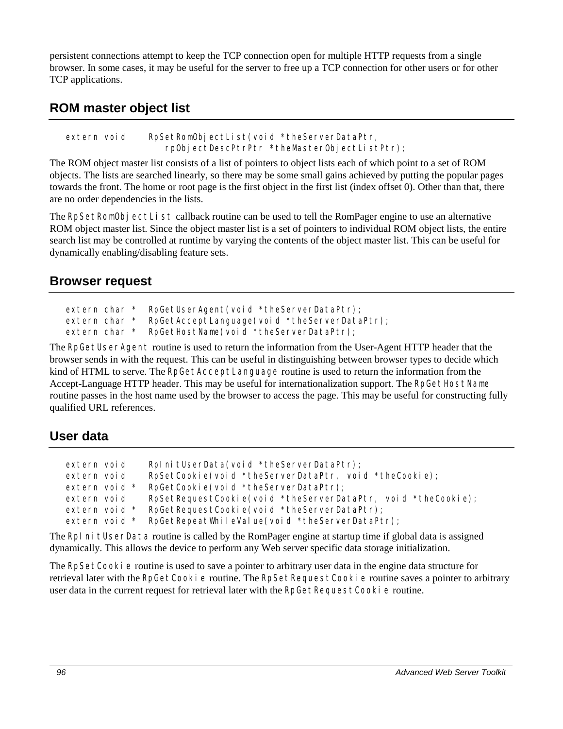persistent connections attempt to keep the TCP connection open for multiple HTTP requests from a single browser. In some cases, it may be useful for the server to free up a TCP connection for other users or for other TCP applications.

## ROM master object list

```
extern void     RpSetRomObjectList(void *theServerDataPtr,
                    rpObjectDescPtrPtr *theMasterObjectListPtr);
```

The ROM object master list consists of a list of pointers to object lists each of which point to a set of ROM objects. The lists are searched linearly, so there may be some small gains achieved by putting the popular pages towards the front. The home or root page is the first object in the first list (index offset 0). Other than that, there are no order dependencies in the lists.

The `RpSetRomObjectList` callback routine can be used to tell the RomPager engine to use an alternative ROM object master list. Since the object master list is a set of pointers to individual ROM object lists, the entire search list may be controlled at runtime by varying the contents of the object master list. This can be useful for dynamically enabling/disabling feature sets.

## Browser request

```
extern char *   RpGetUserAgent(void *theServerDataPtr);
extern char *   RpGetAcceptLanguage(void *theServerDataPtr);
extern char *   RpGetHostName(void *theServerDataPtr);
```

The `RpGetUserAgent` routine is used to return the information from the User-Agent HTTP header that the browser sends in with the request. This can be useful in distinguishing between browser types to decide which kind of HTML to serve. The `RpGetAcceptLanguage` routine is used to return the information from the Accept-Language HTTP header. This may be useful for internationalization support. The `RpGetHostName` routine passes in the host name used by the browser to access the page. This may be useful for constructing fully qualified URL references.

## User data

```
extern void     RpInitUserData(void *theServerDataPtr);
extern void     RpSetCookie(void *theServerDataPtr, void *theCookie);
extern void *   RpGetCookie(void *theServerDataPtr);
extern void     RpSetRequestCookie(void *theServerDataPtr, void *theCookie);
extern void *   RpGetRequestCookie(void *theServerDataPtr);
extern void *   RpGetRepeatWhileValue(void *theServerDataPtr);
```

The `RpInitUserData` routine is called by the RomPager engine at startup time if global data is assigned dynamically. This allows the device to perform any Web server specific data storage initialization.

The `RpSetCookie` routine is used to save a pointer to arbitrary user data in the engine data structure for retrieval later with the `RpGetCookie` routine. The `RpSetRequestCookie` routine saves a pointer to arbitrary user data in the current request for retrieval later with the `RpGetRequestCookie` routine.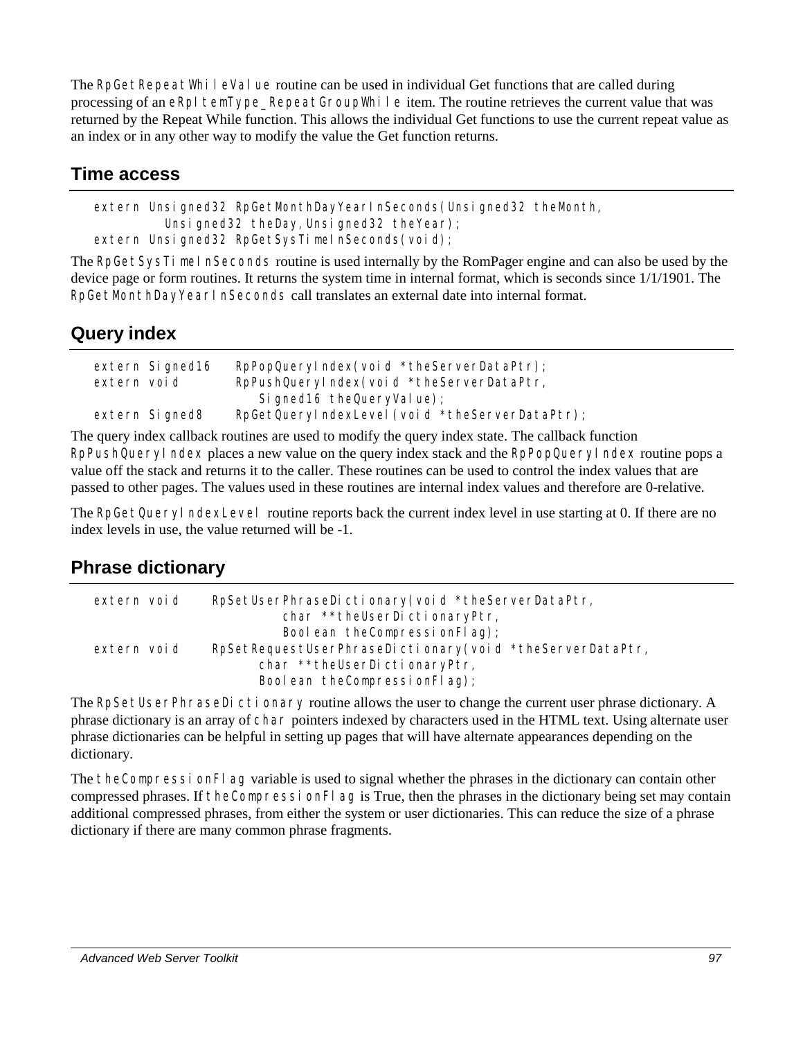The `RpGetRepeatWhileValue` routine can be used in individual Get functions that are called during processing of an `eRpItemType_RepeatGroupWhile` item. The routine retrieves the current value that was returned by the Repeat While function. This allows the individual Get functions to use the current repeat value as an index or in any other way to modify the value the Get function returns.

## Time access

```
extern Unsigned32 RpGetMonthDayYearInSeconds(Unsigned32 theMonth,
        Unsigned32 theDay, Unsigned32 theYear);
extern Unsigned32 RpGetSysTimeInSeconds(void);
```

The `RpGetSysTimeInSeconds` routine is used internally by the RomPager engine and can also be used by the device page or form routines. It returns the system time in internal format, which is seconds since 1/1/1901. The `RpGetMonthDayYearInSeconds` call translates an external date into internal format.

## Query index

```
extern Signed16   RpPopQueryIndex(void *theServerDataPtr);
extern void       RpPushQueryIndex(void *theServerDataPtr,
                      Signed16 theQueryValue);
extern Signed8    RpGetQueryIndexLevel(void *theServerDataPtr);
```

The query index callback routines are used to modify the query index state. The callback function `RpPushQueryIndex` places a new value on the query index stack and the `RpPopQueryIndex` routine pops a value off the stack and returns it to the caller. These routines can be used to control the index values that are passed to other pages. The values used in these routines are internal index values and therefore are 0-relative.

The `RpGetQueryIndexLevel` routine reports back the current index level in use starting at 0. If there are no index levels in use, the value returned will be -1.

## Phrase dictionary

```
extern void     RpSetUserPhraseDictionary(void *theServerDataPtr,
                        char **theUserDictionaryPtr,
                        Boolean theCompressionFlag);
extern void     RpSetRequestUserPhraseDictionary(void *theServerDataPtr,
                     char **theUserDictionaryPtr,
                     Boolean theCompressionFlag);
```

The `RpSetUserPhraseDictionary` routine allows the user to change the current user phrase dictionary. A phrase dictionary is an array of `char` pointers indexed by characters used in the HTML text. Using alternate user phrase dictionaries can be helpful in setting up pages that will have alternate appearances depending on the dictionary.

The `theCompressionFlag` variable is used to signal whether the phrases in the dictionary can contain other compressed phrases. If `theCompressionFlag` is True, then the phrases in the dictionary being set may contain additional compressed phrases, from either the system or user dictionaries. This can reduce the size of a phrase dictionary if there are many common phrase fragments.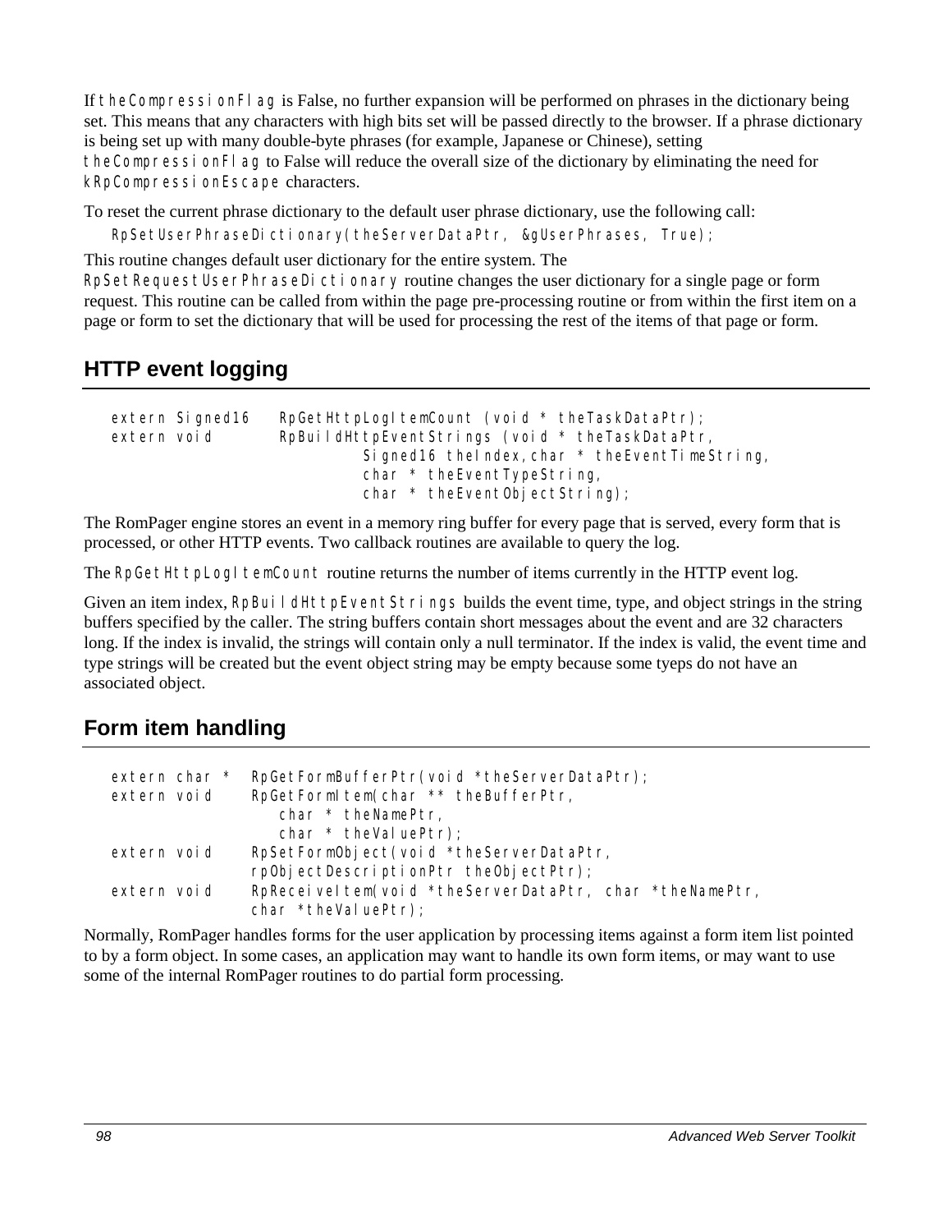If `theCompressionFlag` is False, no further expansion will be performed on phrases in the dictionary being set. This means that any characters with high bits set will be passed directly to the browser. If a phrase dictionary is being set up with many double-byte phrases (for example, Japanese or Chinese), setting `theCompressionFlag` to False will reduce the overall size of the dictionary by eliminating the need for `kRpCompressionEscape` characters.

To reset the current phrase dictionary to the default user phrase dictionary, use the following call:

```
RpSetUserPhraseDictionary(theServerDataPtr, &gUserPhrases, True);
```

This routine changes default user dictionary for the entire system. The `RpSetRequestUserPhraseDictionary` routine changes the user dictionary for a single page or form request. This routine can be called from within the page pre-processing routine or from within the first item on a page or form to set the dictionary that will be used for processing the rest of the items of that page or form.

## HTTP event logging

```
extern Signed16   RpGetHttpLogItemCount (void * theTaskDataPtr);
extern void       RpBuildHttpEventStrings (void * theTaskDataPtr,
                        Signed16 theIndex,char * theEventTimeString,
                        char * theEventTypeString,
                        char * theEventObjectString);
```

The RomPager engine stores an event in a memory ring buffer for every page that is served, every form that is processed, or other HTTP events. Two callback routines are available to query the log.

The `RpGetHttpLogItemCount` routine returns the number of items currently in the HTTP event log.

Given an item index, `RpBuildHttpEventStrings` builds the event time, type, and object strings in the string buffers specified by the caller. The string buffers contain short messages about the event and are 32 characters long. If the index is invalid, the strings will contain only a null terminator. If the index is valid, the event time and type strings will be created but the event object string may be empty because some tyeps do not have an associated object.

## Form item handling

```
extern char *   RpGetFormBufferPtr(void *theServerDataPtr);
extern void     RpGetFormItem(char ** theBufferPtr,
                    char * theNamePtr,
                    char * theValuePtr);
extern void     RpSetFormObject(void *theServerDataPtr,
                rpObjectDescriptionPtr theObjectPtr);
extern void     RpReceiveItem(void *theServerDataPtr, char *theNamePtr,
                char *theValuePtr);
```

Normally, RomPager handles forms for the user application by processing items against a form item list pointed to by a form object. In some cases, an application may want to handle its own form items, or may want to use some of the internal RomPager routines to do partial form processing.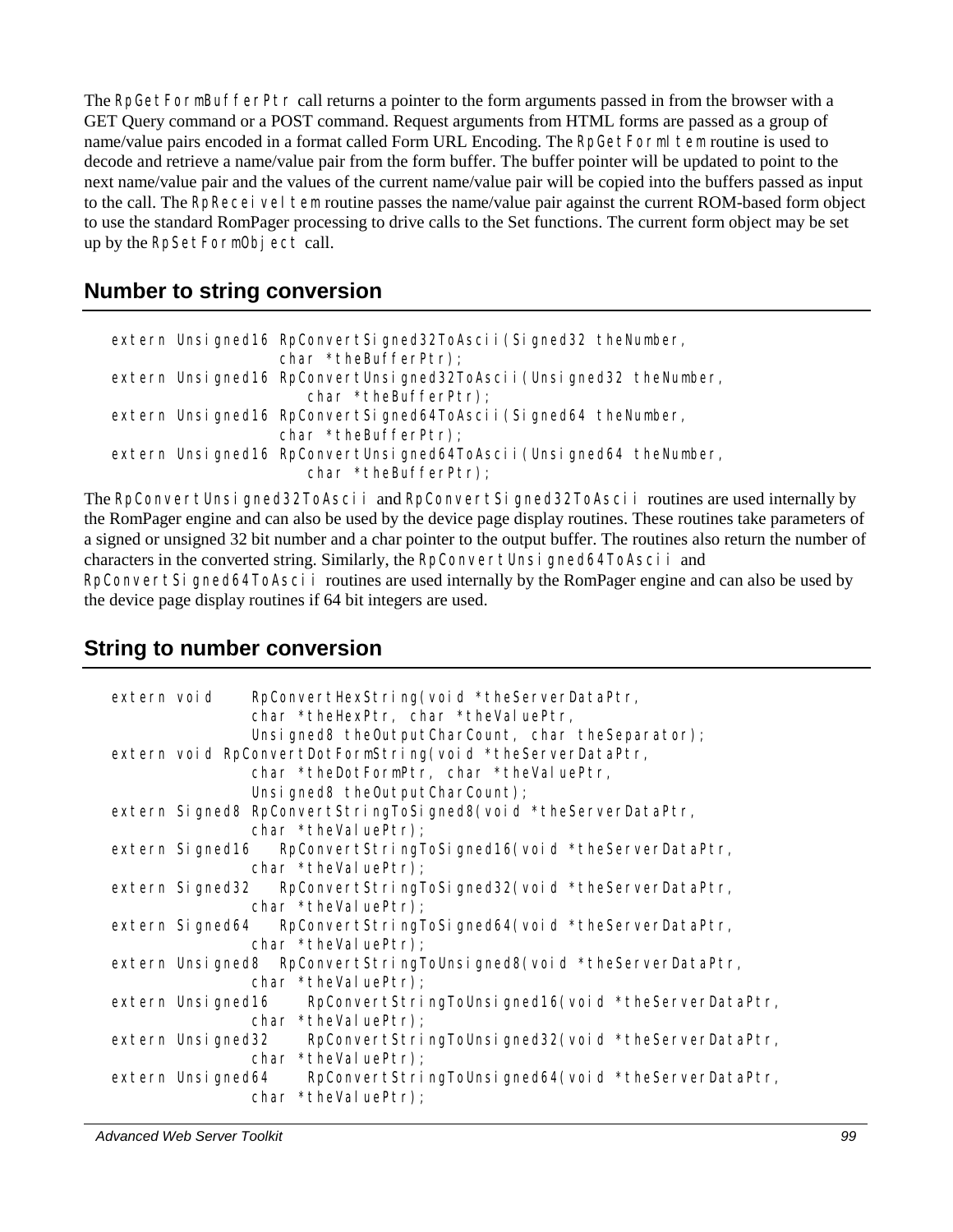The `RpGetFormBufferPtr` call returns a pointer to the form arguments passed in from the browser with a GET Query command or a POST command. Request arguments from HTML forms are passed as a group of name/value pairs encoded in a format called Form URL Encoding. The `RpGetFormItem` routine is used to decode and retrieve a name/value pair from the form buffer. The buffer pointer will be updated to point to the next name/value pair and the values of the current name/value pair will be copied into the buffers passed as input to the call. The `RpReceiveItem` routine passes the name/value pair against the current ROM-based form object to use the standard RomPager processing to drive calls to the Set functions. The current form object may be set up by the `RpSetFormObject` call.

## Number to string conversion

```
extern Unsigned16 RpConvertSigned32ToAscii(Signed32 theNumber,
                    char *theBufferPtr);
extern Unsigned16 RpConvertUnsigned32ToAscii(Unsigned32 theNumber,
                        char *theBufferPtr);
extern Unsigned16 RpConvertSigned64ToAscii(Signed64 theNumber,
                    char *theBufferPtr);
extern Unsigned16 RpConvertUnsigned64ToAscii(Unsigned64 theNumber,
                        char *theBufferPtr);
```

The `RpConvertUnsigned32ToAscii` and `RpConvertSigned32ToAscii` routines are used internally by the RomPager engine and can also be used by the device page display routines. These routines take parameters of a signed or unsigned 32 bit number and a char pointer to the output buffer. The routines also return the number of characters in the converted string. Similarly, the `RpConvertUnsigned64ToAscii` and `RpConvertSigned64ToAscii` routines are used internally by the RomPager engine and can also be used by the device page display routines if 64 bit integers are used.

## String to number conversion

```
extern void     RpConvertHexString(void *theServerDataPtr,
                char *theHexPtr, char *theValuePtr,
                Unsigned8 theOutputCharCount, char theSeparator);
extern void RpConvertDotFormString(void *theServerDataPtr,
                char *theDotFormPtr, char *theValuePtr,
                Unsigned8 theOutputCharCount);
extern Signed8 RpConvertStringToSigned8(void *theServerDataPtr,
                char *theValuePtr);
extern Signed16   RpConvertStringToSigned16(void *theServerDataPtr,
                char *theValuePtr);
extern Signed32   RpConvertStringToSigned32(void *theServerDataPtr,
                char *theValuePtr);
extern Signed64   RpConvertStringToSigned64(void *theServerDataPtr,
                char *theValuePtr);
extern Unsigned8  RpConvertStringToUnsigned8(void *theServerDataPtr,
                char *theValuePtr);
extern Unsigned16    RpConvertStringToUnsigned16(void *theServerDataPtr,
                char *theValuePtr);
extern Unsigned32    RpConvertStringToUnsigned32(void *theServerDataPtr,
                char *theValuePtr);
extern Unsigned64    RpConvertStringToUnsigned64(void *theServerDataPtr,
                char *theValuePtr);
```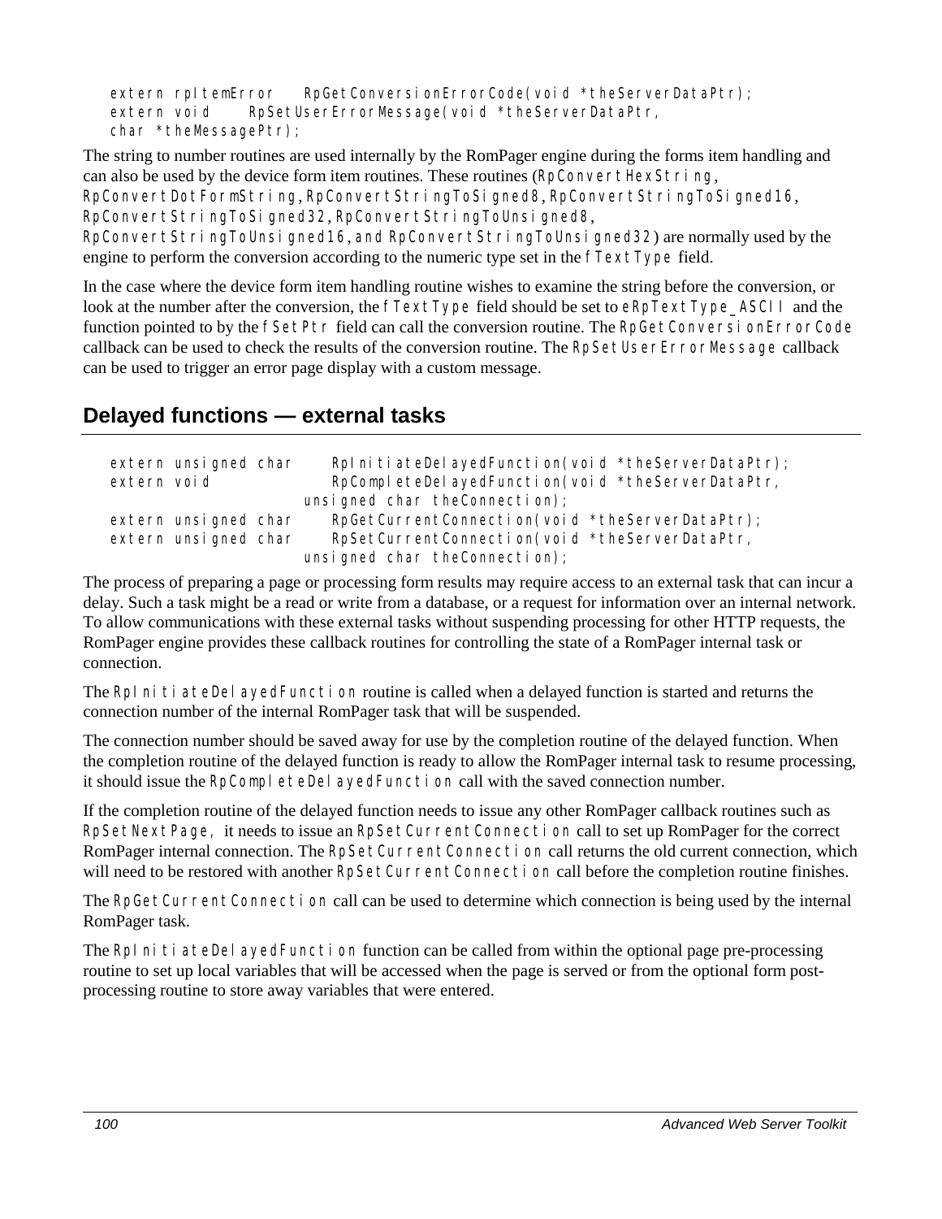```
extern rpItemError    RpGetConversionErrorCode(void *theServerDataPtr);
extern void     RpSetUserErrorMessage(void *theServerDataPtr,
char *theMessagePtr);
```

The string to number routines are used internally by the RomPager engine during the forms item handling and can also be used by the device form item routines. These routines (`RpConvertHexString`, `RpConvertDotFormString`, `RpConvertStringToSigned8`, `RpConvertStringToSigned16`, `RpConvertStringToSigned32`, `RpConvertStringToUnsigned8`, `RpConvertStringToUnsigned16`, and `RpConvertStringToUnsigned32`) are normally used by the engine to perform the conversion according to the numeric type set in the `fTextType` field.

In the case where the device form item handling routine wishes to examine the string before the conversion, or look at the number after the conversion, the `fTextType` field should be set to `eRpTextType_ASCII` and the function pointed to by the `fSetPtr` field can call the conversion routine. The `RpGetConversionErrorCode` callback can be used to check the results of the conversion routine. The `RpSetUserErrorMessage` callback can be used to trigger an error page display with a custom message.

## Delayed functions — external tasks

```
extern unsigned char     RpInitiateDelayedFunction(void *theServerDataPtr);
extern void              RpCompleteDelayedFunction(void *theServerDataPtr,
                         unsigned char theConnection);
extern unsigned char     RpGetCurrentConnection(void *theServerDataPtr);
extern unsigned char     RpSetCurrentConnection(void *theServerDataPtr,
                         unsigned char theConnection);
```

The process of preparing a page or processing form results may require access to an external task that can incur a delay. Such a task might be a read or write from a database, or a request for information over an internal network. To allow communications with these external tasks without suspending processing for other HTTP requests, the RomPager engine provides these callback routines for controlling the state of a RomPager internal task or connection.

The `RpInitiateDelayedFunction` routine is called when a delayed function is started and returns the connection number of the internal RomPager task that will be suspended.

The connection number should be saved away for use by the completion routine of the delayed function. When the completion routine of the delayed function is ready to allow the RomPager internal task to resume processing, it should issue the `RpCompleteDelayedFunction` call with the saved connection number.

If the completion routine of the delayed function needs to issue any other RomPager callback routines such as `RpSetNextPage`, it needs to issue an `RpSetCurrentConnection` call to set up RomPager for the correct RomPager internal connection. The `RpSetCurrentConnection` call returns the old current connection, which will need to be restored with another `RpSetCurrentConnection` call before the completion routine finishes.

The `RpGetCurrentConnection` call can be used to determine which connection is being used by the internal RomPager task.

The `RpInitiateDelayedFunction` function can be called from within the optional page pre-processing routine to set up local variables that will be accessed when the page is served or from the optional form post-processing routine to store away variables that were entered.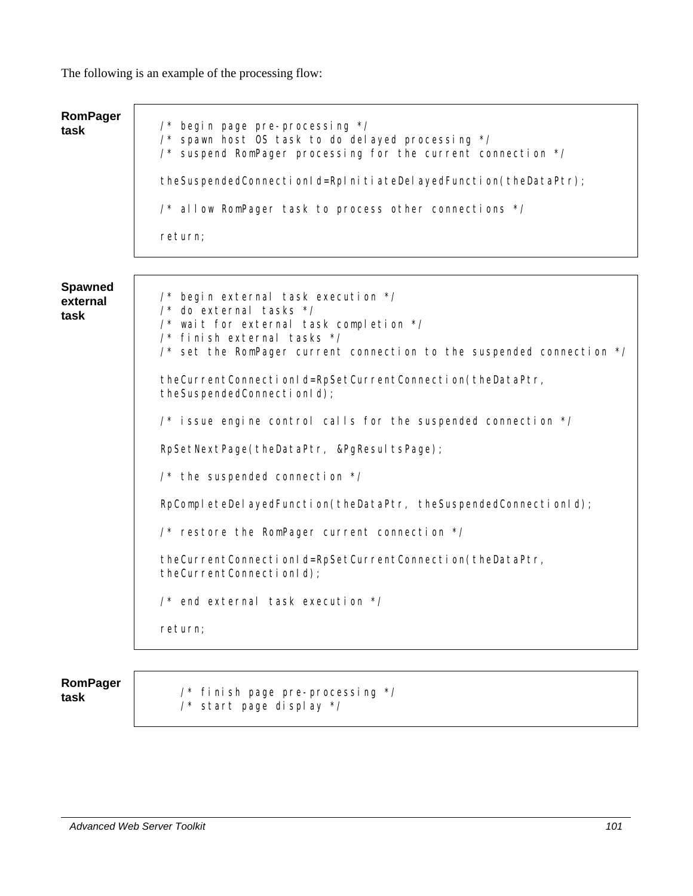The following is an example of the processing flow:

**RomPager task**

```
/* begin page pre-processing */
/* spawn host OS task to do delayed processing */
/* suspend RomPager processing for the current connection */

theSuspendedConnectionId=RpInitiateDelayedFunction(theDataPtr);

/* allow RomPager task to process other connections */

return;
```

**Spawned external task**

```
/* begin external task execution */
/* do external tasks */
/* wait for external task completion */
/* finish external tasks */
/* set the RomPager current connection to the suspended connection */

theCurrentConnectionId=RpSetCurrentConnection(theDataPtr,
theSuspendedConnectionId);

/* issue engine control calls for the suspended connection */

RpSetNextPage(theDataPtr, &PgResultsPage);

/* the suspended connection */

RpCompleteDelayedFunction(theDataPtr, theSuspendedConnectionId);

/* restore the RomPager current connection */

theCurrentConnectionId=RpSetCurrentConnection(theDataPtr,
theCurrentConnectionId);

/* end external task execution */

return;
```

**RomPager task**

```
/* finish page pre-processing */
/* start page display */
```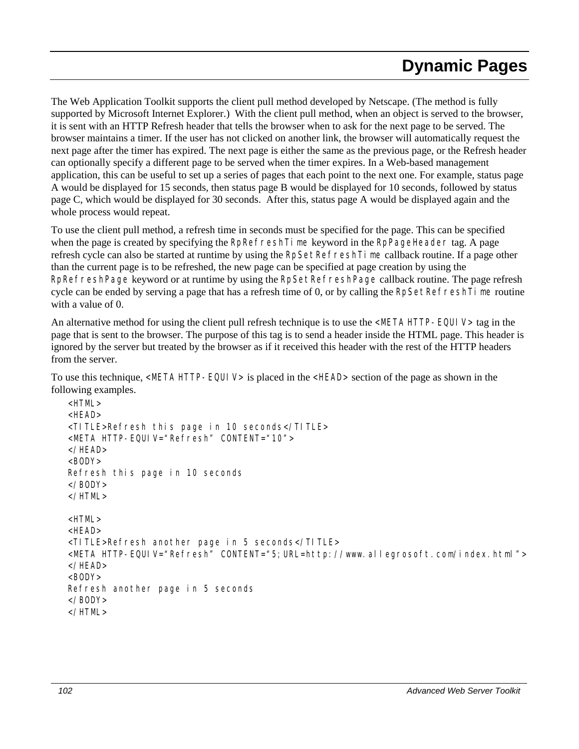# Dynamic Pages

The Web Application Toolkit supports the client pull method developed by Netscape. (The method is fully supported by Microsoft Internet Explorer.) With the client pull method, when an object is served to the browser, it is sent with an HTTP Refresh header that tells the browser when to ask for the next page to be served. The browser maintains a timer. If the user has not clicked on another link, the browser will automatically request the next page after the timer has expired. The next page is either the same as the previous page, or the Refresh header can optionally specify a different page to be served when the timer expires. In a Web-based management application, this can be useful to set up a series of pages that each point to the next one. For example, status page A would be displayed for 15 seconds, then status page B would be displayed for 10 seconds, followed by status page C, which would be displayed for 30 seconds. After this, status page A would be displayed again and the whole process would repeat.

To use the client pull method, a refresh time in seconds must be specified for the page. This can be specified when the page is created by specifying the `RpRefreshTime` keyword in the `RpPageHeader` tag. A page refresh cycle can also be started at runtime by using the `RpSetRefreshTime` callback routine. If a page other than the current page is to be refreshed, the new page can be specified at page creation by using the `RpRefreshPage` keyword or at runtime by using the `RpSetRefreshPage` callback routine. The page refresh cycle can be ended by serving a page that has a refresh time of 0, or by calling the `RpSetRefreshTime` routine with a value of 0.

An alternative method for using the client pull refresh technique is to use the `<META HTTP-EQUIV>` tag in the page that is sent to the browser. The purpose of this tag is to send a header inside the HTML page. This header is ignored by the server but treated by the browser as if it received this header with the rest of the HTTP headers from the server.

To use this technique, `<META HTTP-EQUIV>` is placed in the `<HEAD>` section of the page as shown in the following examples.

```
<HTML>
<HEAD>
<TITLE>Refresh this page in 10 seconds</TITLE>
<META HTTP-EQUIV="Refresh" CONTENT="10">
</HEAD>
<BODY>
Refresh this page in 10 seconds
</BODY>
</HTML>

<HTML>
<HEAD>
<TITLE>Refresh another page in 5 seconds</TITLE>
<META HTTP-EQUIV="Refresh" CONTENT="5;URL=http://www.allegrosoft.com/index.html">
</HEAD>
<BODY>
Refresh another page in 5 seconds
</BODY>
</HTML>
```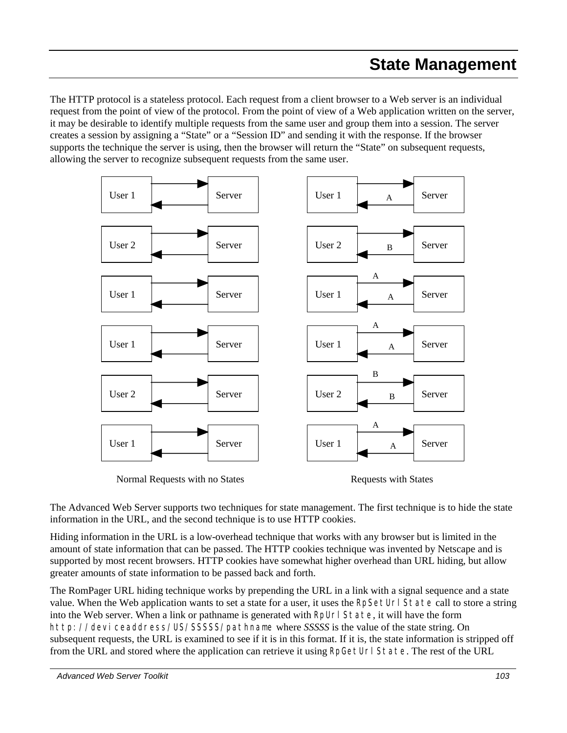# State Management

The HTTP protocol is a stateless protocol. Each request from a client browser to a Web server is an individual request from the point of view of the protocol. From the point of view of a Web application written on the server, it may be desirable to identify multiple requests from the same user and group them into a session. The server creates a session by assigning a “State” or a “Session ID” and sending it with the response. If the browser supports the technique the server is using, then the browser will return the “State” on subsequent requests, allowing the server to recognize subsequent requests from the same user.

Normal Requests with no States

Requests with States

The Advanced Web Server supports two techniques for state management. The first technique is to hide the state information in the URL, and the second technique is to use HTTP cookies.

Hiding information in the URL is a low-overhead technique that works with any browser but is limited in the amount of state information that can be passed. The HTTP cookies technique was invented by Netscape and is supported by most recent browsers. HTTP cookies have somewhat higher overhead than URL hiding, but allow greater amounts of state information to be passed back and forth.

The RomPager URL hiding technique works by prepending the URL in a link with a signal sequence and a state value. When the Web application wants to set a state for a user, it uses the `RpSetUrlState` call to store a string into the Web server. When a link or pathname is generated with `RpUrlState`, it will have the form `http://deviceaddress/US/SSSSS/pathname` where *SSSSS* is the value of the state string. On subsequent requests, the URL is examined to see if it is in this format. If it is, the state information is stripped off from the URL and stored where the application can retrieve it using `RpGetUrlState`. The rest of the URL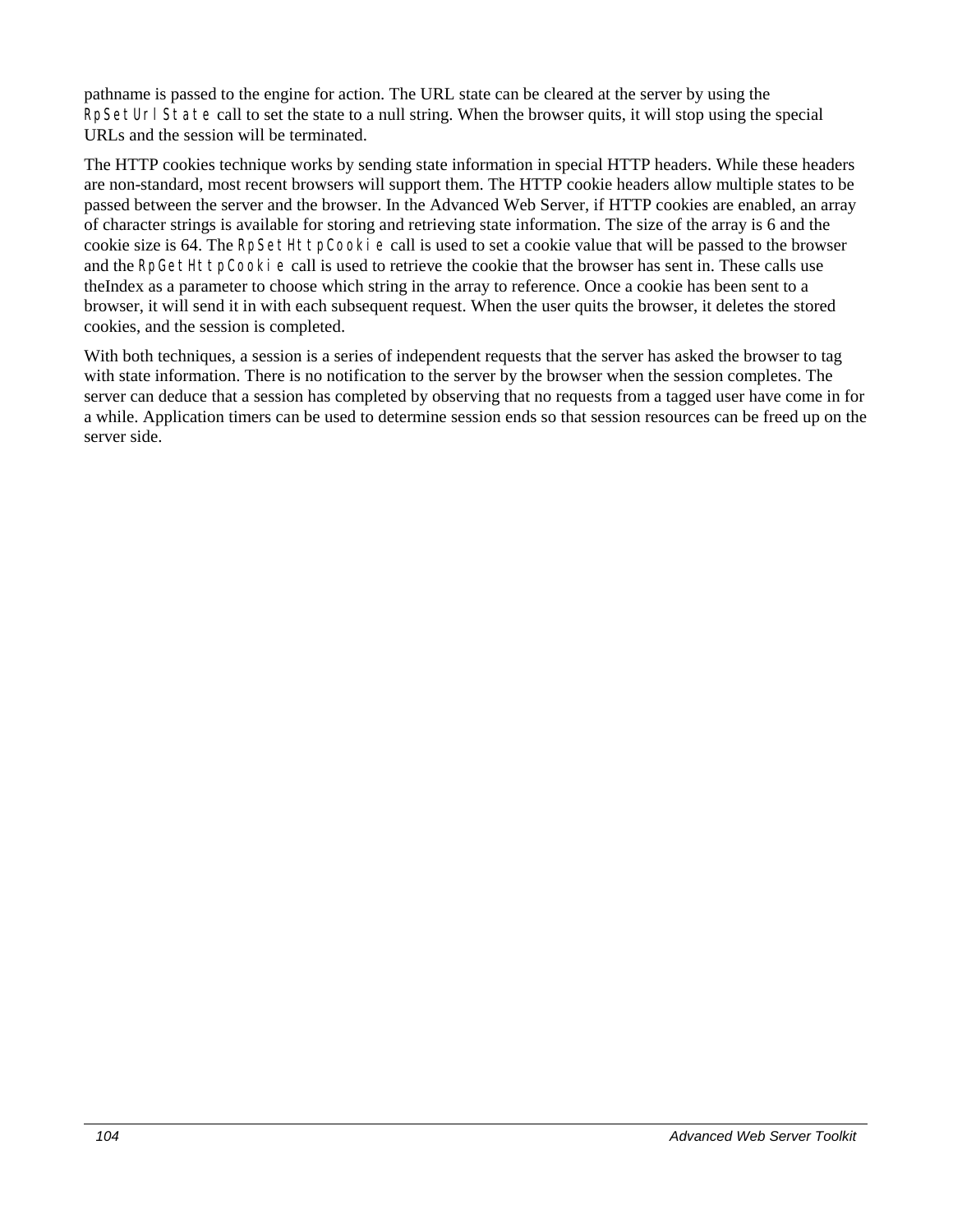pathname is passed to the engine for action. The URL state can be cleared at the server by using the `RpSetUrlState` call to set the state to a null string. When the browser quits, it will stop using the special URLs and the session will be terminated.

The HTTP cookies technique works by sending state information in special HTTP headers. While these headers are non-standard, most recent browsers will support them. The HTTP cookie headers allow multiple states to be passed between the server and the browser. In the Advanced Web Server, if HTTP cookies are enabled, an array of character strings is available for storing and retrieving state information. The size of the array is 6 and the cookie size is 64. The `RpSetHttpCookie` call is used to set a cookie value that will be passed to the browser and the `RpGetHttpCookie` call is used to retrieve the cookie that the browser has sent in. These calls use theIndex as a parameter to choose which string in the array to reference. Once a cookie has been sent to a browser, it will send it in with each subsequent request. When the user quits the browser, it deletes the stored cookies, and the session is completed.

With both techniques, a session is a series of independent requests that the server has asked the browser to tag with state information. There is no notification to the server by the browser when the session completes. The server can deduce that a session has completed by observing that no requests from a tagged user have come in for a while. Application timers can be used to determine session ends so that session resources can be freed up on the server side.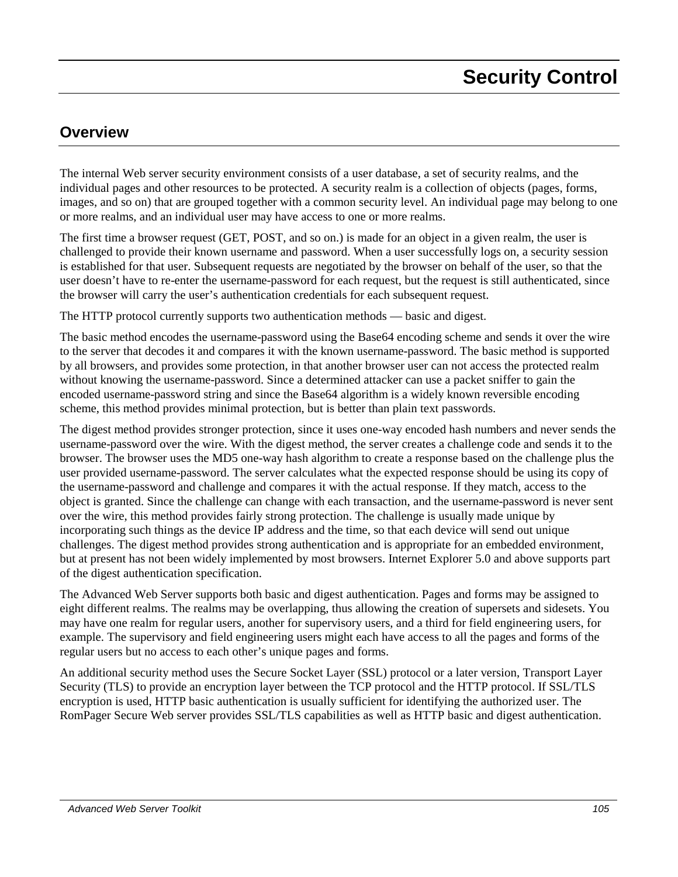# Security Control

## Overview

The internal Web server security environment consists of a user database, a set of security realms, and the individual pages and other resources to be protected. A security realm is a collection of objects (pages, forms, images, and so on) that are grouped together with a common security level. An individual page may belong to one or more realms, and an individual user may have access to one or more realms.

The first time a browser request (GET, POST, and so on.) is made for an object in a given realm, the user is challenged to provide their known username and password. When a user successfully logs on, a security session is established for that user. Subsequent requests are negotiated by the browser on behalf of the user, so that the user doesn't have to re-enter the username-password for each request, but the request is still authenticated, since the browser will carry the user's authentication credentials for each subsequent request.

The HTTP protocol currently supports two authentication methods — basic and digest.

The basic method encodes the username-password using the Base64 encoding scheme and sends it over the wire to the server that decodes it and compares it with the known username-password. The basic method is supported by all browsers, and provides some protection, in that another browser user can not access the protected realm without knowing the username-password. Since a determined attacker can use a packet sniffer to gain the encoded username-password string and since the Base64 algorithm is a widely known reversible encoding scheme, this method provides minimal protection, but is better than plain text passwords.

The digest method provides stronger protection, since it uses one-way encoded hash numbers and never sends the username-password over the wire. With the digest method, the server creates a challenge code and sends it to the browser. The browser uses the MD5 one-way hash algorithm to create a response based on the challenge plus the user provided username-password. The server calculates what the expected response should be using its copy of the username-password and challenge and compares it with the actual response. If they match, access to the object is granted. Since the challenge can change with each transaction, and the username-password is never sent over the wire, this method provides fairly strong protection. The challenge is usually made unique by incorporating such things as the device IP address and the time, so that each device will send out unique challenges. The digest method provides strong authentication and is appropriate for an embedded environment, but at present has not been widely implemented by most browsers. Internet Explorer 5.0 and above supports part of the digest authentication specification.

The Advanced Web Server supports both basic and digest authentication. Pages and forms may be assigned to eight different realms. The realms may be overlapping, thus allowing the creation of supersets and sidesets. You may have one realm for regular users, another for supervisory users, and a third for field engineering users, for example. The supervisory and field engineering users might each have access to all the pages and forms of the regular users but no access to each other's unique pages and forms.

An additional security method uses the Secure Socket Layer (SSL) protocol or a later version, Transport Layer Security (TLS) to provide an encryption layer between the TCP protocol and the HTTP protocol. If SSL/TLS encryption is used, HTTP basic authentication is usually sufficient for identifying the authorized user. The RomPager Secure Web server provides SSL/TLS capabilities as well as HTTP basic and digest authentication.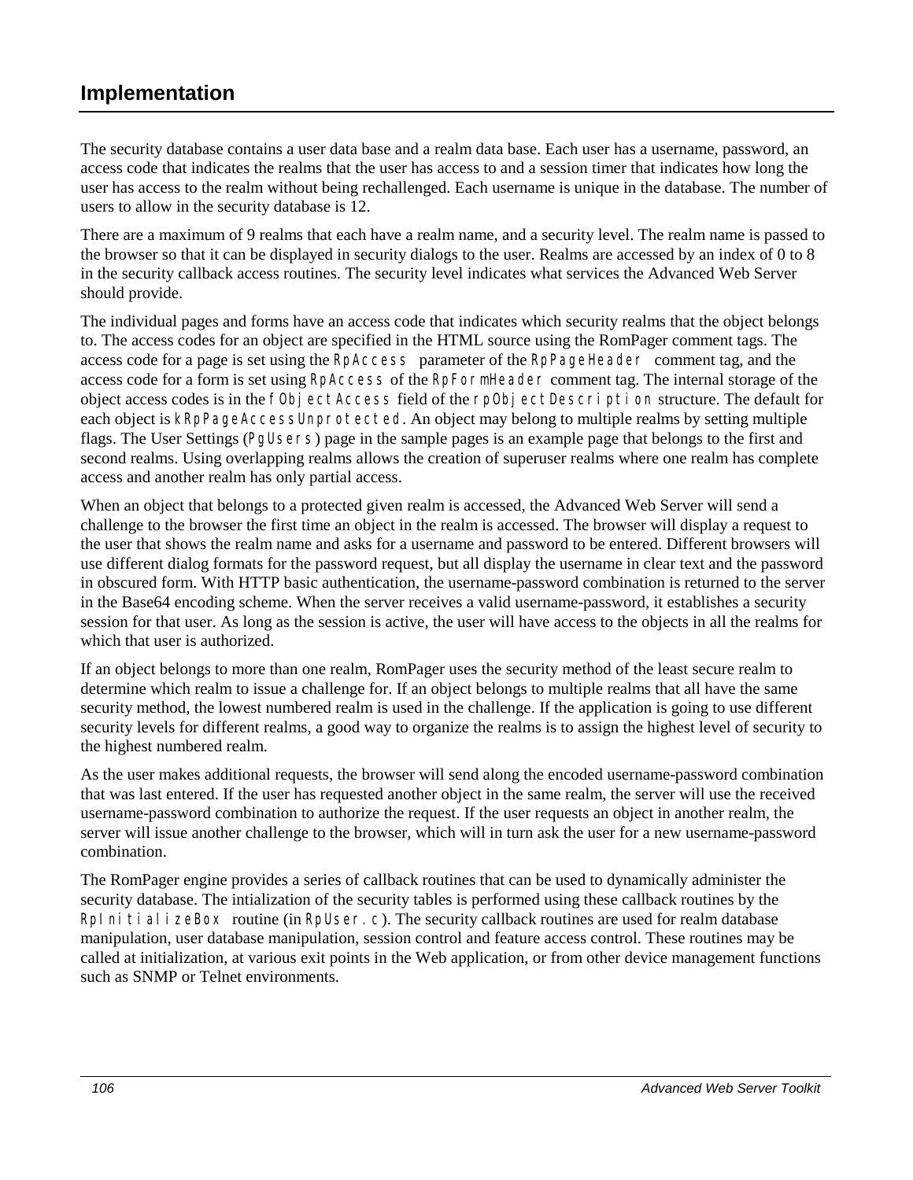## Implementation

The security database contains a user data base and a realm data base. Each user has a username, password, an access code that indicates the realms that the user has access to and a session timer that indicates how long the user has access to the realm without being rechallenged. Each username is unique in the database. The number of users to allow in the security database is 12.

There are a maximum of 9 realms that each have a realm name, and a security level. The realm name is passed to the browser so that it can be displayed in security dialogs to the user. Realms are accessed by an index of 0 to 8 in the security callback access routines. The security level indicates what services the Advanced Web Server should provide.

The individual pages and forms have an access code that indicates which security realms that the object belongs to. The access codes for an object are specified in the HTML source using the RomPager comment tags. The access code for a page is set using the `RpAccess` parameter of the `RpPageHeader` comment tag, and the access code for a form is set using `RpAccess` of the `RpFormHeader` comment tag. The internal storage of the object access codes is in the `fObjectAccess` field of the `rpObjectDescription` structure. The default for each object is `kRpPageAccessUnprotected`. An object may belong to multiple realms by setting multiple flags. The User Settings (`PgUsers`) page in the sample pages is an example page that belongs to the first and second realms. Using overlapping realms allows the creation of superuser realms where one realm has complete access and another realm has only partial access.

When an object that belongs to a protected given realm is accessed, the Advanced Web Server will send a challenge to the browser the first time an object in the realm is accessed. The browser will display a request to the user that shows the realm name and asks for a username and password to be entered. Different browsers will use different dialog formats for the password request, but all display the username in clear text and the password in obscured form. With HTTP basic authentication, the username-password combination is returned to the server in the Base64 encoding scheme. When the server receives a valid username-password, it establishes a security session for that user. As long as the session is active, the user will have access to the objects in all the realms for which that user is authorized.

If an object belongs to more than one realm, RomPager uses the security method of the least secure realm to determine which realm to issue a challenge for. If an object belongs to multiple realms that all have the same security method, the lowest numbered realm is used in the challenge. If the application is going to use different security levels for different realms, a good way to organize the realms is to assign the highest level of security to the highest numbered realm.

As the user makes additional requests, the browser will send along the encoded username-password combination that was last entered. If the user has requested another object in the same realm, the server will use the received username-password combination to authorize the request. If the user requests an object in another realm, the server will issue another challenge to the browser, which will in turn ask the user for a new username-password combination.

The RomPager engine provides a series of callback routines that can be used to dynamically administer the security database. The intialization of the security tables is performed using these callback routines by the `RpInitializeBox` routine (in `RpUser.c`). The security callback routines are used for realm database manipulation, user database manipulation, session control and feature access control. These routines may be called at initialization, at various exit points in the Web application, or from other device management functions such as SNMP or Telnet environments.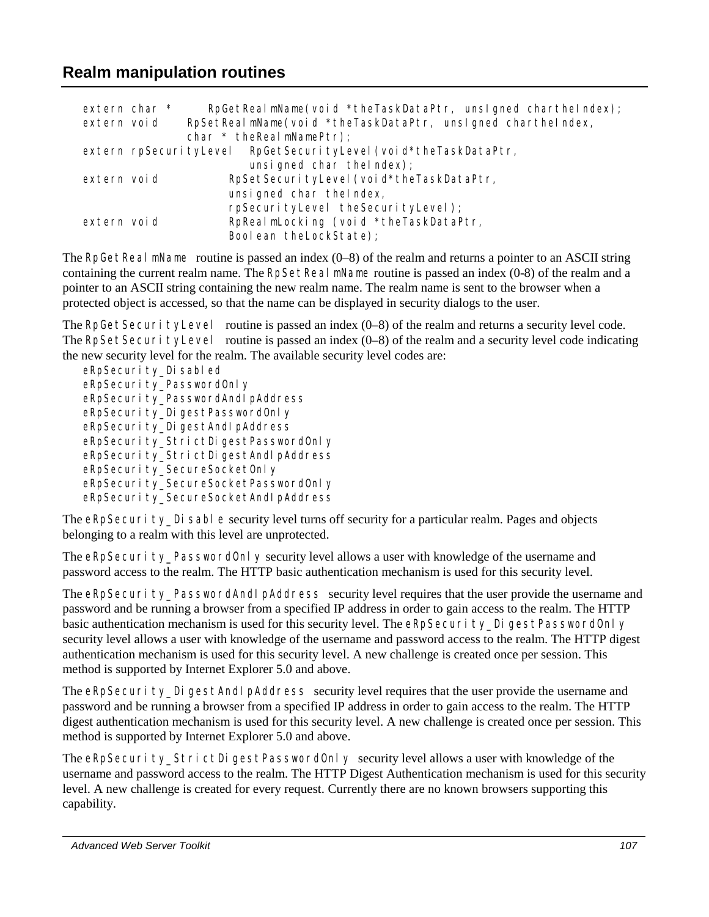## Realm manipulation routines

```
extern char *      RpGetRealmName(void *theTaskDataPtr, unsIgned chartheIndex);
extern void    RpSetRealmName(void *theTaskDataPtr, unsIgned chartheIndex,
               char * theRealmNamePtr);
extern rpSecurityLevel  RpGetSecurityLevel(void*theTaskDataPtr,
                          unsigned char theIndex);
extern void           RpSetSecurityLevel(void*theTaskDataPtr,
                      unsigned char theIndex,
                      rpSecurityLevel theSecurityLevel);
extern void           RpRealmLocking (void *theTaskDataPtr,
                      Boolean theLockState);
```

The `RpGetRealmName` routine is passed an index (0–8) of the realm and returns a pointer to an ASCII string containing the current realm name. The `RpSetRealmName` routine is passed an index (0-8) of the realm and a pointer to an ASCII string containing the new realm name. The realm name is sent to the browser when a protected object is accessed, so that the name can be displayed in security dialogs to the user.

The `RpGetSecurityLevel` routine is passed an index (0–8) of the realm and returns a security level code. The `RpSetSecurityLevel` routine is passed an index (0–8) of the realm and a security level code indicating the new security level for the realm. The available security level codes are:

```
eRpSecurity_Disabled
eRpSecurity_PasswordOnly
eRpSecurity_PasswordAndIpAddress
eRpSecurity_DigestPasswordOnly
eRpSecurity_DigestAndIpAddress
eRpSecurity_StrictDigestPasswordOnly
eRpSecurity_StrictDigestAndIpAddress
eRpSecurity_SecureSocketOnly
eRpSecurity_SecureSocketPasswordOnly
eRpSecurity_SecureSocketAndIpAddress
```

The `eRpSecurity_Disable` security level turns off security for a particular realm. Pages and objects belonging to a realm with this level are unprotected.

The `eRpSecurity_PasswordOnly` security level allows a user with knowledge of the username and password access to the realm. The HTTP basic authentication mechanism is used for this security level.

The `eRpSecurity_PasswordAndIpAddress` security level requires that the user provide the username and password and be running a browser from a specified IP address in order to gain access to the realm. The HTTP basic authentication mechanism is used for this security level. The `eRpSecurity_DigestPasswordOnly` security level allows a user with knowledge of the username and password access to the realm. The HTTP digest authentication mechanism is used for this security level. A new challenge is created once per session. This method is supported by Internet Explorer 5.0 and above.

The `eRpSecurity_DigestAndIpAddress` security level requires that the user provide the username and password and be running a browser from a specified IP address in order to gain access to the realm. The HTTP digest authentication mechanism is used for this security level. A new challenge is created once per session. This method is supported by Internet Explorer 5.0 and above.

The `eRpSecurity_StrictDigestPasswordOnly` security level allows a user with knowledge of the username and password access to the realm. The HTTP Digest Authentication mechanism is used for this security level. A new challenge is created for every request. Currently there are no known browsers supporting this capability.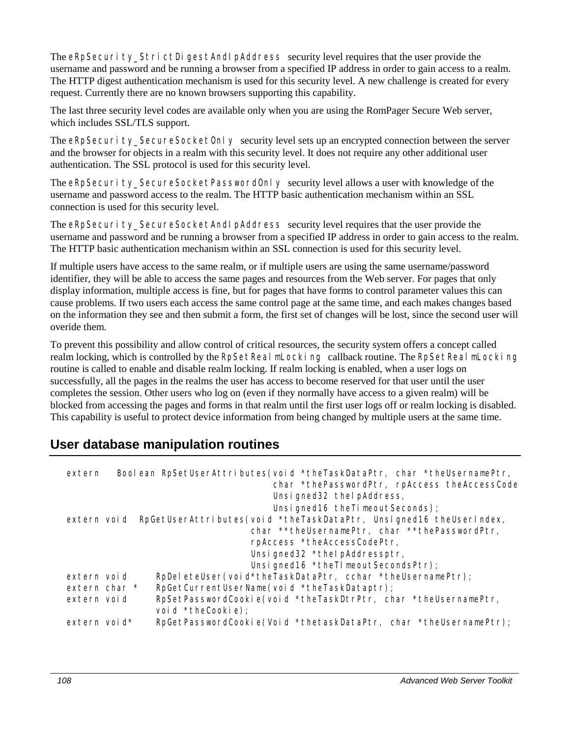The `eRpSecurity_StrictDigestAndIpAddress` security level requires that the user provide the username and password and be running a browser from a specified IP address in order to gain access to a realm. The HTTP digest authentication mechanism is used for this security level. A new challenge is created for every request. Currently there are no known browsers supporting this capability.

The last three security level codes are available only when you are using the RomPager Secure Web server, which includes SSL/TLS support.

The `eRpSecurity_SecureSocketOnly` security level sets up an encrypted connection between the server and the browser for objects in a realm with this security level. It does not require any other additional user authentication. The SSL protocol is used for this security level.

The `eRpSecurity_SecureSocketPasswordOnly` security level allows a user with knowledge of the username and password access to the realm. The HTTP basic authentication mechanism within an SSL connection is used for this security level.

The `eRpSecurity_SecureSocketAndIpAddress` security level requires that the user provide the username and password and be running a browser from a specified IP address in order to gain access to the realm. The HTTP basic authentication mechanism within an SSL connection is used for this security level.

If multiple users have access to the same realm, or if multiple users are using the same username/password identifier, they will be able to access the same pages and resources from the Web server. For pages that only display information, multiple access is fine, but for pages that have forms to control parameter values this can cause problems. If two users each access the same control page at the same time, and each makes changes based on the information they see and then submit a form, the first set of changes will be lost, since the second user will overide them.

To prevent this possibility and allow control of critical resources, the security system offers a concept called realm locking, which is controlled by the `RpSetRealmLocking` callback routine. The `RpSetRealmLocking` routine is called to enable and disable realm locking. If realm locking is enabled, when a user logs on successfully, all the pages in the realms the user has access to become reserved for that user until the user completes the session. Other users who log on (even if they normally have access to a given realm) will be blocked from accessing the pages and forms in that realm until the first user logs off or realm locking is disabled. This capability is useful to protect device information from being changed by multiple users at the same time.

## User database manipulation routines

```
extern   Boolean RpSetUserAttributes(void *theTaskDataPtr, char *theUsernamePtr,
                                      char *thePasswordPtr, rpAccess theAccessCode
                                      Unsigned32 theIpAddress,
                                      Unsigned16 theTimeoutSeconds);
extern void  RpGetUserAttributes(void *theTaskDataPtr, Unsigned16 theUserIndex,
                                  char **theUsernamePtr, char **thePasswordPtr,
                                  rpAccess *theAccessCodePtr,
                                  Unsigned32 *theIpAddressptr,
                                  Unsigned16 *theTimeoutSecondsPtr);
extern void     RpDeleteUser(void*theTaskDataPtr, cchar *theUsernamePtr);
extern char *   RpGetCurrentUserName(void *theTaskDataptr);
extern void     RpSetPasswordCookie(void *theTaskDtrPtr, char *theUsernamePtr,
                void *theCookie);
extern void*    RpGetPasswordCookie(Void *thetaskDataPtr, char *theUsernamePtr);
```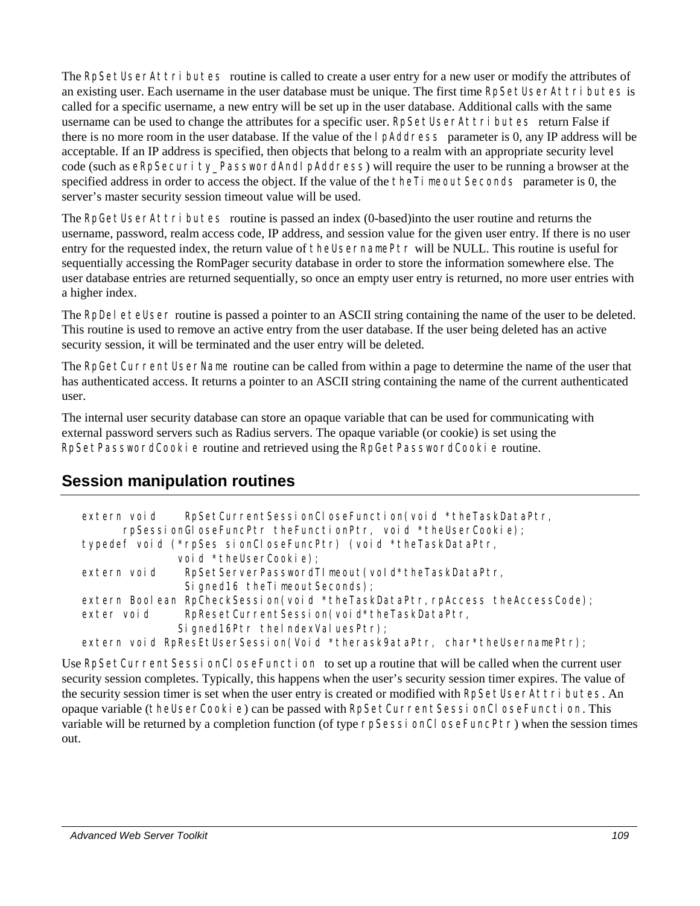The RpSetUserAttributes routine is called to create a user entry for a new user or modify the attributes of an existing user. Each username in the user database must be unique. The first time RpSetUserAttributes is called for a specific username, a new entry will be set up in the user database. Additional calls with the same username can be used to change the attributes for a specific user. RpSetUserAttributes return False if there is no more room in the user database. If the value of the IpAddress parameter is 0, any IP address will be acceptable. If an IP address is specified, then objects that belong to a realm with an appropriate security level code (such as eRpSecurity_PasswordAndIpAddress) will require the user to be running a browser at the specified address in order to access the object. If the value of the theTimeoutSeconds parameter is 0, the server's master security session timeout value will be used.

The RpGetUserAttributes routine is passed an index (0-based)into the user routine and returns the username, password, realm access code, IP address, and session value for the given user entry. If there is no user entry for the requested index, the return value of theUsernamePtr will be NULL. This routine is useful for sequentially accessing the RomPager security database in order to store the information somewhere else. The user database entries are returned sequentially, so once an empty user entry is returned, no more user entries with a higher index.

The RpDeleteUser routine is passed a pointer to an ASCII string containing the name of the user to be deleted. This routine is used to remove an active entry from the user database. If the user being deleted has an active security session, it will be terminated and the user entry will be deleted.

The RpGetCurrentUserName routine can be called from within a page to determine the name of the user that has authenticated access. It returns a pointer to an ASCII string containing the name of the current authenticated user.

The internal user security database can store an opaque variable that can be used for communicating with external password servers such as Radius servers. The opaque variable (or cookie) is set using the RpSetPasswordCookie routine and retrieved using the RpGetPasswordCookie routine.

## Session manipulation routines

```
extern void     RpSetCurrentSessionCloseFunction(void *theTaskDataPtr,
      rpSessionGloseFuncPtr theFunctionPtr, void *theUserCookie);
typedef void (*rpSes sionCloseFuncPtr) (void *theTaskDataPtr,
               void *theUserCookie);
extern void     RpSetServerPasswordTImeout(voId*theTaskDataPtr,
                Signed16 theTimeoutSeconds);
extern Boolean RpCheckSession(void *theTaskDataPtr,rpAccess theAccessCode);
exter void      RpResetCurrentSession(void*theTaskDataPtr,
               Signed16Ptr theIndexValuesPtr);
extern void RpResEtUserSession(Void *therask9ataPtr, char*theUsernamePtr);
```

Use RpSetCurrentSessionCloseFunction to set up a routine that will be called when the current user security session completes. Typically, this happens when the user's security session timer expires. The value of the security session timer is set when the user entry is created or modified with RpSetUserAttributes. An opaque variable (theUserCookie) can be passed with RpSetCurrentSessionCloseFunction. This variable will be returned by a completion function (of type rpSessionCloseFuncPtr) when the session times out.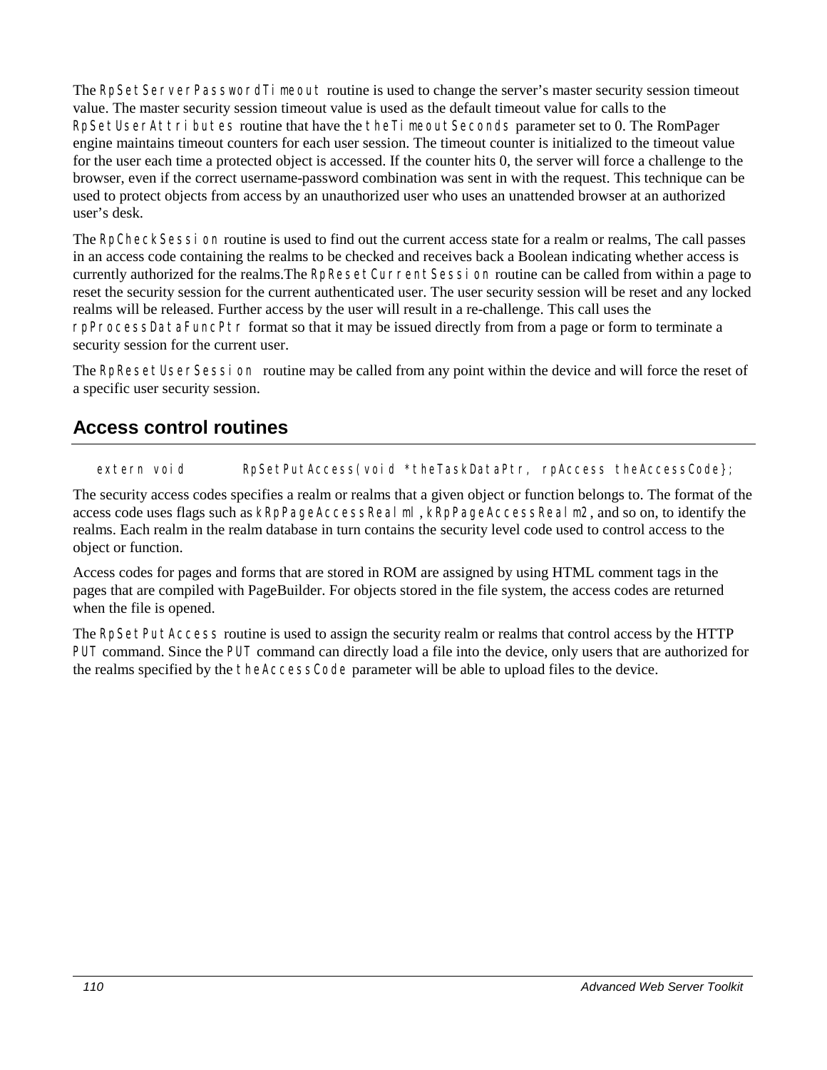The `RpSetServerPasswordTimeout` routine is used to change the server's master security session timeout value. The master security session timeout value is used as the default timeout value for calls to the `RpSetUserAttributes` routine that have the `theTimeoutSeconds` parameter set to 0. The RomPager engine maintains timeout counters for each user session. The timeout counter is initialized to the timeout value for the user each time a protected object is accessed. If the counter hits 0, the server will force a challenge to the browser, even if the correct username-password combination was sent in with the request. This technique can be used to protect objects from access by an unauthorized user who uses an unattended browser at an authorized user's desk.

The `RpCheckSession` routine is used to find out the current access state for a realm or realms, The call passes in an access code containing the realms to be checked and receives back a Boolean indicating whether access is currently authorized for the realms.The `RpResetCurrentSession` routine can be called from within a page to reset the security session for the current authenticated user. The user security session will be reset and any locked realms will be released. Further access by the user will result in a re-challenge. This call uses the `rpProcessDataFuncPtr` format so that it may be issued directly from from a page or form to terminate a security session for the current user.

The `RpResetUserSession` routine may be called from any point within the device and will force the reset of a specific user security session.

## Access control routines

```
extern void        RpSetPutAccess(void *theTaskDataPtr, rpAccess theAccessCode};
```

The security access codes specifies a realm or realms that a given object or function belongs to. The format of the access code uses flags such as `kRpPageAccessRealm1`, `kRpPageAccessRealm2`, and so on, to identify the realms. Each realm in the realm database in turn contains the security level code used to control access to the object or function.

Access codes for pages and forms that are stored in ROM are assigned by using HTML comment tags in the pages that are compiled with PageBuilder. For objects stored in the file system, the access codes are returned when the file is opened.

The `RpSetPutAccess` routine is used to assign the security realm or realms that control access by the HTTP `PUT` command. Since the `PUT` command can directly load a file into the device, only users that are authorized for the realms specified by the `theAccessCode` parameter will be able to upload files to the device.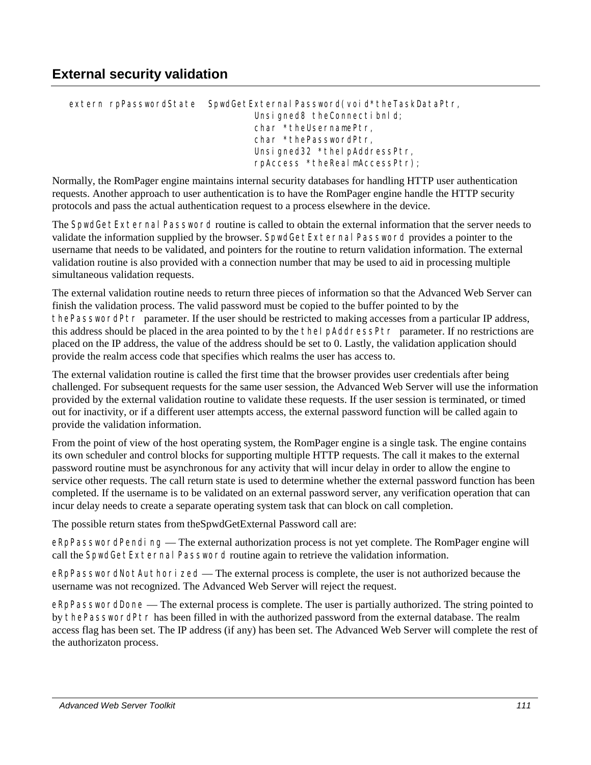## External security validation

```
extern rpPasswordState  SpwdGetExternalPassword(void*theTaskDataPtr,
                                    Unsigned8 theConnectibnId;
                                    char *theUsernamePtr,
                                    char *thePasswordPtr,
                                    Unsigned32 *theIpAddressPtr,
                                    rpAccess *theRealmAccessPtr);
```

Normally, the RomPager engine maintains internal security databases for handling HTTP user authentication requests. Another approach to user authentication is to have the RomPager engine handle the HTTP security protocols and pass the actual authentication request to a process elsewhere in the device.

The `SpwdGetExternalPassword` routine is called to obtain the external information that the server needs to validate the information supplied by the browser. `SpwdGetExternalPassword` provides a pointer to the username that needs to be validated, and pointers for the routine to return validation information. The external validation routine is also provided with a connection number that may be used to aid in processing multiple simultaneous validation requests.

The external validation routine needs to return three pieces of information so that the Advanced Web Server can finish the validation process. The valid password must be copied to the buffer pointed to by the `thePasswordPtr` parameter. If the user should be restricted to making accesses from a particular IP address, this address should be placed in the area pointed to by the `theIpAddressPtr` parameter. If no restrictions are placed on the IP address, the value of the address should be set to 0. Lastly, the validation application should provide the realm access code that specifies which realms the user has access to.

The external validation routine is called the first time that the browser provides user credentials after being challenged. For subsequent requests for the same user session, the Advanced Web Server will use the information provided by the external validation routine to validate these requests. If the user session is terminated, or timed out for inactivity, or if a different user attempts access, the external password function will be called again to provide the validation information.

From the point of view of the host operating system, the RomPager engine is a single task. The engine contains its own scheduler and control blocks for supporting multiple HTTP requests. The call it makes to the external password routine must be asynchronous for any activity that will incur delay in order to allow the engine to service other requests. The call return state is used to determine whether the external password function has been completed. If the username is to be validated on an external password server, any verification operation that can incur delay needs to create a separate operating system task that can block on call completion.

The possible return states from theSpwdGetExternal Password call are:

`eRpPasswordPending` — The external authorization process is not yet complete. The RomPager engine will call the `SpwdGetExternalPassword` routine again to retrieve the validation information.

`eRpPasswordNotAuthorized` — The external process is complete, the user is not authorized because the username was not recognized. The Advanced Web Server will reject the request.

`eRpPasswordDone` — The external process is complete. The user is partially authorized. The string pointed to by `thePasswordPtr` has been filled in with the authorized password from the external database. The realm access flag has been set. The IP address (if any) has been set. The Advanced Web Server will complete the rest of the authorizaton process.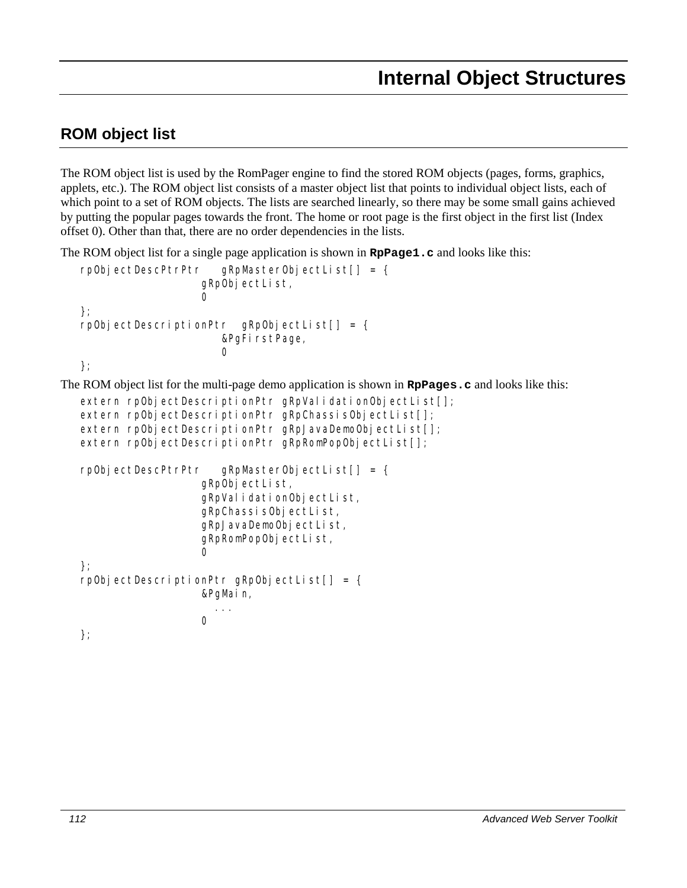# Internal Object Structures

## ROM object list

The ROM object list is used by the RomPager engine to find the stored ROM objects (pages, forms, graphics, applets, etc.). The ROM object list consists of a master object list that points to individual object lists, each of which point to a set of ROM objects. The lists are searched linearly, so there may be some small gains achieved by putting the popular pages towards the front. The home or root page is the first object in the first list (Index offset 0). Other than that, there are no order dependencies in the lists.

The ROM object list for a single page application is shown in **`RpPage1.c`** and looks like this:

```
rpObjectDescPtrPtr    gRpMasterObjectList[] = {
                    gRpObjectList,
                    0
};
rpObjectDescriptionPtr  gRpObjectList[] = {
                        &PgFirstPage,
                        0
};
```

The ROM object list for the multi-page demo application is shown in **`RpPages.c`** and looks like this:

```
extern rpObjectDescriptionPtr gRpValidationObjectList[];
extern rpObjectDescriptionPtr gRpChassisObjectList[];
extern rpObjectDescriptionPtr gRpJavaDemoObjectList[];
extern rpObjectDescriptionPtr gRpRomPopObjectList[];

rpObjectDescPtrPtr    gRpMasterObjectList[] = {
                    gRpObjectList,
                    gRpValidationObjectList,
                    gRpChassisObjectList,
                    gRpJavaDemoObjectList,
                    gRpRomPopObjectList,
                    0
};
rpObjectDescriptionPtr gRpObjectList[] = {
                    &PgMain,
                       ...
                    0
};
```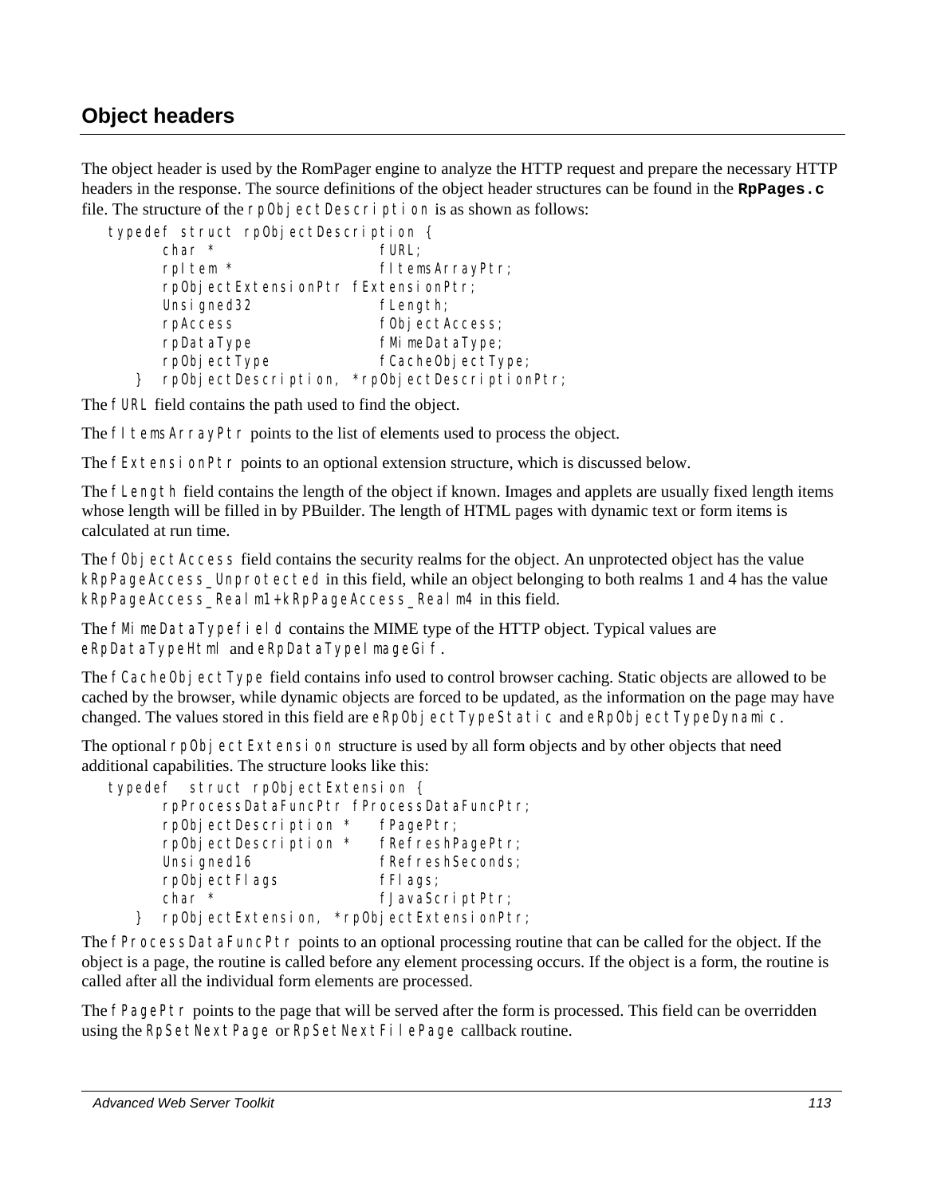## Object headers

The object header is used by the RomPager engine to analyze the HTTP request and prepare the necessary HTTP headers in the response. The source definitions of the object header structures can be found in the **RpPages.c** file. The structure of the `rpObjectDescription` is as shown as follows:

```
typedef struct rpObjectDescription {
      char *                  fURL;
      rpItem *                fItemsArrayPtr;
      rpObjectExtensionPtr  fExtensionPtr;
      Unsigned32              fLength;
      rpAccess                fObjectAccess;
      rpDataType              fMimeDataType;
      rpObjectType            fCacheObjectType;
   }  rpObjectDescription, *rpObjectDescriptionPtr;
```

The `fURL` field contains the path used to find the object.

The `fItemsArrayPtr` points to the list of elements used to process the object.

The `fExtensionPtr` points to an optional extension structure, which is discussed below.

The `fLength` field contains the length of the object if known. Images and applets are usually fixed length items whose length will be filled in by PBuilder. The length of HTML pages with dynamic text or form items is calculated at run time.

The `fObjectAccess` field contains the security realms for the object. An unprotected object has the value `kRpPageAccess_Unprotected` in this field, while an object belonging to both realms 1 and 4 has the value `kRpPageAccess_Realm1+kRpPageAccess_Realm4` in this field.

The `fMimeDataTypefield` contains the MIME type of the HTTP object. Typical values are `eRpDataTypeHtml` and `eRpDataTypeImageGif`.

The `fCacheObjectType` field contains info used to control browser caching. Static objects are allowed to be cached by the browser, while dynamic objects are forced to be updated, as the information on the page may have changed. The values stored in this field are `eRpObjectTypeStatic` and `eRpObjectTypeDynamic`.

The optional `rpObjectExtension` structure is used by all form objects and by other objects that need additional capabilities. The structure looks like this:

```
typedef  struct rpObjectExtension {
      rpProcessDataFuncPtr fProcessDataFuncPtr;
      rpObjectDescription *   fPagePtr;
      rpObjectDescription *   fRefreshPagePtr;
      Unsigned16              fRefreshSeconds;
      rpObjectFlags           fFlags;
      char *                  fJavaScriptPtr;
   }  rpObjectExtension, *rpObjectExtensionPtr;
```

The `fProcessDataFuncPtr` points to an optional processing routine that can be called for the object. If the object is a page, the routine is called before any element processing occurs. If the object is a form, the routine is called after all the individual form elements are processed.

The `fPagePtr` points to the page that will be served after the form is processed. This field can be overridden using the `RpSetNextPage` or `RpSetNextFilePage` callback routine.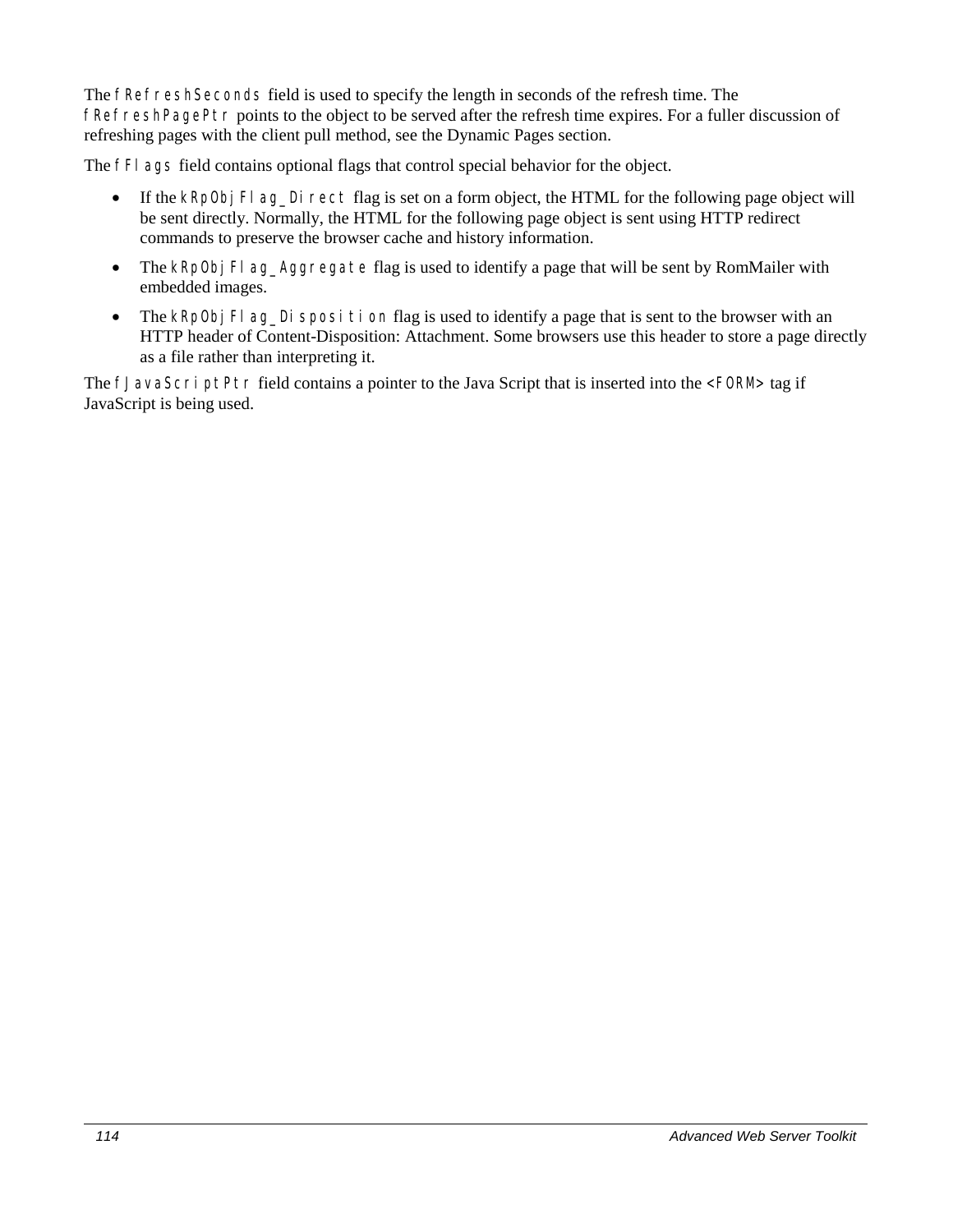The `fRefreshSeconds` field is used to specify the length in seconds of the refresh time. The `fRefreshPagePtr` points to the object to be served after the refresh time expires. For a fuller discussion of refreshing pages with the client pull method, see the Dynamic Pages section.

The `fFlags` field contains optional flags that control special behavior for the object.

- If the `kRpObjFlag_Direct` flag is set on a form object, the HTML for the following page object will be sent directly. Normally, the HTML for the following page object is sent using HTTP redirect commands to preserve the browser cache and history information.
- The `kRpObjFlag_Aggregate` flag is used to identify a page that will be sent by RomMailer with embedded images.
- The `kRpObjFlag_Disposition` flag is used to identify a page that is sent to the browser with an HTTP header of Content-Disposition: Attachment. Some browsers use this header to store a page directly as a file rather than interpreting it.

The `fJavaScriptPtr` field contains a pointer to the Java Script that is inserted into the `<FORM>` tag if JavaScript is being used.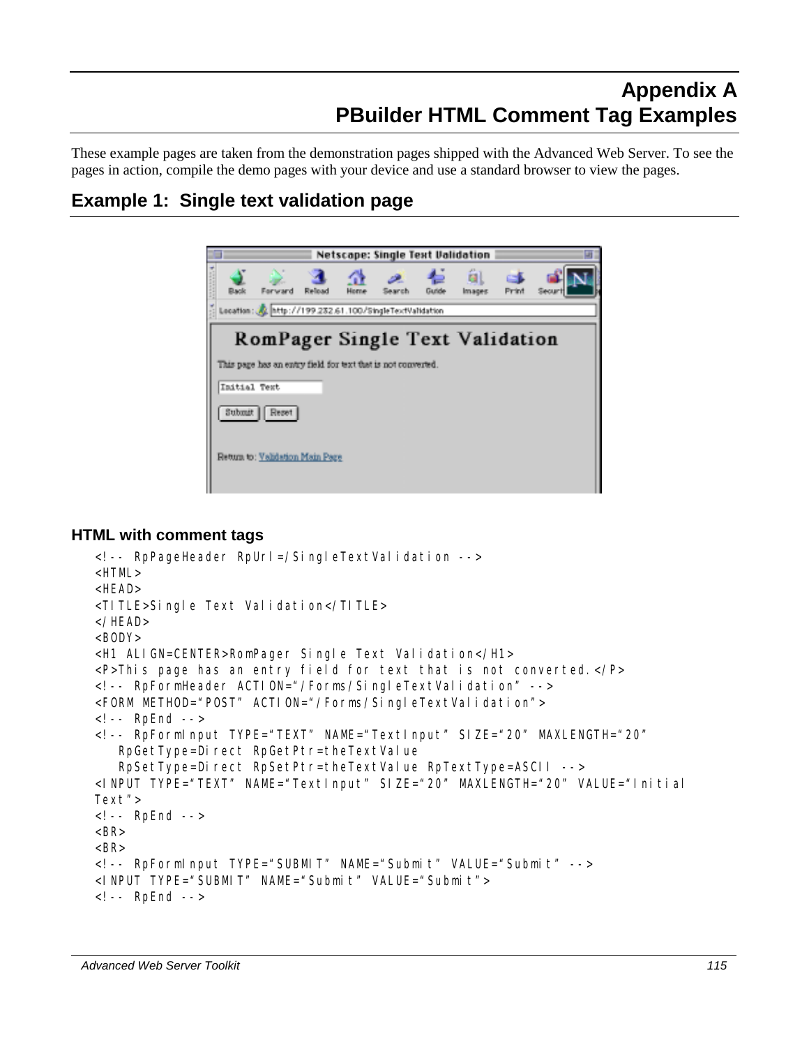# Appendix A
# PBuilder HTML Comment Tag Examples

These example pages are taken from the demonstration pages shipped with the Advanced Web Server. To see the pages in action, compile the demo pages with your device and use a standard browser to view the pages.

## Example 1: Single text validation page

### HTML with comment tags

```
<!-- RpPageHeader RpUrl=/SingleTextValidation -->
<HTML>
<HEAD>
<TITLE>Single Text Validation</TITLE>
</HEAD>
<BODY>
<H1 ALIGN=CENTER>RomPager Single Text Validation</H1>
<P>This page has an entry field for text that is not converted.</P>
<!-- RpFormHeader ACTION="/Forms/SingleTextValidation" -->
<FORM METHOD="POST" ACTION="/Forms/SingleTextValidation">
<!-- RpEnd -->
<!-- RpFormInput TYPE="TEXT" NAME="TextInput" SIZE="20" MAXLENGTH="20"
    RpGetType=Direct RpGetPtr=theTextValue
    RpSetType=Direct RpSetPtr=theTextValue RpTextType=ASCII -->
<INPUT TYPE="TEXT" NAME="TextInput" SIZE="20" MAXLENGTH="20" VALUE="Initial
Text">
<!-- RpEnd -->
<BR>
<BR>
<!-- RpFormInput TYPE="SUBMIT" NAME="Submit" VALUE="Submit" -->
<INPUT TYPE="SUBMIT" NAME="Submit" VALUE="Submit">
<!-- RpEnd -->
```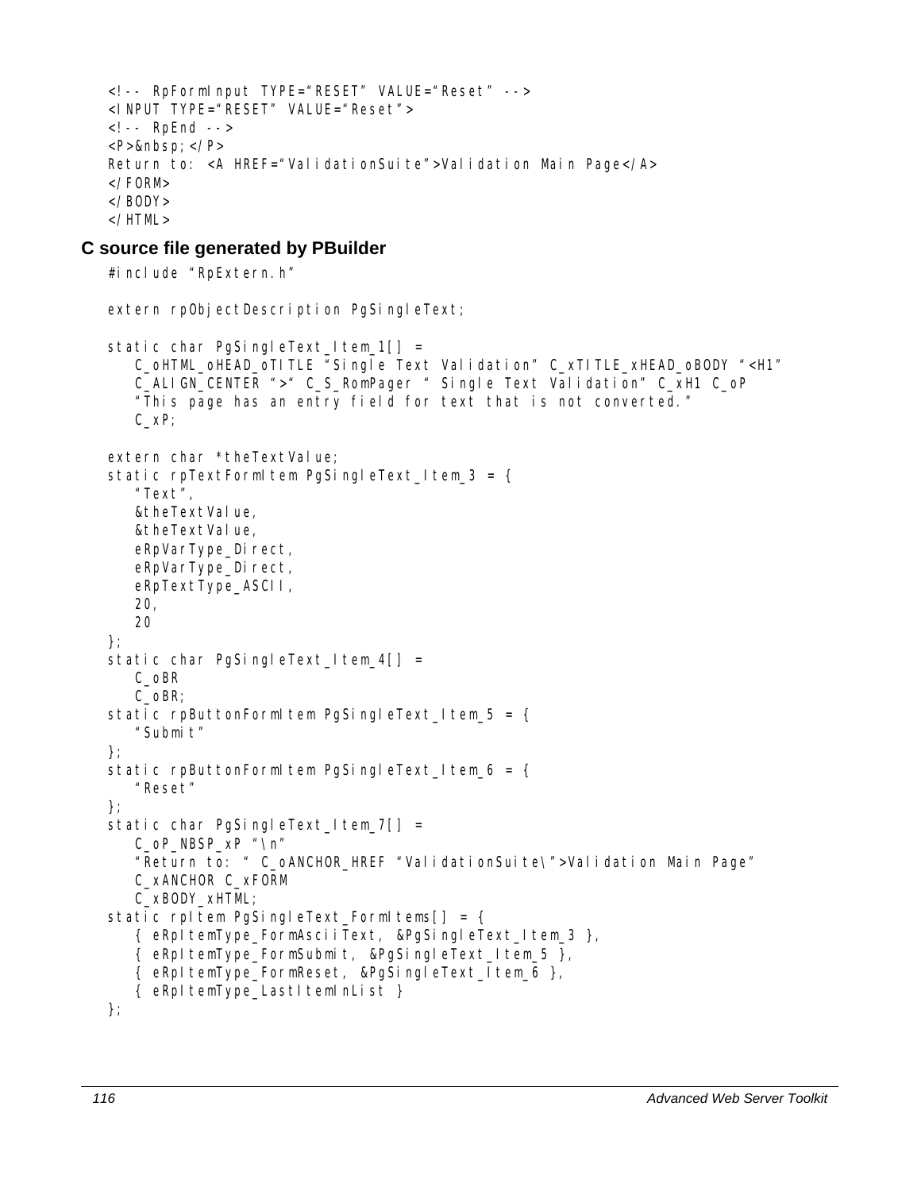```
<!-- RpFormInput TYPE="RESET" VALUE="Reset" -->
<INPUT TYPE="RESET" VALUE="Reset">
<!-- RpEnd -->
<P>&nbsp;</P>
Return to: <A HREF="ValidationSuite">Validation Main Page</A>
</FORM>
</BODY>
</HTML>
```

## C source file generated by PBuilder

```
#include "RpExtern.h"

extern rpObjectDescription PgSingleText;

static char PgSingleText_Item_1[] =
   C_oHTML_oHEAD_oTITLE "Single Text Validation" C_xTITLE_xHEAD_oBODY "<H1"
   C_ALIGN_CENTER ">" C_S_RomPager " Single Text Validation" C_xH1 C_oP
   "This page has an entry field for text that is not converted."
   C_xP;

extern char *theTextValue;
static rpTextFormItem PgSingleText_Item_3 = {
   "Text",
   &theTextValue,
   &theTextValue,
   eRpVarType_Direct,
   eRpVarType_Direct,
   eRpTextType_ASCII,
   20,
   20
};
static char PgSingleText_Item_4[] =
   C_oBR
   C_oBR;
static rpButtonFormItem PgSingleText_Item_5 = {
   "Submit"
};
static rpButtonFormItem PgSingleText_Item_6 = {
   "Reset"
};
static char PgSingleText_Item_7[] =
   C_oP_NBSP_xP "\n"
   "Return to: " C_oANCHOR_HREF "ValidationSuite\">Validation Main Page"
   C_xANCHOR C_xFORM
   C_xBODY_xHTML;
static rpItem PgSingleText_FormItems[] = {
   { eRpItemType_FormAsciiText, &PgSingleText_Item_3 },
   { eRpItemType_FormSubmit, &PgSingleText_Item_5 },
   { eRpItemType_FormReset, &PgSingleText_Item_6 },
   { eRpItemType_LastItemInList }
};
```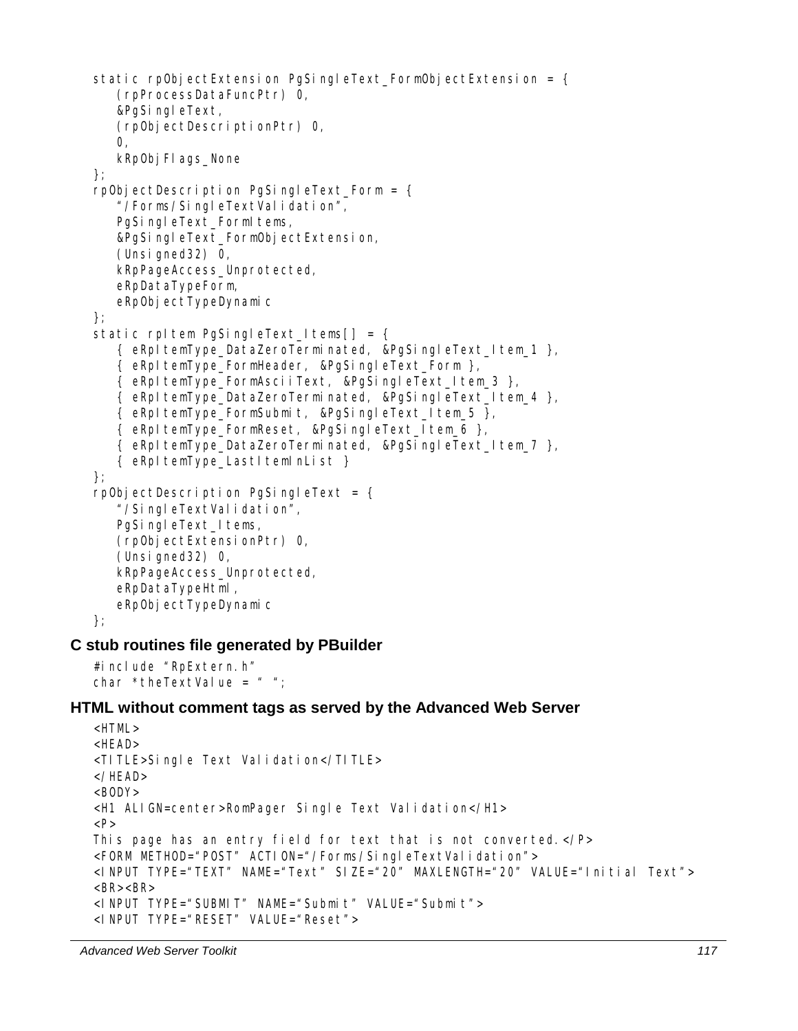```
static rpObjectExtension PgSingleText_FormObjectExtension = {
    (rpProcessDataFuncPtr) 0,
    &PgSingleText,
    (rpObjectDescriptionPtr) 0,
    0,
    kRpObjFlags_None
};
rpObjectDescription PgSingleText_Form = {
    "/Forms/SingleTextValidation",
    PgSingleText_FormItems,
    &PgSingleText_FormObjectExtension,
    (Unsigned32) 0,
    kRpPageAccess_Unprotected,
    eRpDataTypeForm,
    eRpObjectTypeDynamic
};
static rpItem PgSingleText_Items[] = {
    { eRpItemType_DataZeroTerminated, &PgSingleText_Item_1 },
    { eRpItemType_FormHeader, &PgSingleText_Form },
    { eRpItemType_FormAsciiText, &PgSingleText_Item_3 },
    { eRpItemType_DataZeroTerminated, &PgSingleText_Item_4 },
    { eRpItemType_FormSubmit, &PgSingleText_Item_5 },
    { eRpItemType_FormReset, &PgSingleText_Item_6 },
    { eRpItemType_DataZeroTerminated, &PgSingleText_Item_7 },
    { eRpItemType_LastItemInList }
};
rpObjectDescription PgSingleText = {
    "/SingleTextValidation",
    PgSingleText_Items,
    (rpObjectExtensionPtr) 0,
    (Unsigned32) 0,
    kRpPageAccess_Unprotected,
    eRpDataTypeHtml,
    eRpObjectTypeDynamic
};
```

### C stub routines file generated by PBuilder

```
#include "RpExtern.h"
char *theTextValue = " ";
```

### HTML without comment tags as served by the Advanced Web Server

```
<HTML>
<HEAD>
<TITLE>Single Text Validation</TITLE>
</HEAD>
<BODY>
<H1 ALIGN=center>RomPager Single Text Validation</H1>
<P>
This page has an entry field for text that is not converted.</P>
<FORM METHOD="POST" ACTION="/Forms/SingleTextValidation">
<INPUT TYPE="TEXT" NAME="Text" SIZE="20" MAXLENGTH="20" VALUE="Initial Text">
<BR><BR>
<INPUT TYPE="SUBMIT" NAME="Submit" VALUE="Submit">
<INPUT TYPE="RESET" VALUE="Reset">
```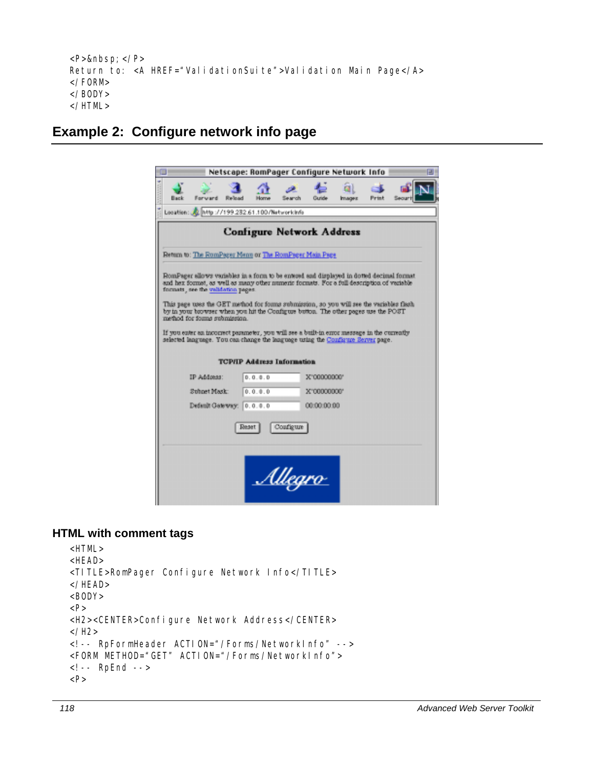```
<P>&nbsp;</P>
Return to: <A HREF="ValidationSuite">Validation Main Page</A>
</FORM>
</BODY>
</HTML>
```

## Example 2: Configure network info page

### HTML with comment tags

```
<HTML>
<HEAD>
<TITLE>RomPager Configure Network Info</TITLE>
</HEAD>
<BODY>
<P>
<H2><CENTER>Configure Network Address</CENTER>
</H2>
<!-- RpFormHeader ACTION="/Forms/NetworkInfo" -->
<FORM METHOD="GET" ACTION="/Forms/NetworkInfo">
<!-- RpEnd -->
<P>
```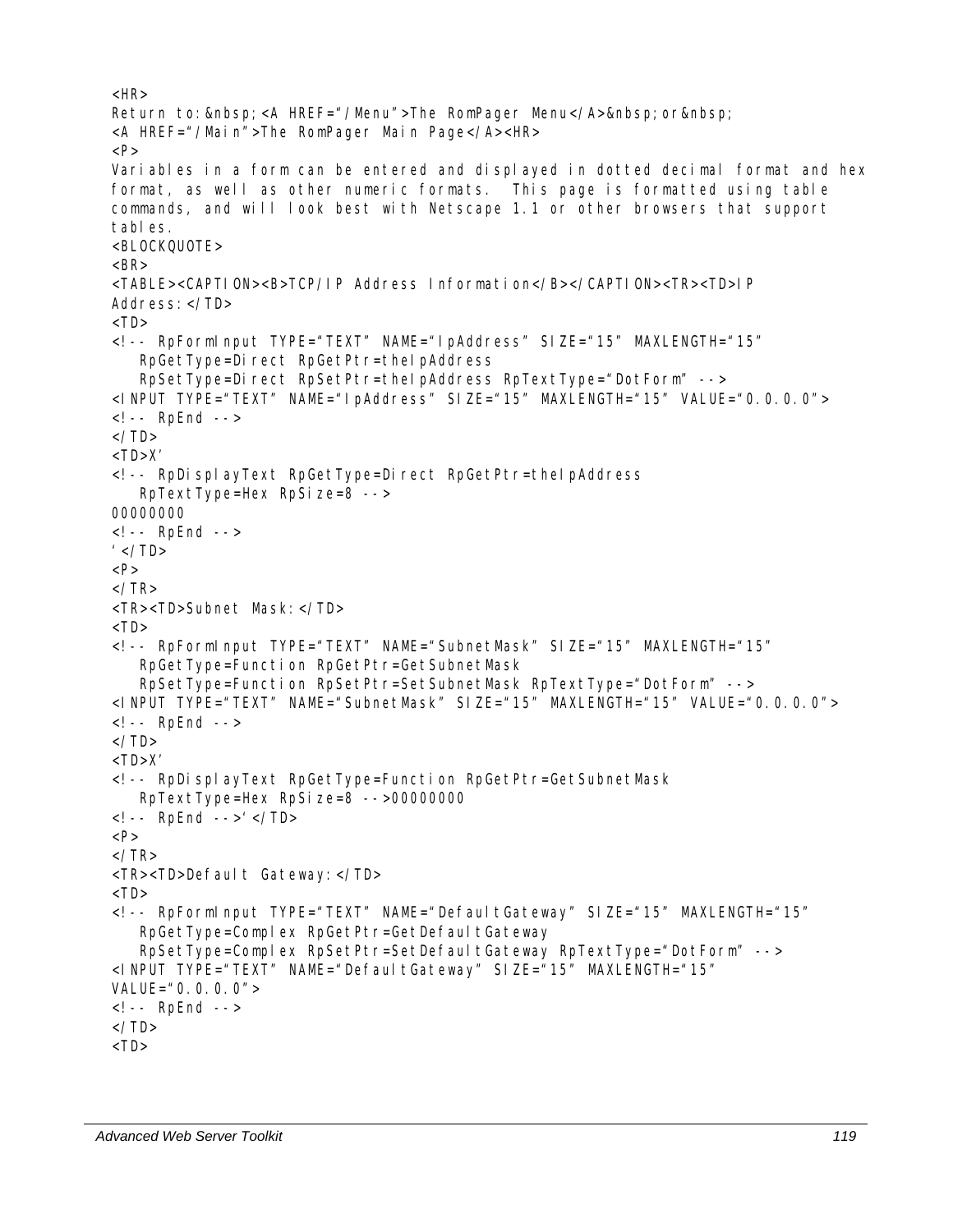```
<HR>
Return to:&nbsp;<A HREF="/Menu">The RomPager Menu</A>&nbsp;or&nbsp;
<A HREF="/Main">The RomPager Main Page</A><HR>
<P>
Variables in a form can be entered and displayed in dotted decimal format and hex
format, as well as other numeric formats.  This page is formatted using table
commands, and will look best with Netscape 1.1 or other browsers that support
tables.
<BLOCKQUOTE>
<BR>
<TABLE><CAPTION><B>TCP/IP Address Information</B></CAPTION><TR><TD>IP
Address:</TD>
<TD>
<!-- RpFormInput TYPE="TEXT" NAME="IpAddress" SIZE="15" MAXLENGTH="15"
   RpGetType=Direct RpGetPtr=theIpAddress
   RpSetType=Direct RpSetPtr=theIpAddress RpTextType="DotForm" -->
<INPUT TYPE="TEXT" NAME="IpAddress" SIZE="15" MAXLENGTH="15" VALUE="0.0.0.0">
<!-- RpEnd -->
</TD>
<TD>X'
<!-- RpDisplayText RpGetType=Direct RpGetPtr=theIpAddress
   RpTextType=Hex RpSize=8 -->
00000000
<!-- RpEnd -->
'</TD>
<P>
</TR>
<TR><TD>Subnet Mask:</TD>
<TD>
<!-- RpFormInput TYPE="TEXT" NAME="SubnetMask" SIZE="15" MAXLENGTH="15"
   RpGetType=Function RpGetPtr=GetSubnetMask
   RpSetType=Function RpSetPtr=SetSubnetMask RpTextType="DotForm" -->
<INPUT TYPE="TEXT" NAME="SubnetMask" SIZE="15" MAXLENGTH="15" VALUE="0.0.0.0">
<!-- RpEnd -->
</TD>
<TD>X'
<!-- RpDisplayText RpGetType=Function RpGetPtr=GetSubnetMask
   RpTextType=Hex RpSize=8 -->00000000
<!-- RpEnd -->'</TD>
<P>
</TR>
<TR><TD>Default Gateway:</TD>
<TD>
<!-- RpFormInput TYPE="TEXT" NAME="DefaultGateway" SIZE="15" MAXLENGTH="15"
   RpGetType=Complex RpGetPtr=GetDefaultGateway
   RpSetType=Complex RpSetPtr=SetDefaultGateway RpTextType="DotForm" -->
<INPUT TYPE="TEXT" NAME="DefaultGateway" SIZE="15" MAXLENGTH="15"
VALUE="0.0.0.0">
<!-- RpEnd -->
</TD>
<TD>
```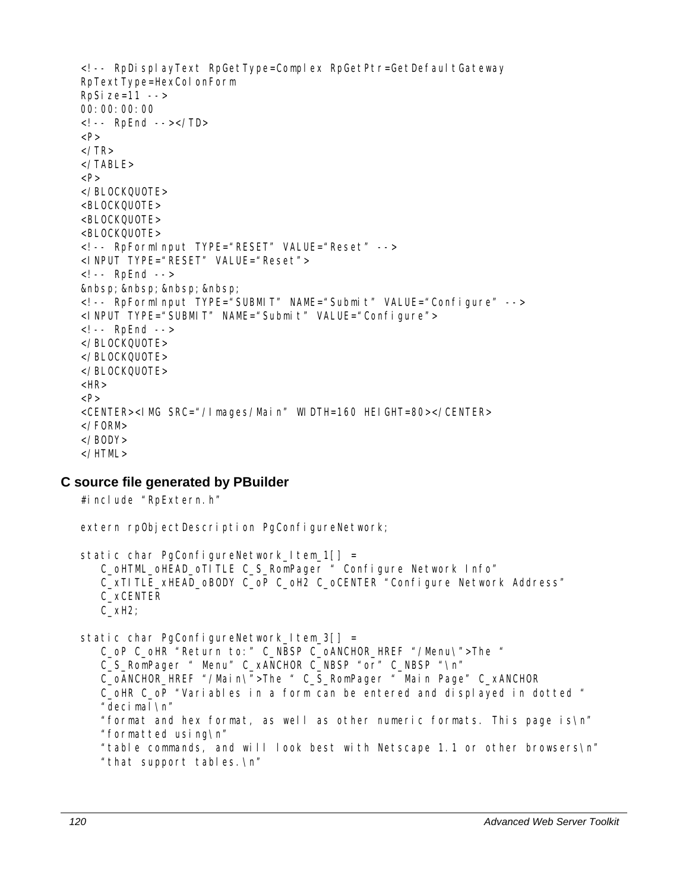```
<!-- RpDisplayText RpGetType=Complex RpGetPtr=GetDefaultGateway
RpTextType=HexColonForm
RpSize=11 -->
00:00:00:00
<!-- RpEnd --></TD>
<P>
</TR>
</TABLE>
<P>
</BLOCKQUOTE>
<BLOCKQUOTE>
<BLOCKQUOTE>
<BLOCKQUOTE>
<!-- RpFormInput TYPE="RESET" VALUE="Reset" -->
<INPUT TYPE="RESET" VALUE="Reset">
<!-- RpEnd -->
&nbsp;&nbsp;&nbsp;&nbsp;
<!-- RpFormInput TYPE="SUBMIT" NAME="Submit" VALUE="Configure" -->
<INPUT TYPE="SUBMIT" NAME="Submit" VALUE="Configure">
<!-- RpEnd -->
</BLOCKQUOTE>
</BLOCKQUOTE>
</BLOCKQUOTE>
<HR>
<P>
<CENTER><IMG SRC="/Images/Main" WIDTH=160 HEIGHT=80></CENTER>
</FORM>
</BODY>
</HTML>
```

### C source file generated by PBuilder

```
#include "RpExtern.h"

extern rpObjectDescription PgConfigureNetwork;

static char PgConfigureNetwork_Item_1[] =
    C_oHTML_oHEAD_oTITLE C_S_RomPager " Configure Network Info"
    C_xTITLE_xHEAD_oBODY C_oP C_oH2 C_oCENTER "Configure Network Address"
    C_xCENTER
    C_xH2;

static char PgConfigureNetwork_Item_3[] =
    C_oP C_oHR "Return to:" C_NBSP C_oANCHOR_HREF "/Menu\">The "
    C_S_RomPager " Menu" C_xANCHOR C_NBSP "or" C_NBSP "\n"
    C_oANCHOR_HREF "/Main\">The " C_S_RomPager " Main Page" C_xANCHOR
    C_oHR C_oP "Variables in a form can be entered and displayed in dotted "
    "decimal\n"
    "format and hex format, as well as other numeric formats. This page is\n"
    "formatted using\n"
    "table commands, and will look best with Netscape 1.1 or other browsers\n"
    "that support tables.\n"
```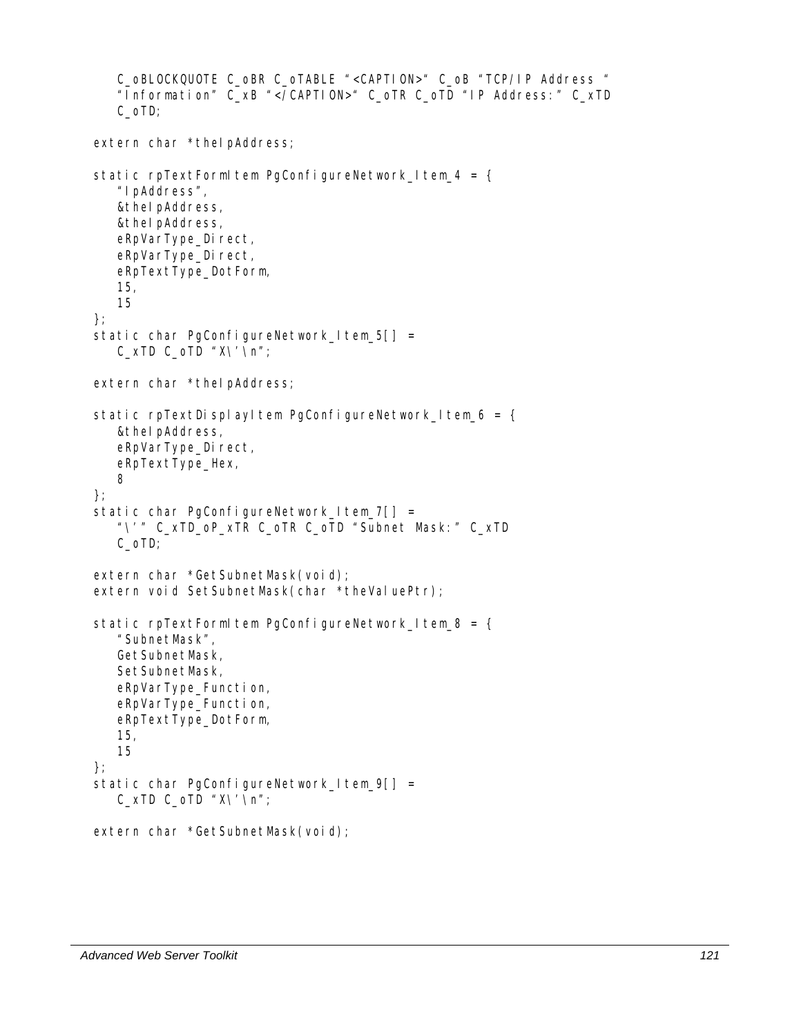```
    C_oBLOCKQUOTE C_oBR C_oTABLE "<CAPTION>" C_oB "TCP/IP Address "
    "Information" C_xB "</CAPTION>" C_oTR C_oTD "IP Address:" C_xTD
    C_oTD;

extern char *theIpAddress;

static rpTextFormItem PgConfigureNetwork_Item_4 = {
    "IpAddress",
    &theIpAddress,
    &theIpAddress,
    eRpVarType_Direct,
    eRpVarType_Direct,
    eRpTextType_DotForm,
    15,
    15
};
static char PgConfigureNetwork_Item_5[] =
    C_xTD C_oTD "X\'\n";

extern char *theIpAddress;

static rpTextDisplayItem PgConfigureNetwork_Item_6 = {
    &theIpAddress,
    eRpVarType_Direct,
    eRpTextType_Hex,
    8
};
static char PgConfigureNetwork_Item_7[] =
    "\'" C_xTD_oP_xTR C_oTR C_oTD "Subnet Mask:" C_xTD
    C_oTD;

extern char *GetSubnetMask(void);
extern void SetSubnetMask(char *theValuePtr);

static rpTextFormItem PgConfigureNetwork_Item_8 = {
    "SubnetMask",
    GetSubnetMask,
    SetSubnetMask,
    eRpVarType_Function,
    eRpVarType_Function,
    eRpTextType_DotForm,
    15,
    15
};
static char PgConfigureNetwork_Item_9[] =
    C_xTD C_oTD "X\'\n";

extern char *GetSubnetMask(void);
```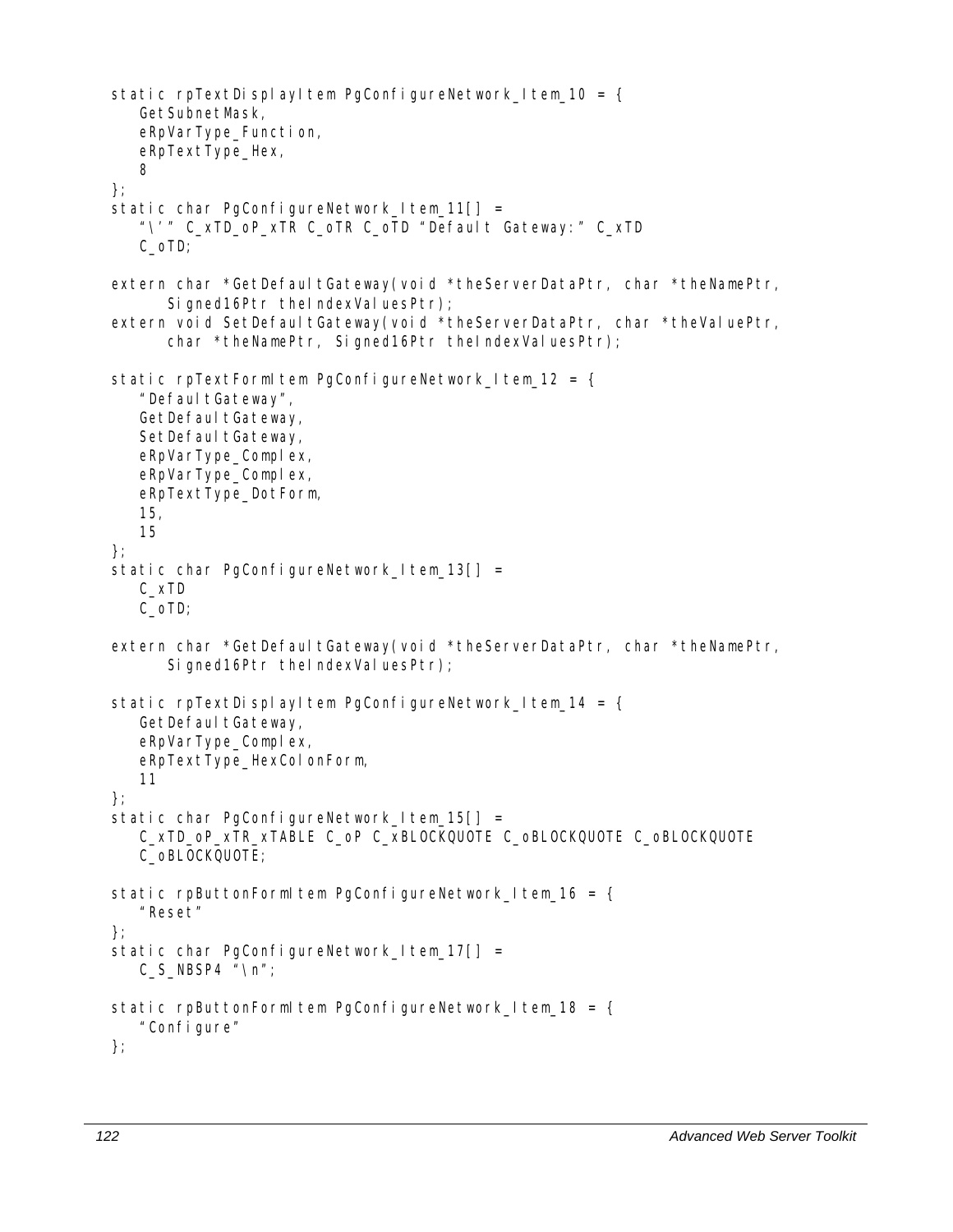```
static rpTextDisplayItem PgConfigureNetwork_Item_10 = {
    GetSubnetMask,
    eRpVarType_Function,
    eRpTextType_Hex,
    8
};
static char PgConfigureNetwork_Item_11[] =
    "\'" C_xTD_oP_xTR C_oTR C_oTD "Default Gateway:" C_xTD
    C_oTD;

extern char *GetDefaultGateway(void *theServerDataPtr, char *theNamePtr,
        Signed16Ptr theIndexValuesPtr);
extern void SetDefaultGateway(void *theServerDataPtr, char *theValuePtr,
        char *theNamePtr, Signed16Ptr theIndexValuesPtr);

static rpTextFormItem PgConfigureNetwork_Item_12 = {
    "DefaultGateway",
    GetDefaultGateway,
    SetDefaultGateway,
    eRpVarType_Complex,
    eRpVarType_Complex,
    eRpTextType_DotForm,
    15,
    15
};
static char PgConfigureNetwork_Item_13[] =
    C_xTD
    C_oTD;

extern char *GetDefaultGateway(void *theServerDataPtr, char *theNamePtr,
        Signed16Ptr theIndexValuesPtr);

static rpTextDisplayItem PgConfigureNetwork_Item_14 = {
    GetDefaultGateway,
    eRpVarType_Complex,
    eRpTextType_HexColonForm,
    11
};
static char PgConfigureNetwork_Item_15[] =
    C_xTD_oP_xTR_xTABLE C_oP C_xBLOCKQUOTE C_oBLOCKQUOTE C_oBLOCKQUOTE
    C_oBLOCKQUOTE;

static rpButtonFormItem PgConfigureNetwork_Item_16 = {
    "Reset"
};
static char PgConfigureNetwork_Item_17[] =
    C_S_NBSP4 "\n";

static rpButtonFormItem PgConfigureNetwork_Item_18 = {
    "Configure"
};
```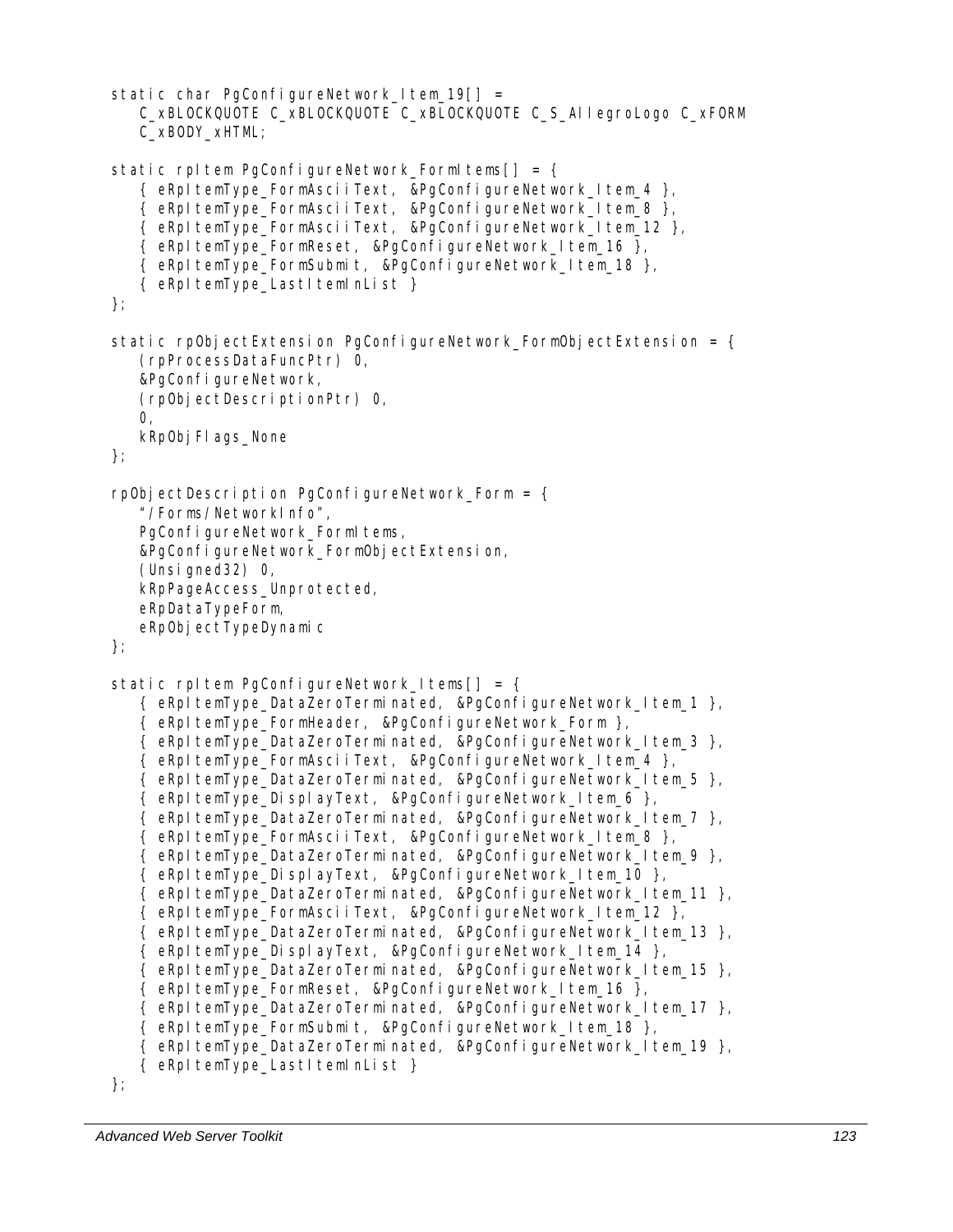```
static char PgConfigureNetwork_Item_19[] =
    C_xBLOCKQUOTE C_xBLOCKQUOTE C_xBLOCKQUOTE C_S_AllegroLogo C_xFORM
    C_xBODY_xHTML;

static rpItem PgConfigureNetwork_FormItems[] = {
    { eRpItemType_FormAsciiText, &PgConfigureNetwork_Item_4 },
    { eRpItemType_FormAsciiText, &PgConfigureNetwork_Item_8 },
    { eRpItemType_FormAsciiText, &PgConfigureNetwork_Item_12 },
    { eRpItemType_FormReset, &PgConfigureNetwork_Item_16 },
    { eRpItemType_FormSubmit, &PgConfigureNetwork_Item_18 },
    { eRpItemType_LastItemInList }
};

static rpObjectExtension PgConfigureNetwork_FormObjectExtension = {
    (rpProcessDataFuncPtr) 0,
    &PgConfigureNetwork,
    (rpObjectDescriptionPtr) 0,
    0,
    kRpObjFlags_None
};

rpObjectDescription PgConfigureNetwork_Form = {
    "/Forms/NetworkInfo",
    PgConfigureNetwork_FormItems,
    &PgConfigureNetwork_FormObjectExtension,
    (Unsigned32) 0,
    kRpPageAccess_Unprotected,
    eRpDataTypeForm,
    eRpObjectTypeDynamic
};

static rpItem PgConfigureNetwork_Items[] = {
    { eRpItemType_DataZeroTerminated, &PgConfigureNetwork_Item_1 },
    { eRpItemType_FormHeader, &PgConfigureNetwork_Form },
    { eRpItemType_DataZeroTerminated, &PgConfigureNetwork_Item_3 },
    { eRpItemType_FormAsciiText, &PgConfigureNetwork_Item_4 },
    { eRpItemType_DataZeroTerminated, &PgConfigureNetwork_Item_5 },
    { eRpItemType_DisplayText, &PgConfigureNetwork_Item_6 },
    { eRpItemType_DataZeroTerminated, &PgConfigureNetwork_Item_7 },
    { eRpItemType_FormAsciiText, &PgConfigureNetwork_Item_8 },
    { eRpItemType_DataZeroTerminated, &PgConfigureNetwork_Item_9 },
    { eRpItemType_DisplayText, &PgConfigureNetwork_Item_10 },
    { eRpItemType_DataZeroTerminated, &PgConfigureNetwork_Item_11 },
    { eRpItemType_FormAsciiText, &PgConfigureNetwork_Item_12 },
    { eRpItemType_DataZeroTerminated, &PgConfigureNetwork_Item_13 },
    { eRpItemType_DisplayText, &PgConfigureNetwork_Item_14 },
    { eRpItemType_DataZeroTerminated, &PgConfigureNetwork_Item_15 },
    { eRpItemType_FormReset, &PgConfigureNetwork_Item_16 },
    { eRpItemType_DataZeroTerminated, &PgConfigureNetwork_Item_17 },
    { eRpItemType_FormSubmit, &PgConfigureNetwork_Item_18 },
    { eRpItemType_DataZeroTerminated, &PgConfigureNetwork_Item_19 },
    { eRpItemType_LastItemInList }
};
```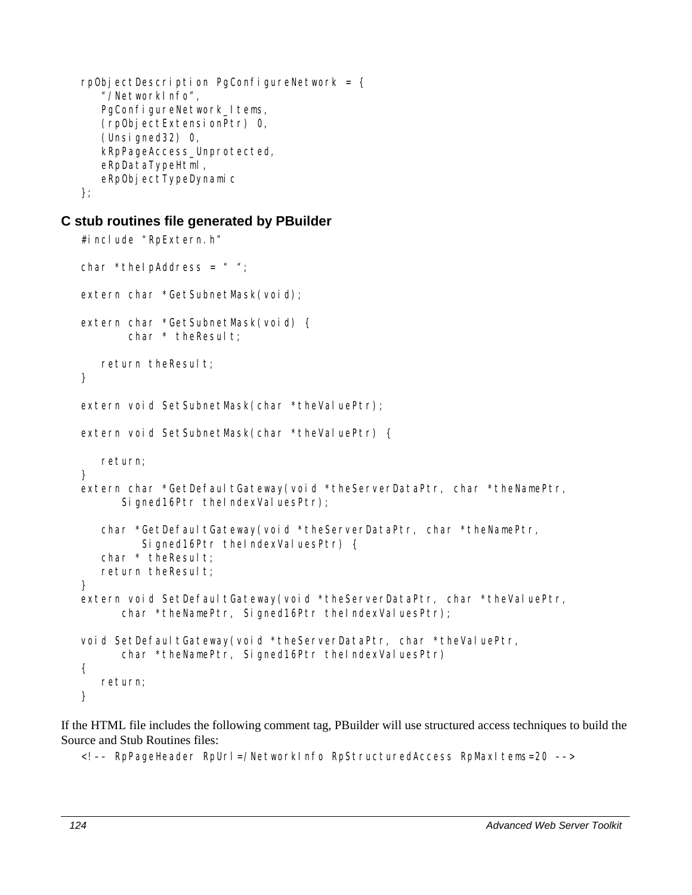```
rpObjectDescription PgConfigureNetwork = {
    "/NetworkInfo",
    PgConfigureNetwork_Items,
    (rpObjectExtensionPtr) 0,
    (Unsigned32) 0,
    kRpPageAccess_Unprotected,
    eRpDataTypeHtml,
    eRpObjectTypeDynamic
};
```

### C stub routines file generated by PBuilder

```
#include "RpExtern.h"

char *theIpAddress = " ";

extern char *GetSubnetMask(void);

extern char *GetSubnetMask(void) {
        char * theResult;

    return theResult;
}

extern void SetSubnetMask(char *theValuePtr);

extern void SetSubnetMask(char *theValuePtr) {

    return;
}
extern char *GetDefaultGateway(void *theServerDataPtr, char *theNamePtr,
        Signed16Ptr theIndexValuesPtr);

    char *GetDefaultGateway(void *theServerDataPtr, char *theNamePtr,
            Signed16Ptr theIndexValuesPtr) {
    char * theResult;
    return theResult;
}
extern void SetDefaultGateway(void *theServerDataPtr, char *theValuePtr,
        char *theNamePtr, Signed16Ptr theIndexValuesPtr);

void SetDefaultGateway(void *theServerDataPtr, char *theValuePtr,
        char *theNamePtr, Signed16Ptr theIndexValuesPtr)
{
    return;
}
```

If the HTML file includes the following comment tag, PBuilder will use structured access techniques to build the Source and Stub Routines files:

```
<!-- RpPageHeader RpUrl=/NetworkInfo RpStructuredAccess RpMaxItems=20 -->
```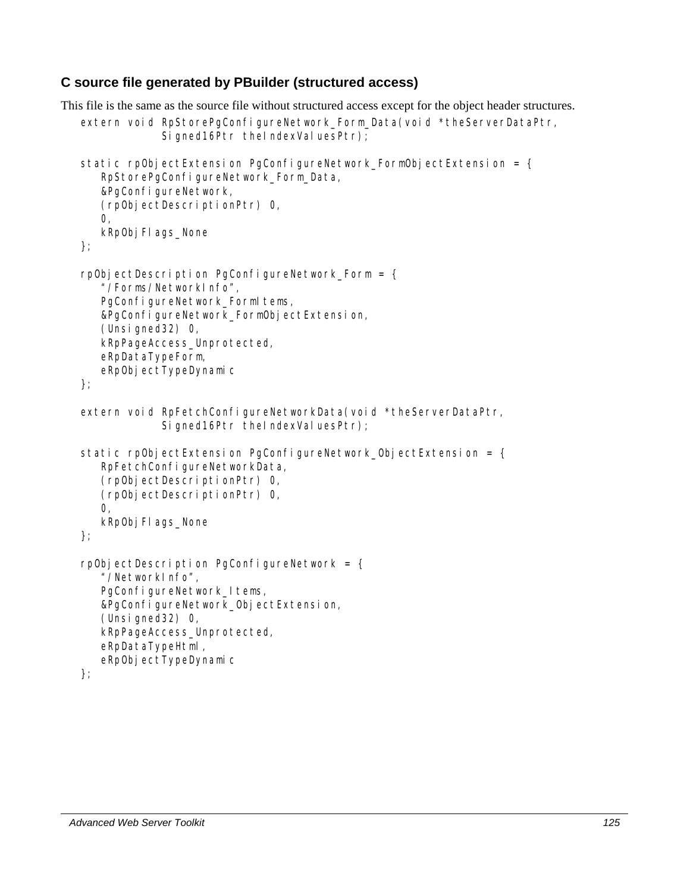### C source file generated by PBuilder (structured access)

This file is the same as the source file without structured access except for the object header structures.

```
extern void RpStorePgConfigureNetwork_Form_Data(void *theServerDataPtr,
            Signed16Ptr theIndexValuesPtr);

static rpObjectExtension PgConfigureNetwork_FormObjectExtension = {
    RpStorePgConfigureNetwork_Form_Data,
    &PgConfigureNetwork,
    (rpObjectDescriptionPtr) 0,
    0,
    kRpObjFlags_None
};

rpObjectDescription PgConfigureNetwork_Form = {
    "/Forms/NetworkInfo",
    PgConfigureNetwork_FormItems,
    &PgConfigureNetwork_FormObjectExtension,
    (Unsigned32) 0,
    kRpPageAccess_Unprotected,
    eRpDataTypeForm,
    eRpObjectTypeDynamic
};

extern void RpFetchConfigureNetworkData(void *theServerDataPtr,
            Signed16Ptr theIndexValuesPtr);

static rpObjectExtension PgConfigureNetwork_ObjectExtension = {
    RpFetchConfigureNetworkData,
    (rpObjectDescriptionPtr) 0,
    (rpObjectDescriptionPtr) 0,
    0,
    kRpObjFlags_None
};

rpObjectDescription PgConfigureNetwork = {
    "/NetworkInfo",
    PgConfigureNetwork_Items,
    &PgConfigureNetwork_ObjectExtension,
    (Unsigned32) 0,
    kRpPageAccess_Unprotected,
    eRpDataTypeHtml,
    eRpObjectTypeDynamic
};
```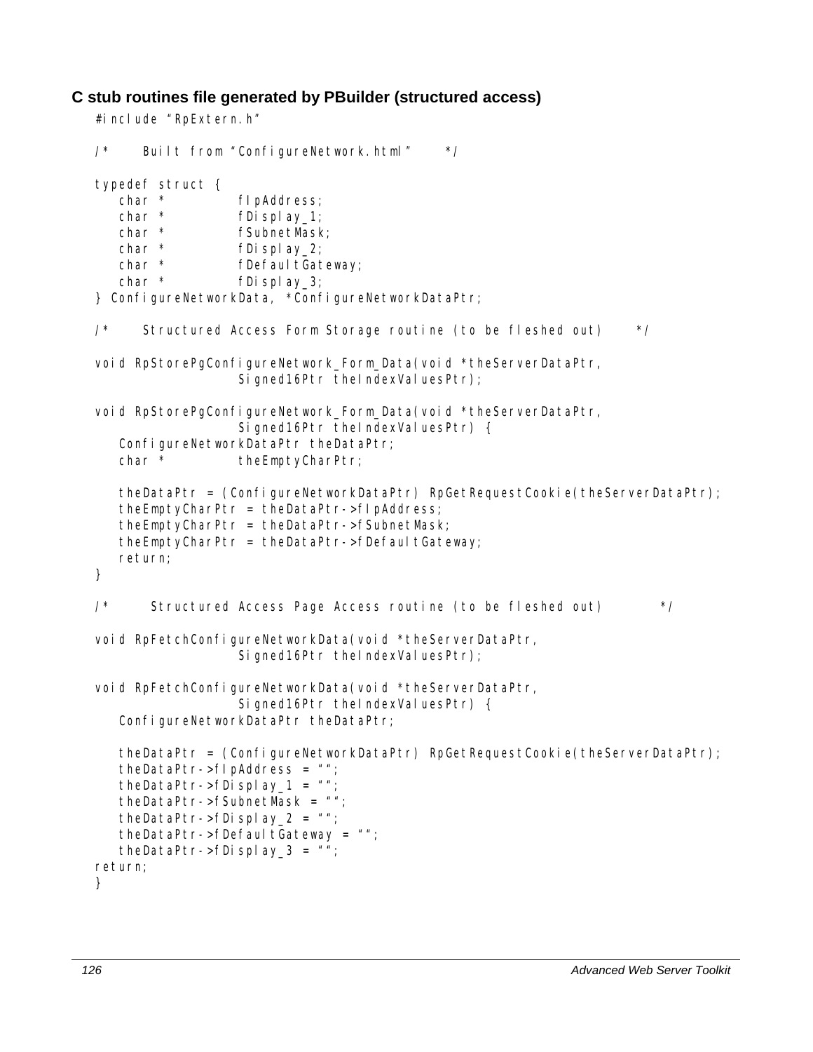### C stub routines file generated by PBuilder (structured access)

```
#include "RpExtern.h"

/*    Built from "ConfigureNetwork.html"    */

typedef struct {
    char *          fIpAddress;
    char *          fDisplay_1;
    char *          fSubnetMask;
    char *          fDisplay_2;
    char *          fDefaultGateway;
    char *          fDisplay_3;
} ConfigureNetworkData, *ConfigureNetworkDataPtr;

/*    Structured Access Form Storage routine (to be fleshed out)    */

void RpStorePgConfigureNetwork_Form_Data(void *theServerDataPtr,
                    Signed16Ptr theIndexValuesPtr);

void RpStorePgConfigureNetwork_Form_Data(void *theServerDataPtr,
                    Signed16Ptr theIndexValuesPtr) {
    ConfigureNetworkDataPtr theDataPtr;
    char *          theEmptyCharPtr;

    theDataPtr = (ConfigureNetworkDataPtr) RpGetRequestCookie(theServerDataPtr);
    theEmptyCharPtr = theDataPtr->fIpAddress;
    theEmptyCharPtr = theDataPtr->fSubnetMask;
    theEmptyCharPtr = theDataPtr->fDefaultGateway;
    return;
}

/*    Structured Access Page Access routine (to be fleshed out)    */

void RpFetchConfigureNetworkData(void *theServerDataPtr,
                    Signed16Ptr theIndexValuesPtr);

void RpFetchConfigureNetworkData(void *theServerDataPtr,
                    Signed16Ptr theIndexValuesPtr) {
    ConfigureNetworkDataPtr theDataPtr;

    theDataPtr = (ConfigureNetworkDataPtr) RpGetRequestCookie(theServerDataPtr);
    theDataPtr->fIpAddress = "";
    theDataPtr->fDisplay_1 = "";
    theDataPtr->fSubnetMask = "";
    theDataPtr->fDisplay_2 = "";
    theDataPtr->fDefaultGateway = "";
    theDataPtr->fDisplay_3 = "";
return;
}
```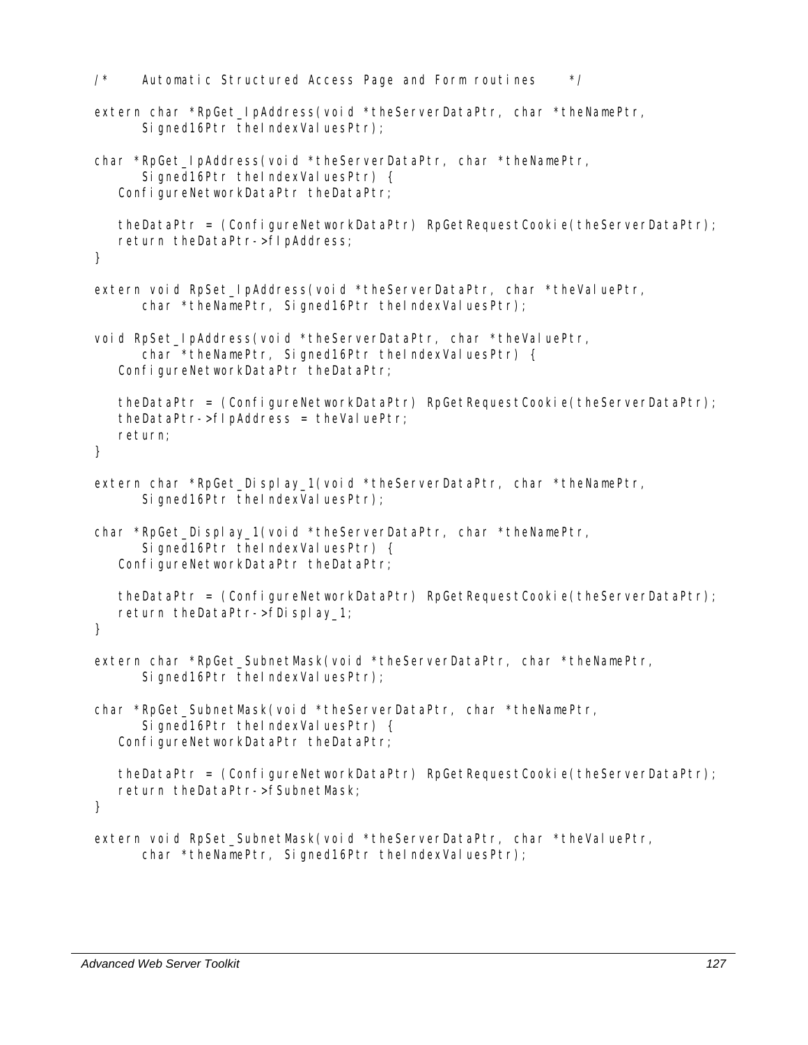```
/*	Automatic Structured Access Page and Form routines	*/

extern char *RpGet_IpAddress(void *theServerDataPtr, char *theNamePtr,
		Signed16Ptr theIndexValuesPtr);

char *RpGet_IpAddress(void *theServerDataPtr, char *theNamePtr,
		Signed16Ptr theIndexValuesPtr) {
	ConfigureNetworkDataPtr theDataPtr;

	theDataPtr = (ConfigureNetworkDataPtr) RpGetRequestCookie(theServerDataPtr);
	return theDataPtr->fIpAddress;
}

extern void RpSet_IpAddress(void *theServerDataPtr, char *theValuePtr,
		char *theNamePtr, Signed16Ptr theIndexValuesPtr);

void RpSet_IpAddress(void *theServerDataPtr, char *theValuePtr,
		char *theNamePtr, Signed16Ptr theIndexValuesPtr) {
	ConfigureNetworkDataPtr theDataPtr;

	theDataPtr = (ConfigureNetworkDataPtr) RpGetRequestCookie(theServerDataPtr);
	theDataPtr->fIpAddress = theValuePtr;
	return;
}

extern char *RpGet_Display_1(void *theServerDataPtr, char *theNamePtr,
		Signed16Ptr theIndexValuesPtr);

char *RpGet_Display_1(void *theServerDataPtr, char *theNamePtr,
		Signed16Ptr theIndexValuesPtr) {
	ConfigureNetworkDataPtr theDataPtr;

	theDataPtr = (ConfigureNetworkDataPtr) RpGetRequestCookie(theServerDataPtr);
	return theDataPtr->fDisplay_1;
}

extern char *RpGet_SubnetMask(void *theServerDataPtr, char *theNamePtr,
		Signed16Ptr theIndexValuesPtr);

char *RpGet_SubnetMask(void *theServerDataPtr, char *theNamePtr,
		Signed16Ptr theIndexValuesPtr) {
	ConfigureNetworkDataPtr theDataPtr;

	theDataPtr = (ConfigureNetworkDataPtr) RpGetRequestCookie(theServerDataPtr);
	return theDataPtr->fSubnetMask;
}

extern void RpSet_SubnetMask(void *theServerDataPtr, char *theValuePtr,
		char *theNamePtr, Signed16Ptr theIndexValuesPtr);
```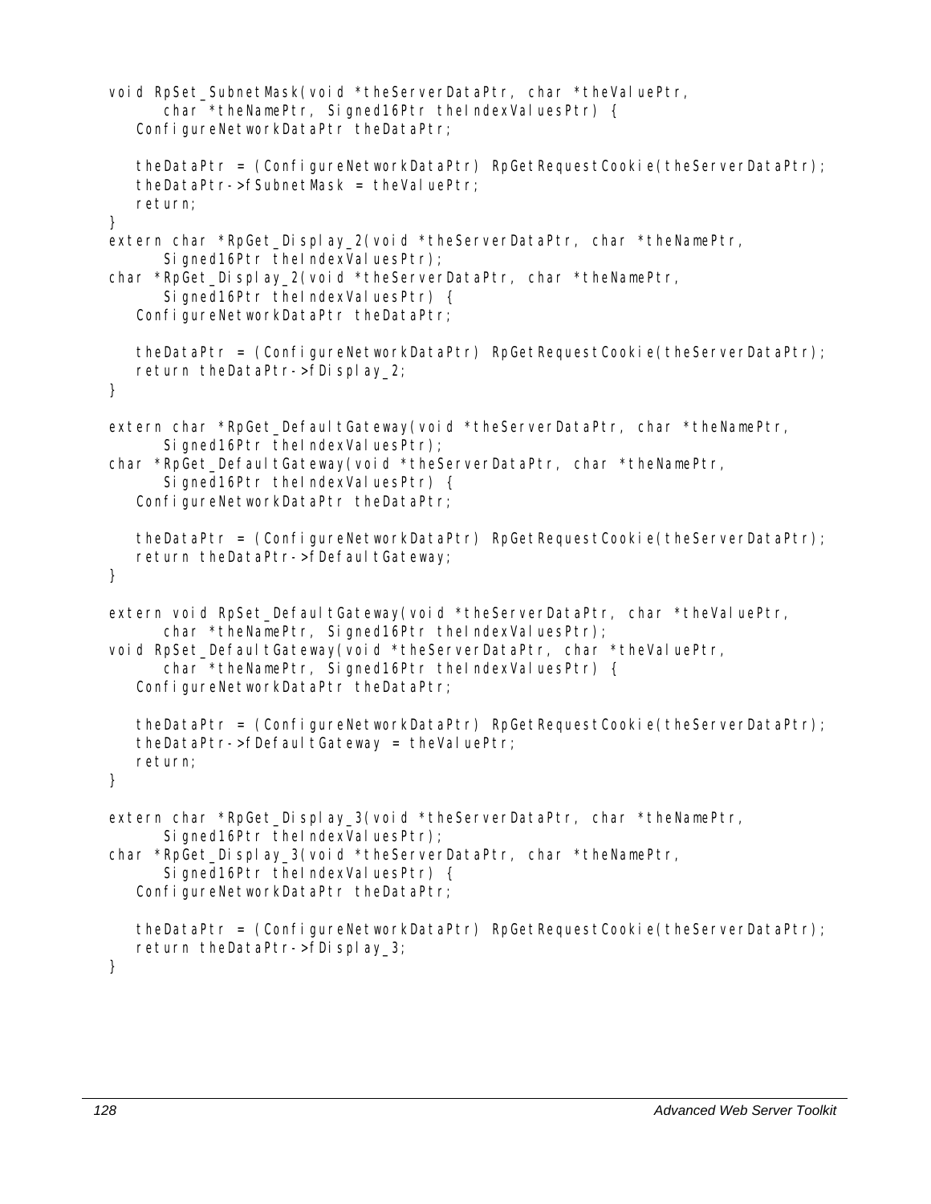```
void RpSet_SubnetMask(void *theServerDataPtr, char *theValuePtr,
        char *theNamePtr, Signed16Ptr theIndexValuesPtr) {
    ConfigureNetworkDataPtr theDataPtr;

    theDataPtr = (ConfigureNetworkDataPtr) RpGetRequestCookie(theServerDataPtr);
    theDataPtr->fSubnetMask = theValuePtr;
    return;
}
extern char *RpGet_Display_2(void *theServerDataPtr, char *theNamePtr,
        Signed16Ptr theIndexValuesPtr);
char *RpGet_Display_2(void *theServerDataPtr, char *theNamePtr,
        Signed16Ptr theIndexValuesPtr) {
    ConfigureNetworkDataPtr theDataPtr;

    theDataPtr = (ConfigureNetworkDataPtr) RpGetRequestCookie(theServerDataPtr);
    return theDataPtr->fDisplay_2;
}

extern char *RpGet_DefaultGateway(void *theServerDataPtr, char *theNamePtr,
        Signed16Ptr theIndexValuesPtr);
char *RpGet_DefaultGateway(void *theServerDataPtr, char *theNamePtr,
        Signed16Ptr theIndexValuesPtr) {
    ConfigureNetworkDataPtr theDataPtr;

    theDataPtr = (ConfigureNetworkDataPtr) RpGetRequestCookie(theServerDataPtr);
    return theDataPtr->fDefaultGateway;
}

extern void RpSet_DefaultGateway(void *theServerDataPtr, char *theValuePtr,
        char *theNamePtr, Signed16Ptr theIndexValuesPtr);
void RpSet_DefaultGateway(void *theServerDataPtr, char *theValuePtr,
        char *theNamePtr, Signed16Ptr theIndexValuesPtr) {
    ConfigureNetworkDataPtr theDataPtr;

    theDataPtr = (ConfigureNetworkDataPtr) RpGetRequestCookie(theServerDataPtr);
    theDataPtr->fDefaultGateway = theValuePtr;
    return;
}

extern char *RpGet_Display_3(void *theServerDataPtr, char *theNamePtr,
        Signed16Ptr theIndexValuesPtr);
char *RpGet_Display_3(void *theServerDataPtr, char *theNamePtr,
        Signed16Ptr theIndexValuesPtr) {
    ConfigureNetworkDataPtr theDataPtr;

    theDataPtr = (ConfigureNetworkDataPtr) RpGetRequestCookie(theServerDataPtr);
    return theDataPtr->fDisplay_3;
}
```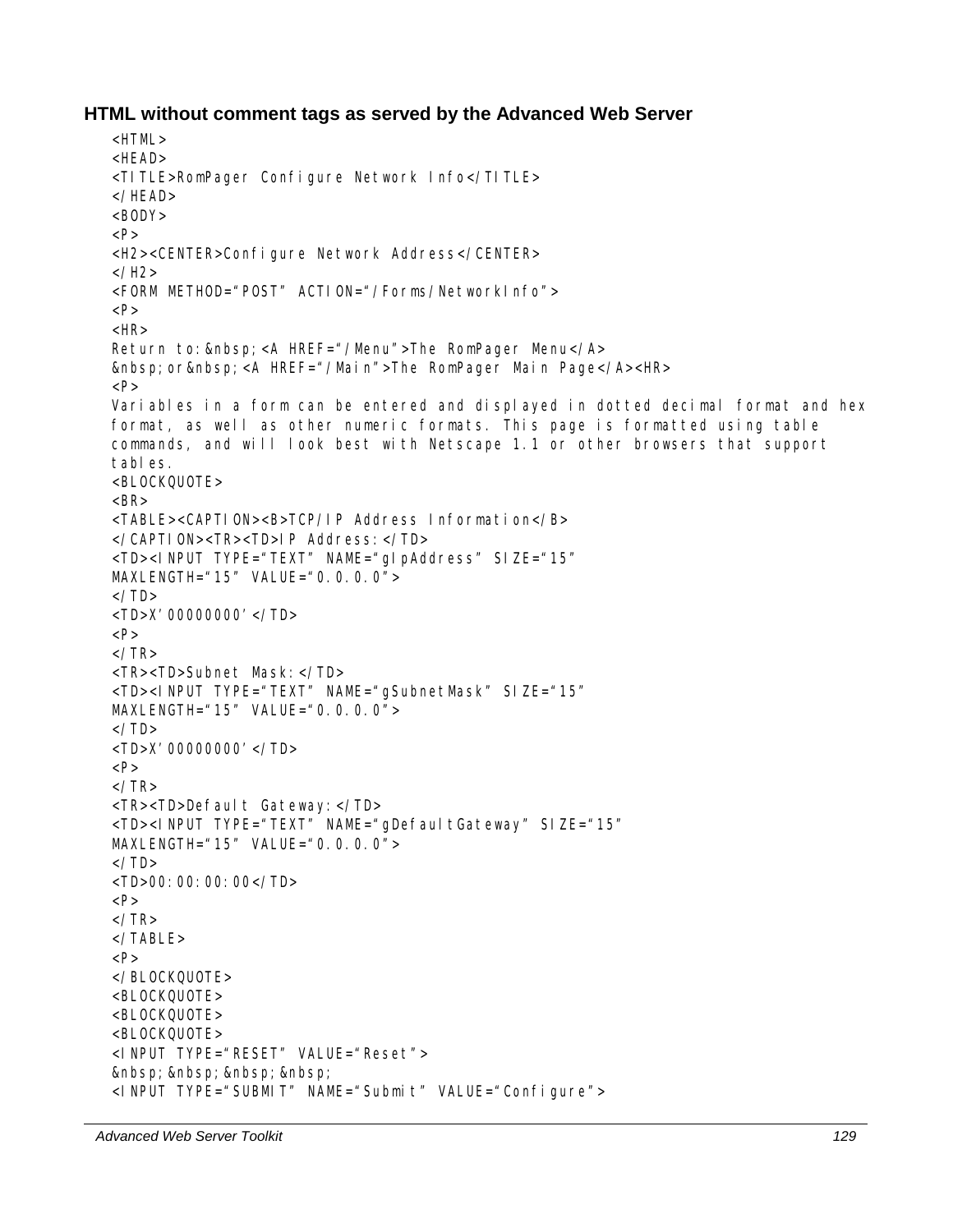**HTML without comment tags as served by the Advanced Web Server**

```
<HTML>
<HEAD>
<TITLE>RomPager Configure Network Info</TITLE>
</HEAD>
<BODY>
<P>
<H2><CENTER>Configure Network Address</CENTER>
</H2>
<FORM METHOD="POST" ACTION="/Forms/NetworkInfo">
<P>
<HR>
Return to:&nbsp;<A HREF="/Menu">The RomPager Menu</A>
&nbsp;or&nbsp;<A HREF="/Main">The RomPager Main Page</A><HR>
<P>
Variables in a form can be entered and displayed in dotted decimal format and hex
format, as well as other numeric formats. This page is formatted using table
commands, and will look best with Netscape 1.1 or other browsers that support
tables.
<BLOCKQUOTE>
<BR>
<TABLE><CAPTION><B>TCP/IP Address Information</B>
</CAPTION><TR><TD>IP Address:</TD>
<TD><INPUT TYPE="TEXT" NAME="gIpAddress" SIZE="15"
MAXLENGTH="15" VALUE="0.0.0.0">
</TD>
<TD>X'00000000'</TD>
<P>
</TR>
<TR><TD>Subnet Mask:</TD>
<TD><INPUT TYPE="TEXT" NAME="gSubnetMask" SIZE="15"
MAXLENGTH="15" VALUE="0.0.0.0">
</TD>
<TD>X'00000000'</TD>
<P>
</TR>
<TR><TD>Default Gateway:</TD>
<TD><INPUT TYPE="TEXT" NAME="gDefaultGateway" SIZE="15"
MAXLENGTH="15" VALUE="0.0.0.0">
</TD>
<TD>00:00:00:00</TD>
<P>
</TR>
</TABLE>
<P>
</BLOCKQUOTE>
<BLOCKQUOTE>
<BLOCKQUOTE>
<BLOCKQUOTE>
<INPUT TYPE="RESET" VALUE="Reset">
&nbsp;&nbsp;&nbsp;&nbsp;
<INPUT TYPE="SUBMIT" NAME="Submit" VALUE="Configure">
```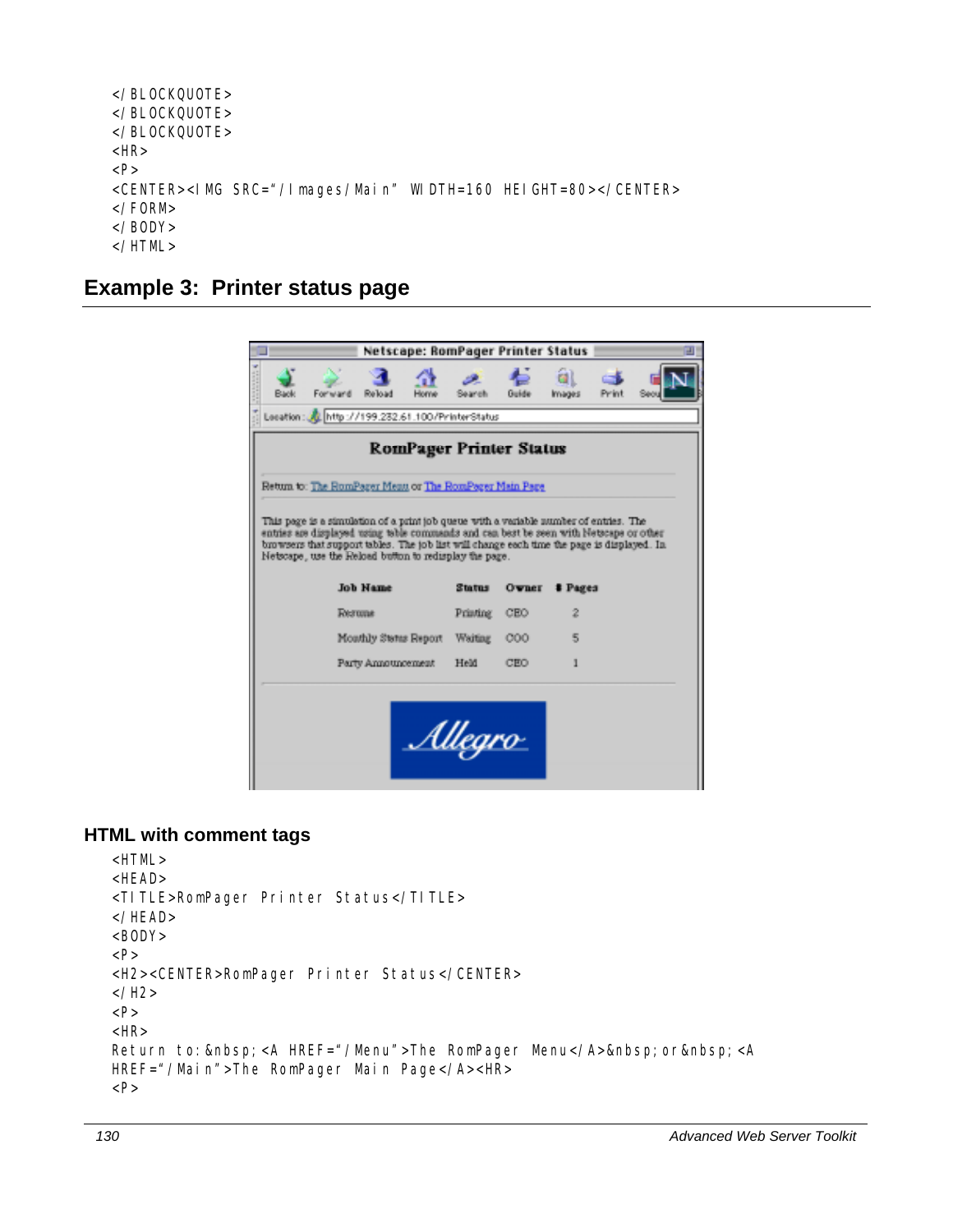```
</BLOCKQUOTE>
</BLOCKQUOTE>
</BLOCKQUOTE>
<HR>
<P>
<CENTER><IMG SRC="/Images/Main" WIDTH=160 HEIGHT=80></CENTER>
</FORM>
</BODY>
</HTML>
```

## Example 3: Printer status page

### HTML with comment tags

```
<HTML>
<HEAD>
<TITLE>RomPager Printer Status</TITLE>
</HEAD>
<BODY>
<P>
<H2><CENTER>RomPager Printer Status</CENTER>
</H2>
<P>
<HR>
Return to:&nbsp;<A HREF="/Menu">The RomPager Menu</A>&nbsp;or&nbsp;<A
HREF="/Main">The RomPager Main Page</A><HR>
<P>
```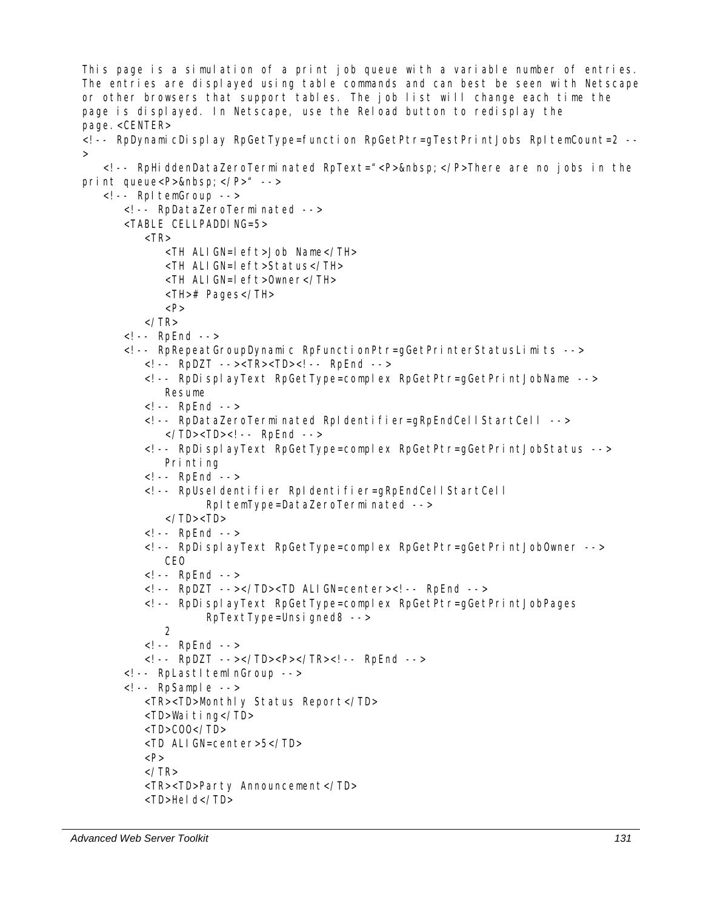```
This page is a simulation of a print job queue with a variable number of entries.
The entries are displayed using table commands and can best be seen with Netscape
or other browsers that support tables. The job list will change each time the
page is displayed. In Netscape, use the Reload button to redisplay the
page.<CENTER>
<!-- RpDynamicDisplay RpGetType=function RpGetPtr=gTestPrintJobs RpItemCount=2 --
>
   <!-- RpHiddenDataZeroTerminated RpText="<P>&nbsp;</P>There are no jobs in the
print queue<P>&nbsp;</P>" -->
   <!-- RpItemGroup -->
      <!-- RpDataZeroTerminated -->
      <TABLE CELLPADDING=5>
         <TR>
            <TH ALIGN=left>Job Name</TH>
            <TH ALIGN=left>Status</TH>
            <TH ALIGN=left>Owner</TH>
            <TH># Pages</TH>
            <P>
         </TR>
      <!-- RpEnd -->
      <!-- RpRepeatGroupDynamic RpFunctionPtr=gGetPrinterStatusLimits -->
         <!-- RpDZT --><TR><TD><!-- RpEnd -->
         <!-- RpDisplayText RpGetType=complex RpGetPtr=gGetPrintJobName -->
            Resume
         <!-- RpEnd -->
         <!-- RpDataZeroTerminated RpIdentifier=gRpEndCellStartCell -->
            </TD><TD><!-- RpEnd -->
         <!-- RpDisplayText RpGetType=complex RpGetPtr=gGetPrintJobStatus -->
            Printing
         <!-- RpEnd -->
         <!-- RpUseIdentifier RpIdentifier=gRpEndCellStartCell
                  RpItemType=DataZeroTerminated -->
            </TD><TD>
         <!-- RpEnd -->
         <!-- RpDisplayText RpGetType=complex RpGetPtr=gGetPrintJobOwner -->
            CEO
         <!-- RpEnd -->
         <!-- RpDZT --></TD><TD ALIGN=center><!-- RpEnd -->
         <!-- RpDisplayText RpGetType=complex RpGetPtr=gGetPrintJobPages
                  RpTextType=Unsigned8 -->
            2
         <!-- RpEnd -->
         <!-- RpDZT --></TD><P></TR><!-- RpEnd -->
      <!-- RpLastItemInGroup -->
      <!-- RpSample -->
         <TR><TD>Monthly Status Report</TD>
         <TD>Waiting</TD>
         <TD>COO</TD>
         <TD ALIGN=center>5</TD>
         <P>
         </TR>
         <TR><TD>Party Announcement</TD>
         <TD>Held</TD>
```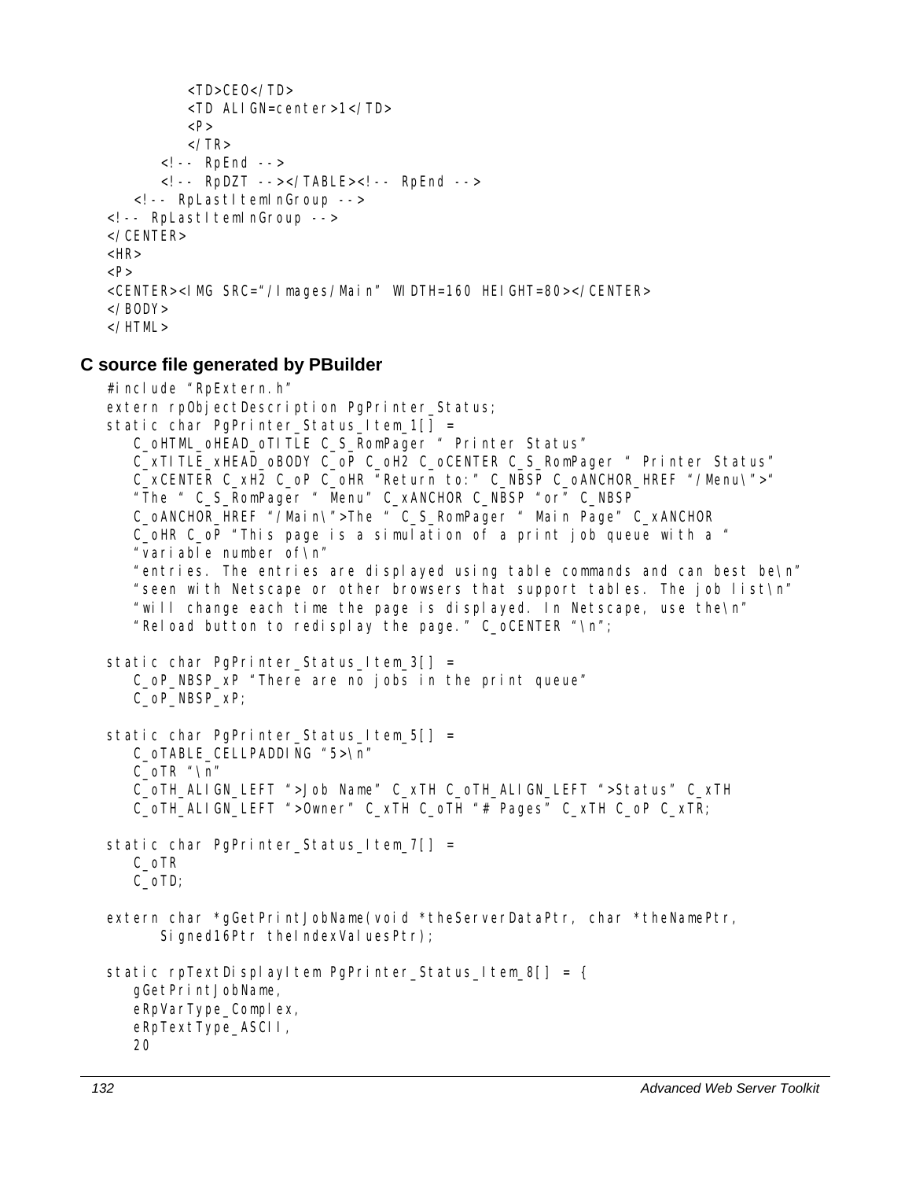```
            <TD>CEO</TD>
            <TD ALIGN=center>1</TD>
            <P>
            </TR>
        <!-- RpEnd -->
        <!-- RpDZT --></TABLE><!-- RpEnd -->
    <!-- RpLastItemInGroup -->
<!-- RpLastItemInGroup -->
</CENTER>
<HR>
<P>
<CENTER><IMG SRC="/Images/Main" WIDTH=160 HEIGHT=80></CENTER>
</BODY>
</HTML>
```

### C source file generated by PBuilder

```
#include "RpExtern.h"
extern rpObjectDescription PgPrinter_Status;
static char PgPrinter_Status_Item_1[] =
    C_oHTML_oHEAD_oTITLE C_S_RomPager " Printer Status"
    C_xTITLE_xHEAD_oBODY C_oP C_oH2 C_oCENTER C_S_RomPager " Printer Status"
    C_xCENTER C_xH2 C_oP C_oHR "Return to:" C_NBSP C_oANCHOR_HREF "/Menu\">"
    "The " C_S_RomPager " Menu" C_xANCHOR C_NBSP "or" C_NBSP
    C_oANCHOR_HREF "/Main\">The " C_S_RomPager " Main Page" C_xANCHOR
    C_oHR C_oP "This page is a simulation of a print job queue with a "
    "variable number of\n"
    "entries. The entries are displayed using table commands and can best be\n"
    "seen with Netscape or other browsers that support tables. The job list\n"
    "will change each time the page is displayed. In Netscape, use the\n"
    "Reload button to redisplay the page." C_oCENTER "\n";

static char PgPrinter_Status_Item_3[] =
    C_oP_NBSP_xP "There are no jobs in the print queue"
    C_oP_NBSP_xP;

static char PgPrinter_Status_Item_5[] =
    C_oTABLE_CELLPADDING "5>\n"
    C_oTR "\n"
    C_oTH_ALIGN_LEFT ">Job Name" C_xTH C_oTH_ALIGN_LEFT ">Status" C_xTH
    C_oTH_ALIGN_LEFT ">Owner" C_xTH C_oTH "# Pages" C_xTH C_oP C_xTR;

static char PgPrinter_Status_Item_7[] =
    C_oTR
    C_oTD;

extern char *gGetPrintJobName(void *theServerDataPtr, char *theNamePtr,
        Signed16Ptr theIndexValuesPtr);

static rpTextDisplayItem PgPrinter_Status_Item_8[] = {
    gGetPrintJobName,
    eRpVarType_Complex,
    eRpTextType_ASCII,
    20
```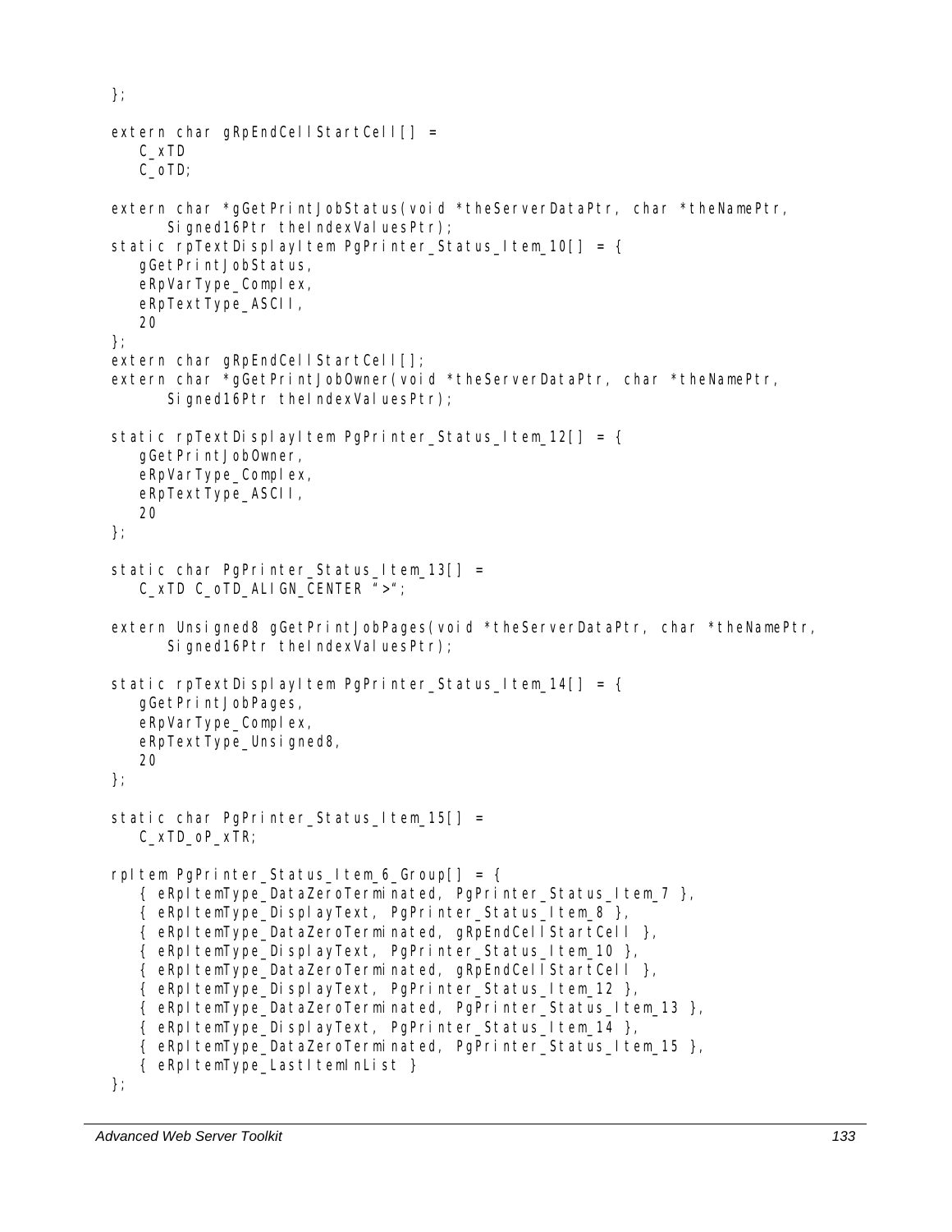```
};

extern char gRpEndCellStartCell[] =
    C_xTD
    C_oTD;

extern char *gGetPrintJobStatus(void *theServerDataPtr, char *theNamePtr,
        Signed16Ptr theIndexValuesPtr);
static rpTextDisplayItem PgPrinter_Status_Item_10[] = {
    gGetPrintJobStatus,
    eRpVarType_Complex,
    eRpTextType_ASCII,
    20
};
extern char gRpEndCellStartCell[];
extern char *gGetPrintJobOwner(void *theServerDataPtr, char *theNamePtr,
        Signed16Ptr theIndexValuesPtr);

static rpTextDisplayItem PgPrinter_Status_Item_12[] = {
    gGetPrintJobOwner,
    eRpVarType_Complex,
    eRpTextType_ASCII,
    20
};

static char PgPrinter_Status_Item_13[] =
    C_xTD C_oTD_ALIGN_CENTER ">";

extern Unsigned8 gGetPrintJobPages(void *theServerDataPtr, char *theNamePtr,
        Signed16Ptr theIndexValuesPtr);

static rpTextDisplayItem PgPrinter_Status_Item_14[] = {
    gGetPrintJobPages,
    eRpVarType_Complex,
    eRpTextType_Unsigned8,
    20
};

static char PgPrinter_Status_Item_15[] =
    C_xTD_oP_xTR;

rpItem PgPrinter_Status_Item_6_Group[] = {
    { eRpItemType_DataZeroTerminated, PgPrinter_Status_Item_7 },
    { eRpItemType_DisplayText, PgPrinter_Status_Item_8 },
    { eRpItemType_DataZeroTerminated, gRpEndCellStartCell },
    { eRpItemType_DisplayText, PgPrinter_Status_Item_10 },
    { eRpItemType_DataZeroTerminated, gRpEndCellStartCell },
    { eRpItemType_DisplayText, PgPrinter_Status_Item_12 },
    { eRpItemType_DataZeroTerminated, PgPrinter_Status_Item_13 },
    { eRpItemType_DisplayText, PgPrinter_Status_Item_14 },
    { eRpItemType_DataZeroTerminated, PgPrinter_Status_Item_15 },
    { eRpItemType_LastItemInList }
};
```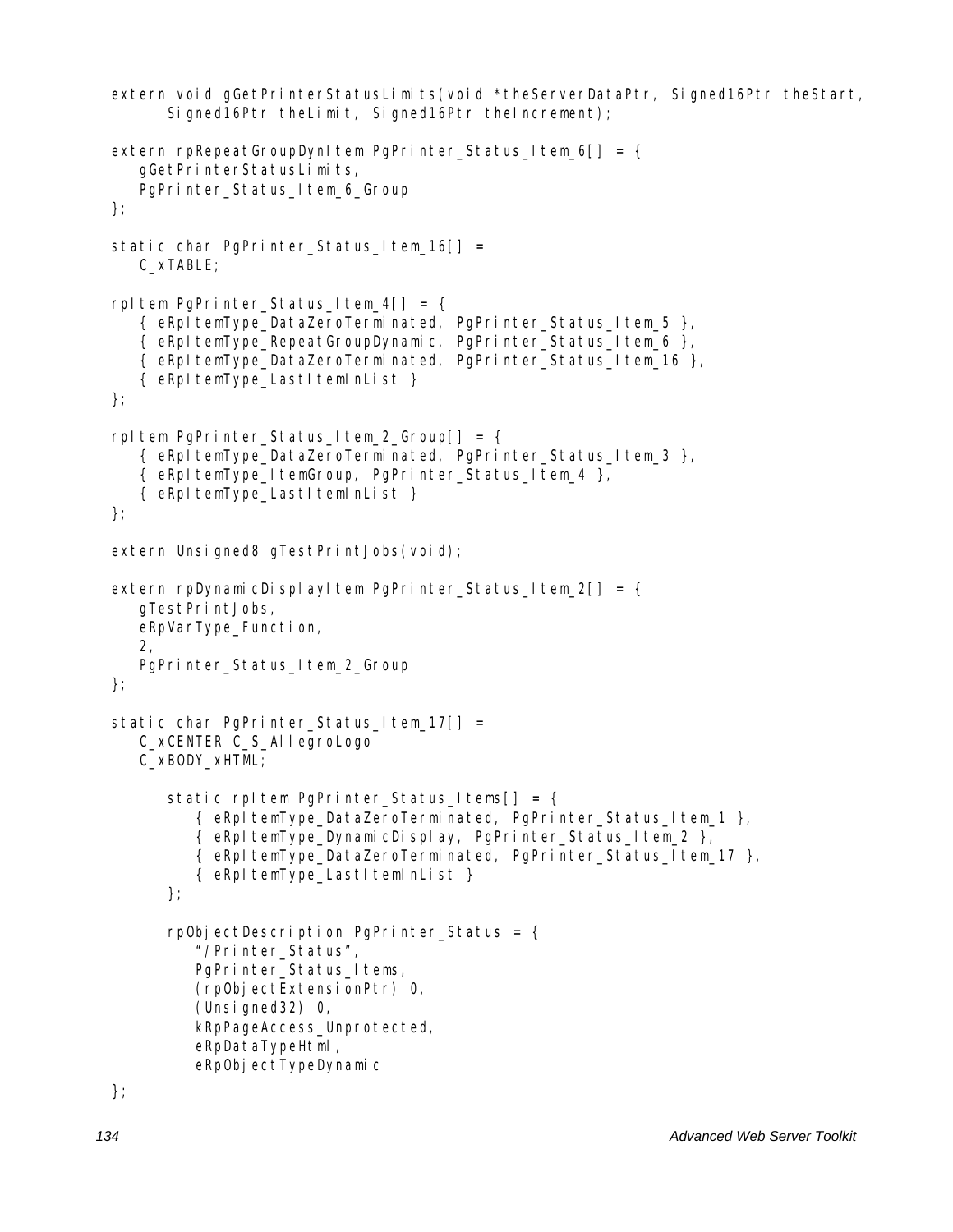```
extern void gGetPrinterStatusLimits(void *theServerDataPtr, Signed16Ptr theStart,
      Signed16Ptr theLimit, Signed16Ptr theIncrement);

extern rpRepeatGroupDynItem PgPrinter_Status_Item_6[] = {
   gGetPrinterStatusLimits,
   PgPrinter_Status_Item_6_Group
};

static char PgPrinter_Status_Item_16[] =
   C_xTABLE;

rpItem PgPrinter_Status_Item_4[] = {
   { eRpItemType_DataZeroTerminated, PgPrinter_Status_Item_5 },
   { eRpItemType_RepeatGroupDynamic, PgPrinter_Status_Item_6 },
   { eRpItemType_DataZeroTerminated, PgPrinter_Status_Item_16 },
   { eRpItemType_LastItemInList }
};

rpItem PgPrinter_Status_Item_2_Group[] = {
   { eRpItemType_DataZeroTerminated, PgPrinter_Status_Item_3 },
   { eRpItemType_ItemGroup, PgPrinter_Status_Item_4 },
   { eRpItemType_LastItemInList }
};

extern Unsigned8 gTestPrintJobs(void);

extern rpDynamicDisplayItem PgPrinter_Status_Item_2[] = {
   gTestPrintJobs,
   eRpVarType_Function,
   2,
   PgPrinter_Status_Item_2_Group
};

static char PgPrinter_Status_Item_17[] =
   C_xCENTER C_S_AllegroLogo
   C_xBODY_xHTML;

      static rpItem PgPrinter_Status_Items[] = {
         { eRpItemType_DataZeroTerminated, PgPrinter_Status_Item_1 },
         { eRpItemType_DynamicDisplay, PgPrinter_Status_Item_2 },
         { eRpItemType_DataZeroTerminated, PgPrinter_Status_Item_17 },
         { eRpItemType_LastItemInList }
      };

      rpObjectDescription PgPrinter_Status = {
         "/Printer_Status",
         PgPrinter_Status_Items,
         (rpObjectExtensionPtr) 0,
         (Unsigned32) 0,
         kRpPageAccess_Unprotected,
         eRpDataTypeHtml,
         eRpObjectTypeDynamic
};
```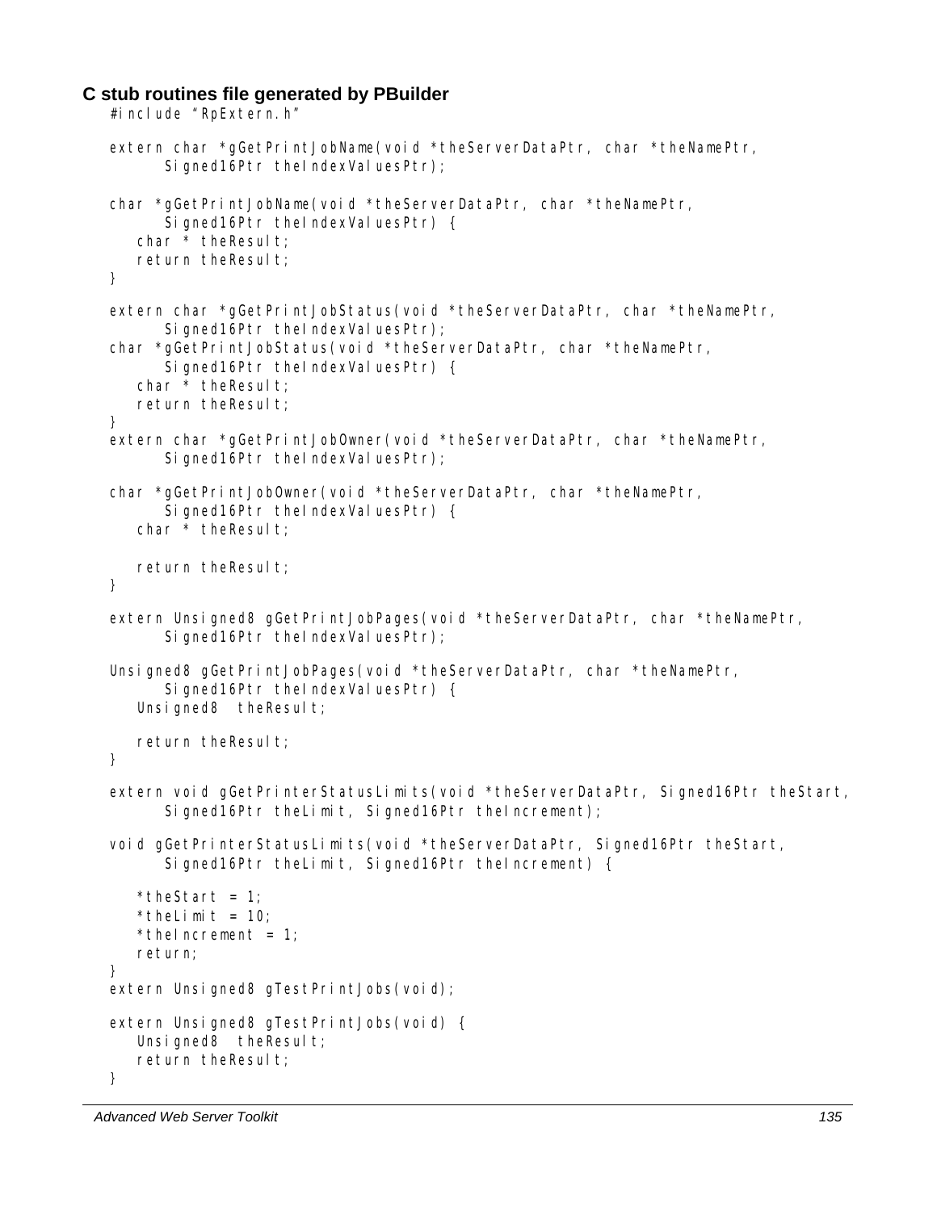### C stub routines file generated by PBuilder

```
#include "RpExtern.h"

extern char *gGetPrintJobName(void *theServerDataPtr, char *theNamePtr,
        Signed16Ptr theIndexValuesPtr);

char *gGetPrintJobName(void *theServerDataPtr, char *theNamePtr,
        Signed16Ptr theIndexValuesPtr) {
    char * theResult;
    return theResult;
}

extern char *gGetPrintJobStatus(void *theServerDataPtr, char *theNamePtr,
        Signed16Ptr theIndexValuesPtr);
char *gGetPrintJobStatus(void *theServerDataPtr, char *theNamePtr,
        Signed16Ptr theIndexValuesPtr) {
    char * theResult;
    return theResult;
}
extern char *gGetPrintJobOwner(void *theServerDataPtr, char *theNamePtr,
        Signed16Ptr theIndexValuesPtr);

char *gGetPrintJobOwner(void *theServerDataPtr, char *theNamePtr,
        Signed16Ptr theIndexValuesPtr) {
    char * theResult;

    return theResult;
}

extern Unsigned8 gGetPrintJobPages(void *theServerDataPtr, char *theNamePtr,
        Signed16Ptr theIndexValuesPtr);

Unsigned8 gGetPrintJobPages(void *theServerDataPtr, char *theNamePtr,
        Signed16Ptr theIndexValuesPtr) {
    Unsigned8  theResult;

    return theResult;
}

extern void gGetPrinterStatusLimits(void *theServerDataPtr, Signed16Ptr theStart,
        Signed16Ptr theLimit, Signed16Ptr theIncrement);

void gGetPrinterStatusLimits(void *theServerDataPtr, Signed16Ptr theStart,
        Signed16Ptr theLimit, Signed16Ptr theIncrement) {

    *theStart = 1;
    *theLimit = 10;
    *theIncrement = 1;
    return;
}
extern Unsigned8 gTestPrintJobs(void);

extern Unsigned8 gTestPrintJobs(void) {
    Unsigned8  theResult;
    return theResult;
}
```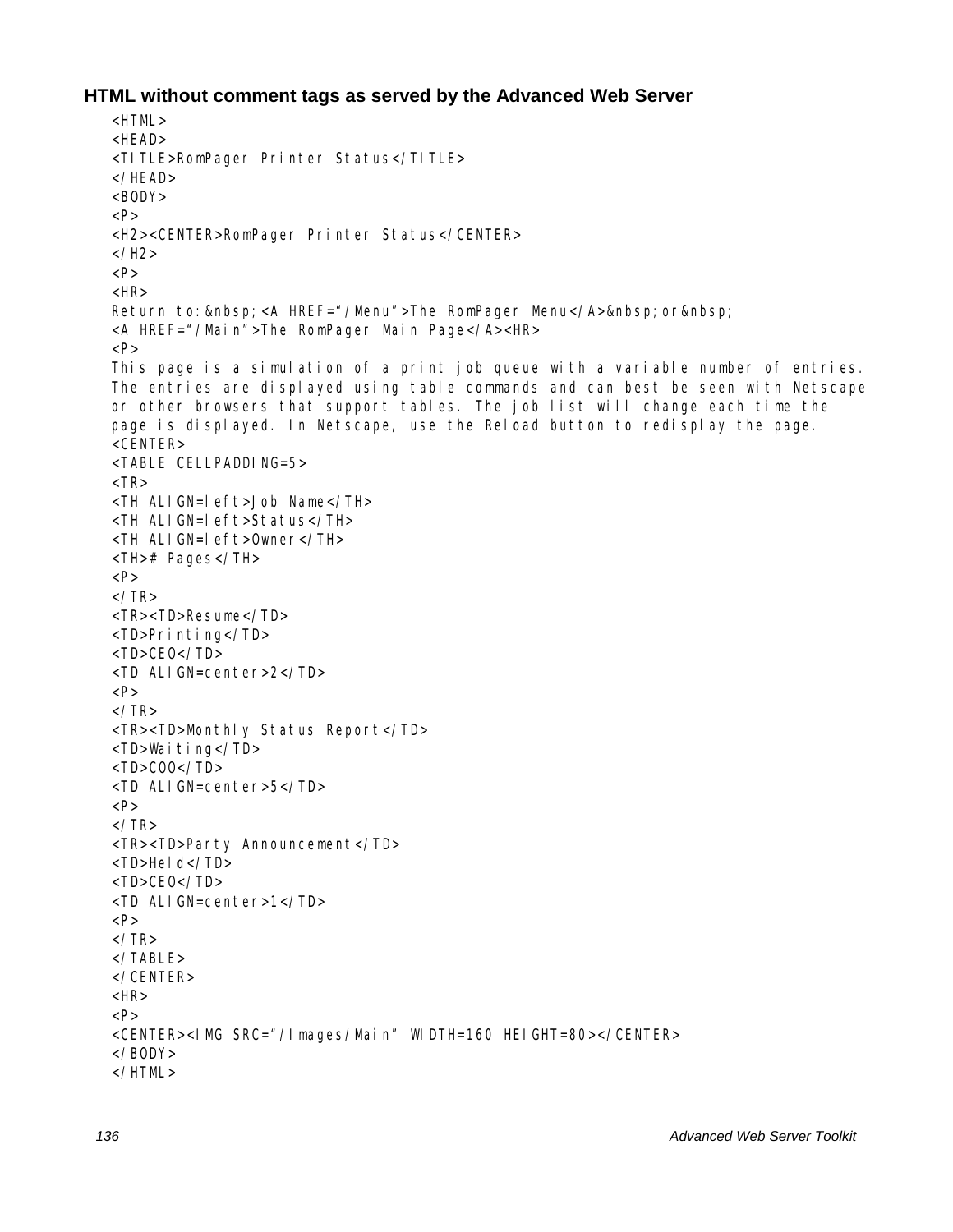### HTML without comment tags as served by the Advanced Web Server

```
<HTML>
<HEAD>
<TITLE>RomPager Printer Status</TITLE>
</HEAD>
<BODY>
<P>
<H2><CENTER>RomPager Printer Status</CENTER>
</H2>
<P>
<HR>
Return to:&nbsp;<A HREF="/Menu">The RomPager Menu</A>&nbsp;or&nbsp;
<A HREF="/Main">The RomPager Main Page</A><HR>
<P>
This page is a simulation of a print job queue with a variable number of entries.
The entries are displayed using table commands and can best be seen with Netscape
or other browsers that support tables. The job list will change each time the
page is displayed. In Netscape, use the Reload button to redisplay the page.
<CENTER>
<TABLE CELLPADDING=5>
<TR>
<TH ALIGN=left>Job Name</TH>
<TH ALIGN=left>Status</TH>
<TH ALIGN=left>Owner</TH>
<TH># Pages</TH>
<P>
</TR>
<TR><TD>Resume</TD>
<TD>Printing</TD>
<TD>CEO</TD>
<TD ALIGN=center>2</TD>
<P>
</TR>
<TR><TD>Monthly Status Report</TD>
<TD>Waiting</TD>
<TD>COO</TD>
<TD ALIGN=center>5</TD>
<P>
</TR>
<TR><TD>Party Announcement</TD>
<TD>Held</TD>
<TD>CEO</TD>
<TD ALIGN=center>1</TD>
<P>
</TR>
</TABLE>
</CENTER>
<HR>
<P>
<CENTER><IMG SRC="/Images/Main" WIDTH=160 HEIGHT=80></CENTER>
</BODY>
</HTML>
```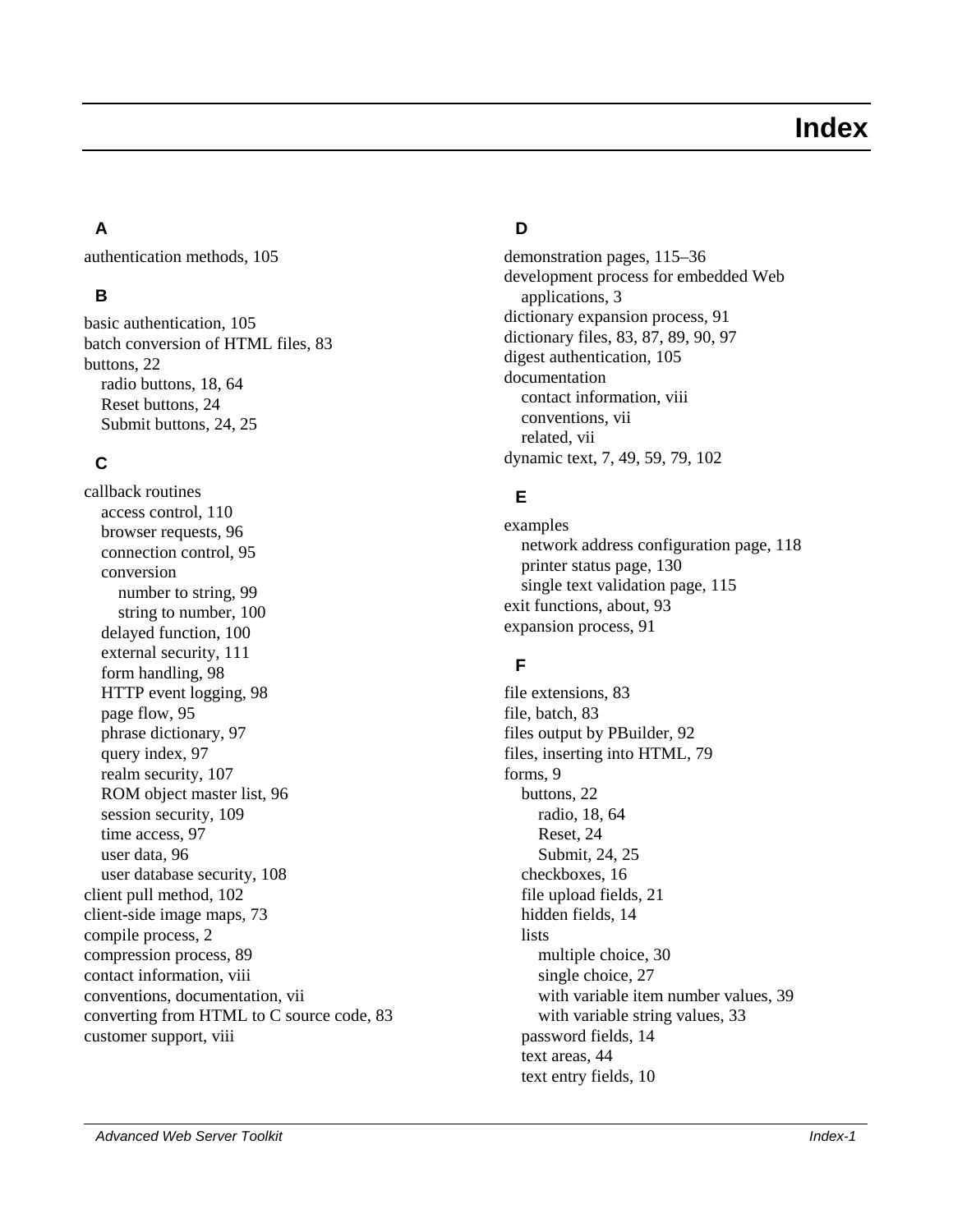# Index

## A

authentication methods, 105

## B

basic authentication, 105
batch conversion of HTML files, 83
buttons, 22
- radio buttons, 18, 64
- Reset buttons, 24
- Submit buttons, 24, 25

## C

callback routines
- access control, 110
- browser requests, 96
- connection control, 95
- conversion
  - number to string, 99
  - string to number, 100
- delayed function, 100
- external security, 111
- form handling, 98
- HTTP event logging, 98
- page flow, 95
- phrase dictionary, 97
- query index, 97
- realm security, 107
- ROM object master list, 96
- session security, 109
- time access, 97
- user data, 96
- user database security, 108

client pull method, 102
client-side image maps, 73
compile process, 2
compression process, 89
contact information, viii
conventions, documentation, vii
converting from HTML to C source code, 83
customer support, viii

## D

demonstration pages, 115–36
development process for embedded Web applications, 3
dictionary expansion process, 91
dictionary files, 83, 87, 89, 90, 97
digest authentication, 105
documentation
- contact information, viii
- conventions, vii
- related, vii

dynamic text, 7, 49, 59, 79, 102

## E

examples
- network address configuration page, 118
- printer status page, 130
- single text validation page, 115

exit functions, about, 93
expansion process, 91

## F

file extensions, 83
file, batch, 83
files output by PBuilder, 92
files, inserting into HTML, 79
forms, 9
- buttons, 22
  - radio, 18, 64
  - Reset, 24
  - Submit, 24, 25
- checkboxes, 16
- file upload fields, 21
- hidden fields, 14
- lists
  - multiple choice, 30
  - single choice, 27
  - with variable item number values, 39
  - with variable string values, 33
- password fields, 14
- text areas, 44
- text entry fields, 10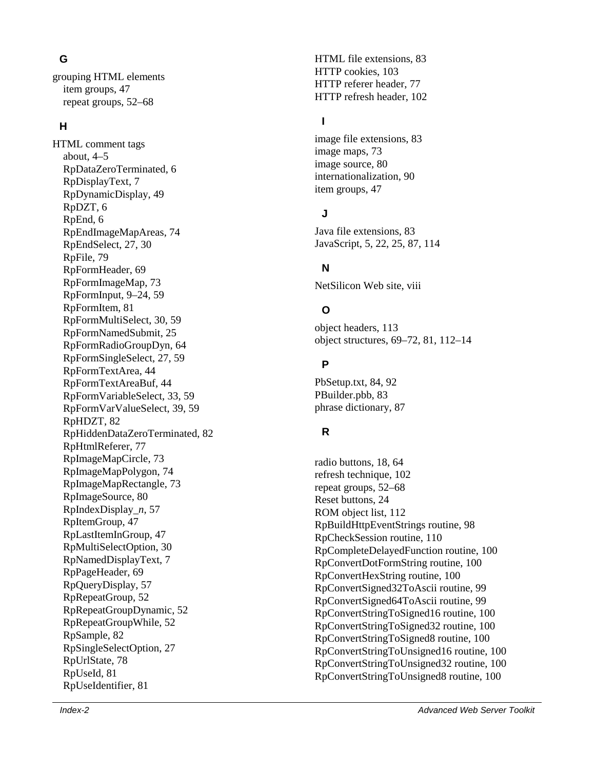## G

grouping HTML elements
- item groups, 47
- repeat groups, 52–68

## H

HTML comment tags
- about, 4–5
- RpDataZeroTerminated, 6
- RpDisplayText, 7
- RpDynamicDisplay, 49
- RpDZT, 6
- RpEnd, 6
- RpEndImageMapAreas, 74
- RpEndSelect, 27, 30
- RpFile, 79
- RpFormHeader, 69
- RpFormImageMap, 73
- RpFormInput, 9–24, 59
- RpFormItem, 81
- RpFormMultiSelect, 30, 59
- RpFormNamedSubmit, 25
- RpFormRadioGroupDyn, 64
- RpFormSingleSelect, 27, 59
- RpFormTextArea, 44
- RpFormTextAreaBuf, 44
- RpFormVariableSelect, 33, 59
- RpFormVarValueSelect, 39, 59
- RpHDZT, 82
- RpHiddenDataZeroTerminated, 82
- RpHtmlReferer, 77
- RpImageMapCircle, 73
- RpImageMapPolygon, 74
- RpImageMapRectangle, 73
- RpImageSource, 80
- RpIndexDisplay_*n*, 57
- RpItemGroup, 47
- RpLastItemInGroup, 47
- RpMultiSelectOption, 30
- RpNamedDisplayText, 7
- RpPageHeader, 69
- RpQueryDisplay, 57
- RpRepeatGroup, 52
- RpRepeatGroupDynamic, 52
- RpRepeatGroupWhile, 52
- RpSample, 82
- RpSingleSelectOption, 27
- RpUrlState, 78
- RpUseId, 81
- RpUseIdentifier, 81

HTML file extensions, 83
HTTP cookies, 103
HTTP referer header, 77
HTTP refresh header, 102

## I

image file extensions, 83
image maps, 73
image source, 80
internationalization, 90
item groups, 47

## J

Java file extensions, 83
JavaScript, 5, 22, 25, 87, 114

## N

NetSilicon Web site, viii

## O

object headers, 113
object structures, 69–72, 81, 112–14

## P

PbSetup.txt, 84, 92
PBuilder.pbb, 83
phrase dictionary, 87

## R

radio buttons, 18, 64
refresh technique, 102
repeat groups, 52–68
Reset buttons, 24
ROM object list, 112
RpBuildHttpEventStrings routine, 98
RpCheckSession routine, 110
RpCompleteDelayedFunction routine, 100
RpConvertDotFormString routine, 100
RpConvertHexString routine, 100
RpConvertSigned32ToAscii routine, 99
RpConvertSigned64ToAscii routine, 99
RpConvertStringToSigned16 routine, 100
RpConvertStringToSigned32 routine, 100
RpConvertStringToSigned8 routine, 100
RpConvertStringToUnsigned16 routine, 100
RpConvertStringToUnsigned32 routine, 100
RpConvertStringToUnsigned8 routine, 100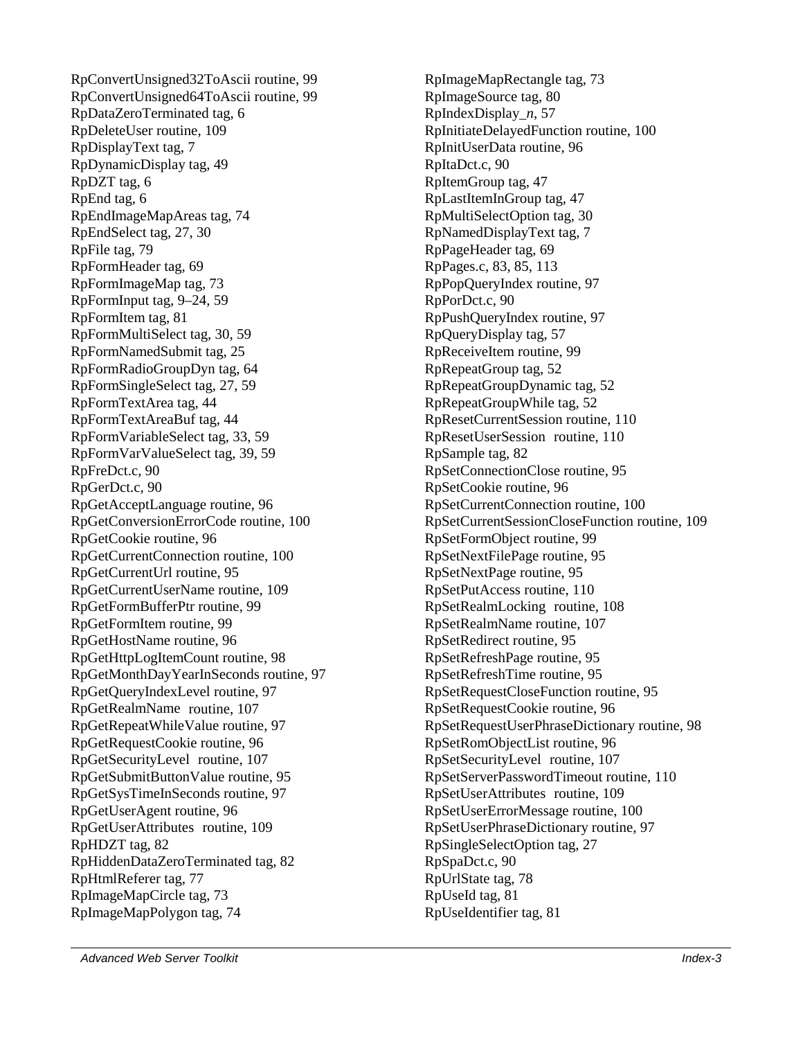RpConvertUnsigned32ToAscii routine, 99
RpConvertUnsigned64ToAscii routine, 99
RpDataZeroTerminated tag, 6
RpDeleteUser routine, 109
RpDisplayText tag, 7
RpDynamicDisplay tag, 49
RpDZT tag, 6
RpEnd tag, 6
RpEndImageMapAreas tag, 74
RpEndSelect tag, 27, 30
RpFile tag, 79
RpFormHeader tag, 69
RpFormImageMap tag, 73
RpFormInput tag, 9–24, 59
RpFormItem tag, 81
RpFormMultiSelect tag, 30, 59
RpFormNamedSubmit tag, 25
RpFormRadioGroupDyn tag, 64
RpFormSingleSelect tag, 27, 59
RpFormTextArea tag, 44
RpFormTextAreaBuf tag, 44
RpFormVariableSelect tag, 33, 59
RpFormVarValueSelect tag, 39, 59
RpFreDct.c, 90
RpGerDct.c, 90
RpGetAcceptLanguage routine, 96
RpGetConversionErrorCode routine, 100
RpGetCookie routine, 96
RpGetCurrentConnection routine, 100
RpGetCurrentUrl routine, 95
RpGetCurrentUserName routine, 109
RpGetFormBufferPtr routine, 99
RpGetFormItem routine, 99
RpGetHostName routine, 96
RpGetHttpLogItemCount routine, 98
RpGetMonthDayYearInSeconds routine, 97
RpGetQueryIndexLevel routine, 97
RpGetRealmName routine, 107
RpGetRepeatWhileValue routine, 97
RpGetRequestCookie routine, 96
RpGetSecurityLevel routine, 107
RpGetSubmitButtonValue routine, 95
RpGetSysTimeInSeconds routine, 97
RpGetUserAgent routine, 96
RpGetUserAttributes routine, 109
RpHDZT tag, 82
RpHiddenDataZeroTerminated tag, 82
RpHtmlReferer tag, 77
RpImageMapCircle tag, 73
RpImageMapPolygon tag, 74
RpImageMapRectangle tag, 73
RpImageSource tag, 80
RpIndexDisplay_*n*, 57
RpInitiateDelayedFunction routine, 100
RpInitUserData routine, 96
RpItaDct.c, 90
RpItemGroup tag, 47
RpLastItemInGroup tag, 47
RpMultiSelectOption tag, 30
RpNamedDisplayText tag, 7
RpPageHeader tag, 69
RpPages.c, 83, 85, 113
RpPopQueryIndex routine, 97
RpPorDct.c, 90
RpPushQueryIndex routine, 97
RpQueryDisplay tag, 57
RpReceiveItem routine, 99
RpRepeatGroup tag, 52
RpRepeatGroupDynamic tag, 52
RpRepeatGroupWhile tag, 52
RpResetCurrentSession routine, 110
RpResetUserSession routine, 110
RpSample tag, 82
RpSetConnectionClose routine, 95
RpSetCookie routine, 96
RpSetCurrentConnection routine, 100
RpSetCurrentSessionCloseFunction routine, 109
RpSetFormObject routine, 99
RpSetNextFilePage routine, 95
RpSetNextPage routine, 95
RpSetPutAccess routine, 110
RpSetRealmLocking routine, 108
RpSetRealmName routine, 107
RpSetRedirect routine, 95
RpSetRefreshPage routine, 95
RpSetRefreshTime routine, 95
RpSetRequestCloseFunction routine, 95
RpSetRequestCookie routine, 96
RpSetRequestUserPhraseDictionary routine, 98
RpSetRomObjectList routine, 96
RpSetSecurityLevel routine, 107
RpSetServerPasswordTimeout routine, 110
RpSetUserAttributes routine, 109
RpSetUserErrorMessage routine, 100
RpSetUserPhraseDictionary routine, 97
RpSingleSelectOption tag, 27
RpSpaDct.c, 90
RpUrlState tag, 78
RpUseId tag, 81
RpUseIdentifier tag, 81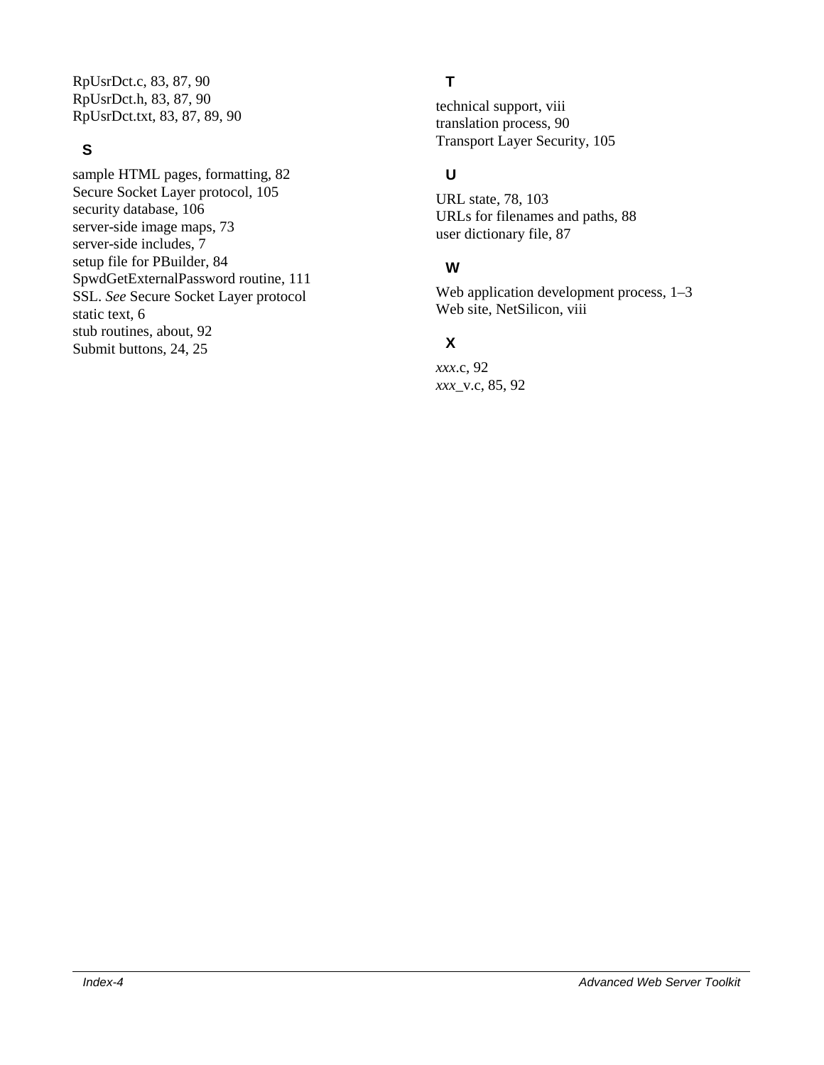RpUsrDct.c, 83, 87, 90
RpUsrDct.h, 83, 87, 90
RpUsrDct.txt, 83, 87, 89, 90

## S

sample HTML pages, formatting, 82
Secure Socket Layer protocol, 105
security database, 106
server-side image maps, 73
server-side includes, 7
setup file for PBuilder, 84
SpwdGetExternalPassword routine, 111
SSL. *See* Secure Socket Layer protocol
static text, 6
stub routines, about, 92
Submit buttons, 24, 25

## T

technical support, viii
translation process, 90
Transport Layer Security, 105

## U

URL state, 78, 103
URLs for filenames and paths, 88
user dictionary file, 87

## W

Web application development process, 1–3
Web site, NetSilicon, viii

## X

*xxx*.c, 92
*xxx*_v.c, 85, 92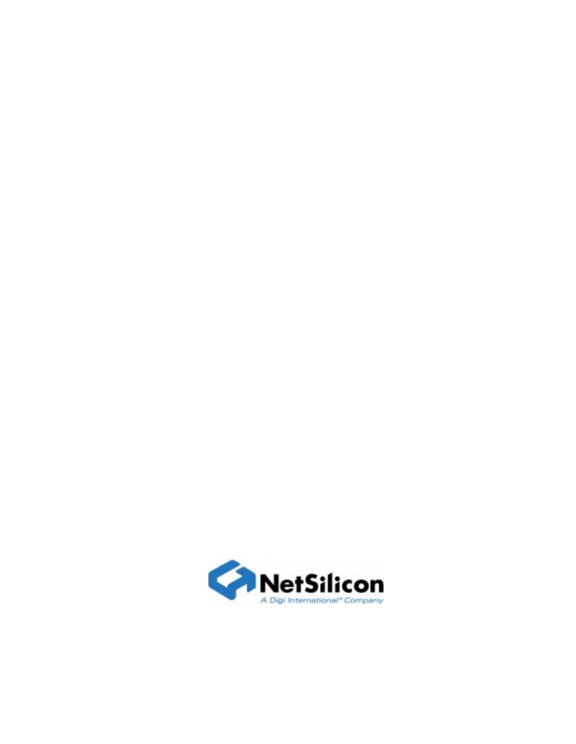NetSilicon

A Digi International® Company